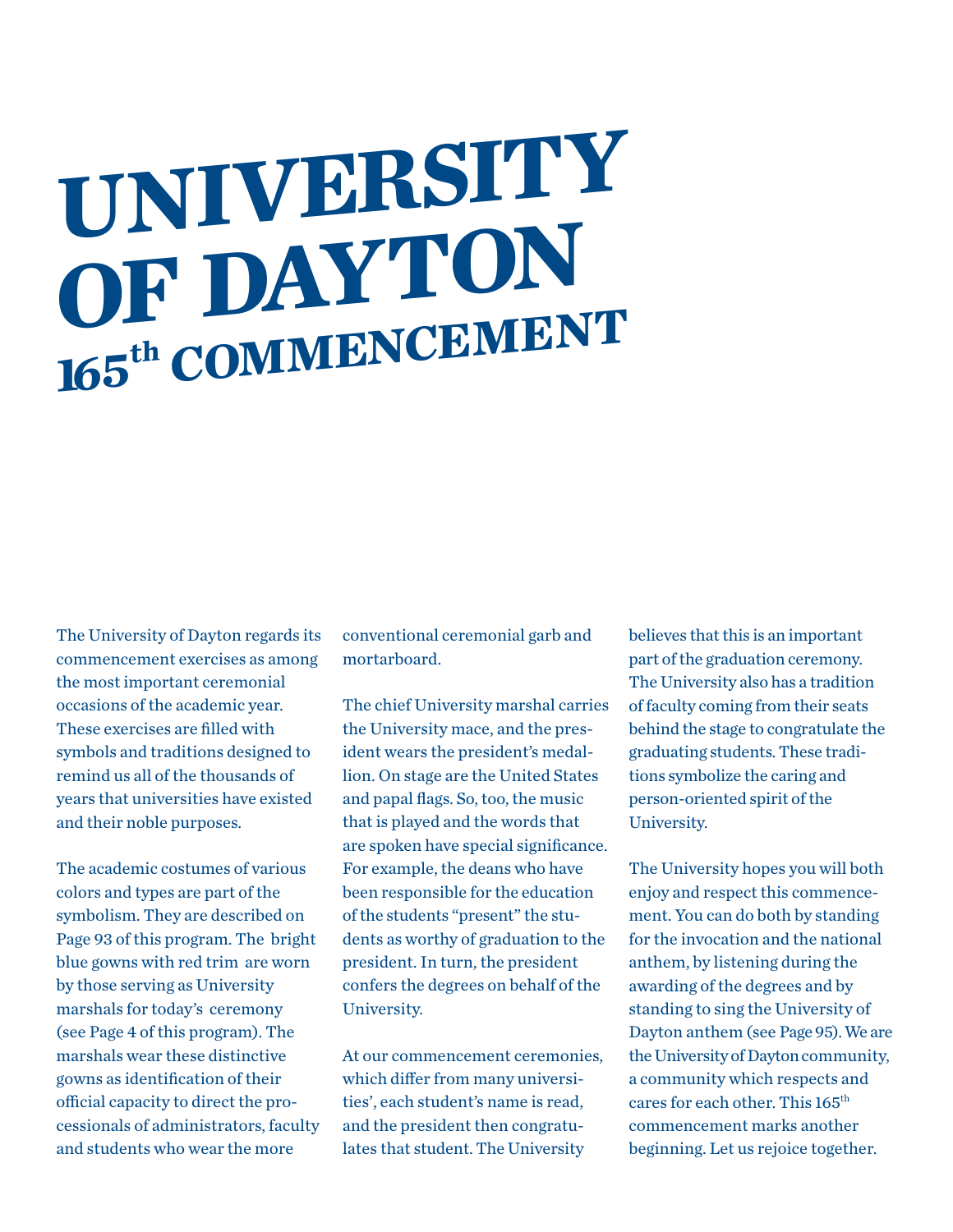# UNIVERSITY OF DAYTON

## 165th COMMENCEMENT

The University of Dayton regards its commencement exercises as among the most important ceremonial occasions of the academic year. These exercises are filled with symbols and traditions designed to remind us all of the thousands of years that universities have existed and their noble purposes.

The academic costumes of various colors and types are part of the symbolism. They are described on Page 93 of this program. The bright blue gowns with red trim are worn by those serving as University marshals for today's ceremony (see Page 4 of this program). The marshals wear these distinctive gowns as identification of their official capacity to direct the processionals of administrators, faculty and students who wear the more conventional ceremonial garb and mortarboard.

The chief University marshal carries the University mace, and the president wears the president's medallion. On stage are the United States and papal flags. So, too, the music that is played and the words that are spoken have special significance. For example, the deans who have been responsible for the education of the students "present" the students as worthy of graduation to the president. In turn, the president confers the degrees on behalf of the University.

At our commencement ceremonies, which differ from many universities', each student's name is read, and the president then congratulates that student. The University believes that this is an important part of the graduation ceremony. The University also has a tradition of faculty coming from their seats behind the stage to congratulate the graduating students. These traditions symbolize the caring and person-oriented spirit of the University.

The University hopes you will both enjoy and respect this commencement. You can do both by standing for the invocation and the national anthem, by listening during the awarding of the degrees and by standing to sing the University of Dayton anthem (see Page 95). We are the University of Dayton community, a community which respects and cares for each other. This 165th commencement marks another beginning. Let us rejoice together.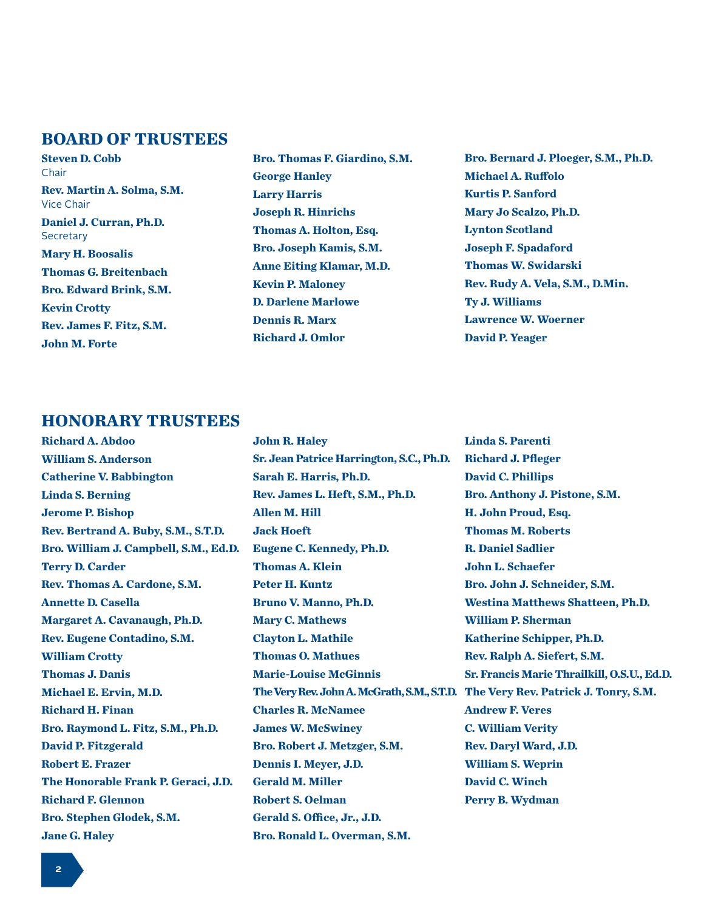## BOARD OF TRUSTEES

**Steven D. Cobb**
Chair

**Rev. Martin A. Solma, S.M.**
Vice Chair

**Daniel J. Curran, Ph.D.**
Secretary

**Mary H. Boosalis**

**Thomas G. Breitenbach**

**Bro. Edward Brink, S.M.**

**Kevin Crotty**

**Rev. James F. Fitz, S.M.**

**John M. Forte**

**Bro. Thomas F. Giardino, S.M.**

**George Hanley**

**Larry Harris**

**Joseph R. Hinrichs**

**Thomas A. Holton, Esq.**

**Bro. Joseph Kamis, S.M.**

**Anne Eiting Klamar, M.D.**

**Kevin P. Maloney**

**D. Darlene Marlowe**

**Dennis R. Marx**

**Richard J. Omlor**

**Bro. Bernard J. Ploeger, S.M., Ph.D.**

**Michael A. Ruffolo**

**Kurtis P. Sanford**

**Mary Jo Scalzo, Ph.D.**

**Lynton Scotland**

**Joseph F. Spadaford**

**Thomas W. Swidarski**

**Rev. Rudy A. Vela, S.M., D.Min.**

**Ty J. Williams**

**Lawrence W. Woerner**

**David P. Yeager**

## HONORARY TRUSTEES

**Richard A. Abdoo**

**William S. Anderson**

**Catherine V. Babbington**

**Linda S. Berning**

**Jerome P. Bishop**

**Rev. Bertrand A. Buby, S.M., S.T.D.**

**Bro. William J. Campbell, S.M., Ed.D.**

**Terry D. Carder**

**Rev. Thomas A. Cardone, S.M.**

**Annette D. Casella**

**Margaret A. Cavanaugh, Ph.D.**

**Rev. Eugene Contadino, S.M.**

**William Crotty**

**Thomas J. Danis**

**Michael E. Ervin, M.D.**

**Richard H. Finan**

**Bro. Raymond L. Fitz, S.M., Ph.D.**

**David P. Fitzgerald**

**Robert E. Frazer**

**The Honorable Frank P. Geraci, J.D.**

**Richard F. Glennon**

**Bro. Stephen Glodek, S.M.**

**Jane G. Haley**

**John R. Haley**

**Sr. Jean Patrice Harrington, S.C., Ph.D.**

**Sarah E. Harris, Ph.D.**

**Rev. James L. Heft, S.M., Ph.D.**

**Allen M. Hill**

**Jack Hoeft**

**Eugene C. Kennedy, Ph.D.**

**Thomas A. Klein**

**Peter H. Kuntz**

**Bruno V. Manno, Ph.D.**

**Mary C. Mathews**

**Clayton L. Mathile**

**Thomas O. Mathues**

**Marie-Louise McGinnis**

**The Very Rev. John A. McGrath, S.M., S.T.D.**

**Charles R. McNamee**

**James W. McSwiney**

**Bro. Robert J. Metzger, S.M.**

**Dennis I. Meyer, J.D.**

**Gerald M. Miller**

**Robert S. Oelman**

**Gerald S. Office, Jr., J.D.**

**Bro. Ronald L. Overman, S.M.**

**Linda S. Parenti**

**Richard J. Pfleger**

**David C. Phillips**

**Bro. Anthony J. Pistone, S.M.**

**H. John Proud, Esq.**

**Thomas M. Roberts**

**R. Daniel Sadlier**

**John L. Schaefer**

**Bro. John J. Schneider, S.M.**

**Westina Matthews Shatteen, Ph.D.**

**William P. Sherman**

**Katherine Schipper, Ph.D.**

**Rev. Ralph A. Siefert, S.M.**

**Sr. Francis Marie Thrailkill, O.S.U., Ed.D.**

**The Very Rev. Patrick J. Tonry, S.M.**

**Andrew F. Veres**

**C. William Verity**

**Rev. Daryl Ward, J.D.**

**William S. Weprin**

**David C. Winch**

**Perry B. Wydman**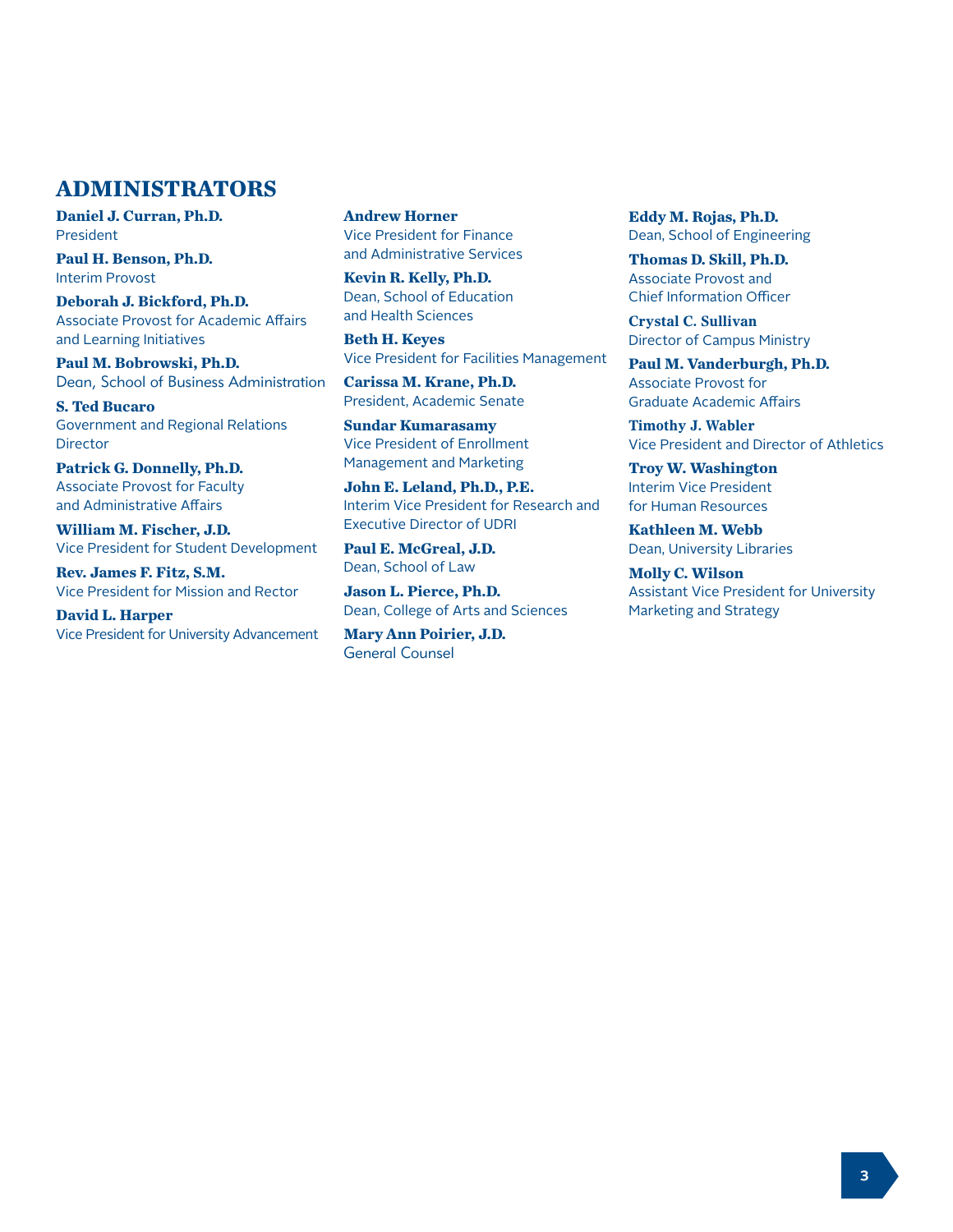## ADMINISTRATORS

**Daniel J. Curran, Ph.D.**
President

**Paul H. Benson, Ph.D.**
Interim Provost

**Deborah J. Bickford, Ph.D.**
Associate Provost for Academic Affairs and Learning Initiatives

**Paul M. Bobrowski, Ph.D.**
Dean, School of Business Administration

**S. Ted Bucaro**
Government and Regional Relations Director

**Patrick G. Donnelly, Ph.D.**
Associate Provost for Faculty and Administrative Affairs

**William M. Fischer, J.D.**
Vice President for Student Development

**Rev. James F. Fitz, S.M.**
Vice President for Mission and Rector

**David L. Harper**
Vice President for University Advancement

**Andrew Horner**
Vice President for Finance and Administrative Services

**Kevin R. Kelly, Ph.D.**
Dean, School of Education and Health Sciences

**Beth H. Keyes**
Vice President for Facilities Management

**Carissa M. Krane, Ph.D.**
President, Academic Senate

**Sundar Kumarasamy**
Vice President of Enrollment Management and Marketing

**John E. Leland, Ph.D., P.E.**
Interim Vice President for Research and Executive Director of UDRI

**Paul E. McGreal, J.D.**
Dean, School of Law

**Jason L. Pierce, Ph.D.**
Dean, College of Arts and Sciences

**Mary Ann Poirier, J.D.**
General Counsel

**Eddy M. Rojas, Ph.D.**
Dean, School of Engineering

**Thomas D. Skill, Ph.D.**
Associate Provost and Chief Information Officer

**Crystal C. Sullivan**
Director of Campus Ministry

**Paul M. Vanderburgh, Ph.D.**
Associate Provost for Graduate Academic Affairs

**Timothy J. Wabler**
Vice President and Director of Athletics

**Troy W. Washington**
Interim Vice President for Human Resources

**Kathleen M. Webb**
Dean, University Libraries

**Molly C. Wilson**
Assistant Vice President for University Marketing and Strategy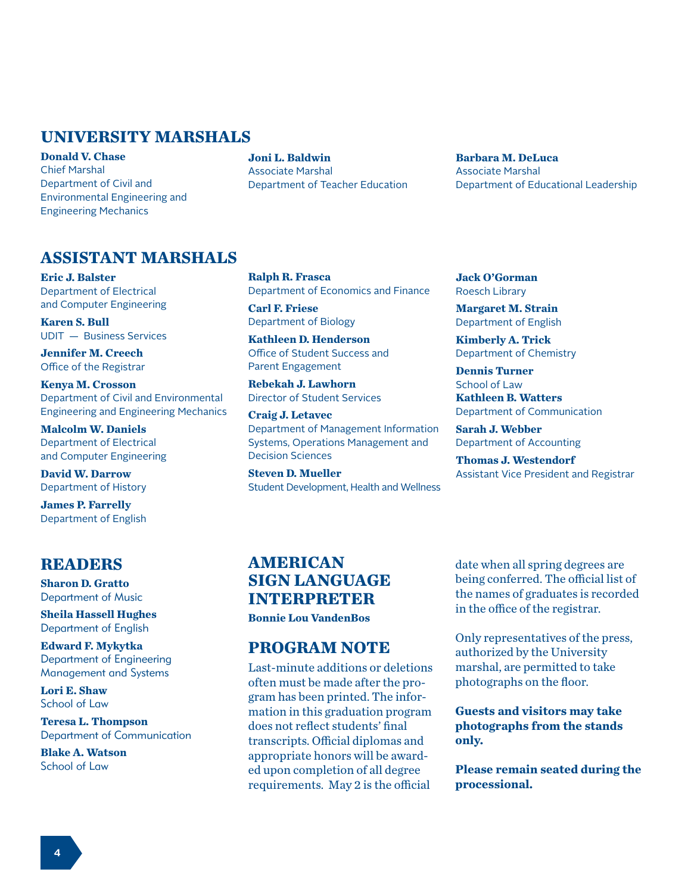## UNIVERSITY MARSHALS

**Donald V. Chase**
Chief Marshal
Department of Civil and Environmental Engineering and Engineering Mechanics

**Joni L. Baldwin**
Associate Marshal
Department of Teacher Education

**Barbara M. DeLuca**
Associate Marshal
Department of Educational Leadership

## ASSISTANT MARSHALS

**Eric J. Balster**
Department of Electrical and Computer Engineering

**Karen S. Bull**
UDIT — Business Services

**Jennifer M. Creech**
Office of the Registrar

**Kenya M. Crosson**
Department of Civil and Environmental Engineering and Engineering Mechanics

**Malcolm W. Daniels**
Department of Electrical and Computer Engineering

**David W. Darrow**
Department of History

**James P. Farrelly**
Department of English

**Ralph R. Frasca**
Department of Economics and Finance

**Carl F. Friese**
Department of Biology

**Kathleen D. Henderson**
Office of Student Success and Parent Engagement

**Rebekah J. Lawhorn**
Director of Student Services

**Craig J. Letavec**
Department of Management Information Systems, Operations Management and Decision Sciences

**Steven D. Mueller**
Student Development, Health and Wellness

**Jack O'Gorman**
Roesch Library

**Margaret M. Strain**
Department of English

**Kimberly A. Trick**
Department of Chemistry

**Dennis Turner**
School of Law

**Kathleen B. Watters**
Department of Communication

**Sarah J. Webber**
Department of Accounting

**Thomas J. Westendorf**
Assistant Vice President and Registrar

## READERS

**Sharon D. Gratto**
Department of Music

**Sheila Hassell Hughes**
Department of English

**Edward F. Mykytka**
Department of Engineering Management and Systems

**Lori E. Shaw**
School of Law

**Teresa L. Thompson**
Department of Communication

**Blake A. Watson**
School of Law

## AMERICAN SIGN LANGUAGE INTERPRETER

**Bonnie Lou VandenBos**

## PROGRAM NOTE

Last-minute additions or deletions often must be made after the program has been printed. The information in this graduation program does not reflect students' final transcripts. Official diplomas and appropriate honors will be awarded upon completion of all degree requirements. May 2 is the official date when all spring degrees are being conferred. The official list of the names of graduates is recorded in the office of the registrar.

Only representatives of the press, authorized by the University marshal, are permitted to take photographs on the floor.

**Guests and visitors may take photographs from the stands only.**

**Please remain seated during the processional.**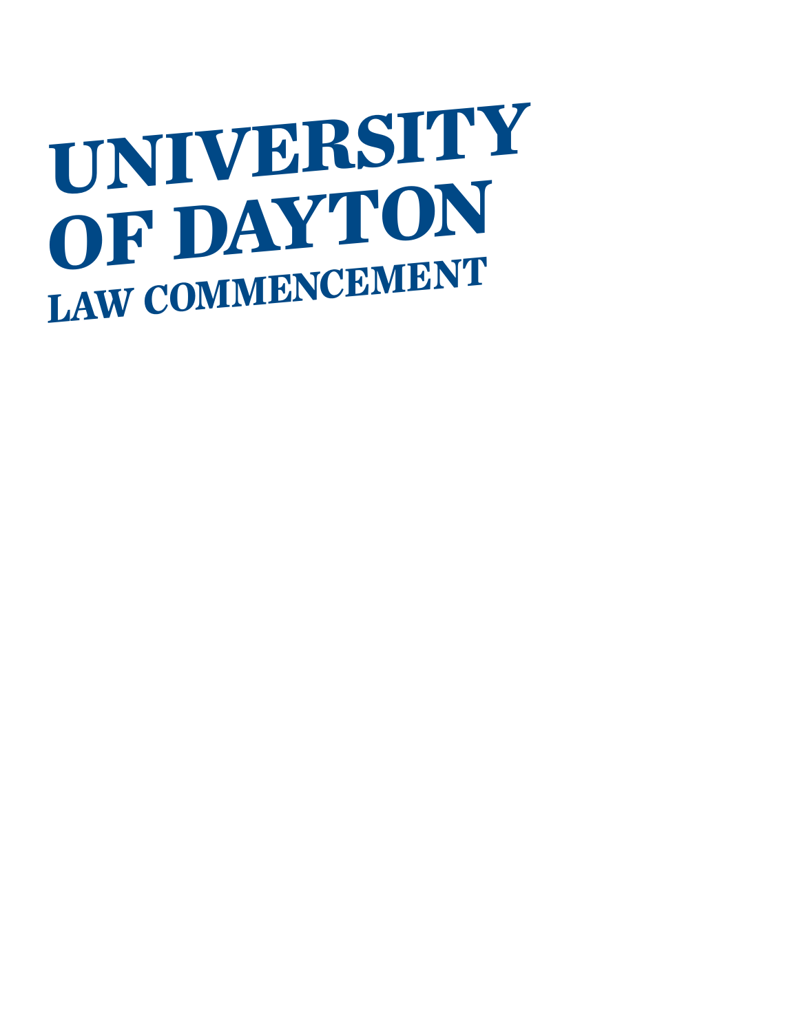# UNIVERSITY OF DAYTON

## LAW COMMENCEMENT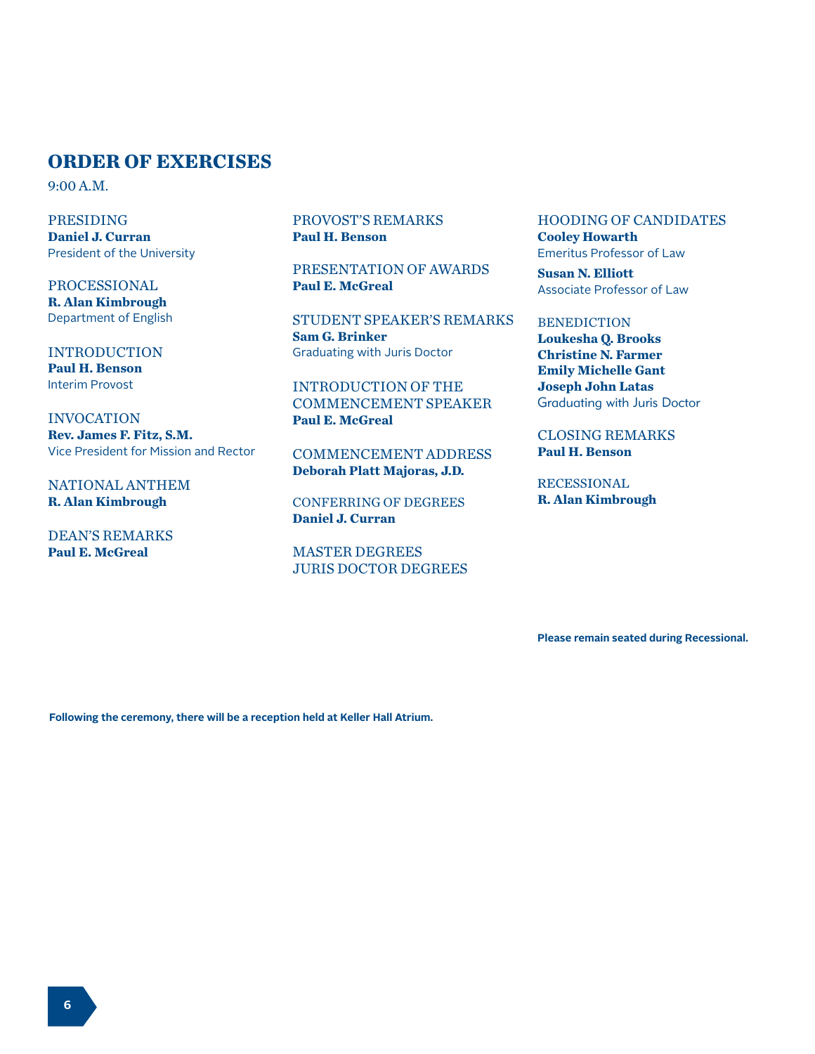## ORDER OF EXERCISES

9:00 A.M.

PRESIDING
**Daniel J. Curran**
President of the University

PROCESSIONAL
**R. Alan Kimbrough**
Department of English

INTRODUCTION
**Paul H. Benson**
Interim Provost

INVOCATION
**Rev. James F. Fitz, S.M.**
Vice President for Mission and Rector

NATIONAL ANTHEM
**R. Alan Kimbrough**

DEAN'S REMARKS
**Paul E. McGreal**

PROVOST'S REMARKS
**Paul H. Benson**

PRESENTATION OF AWARDS
**Paul E. McGreal**

STUDENT SPEAKER'S REMARKS
**Sam G. Brinker**
Graduating with Juris Doctor

INTRODUCTION OF THE COMMENCEMENT SPEAKER
**Paul E. McGreal**

COMMENCEMENT ADDRESS
**Deborah Platt Majoras, J.D.**

CONFERRING OF DEGREES
**Daniel J. Curran**

MASTER DEGREES
JURIS DOCTOR DEGREES

HOODING OF CANDIDATES
**Cooley Howarth**
Emeritus Professor of Law

**Susan N. Elliott**
Associate Professor of Law

BENEDICTION
**Loukesha Q. Brooks**
**Christine N. Farmer**
**Emily Michelle Gant**
**Joseph John Latas**
Graduating with Juris Doctor

CLOSING REMARKS
**Paul H. Benson**

RECESSIONAL
**R. Alan Kimbrough**

**Please remain seated during Recessional.**

**Following the ceremony, there will be a reception held at Keller Hall Atrium.**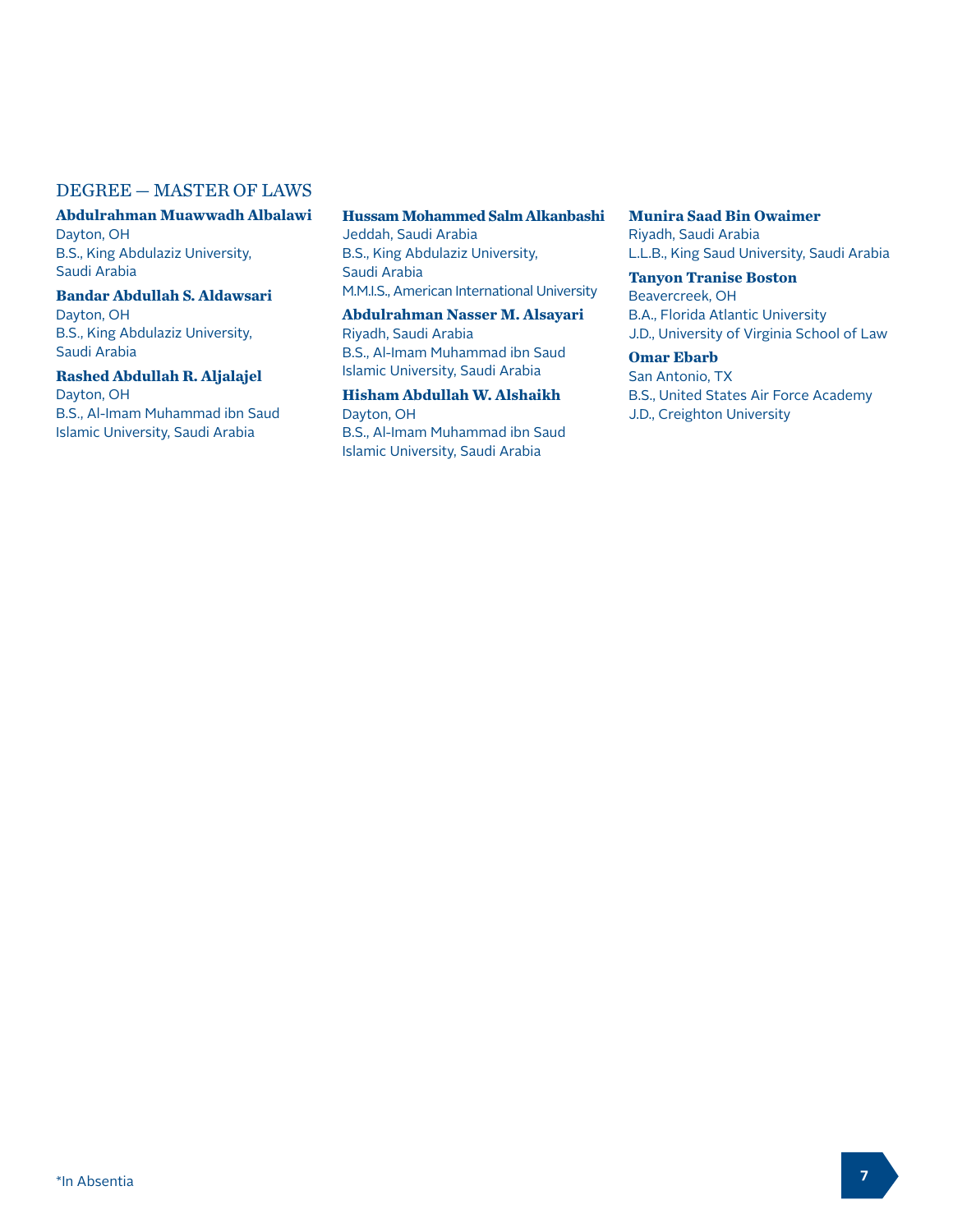## DEGREE — MASTER OF LAWS

**Abdulrahman Muawwadh Albalawi**
Dayton, OH
B.S., King Abdulaziz University, Saudi Arabia

**Bandar Abdullah S. Aldawsari**
Dayton, OH
B.S., King Abdulaziz University, Saudi Arabia

**Rashed Abdullah R. Aljalajel**
Dayton, OH
B.S., Al-Imam Muhammad ibn Saud Islamic University, Saudi Arabia

**Hussam Mohammed Salm Alkanbashi**
Jeddah, Saudi Arabia
B.S., King Abdulaziz University, Saudi Arabia
M.M.I.S., American International University

**Abdulrahman Nasser M. Alsayari**
Riyadh, Saudi Arabia
B.S., Al-Imam Muhammad ibn Saud Islamic University, Saudi Arabia

**Hisham Abdullah W. Alshaikh**
Dayton, OH
B.S., Al-Imam Muhammad ibn Saud Islamic University, Saudi Arabia

**Munira Saad Bin Owaimer**
Riyadh, Saudi Arabia
L.L.B., King Saud University, Saudi Arabia

**Tanyon Tranise Boston**
Beavercreek, OH
B.A., Florida Atlantic University
J.D., University of Virginia School of Law

**Omar Ebarb**
San Antonio, TX
B.S., United States Air Force Academy
J.D., Creighton University

*In Absentia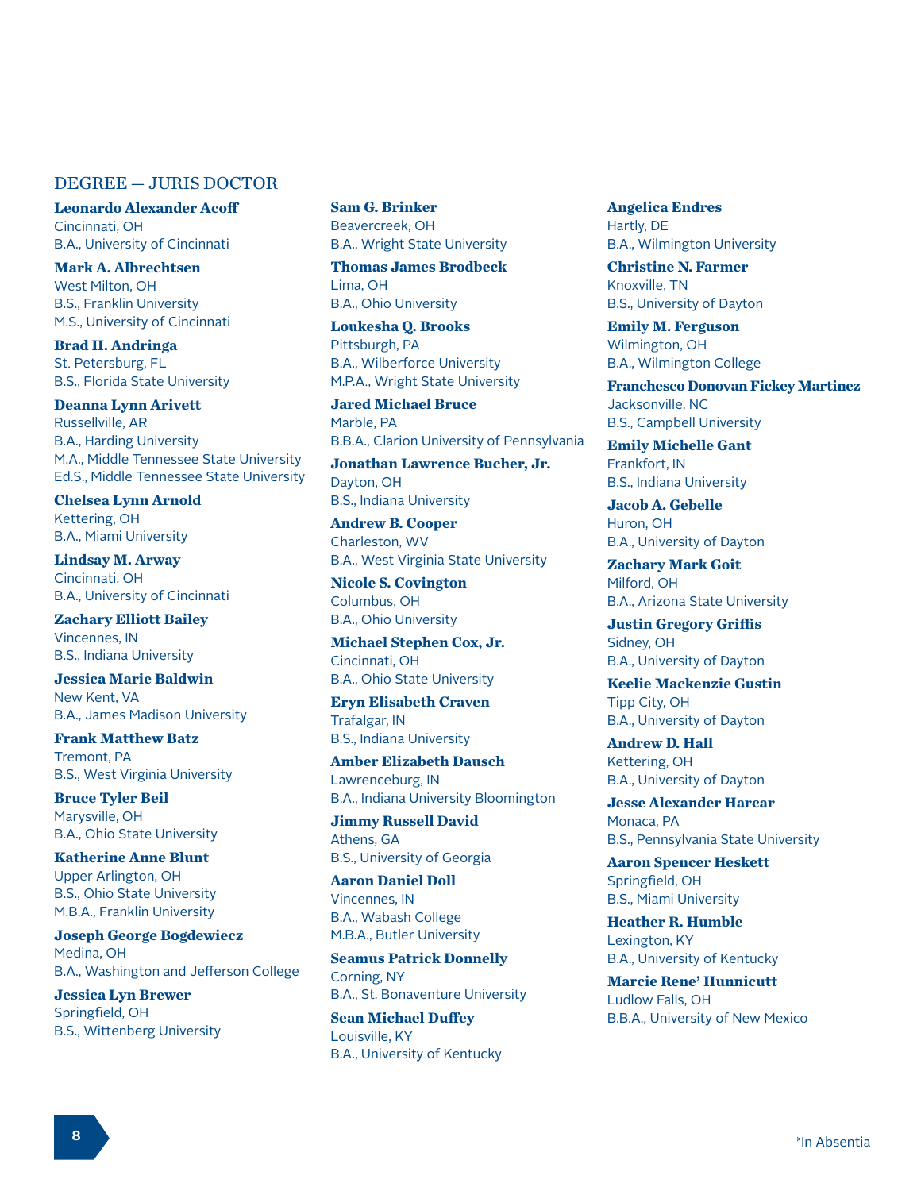## DEGREE — JURIS DOCTOR

**Leonardo Alexander Acoff**
Cincinnati, OH
B.A., University of Cincinnati

**Mark A. Albrechtsen**
West Milton, OH
B.S., Franklin University
M.S., University of Cincinnati

**Brad H. Andringa**
St. Petersburg, FL
B.S., Florida State University

**Deanna Lynn Arivett**
Russellville, AR
B.A., Harding University
M.A., Middle Tennessee State University
Ed.S., Middle Tennessee State University

**Chelsea Lynn Arnold**
Kettering, OH
B.A., Miami University

**Lindsay M. Arway**
Cincinnati, OH
B.A., University of Cincinnati

**Zachary Elliott Bailey**
Vincennes, IN
B.S., Indiana University

**Jessica Marie Baldwin**
New Kent, VA
B.A., James Madison University

**Frank Matthew Batz**
Tremont, PA
B.S., West Virginia University

**Bruce Tyler Beil**
Marysville, OH
B.A., Ohio State University

**Katherine Anne Blunt**
Upper Arlington, OH
B.S., Ohio State University
M.B.A., Franklin University

**Joseph George Bogdewiecz**
Medina, OH
B.A., Washington and Jefferson College

**Jessica Lyn Brewer**
Springfield, OH
B.S., Wittenberg University

**Sam G. Brinker**
Beavercreek, OH
B.A., Wright State University

**Thomas James Brodbeck**
Lima, OH
B.A., Ohio University

**Loukesha Q. Brooks**
Pittsburgh, PA
B.A., Wilberforce University
M.P.A., Wright State University

**Jared Michael Bruce**
Marble, PA
B.B.A., Clarion University of Pennsylvania

**Jonathan Lawrence Bucher, Jr.**
Dayton, OH
B.S., Indiana University

**Andrew B. Cooper**
Charleston, WV
B.A., West Virginia State University

**Nicole S. Covington**
Columbus, OH
B.A., Ohio University

**Michael Stephen Cox, Jr.**
Cincinnati, OH
B.A., Ohio State University

**Eryn Elisabeth Craven**
Trafalgar, IN
B.S., Indiana University

**Amber Elizabeth Dausch**
Lawrenceburg, IN
B.A., Indiana University Bloomington

**Jimmy Russell David**
Athens, GA
B.S., University of Georgia

**Aaron Daniel Doll**
Vincennes, IN
B.A., Wabash College
M.B.A., Butler University

**Seamus Patrick Donnelly**
Corning, NY
B.A., St. Bonaventure University

**Sean Michael Duffey**
Louisville, KY
B.A., University of Kentucky

**Angelica Endres**
Hartly, DE
B.A., Wilmington University

**Christine N. Farmer**
Knoxville, TN
B.S., University of Dayton

**Emily M. Ferguson**
Wilmington, OH
B.A., Wilmington College

**Franchesco Donovan Fickey Martinez**
Jacksonville, NC
B.S., Campbell University

**Emily Michelle Gant**
Frankfort, IN
B.S., Indiana University

**Jacob A. Gebelle**
Huron, OH
B.A., University of Dayton

**Zachary Mark Goit**
Milford, OH
B.A., Arizona State University

**Justin Gregory Griffis**
Sidney, OH
B.A., University of Dayton

**Keelie Mackenzie Gustin**
Tipp City, OH
B.A., University of Dayton

**Andrew D. Hall**
Kettering, OH
B.A., University of Dayton

**Jesse Alexander Harcar**
Monaca, PA
B.S., Pennsylvania State University

**Aaron Spencer Heskett**
Springfield, OH
B.S., Miami University

**Heather R. Humble**
Lexington, KY
B.A., University of Kentucky

**Marcie Rene' Hunnicutt**
Ludlow Falls, OH
B.B.A., University of New Mexico

*In Absentia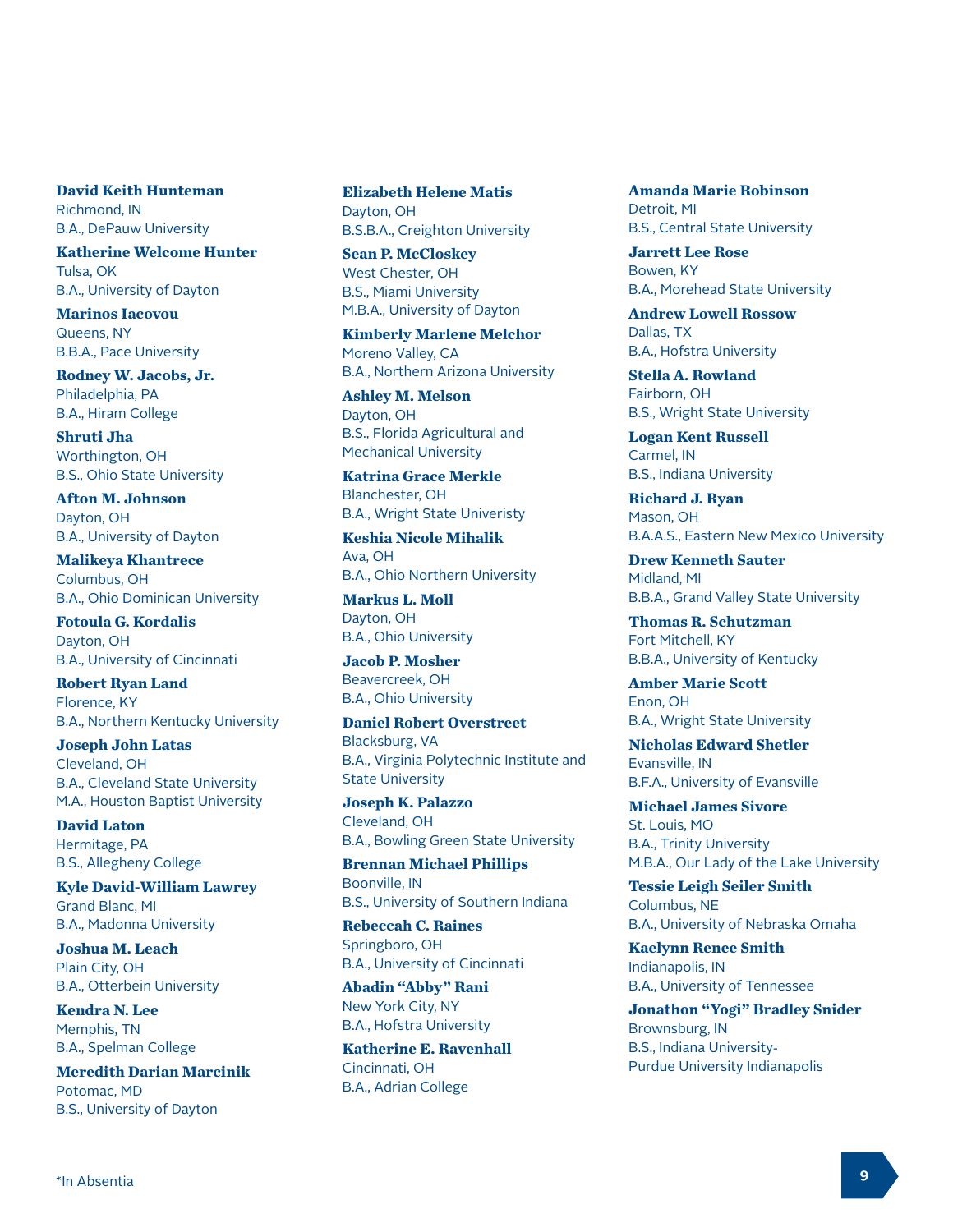**David Keith Hunteman**
Richmond, IN
B.A., DePauw University

**Katherine Welcome Hunter**
Tulsa, OK
B.A., University of Dayton

**Marinos Iacovou**
Queens, NY
B.B.A., Pace University

**Rodney W. Jacobs, Jr.**
Philadelphia, PA
B.A., Hiram College

**Shruti Jha**
Worthington, OH
B.S., Ohio State University

**Afton M. Johnson**
Dayton, OH
B.A., University of Dayton

**Malikeya Khantrece**
Columbus, OH
B.A., Ohio Dominican University

**Fotoula G. Kordalis**
Dayton, OH
B.A., University of Cincinnati

**Robert Ryan Land**
Florence, KY
B.A., Northern Kentucky University

**Joseph John Latas**
Cleveland, OH
B.A., Cleveland State University
M.A., Houston Baptist University

**David Laton**
Hermitage, PA
B.S., Allegheny College

**Kyle David-William Lawrey**
Grand Blanc, MI
B.A., Madonna University

**Joshua M. Leach**
Plain City, OH
B.A., Otterbein University

**Kendra N. Lee**
Memphis, TN
B.A., Spelman College

**Meredith Darian Marcinik**
Potomac, MD
B.S., University of Dayton

**Elizabeth Helene Matis**
Dayton, OH
B.S.B.A., Creighton University

**Sean P. McCloskey**
West Chester, OH
B.S., Miami University
M.B.A., University of Dayton

**Kimberly Marlene Melchor**
Moreno Valley, CA
B.A., Northern Arizona University

**Ashley M. Melson**
Dayton, OH
B.S., Florida Agricultural and Mechanical University

**Katrina Grace Merkle**
Blanchester, OH
B.A., Wright State Univeristy

**Keshia Nicole Mihalik**
Ava, OH
B.A., Ohio Northern University

**Markus L. Moll**
Dayton, OH
B.A., Ohio University

**Jacob P. Mosher**
Beavercreek, OH
B.A., Ohio University

**Daniel Robert Overstreet**
Blacksburg, VA
B.A., Virginia Polytechnic Institute and State University

**Joseph K. Palazzo**
Cleveland, OH
B.A., Bowling Green State University

**Brennan Michael Phillips**
Boonville, IN
B.S., University of Southern Indiana

**Rebeccah C. Raines**
Springboro, OH
B.A., University of Cincinnati

**Abadin "Abby" Rani**
New York City, NY
B.A., Hofstra University

**Katherine E. Ravenhall**
Cincinnati, OH
B.A., Adrian College

**Amanda Marie Robinson**
Detroit, MI
B.S., Central State University

**Jarrett Lee Rose**
Bowen, KY
B.A., Morehead State University

**Andrew Lowell Rossow**
Dallas, TX
B.A., Hofstra University

**Stella A. Rowland**
Fairborn, OH
B.S., Wright State University

**Logan Kent Russell**
Carmel, IN
B.S., Indiana University

**Richard J. Ryan**
Mason, OH
B.A.A.S., Eastern New Mexico University

**Drew Kenneth Sauter**
Midland, MI
B.B.A., Grand Valley State University

**Thomas R. Schutzman**
Fort Mitchell, KY
B.B.A., University of Kentucky

**Amber Marie Scott**
Enon, OH
B.A., Wright State University

**Nicholas Edward Shetler**
Evansville, IN
B.F.A., University of Evansville

**Michael James Sivore**
St. Louis, MO
B.A., Trinity University
M.B.A., Our Lady of the Lake University

**Tessie Leigh Seiler Smith**
Columbus, NE
B.A., University of Nebraska Omaha

**Kaelynn Renee Smith**
Indianapolis, IN
B.A., University of Tennessee

**Jonathon "Yogi" Bradley Snider**
Brownsburg, IN
B.S., Indiana University-Purdue University Indianapolis

*In Absentia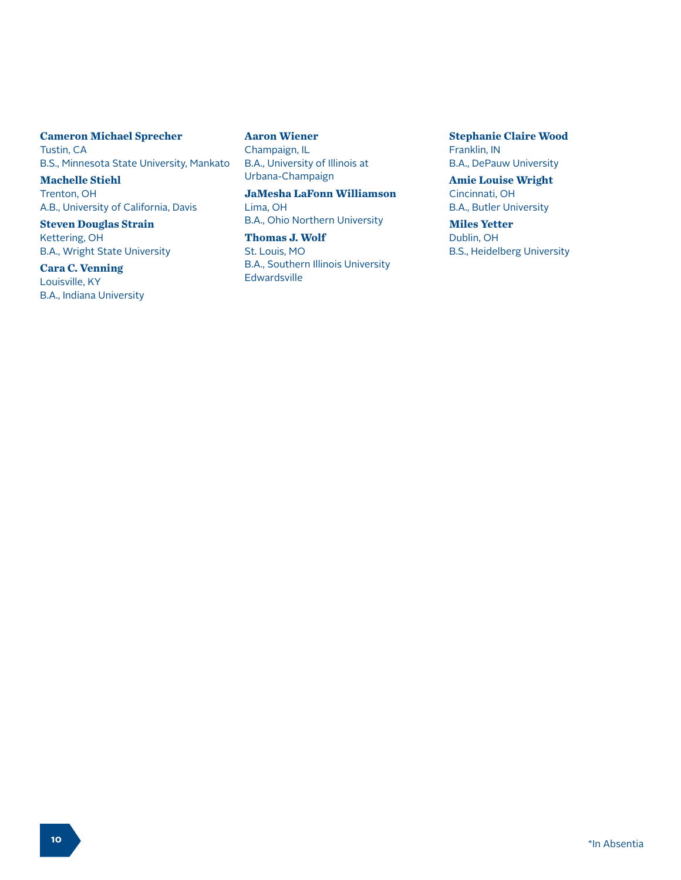**Cameron Michael Sprecher**
Tustin, CA
B.S., Minnesota State University, Mankato

**Machelle Stiehl**
Trenton, OH
A.B., University of California, Davis

**Steven Douglas Strain**
Kettering, OH
B.A., Wright State University

**Cara C. Venning**
Louisville, KY
B.A., Indiana University

**Aaron Wiener**
Champaign, IL
B.A., University of Illinois at Urbana-Champaign

**JaMesha LaFonn Williamson**
Lima, OH
B.A., Ohio Northern University

**Thomas J. Wolf**
St. Louis, MO
B.A., Southern Illinois University Edwardsville

**Stephanie Claire Wood**
Franklin, IN
B.A., DePauw University

**Amie Louise Wright**
Cincinnati, OH
B.A., Butler University

**Miles Yetter**
Dublin, OH
B.S., Heidelberg University

*In Absentia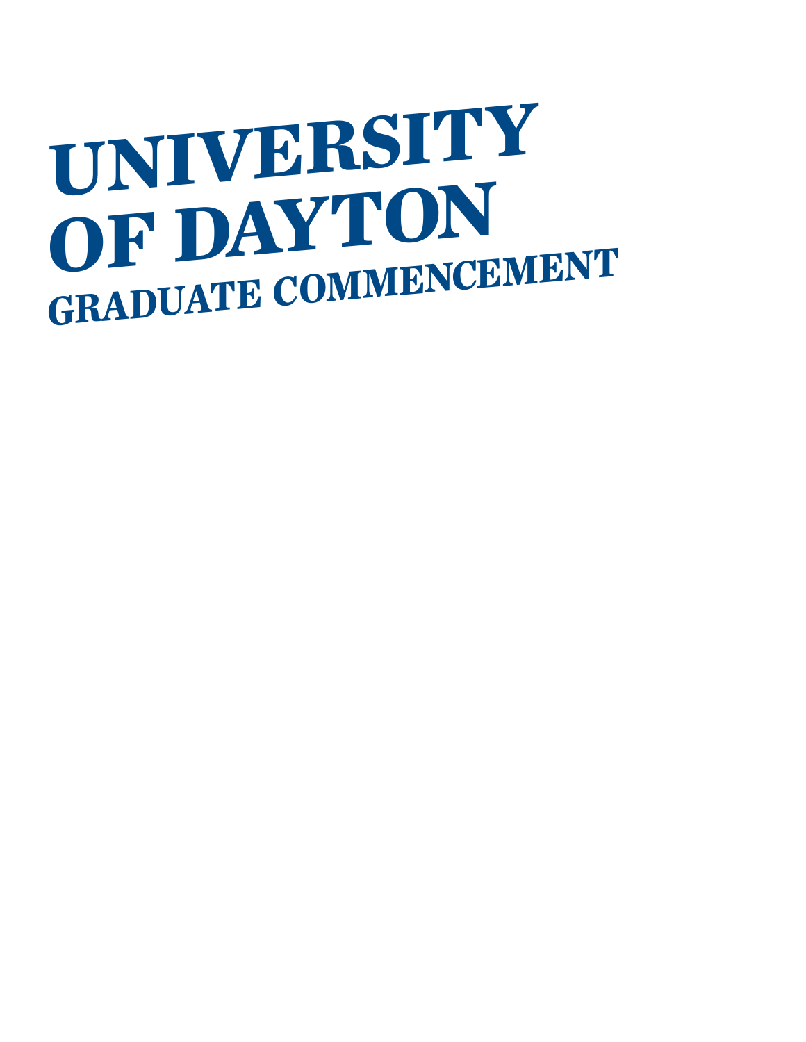# UNIVERSITY OF DAYTON

## GRADUATE COMMENCEMENT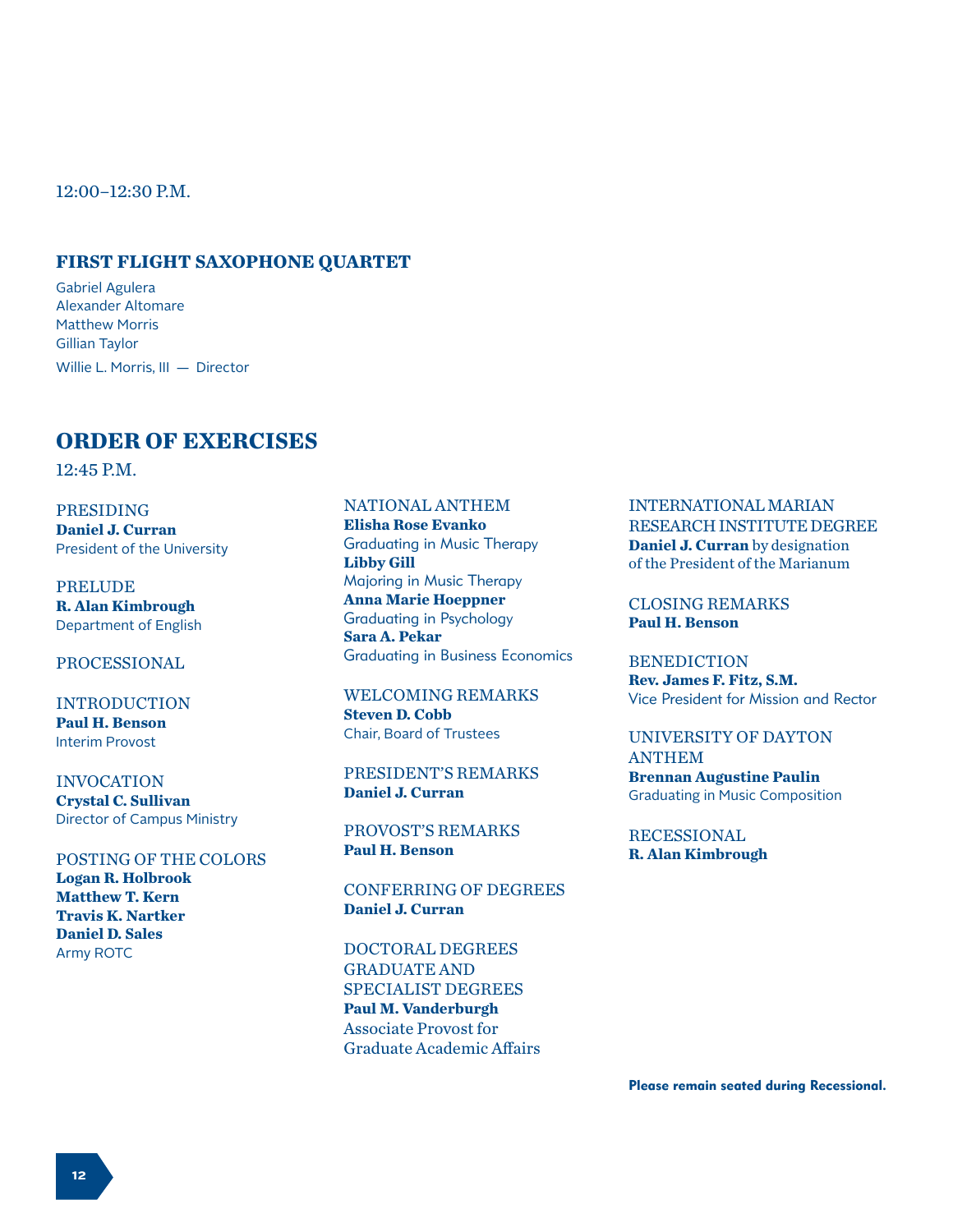12:00–12:30 P.M.

## FIRST FLIGHT SAXOPHONE QUARTET

Gabriel Agulera
Alexander Altomare
Matthew Morris
Gillian Taylor

Willie L. Morris, III — Director

## ORDER OF EXERCISES

12:45 P.M.

PRESIDING
**Daniel J. Curran**
President of the University

PRELUDE
**R. Alan Kimbrough**
Department of English

PROCESSIONAL

INTRODUCTION
**Paul H. Benson**
Interim Provost

INVOCATION
**Crystal C. Sullivan**
Director of Campus Ministry

POSTING OF THE COLORS
**Logan R. Holbrook**
**Matthew T. Kern**
**Travis K. Nartker**
**Daniel D. Sales**
Army ROTC

NATIONAL ANTHEM
**Elisha Rose Evanko**
Graduating in Music Therapy
**Libby Gill**
Majoring in Music Therapy
**Anna Marie Hoeppner**
Graduating in Psychology
**Sara A. Pekar**
Graduating in Business Economics

WELCOMING REMARKS
**Steven D. Cobb**
Chair, Board of Trustees

PRESIDENT'S REMARKS
**Daniel J. Curran**

PROVOST'S REMARKS
**Paul H. Benson**

CONFERRING OF DEGREES
**Daniel J. Curran**

DOCTORAL DEGREES
GRADUATE AND
SPECIALIST DEGREES
**Paul M. Vanderburgh**
Associate Provost for
Graduate Academic Affairs

INTERNATIONAL MARIAN
RESEARCH INSTITUTE DEGREE
**Daniel J. Curran** by designation
of the President of the Marianum

CLOSING REMARKS
**Paul H. Benson**

BENEDICTION
**Rev. James F. Fitz, S.M.**
Vice President for Mission and Rector

UNIVERSITY OF DAYTON
ANTHEM
**Brennan Augustine Paulin**
Graduating in Music Composition

RECESSIONAL
**R. Alan Kimbrough**

**Please remain seated during Recessional.**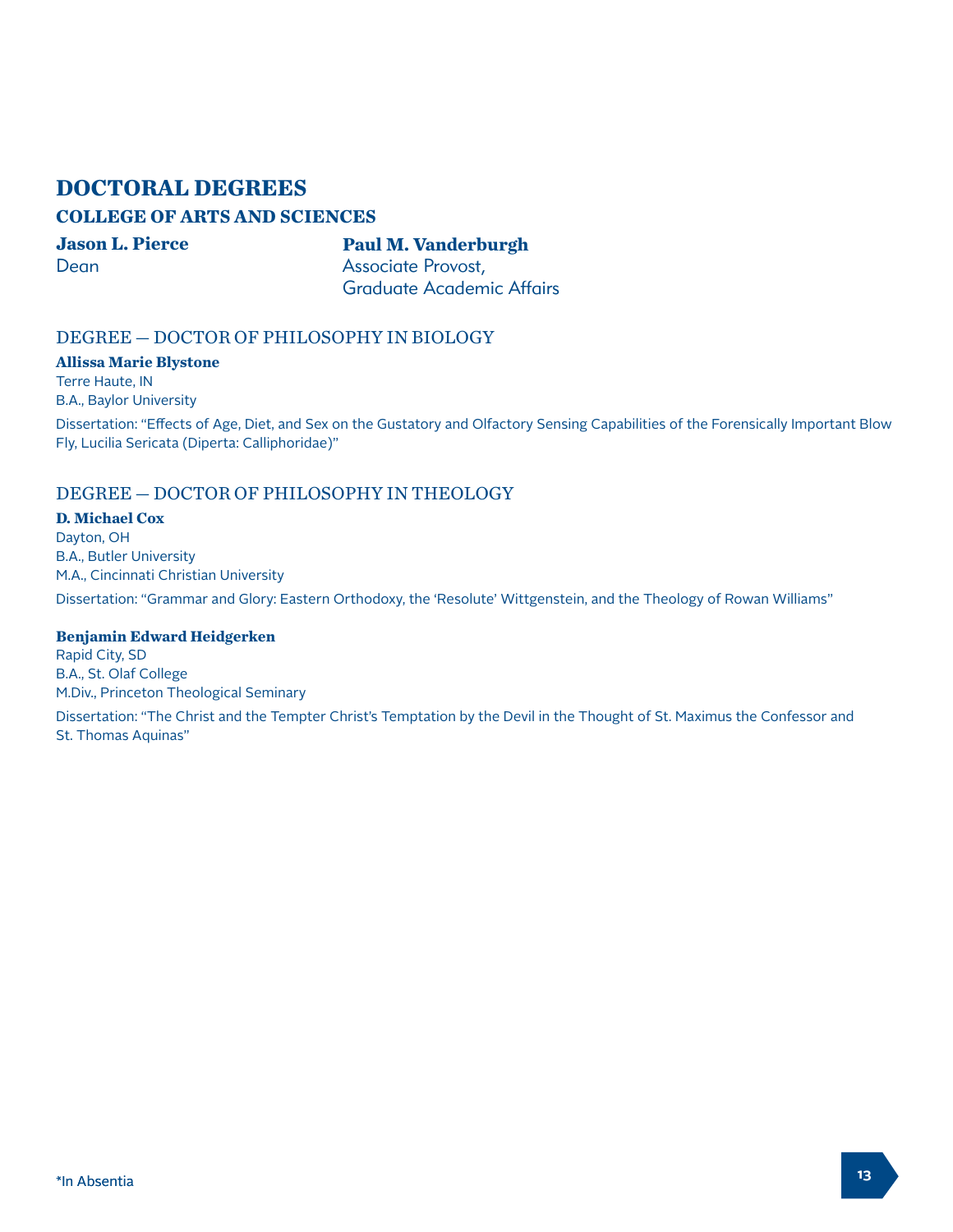# DOCTORAL DEGREES

## COLLEGE OF ARTS AND SCIENCES

**Jason L. Pierce**
Dean

**Paul M. Vanderburgh**
Associate Provost,
Graduate Academic Affairs

### DEGREE — DOCTOR OF PHILOSOPHY IN BIOLOGY

**Allissa Marie Blystone**
Terre Haute, IN
B.A., Baylor University

Dissertation: "Effects of Age, Diet, and Sex on the Gustatory and Olfactory Sensing Capabilities of the Forensically Important Blow Fly, Lucilia Sericata (Diperta: Calliphoridae)"

### DEGREE — DOCTOR OF PHILOSOPHY IN THEOLOGY

**D. Michael Cox**
Dayton, OH
B.A., Butler University
M.A., Cincinnati Christian University

Dissertation: "Grammar and Glory: Eastern Orthodoxy, the 'Resolute' Wittgenstein, and the Theology of Rowan Williams"

**Benjamin Edward Heidgerken**
Rapid City, SD
B.A., St. Olaf College
M.Div., Princeton Theological Seminary

Dissertation: "The Christ and the Tempter Christ's Temptation by the Devil in the Thought of St. Maximus the Confessor and St. Thomas Aquinas"

*In Absentia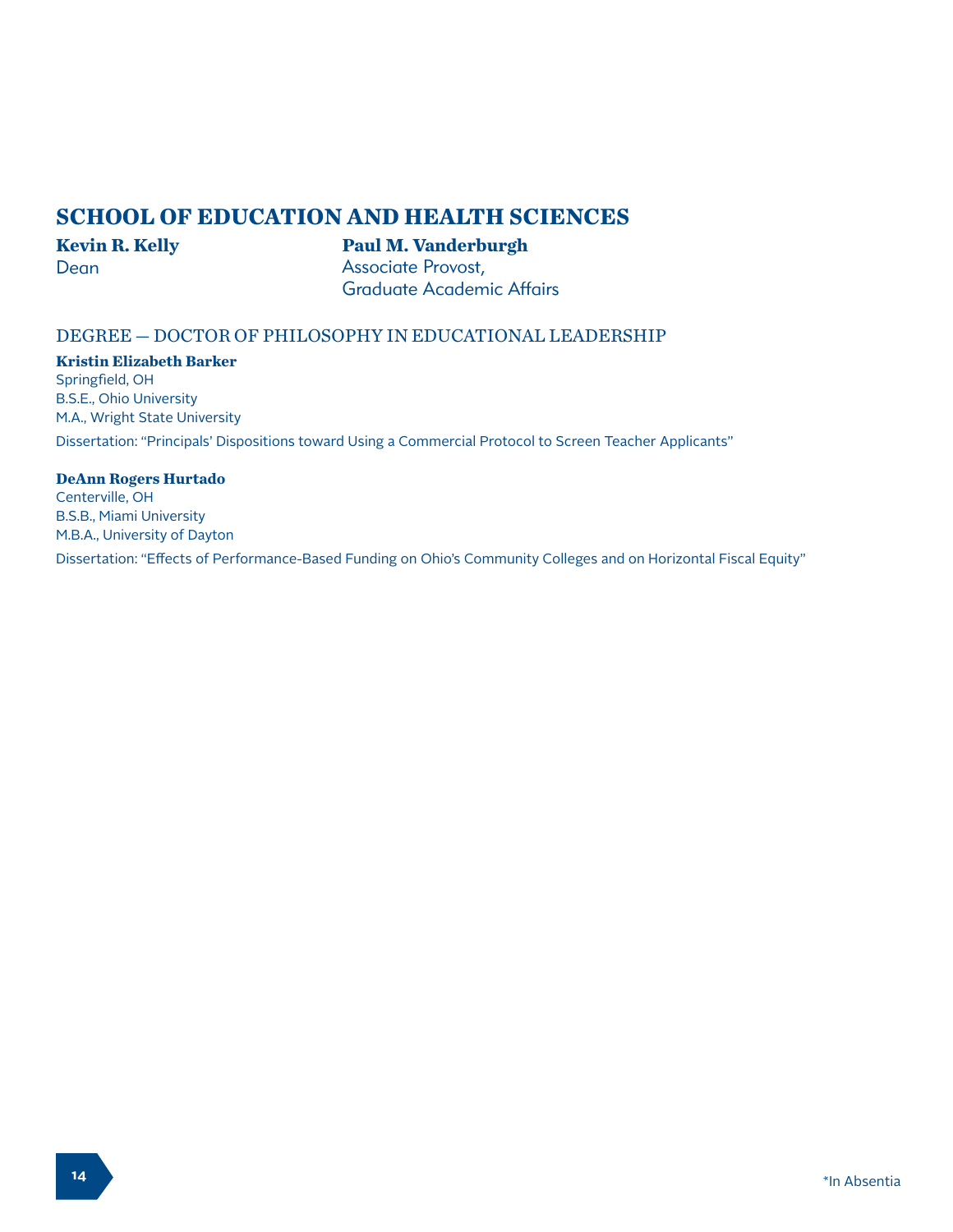## SCHOOL OF EDUCATION AND HEALTH SCIENCES

**Kevin R. Kelly**
Dean

**Paul M. Vanderburgh**
Associate Provost,
Graduate Academic Affairs

### DEGREE — DOCTOR OF PHILOSOPHY IN EDUCATIONAL LEADERSHIP

**Kristin Elizabeth Barker**
Springfield, OH
B.S.E., Ohio University
M.A., Wright State University
Dissertation: "Principals' Dispositions toward Using a Commercial Protocol to Screen Teacher Applicants"

**DeAnn Rogers Hurtado**
Centerville, OH
B.S.B., Miami University
M.B.A., University of Dayton
Dissertation: "Effects of Performance-Based Funding on Ohio's Community Colleges and on Horizontal Fiscal Equity"

*In Absentia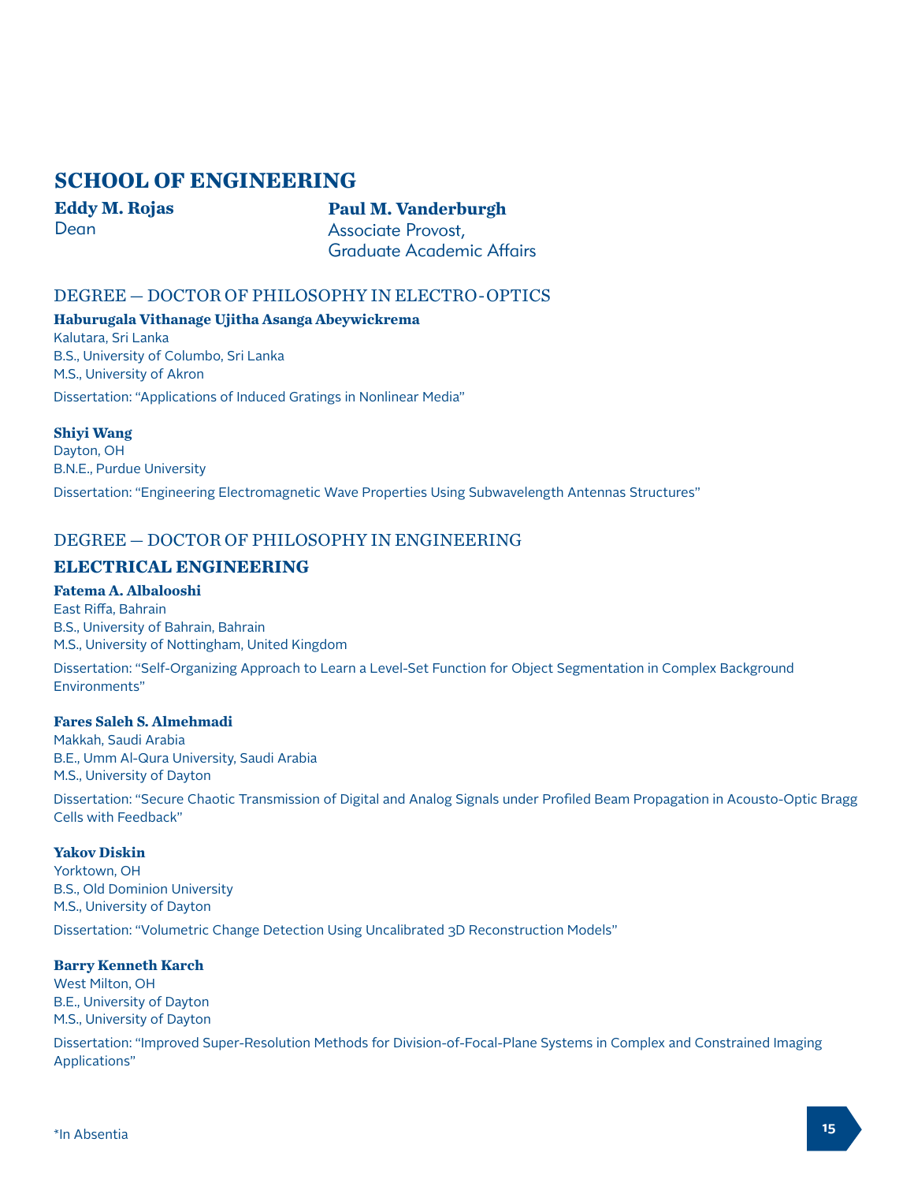# SCHOOL OF ENGINEERING

**Eddy M. Rojas**
Dean

**Paul M. Vanderburgh**
Associate Provost,
Graduate Academic Affairs

## DEGREE — DOCTOR OF PHILOSOPHY IN ELECTRO-OPTICS

**Haburugala Vithanage Ujitha Asanga Abeywickrema**
Kalutara, Sri Lanka
B.S., University of Columbo, Sri Lanka
M.S., University of Akron

Dissertation: "Applications of Induced Gratings in Nonlinear Media"

**Shiyi Wang**
Dayton, OH
B.N.E., Purdue University

Dissertation: "Engineering Electromagnetic Wave Properties Using Subwavelength Antennas Structures"

## DEGREE — DOCTOR OF PHILOSOPHY IN ENGINEERING

### ELECTRICAL ENGINEERING

**Fatema A. Albalooshi**
East Riffa, Bahrain
B.S., University of Bahrain, Bahrain
M.S., University of Nottingham, United Kingdom

Dissertation: "Self-Organizing Approach to Learn a Level-Set Function for Object Segmentation in Complex Background Environments"

**Fares Saleh S. Almehmadi**
Makkah, Saudi Arabia
B.E., Umm Al-Qura University, Saudi Arabia
M.S., University of Dayton

Dissertation: "Secure Chaotic Transmission of Digital and Analog Signals under Profiled Beam Propagation in Acousto-Optic Bragg Cells with Feedback"

**Yakov Diskin**
Yorktown, OH
B.S., Old Dominion University
M.S., University of Dayton

Dissertation: "Volumetric Change Detection Using Uncalibrated 3D Reconstruction Models"

**Barry Kenneth Karch**
West Milton, OH
B.E., University of Dayton
M.S., University of Dayton

Dissertation: "Improved Super-Resolution Methods for Division-of-Focal-Plane Systems in Complex and Constrained Imaging Applications"

*In Absentia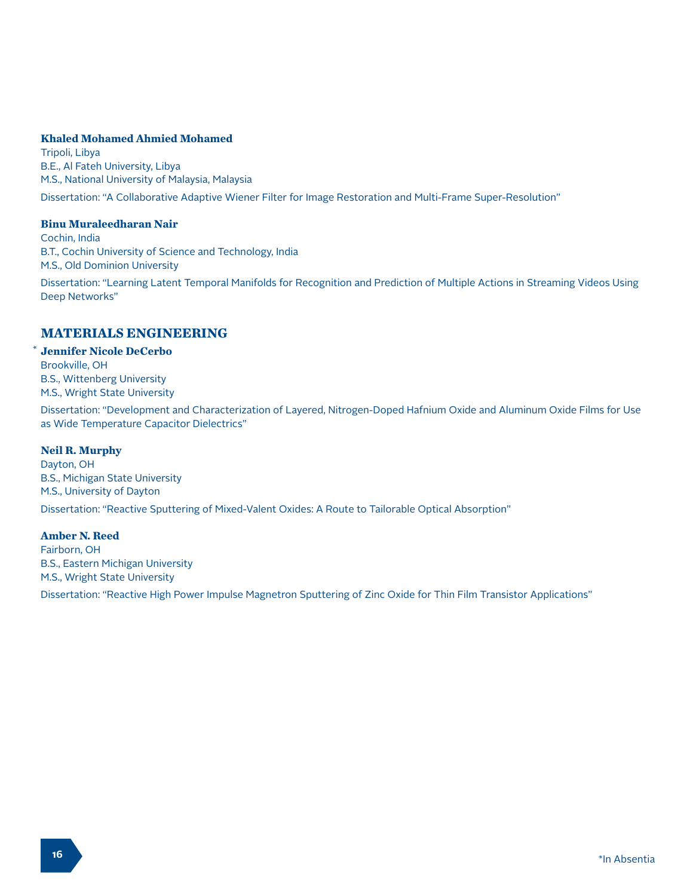**Khaled Mohamed Ahmied Mohamed**
Tripoli, Libya
B.E., Al Fateh University, Libya
M.S., National University of Malaysia, Malaysia

Dissertation: "A Collaborative Adaptive Wiener Filter for Image Restoration and Multi-Frame Super-Resolution"

**Binu Muraleedharan Nair**
Cochin, India
B.T., Cochin University of Science and Technology, India
M.S., Old Dominion University

Dissertation: "Learning Latent Temporal Manifolds for Recognition and Prediction of Multiple Actions in Streaming Videos Using Deep Networks"

## MATERIALS ENGINEERING

\* **Jennifer Nicole DeCerbo**
Brookville, OH
B.S., Wittenberg University
M.S., Wright State University

Dissertation: "Development and Characterization of Layered, Nitrogen-Doped Hafnium Oxide and Aluminum Oxide Films for Use as Wide Temperature Capacitor Dielectrics"

**Neil R. Murphy**
Dayton, OH
B.S., Michigan State University
M.S., University of Dayton

Dissertation: "Reactive Sputtering of Mixed-Valent Oxides: A Route to Tailorable Optical Absorption"

**Amber N. Reed**
Fairborn, OH
B.S., Eastern Michigan University
M.S., Wright State University

Dissertation: "Reactive High Power Impulse Magnetron Sputtering of Zinc Oxide for Thin Film Transistor Applications"

*In Absentia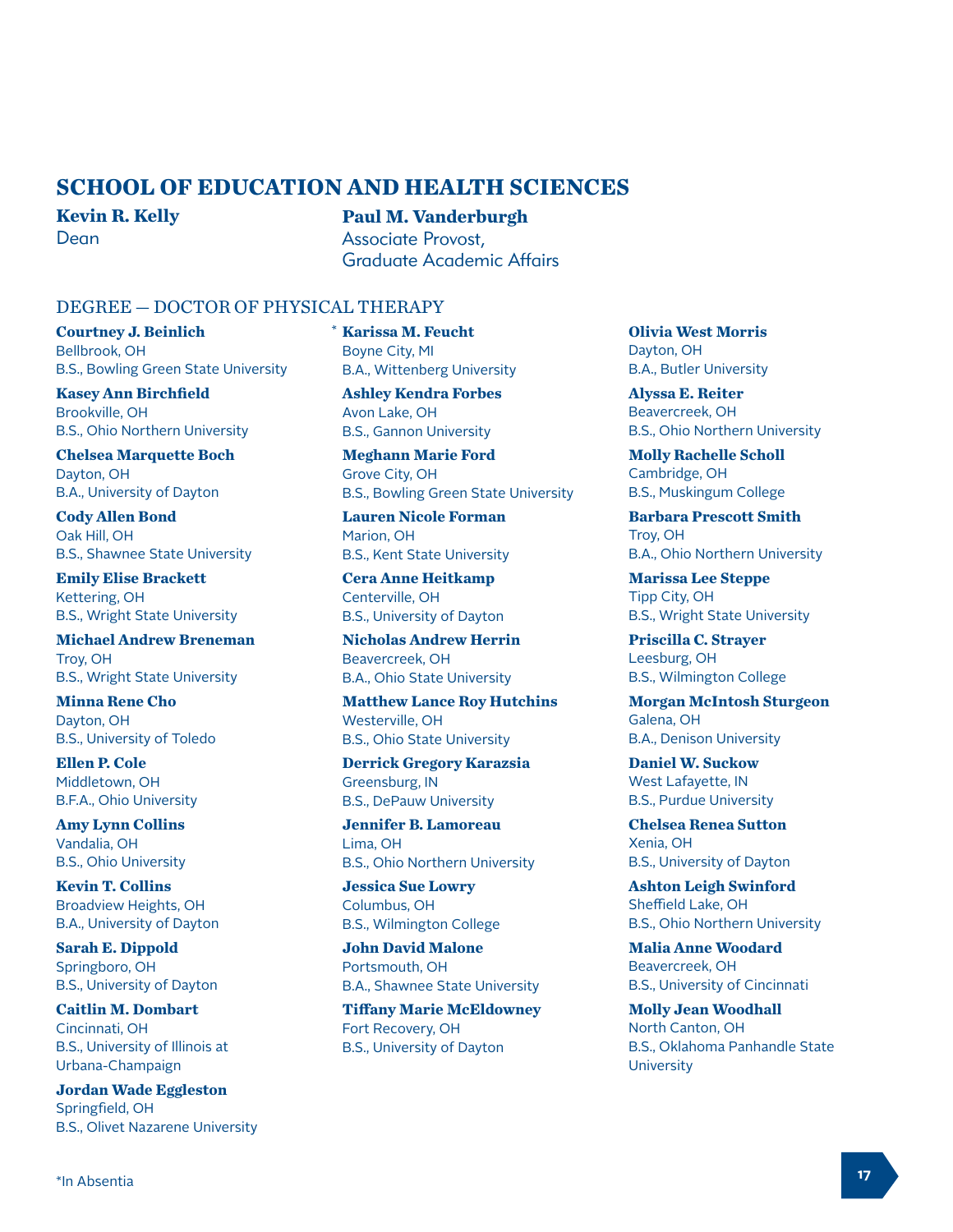## SCHOOL OF EDUCATION AND HEALTH SCIENCES

**Kevin R. Kelly**
Dean

**Paul M. Vanderburgh**
Associate Provost,
Graduate Academic Affairs

### DEGREE — DOCTOR OF PHYSICAL THERAPY

**Courtney J. Beinlich**
Bellbrook, OH
B.S., Bowling Green State University

**Kasey Ann Birchfield**
Brookville, OH
B.S., Ohio Northern University

**Chelsea Marquette Boch**
Dayton, OH
B.A., University of Dayton

**Cody Allen Bond**
Oak Hill, OH
B.S., Shawnee State University

**Emily Elise Brackett**
Kettering, OH
B.S., Wright State University

**Michael Andrew Breneman**
Troy, OH
B.S., Wright State University

**Minna Rene Cho**
Dayton, OH
B.S., University of Toledo

**Ellen P. Cole**
Middletown, OH
B.F.A., Ohio University

**Amy Lynn Collins**
Vandalia, OH
B.S., Ohio University

**Kevin T. Collins**
Broadview Heights, OH
B.A., University of Dayton

**Sarah E. Dippold**
Springboro, OH
B.S., University of Dayton

**Caitlin M. Dombart**
Cincinnati, OH
B.S., University of Illinois at Urbana-Champaign

**Jordan Wade Eggleston**
Springfield, OH
B.S., Olivet Nazarene University

\* **Karissa M. Feucht**
Boyne City, MI
B.A., Wittenberg University

**Ashley Kendra Forbes**
Avon Lake, OH
B.S., Gannon University

**Meghann Marie Ford**
Grove City, OH
B.S., Bowling Green State University

**Lauren Nicole Forman**
Marion, OH
B.S., Kent State University

**Cera Anne Heitkamp**
Centerville, OH
B.S., University of Dayton

**Nicholas Andrew Herrin**
Beavercreek, OH
B.A., Ohio State University

**Matthew Lance Roy Hutchins**
Westerville, OH
B.S., Ohio State University

**Derrick Gregory Karazsia**
Greensburg, IN
B.S., DePauw University

**Jennifer B. Lamoreau**
Lima, OH
B.S., Ohio Northern University

**Jessica Sue Lowry**
Columbus, OH
B.S., Wilmington College

**John David Malone**
Portsmouth, OH
B.A., Shawnee State University

**Tiffany Marie McEldowney**
Fort Recovery, OH
B.S., University of Dayton

**Olivia West Morris**
Dayton, OH
B.A., Butler University

**Alyssa E. Reiter**
Beavercreek, OH
B.S., Ohio Northern University

**Molly Rachelle Scholl**
Cambridge, OH
B.S., Muskingum College

**Barbara Prescott Smith**
Troy, OH
B.A., Ohio Northern University

**Marissa Lee Steppe**
Tipp City, OH
B.S., Wright State University

**Priscilla C. Strayer**
Leesburg, OH
B.S., Wilmington College

**Morgan McIntosh Sturgeon**
Galena, OH
B.A., Denison University

**Daniel W. Suckow**
West Lafayette, IN
B.S., Purdue University

**Chelsea Renea Sutton**
Xenia, OH
B.S., University of Dayton

**Ashton Leigh Swinford**
Sheffield Lake, OH
B.S., Ohio Northern University

**Malia Anne Woodard**
Beavercreek, OH
B.S., University of Cincinnati

**Molly Jean Woodhall**
North Canton, OH
B.S., Oklahoma Panhandle State University

*In Absentia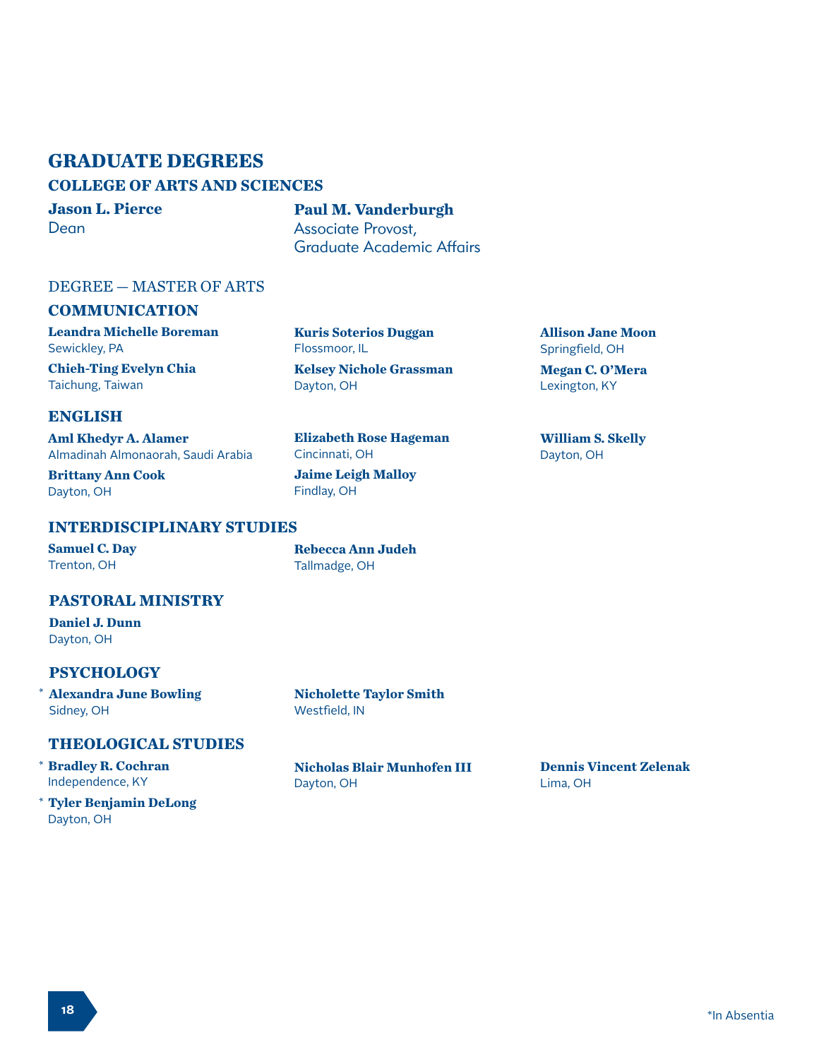# GRADUATE DEGREES

## COLLEGE OF ARTS AND SCIENCES

**Jason L. Pierce**
Dean

**Paul M. Vanderburgh**
Associate Provost,
Graduate Academic Affairs

DEGREE — MASTER OF ARTS

### COMMUNICATION

**Leandra Michelle Boreman**
Sewickley, PA

**Chieh-Ting Evelyn Chia**
Taichung, Taiwan

**Kuris Soterios Duggan**
Flossmoor, IL

**Kelsey Nichole Grassman**
Dayton, OH

**Allison Jane Moon**
Springfield, OH

**Megan C. O'Mera**
Lexington, KY

### ENGLISH

**Aml Khedyr A. Alamer**
Almadinah Almonaorah, Saudi Arabia

**Brittany Ann Cook**
Dayton, OH

**Elizabeth Rose Hageman**
Cincinnati, OH

**Jaime Leigh Malloy**
Findlay, OH

**William S. Skelly**
Dayton, OH

### INTERDISCIPLINARY STUDIES

**Samuel C. Day**
Trenton, OH

**Rebecca Ann Judeh**
Tallmadge, OH

### PASTORAL MINISTRY

**Daniel J. Dunn**
Dayton, OH

### PSYCHOLOGY

* **Alexandra June Bowling**
Sidney, OH

**Nicholette Taylor Smith**
Westfield, IN

### THEOLOGICAL STUDIES

* **Bradley R. Cochran**
Independence, KY

* **Tyler Benjamin DeLong**
Dayton, OH

**Nicholas Blair Munhofen III**
Dayton, OH

**Dennis Vincent Zelenak**
Lima, OH

*In Absentia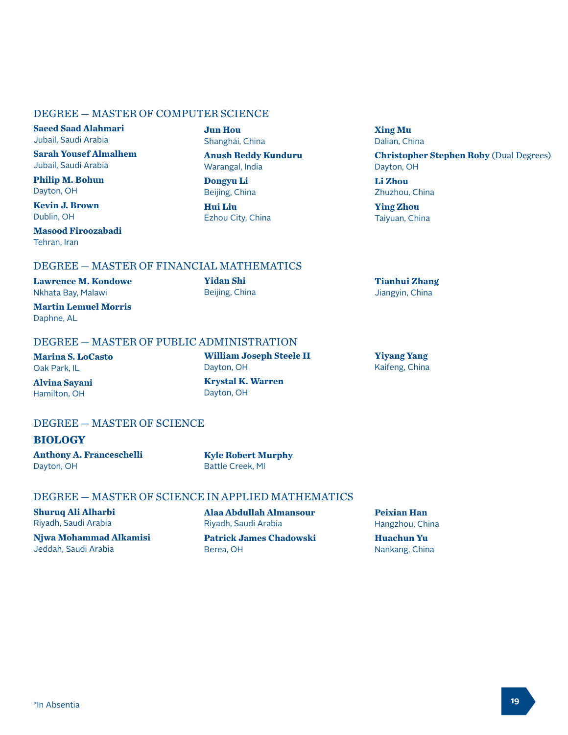## DEGREE — MASTER OF COMPUTER SCIENCE

**Saeed Saad Alahmari**
Jubail, Saudi Arabia

**Sarah Yousef Almalhem**
Jubail, Saudi Arabia

**Philip M. Bohun**
Dayton, OH

**Kevin J. Brown**
Dublin, OH

**Masood Firoozabadi**
Tehran, Iran

**Jun Hou**
Shanghai, China

**Anush Reddy Kunduru**
Warangal, India

**Dongyu Li**
Beijing, China

**Hui Liu**
Ezhou City, China

**Xing Mu**
Dalian, China

**Christopher Stephen Roby** (Dual Degrees)
Dayton, OH

**Li Zhou**
Zhuzhou, China

**Ying Zhou**
Taiyuan, China

## DEGREE — MASTER OF FINANCIAL MATHEMATICS

**Lawrence M. Kondowe**
Nkhata Bay, Malawi

**Martin Lemuel Morris**
Daphne, AL

**Yidan Shi**
Beijing, China

**Tianhui Zhang**
Jiangyin, China

## DEGREE — MASTER OF PUBLIC ADMINISTRATION

**Marina S. LoCasto**
Oak Park, IL

**Alvina Sayani**
Hamilton, OH

**William Joseph Steele II**
Dayton, OH

**Krystal K. Warren**
Dayton, OH

**Yiyang Yang**
Kaifeng, China

## DEGREE — MASTER OF SCIENCE

### BIOLOGY

**Anthony A. Franceschelli**
Dayton, OH

**Kyle Robert Murphy**
Battle Creek, MI

## DEGREE — MASTER OF SCIENCE IN APPLIED MATHEMATICS

**Shuruq Ali Alharbi**
Riyadh, Saudi Arabia

**Njwa Mohammad Alkamisi**
Jeddah, Saudi Arabia

**Alaa Abdullah Almansour**
Riyadh, Saudi Arabia

**Patrick James Chadowski**
Berea, OH

**Peixian Han**
Hangzhou, China

**Huachun Yu**
Nankang, China

*In Absentia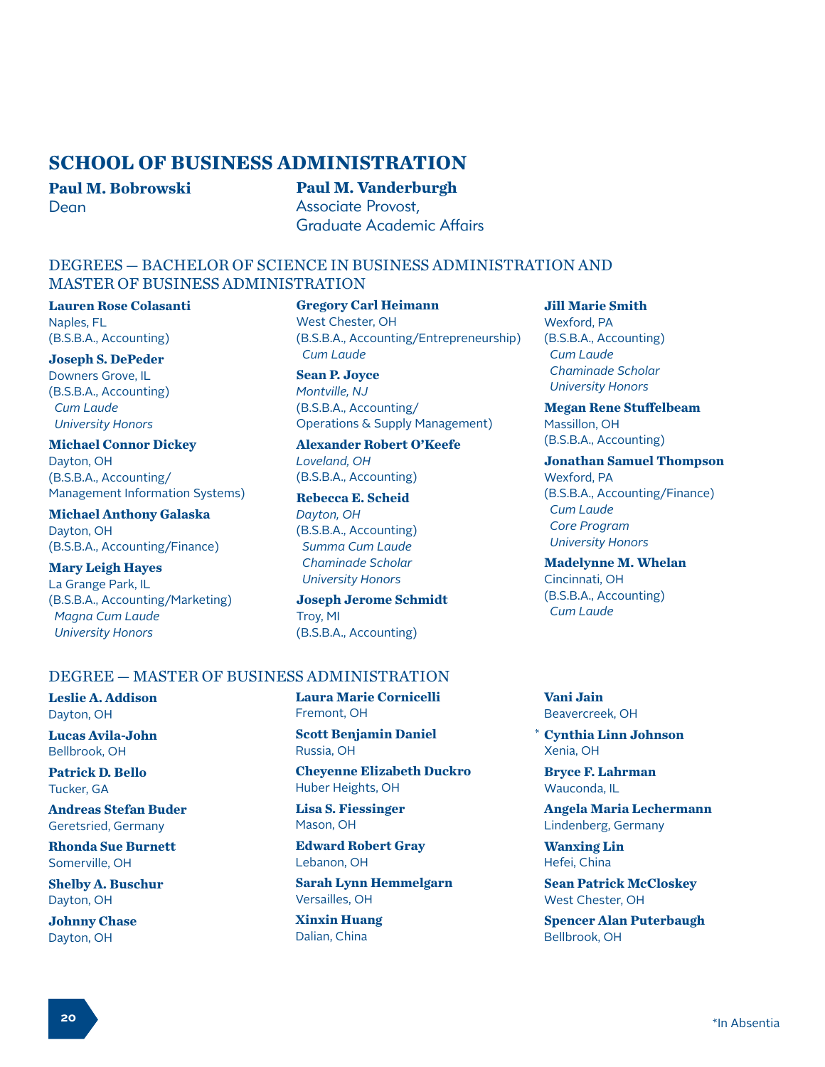## SCHOOL OF BUSINESS ADMINISTRATION

**Paul M. Bobrowski**
Dean

**Paul M. Vanderburgh**
Associate Provost,
Graduate Academic Affairs

### DEGREES — BACHELOR OF SCIENCE IN BUSINESS ADMINISTRATION AND MASTER OF BUSINESS ADMINISTRATION

**Lauren Rose Colasanti**
Naples, FL
(B.S.B.A., Accounting)

**Joseph S. DePeder**
Downers Grove, IL
(B.S.B.A., Accounting)
*Cum Laude*
*University Honors*

**Michael Connor Dickey**
Dayton, OH
(B.S.B.A., Accounting/
Management Information Systems)

**Michael Anthony Galaska**
Dayton, OH
(B.S.B.A., Accounting/Finance)

**Mary Leigh Hayes**
La Grange Park, IL
(B.S.B.A., Accounting/Marketing)
*Magna Cum Laude*
*University Honors*

**Gregory Carl Heimann**
West Chester, OH
(B.S.B.A., Accounting/Entrepreneurship)
*Cum Laude*

**Sean P. Joyce**
*Montville, NJ*
(B.S.B.A., Accounting/
Operations & Supply Management)

**Alexander Robert O'Keefe**
*Loveland, OH*
(B.S.B.A., Accounting)

**Rebecca E. Scheid**
*Dayton, OH*
(B.S.B.A., Accounting)
*Summa Cum Laude*
*Chaminade Scholar*
*University Honors*

**Joseph Jerome Schmidt**
Troy, MI
(B.S.B.A., Accounting)

**Jill Marie Smith**
Wexford, PA
(B.S.B.A., Accounting)
*Cum Laude*
*Chaminade Scholar*
*University Honors*

**Megan Rene Stuffelbeam**
Massillon, OH
(B.S.B.A., Accounting)

**Jonathan Samuel Thompson**
Wexford, PA
(B.S.B.A., Accounting/Finance)
*Cum Laude*
*Core Program*
*University Honors*

**Madelynne M. Whelan**
Cincinnati, OH
(B.S.B.A., Accounting)
*Cum Laude*

### DEGREE — MASTER OF BUSINESS ADMINISTRATION

**Leslie A. Addison**
Dayton, OH

**Lucas Avila-John**
Bellbrook, OH

**Patrick D. Bello**
Tucker, GA

**Andreas Stefan Buder**
Geretsried, Germany

**Rhonda Sue Burnett**
Somerville, OH

**Shelby A. Buschur**
Dayton, OH

**Johnny Chase**
Dayton, OH

**Laura Marie Cornicelli**
Fremont, OH

**Scott Benjamin Daniel**
Russia, OH

**Cheyenne Elizabeth Duckro**
Huber Heights, OH

**Lisa S. Fiessinger**
Mason, OH

**Edward Robert Gray**
Lebanon, OH

**Sarah Lynn Hemmelgarn**
Versailles, OH

**Xinxin Huang**
Dalian, China

**Vani Jain**
Beavercreek, OH

\* **Cynthia Linn Johnson**
Xenia, OH

**Bryce F. Lahrman**
Wauconda, IL

**Angela Maria Lechermann**
Lindenberg, Germany

**Wanxing Lin**
Hefei, China

**Sean Patrick McCloskey**
West Chester, OH

**Spencer Alan Puterbaugh**
Bellbrook, OH

*In Absentia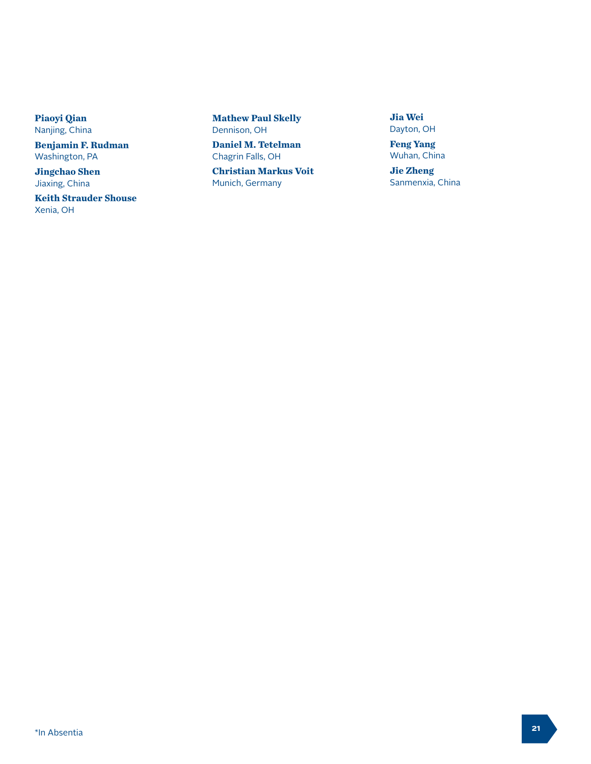**Piaoyi Qian**
Nanjing, China

**Benjamin F. Rudman**
Washington, PA

**Jingchao Shen**
Jiaxing, China

**Keith Strauder Shouse**
Xenia, OH

**Mathew Paul Skelly**
Dennison, OH

**Daniel M. Tetelman**
Chagrin Falls, OH

**Christian Markus Voit**
Munich, Germany

**Jia Wei**
Dayton, OH

**Feng Yang**
Wuhan, China

**Jie Zheng**
Sanmenxia, China

*In Absentia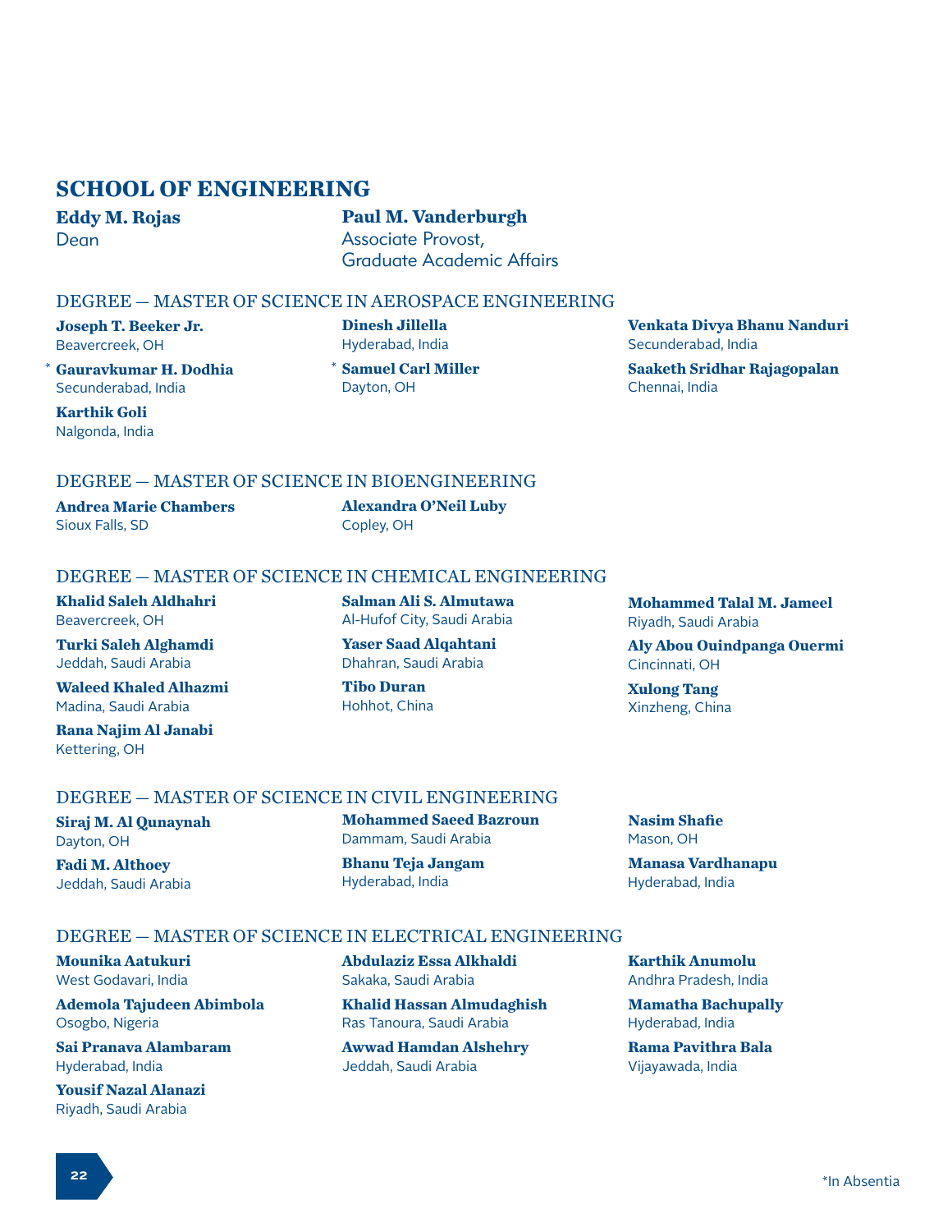## SCHOOL OF ENGINEERING

**Eddy M. Rojas**
Dean

**Paul M. Vanderburgh**
Associate Provost,
Graduate Academic Affairs

### DEGREE — MASTER OF SCIENCE IN AEROSPACE ENGINEERING

**Joseph T. Beeker Jr.**
Beavercreek, OH

* **Gauravkumar H. Dodhia**
Secunderabad, India

**Karthik Goli**
Nalgonda, India

**Dinesh Jillella**
Hyderabad, India

* **Samuel Carl Miller**
Dayton, OH

**Venkata Divya Bhanu Nanduri**
Secunderabad, India

**Saaketh Sridhar Rajagopalan**
Chennai, India

### DEGREE — MASTER OF SCIENCE IN BIOENGINEERING

**Andrea Marie Chambers**
Sioux Falls, SD

**Alexandra O'Neil Luby**
Copley, OH

### DEGREE — MASTER OF SCIENCE IN CHEMICAL ENGINEERING

**Khalid Saleh Aldhahri**
Beavercreek, OH

**Turki Saleh Alghamdi**
Jeddah, Saudi Arabia

**Waleed Khaled Alhazmi**
Madina, Saudi Arabia

**Rana Najim Al Janabi**
Kettering, OH

**Salman Ali S. Almutawa**
Al-Hufof City, Saudi Arabia

**Yaser Saad Alqahtani**
Dhahran, Saudi Arabia

**Tibo Duran**
Hohhot, China

**Mohammed Talal M. Jameel**
Riyadh, Saudi Arabia

**Aly Abou Ouindpanga Ouermi**
Cincinnati, OH

**Xulong Tang**
Xinzheng, China

### DEGREE — MASTER OF SCIENCE IN CIVIL ENGINEERING

**Siraj M. Al Qunaynah**
Dayton, OH

**Fadi M. Althoey**
Jeddah, Saudi Arabia

**Mohammed Saeed Bazroun**
Dammam, Saudi Arabia

**Bhanu Teja Jangam**
Hyderabad, India

**Nasim Shafie**
Mason, OH

**Manasa Vardhanapu**
Hyderabad, India

### DEGREE — MASTER OF SCIENCE IN ELECTRICAL ENGINEERING

**Mounika Aatukuri**
West Godavari, India

**Ademola Tajudeen Abimbola**
Osogbo, Nigeria

**Sai Pranava Alambaram**
Hyderabad, India

**Yousif Nazal Alanazi**
Riyadh, Saudi Arabia

**Abdulaziz Essa Alkhaldi**
Sakaka, Saudi Arabia

**Khalid Hassan Almudaghish**
Ras Tanoura, Saudi Arabia

**Awwad Hamdan Alshehry**
Jeddah, Saudi Arabia

**Karthik Anumolu**
Andhra Pradesh, India

**Mamatha Bachupally**
Hyderabad, India

**Rama Pavithra Bala**
Vijayawada, India

*In Absentia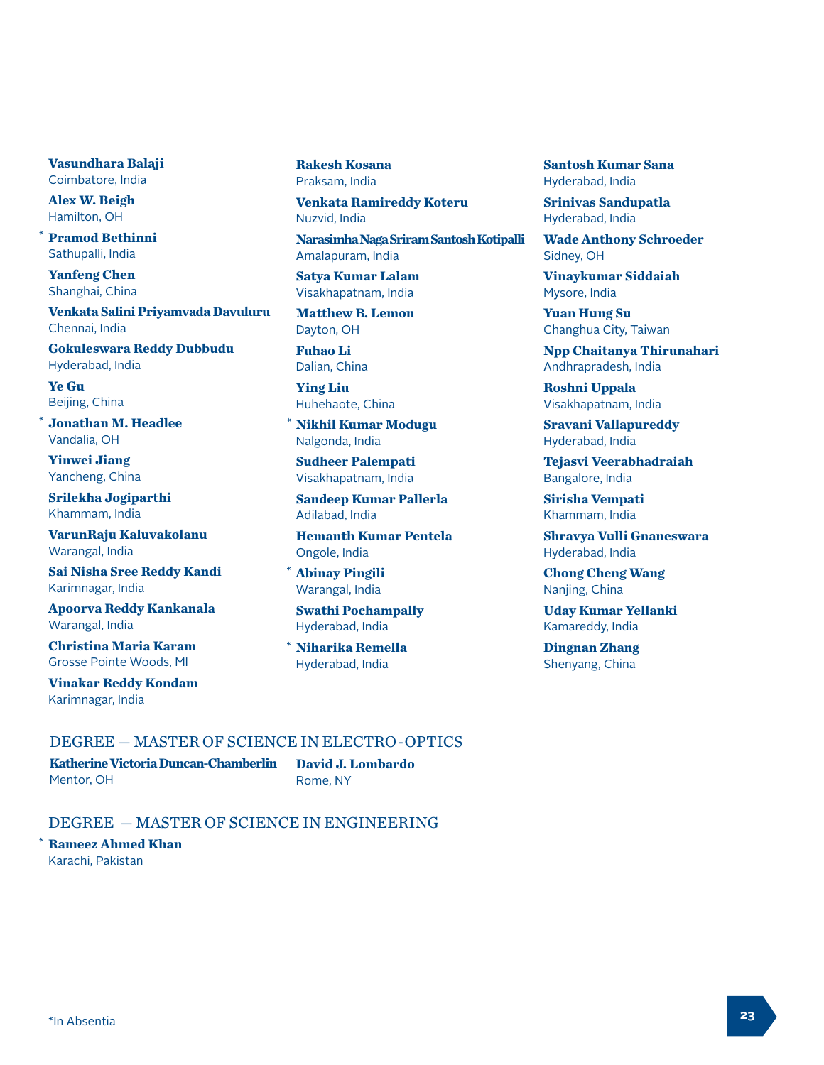**Vasundhara Balaji**
Coimbatore, India

**Alex W. Beigh**
Hamilton, OH

\* **Pramod Bethinni**
Sathupalli, India

**Yanfeng Chen**
Shanghai, China

**Venkata Salini Priyamvada Davuluru**
Chennai, India

**Gokuleswara Reddy Dubbudu**
Hyderabad, India

**Ye Gu**
Beijing, China

\* **Jonathan M. Headlee**
Vandalia, OH

**Yinwei Jiang**
Yancheng, China

**Srilekha Jogiparthi**
Khammam, India

**VarunRaju Kaluvakolanu**
Warangal, India

**Sai Nisha Sree Reddy Kandi**
Karimnagar, India

**Apoorva Reddy Kankanala**
Warangal, India

**Christina Maria Karam**
Grosse Pointe Woods, MI

**Vinakar Reddy Kondam**
Karimnagar, India

**Rakesh Kosana**
Praksam, India

**Venkata Ramireddy Koteru**
Nuzvid, India

**Narasimha Naga Sriram Santosh Kotipalli**
Amalapuram, India

**Satya Kumar Lalam**
Visakhapatnam, India

**Matthew B. Lemon**
Dayton, OH

**Fuhao Li**
Dalian, China

**Ying Liu**
Huhehaote, China

\* **Nikhil Kumar Modugu**
Nalgonda, India

**Sudheer Palempati**
Visakhapatnam, India

**Sandeep Kumar Pallerla**
Adilabad, India

**Hemanth Kumar Pentela**
Ongole, India

\* **Abinay Pingili**
Warangal, India

**Swathi Pochampally**
Hyderabad, India

\* **Niharika Remella**
Hyderabad, India

**Santosh Kumar Sana**
Hyderabad, India

**Srinivas Sandupatla**
Hyderabad, India

**Wade Anthony Schroeder**
Sidney, OH

**Vinaykumar Siddaiah**
Mysore, India

**Yuan Hung Su**
Changhua City, Taiwan

**Npp Chaitanya Thirunahari**
Andhrapradesh, India

**Roshni Uppala**
Visakhapatnam, India

**Sravani Vallapureddy**
Hyderabad, India

**Tejasvi Veerabhadraiah**
Bangalore, India

**Sirisha Vempati**
Khammam, India

**Shravya Vulli Gnaneswara**
Hyderabad, India

**Chong Cheng Wang**
Nanjing, China

**Uday Kumar Yellanki**
Kamareddy, India

**Dingnan Zhang**
Shenyang, China

## DEGREE — MASTER OF SCIENCE IN ELECTRO-OPTICS

**Katherine Victoria Duncan-Chamberlin**
Mentor, OH

**David J. Lombardo**
Rome, NY

## DEGREE — MASTER OF SCIENCE IN ENGINEERING

\* **Rameez Ahmed Khan**
Karachi, Pakistan

*In Absentia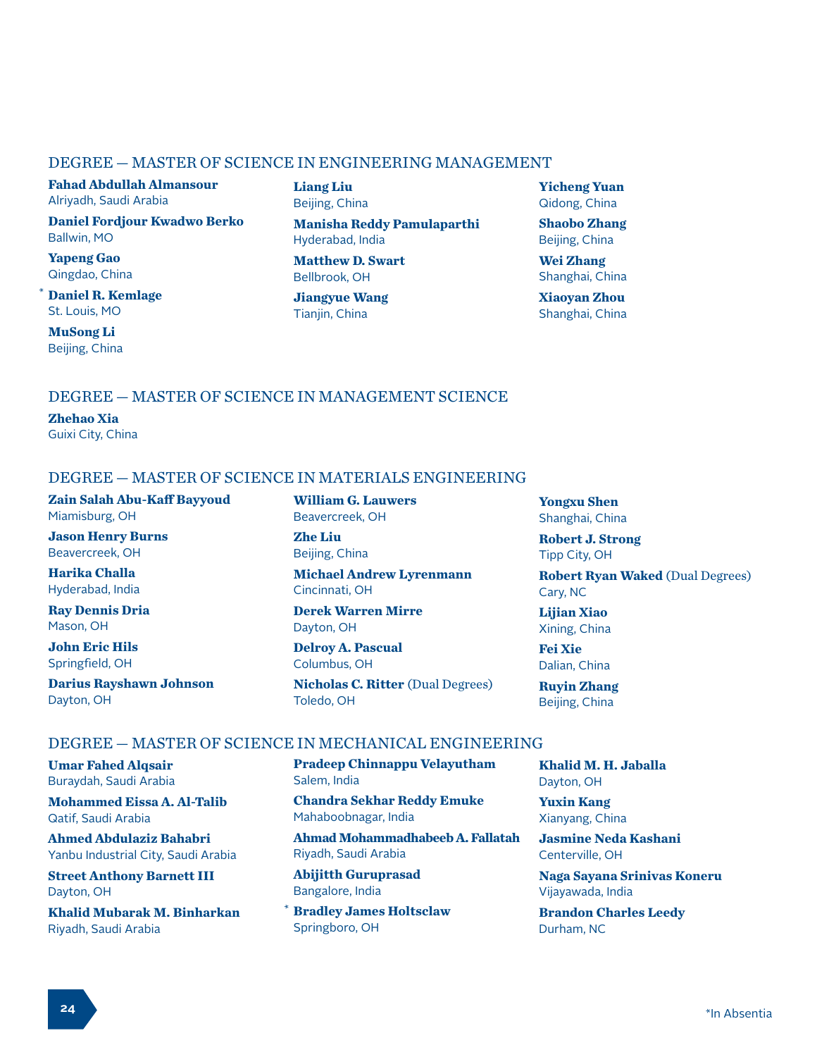## DEGREE — MASTER OF SCIENCE IN ENGINEERING MANAGEMENT

**Fahad Abdullah Almansour**
Alriyadh, Saudi Arabia

**Daniel Fordjour Kwadwo Berko**
Ballwin, MO

**Yapeng Gao**
Qingdao, China

\* **Daniel R. Kemlage**
St. Louis, MO

**MuSong Li**
Beijing, China

**Liang Liu**
Beijing, China

**Manisha Reddy Pamulaparthi**
Hyderabad, India

**Matthew D. Swart**
Bellbrook, OH

**Jiangyue Wang**
Tianjin, China

**Yicheng Yuan**
Qidong, China

**Shaobo Zhang**
Beijing, China

**Wei Zhang**
Shanghai, China

**Xiaoyan Zhou**
Shanghai, China

## DEGREE — MASTER OF SCIENCE IN MANAGEMENT SCIENCE

**Zhehao Xia**
Guixi City, China

## DEGREE — MASTER OF SCIENCE IN MATERIALS ENGINEERING

**Zain Salah Abu-Kaff Bayyoud**
Miamisburg, OH

**Jason Henry Burns**
Beavercreek, OH

**Harika Challa**
Hyderabad, India

**Ray Dennis Dria**
Mason, OH

**John Eric Hils**
Springfield, OH

**Darius Rayshawn Johnson**
Dayton, OH

**William G. Lauwers**
Beavercreek, OH

**Zhe Liu**
Beijing, China

**Michael Andrew Lyrenmann**
Cincinnati, OH

**Derek Warren Mirre**
Dayton, OH

**Delroy A. Pascual**
Columbus, OH

**Nicholas C. Ritter** (Dual Degrees)
Toledo, OH

**Yongxu Shen**
Shanghai, China

**Robert J. Strong**
Tipp City, OH

**Robert Ryan Waked** (Dual Degrees)
Cary, NC

**Lijian Xiao**
Xining, China

**Fei Xie**
Dalian, China

**Ruyin Zhang**
Beijing, China

## DEGREE — MASTER OF SCIENCE IN MECHANICAL ENGINEERING

**Umar Fahed Alqsair**
Buraydah, Saudi Arabia

**Mohammed Eissa A. Al-Talib**
Qatif, Saudi Arabia

**Ahmed Abdulaziz Bahabri**
Yanbu Industrial City, Saudi Arabia

**Street Anthony Barnett III**
Dayton, OH

**Khalid Mubarak M. Binharkan**
Riyadh, Saudi Arabia

**Pradeep Chinnappu Velayutham**
Salem, India

**Chandra Sekhar Reddy Emuke**
Mahaboobnagar, India

**Ahmad Mohammadhabeeb A. Fallatah**
Riyadh, Saudi Arabia

**Abijitth Guruprasad**
Bangalore, India

\* **Bradley James Holtsclaw**
Springboro, OH

**Khalid M. H. Jaballa**
Dayton, OH

**Yuxin Kang**
Xianyang, China

**Jasmine Neda Kashani**
Centerville, OH

**Naga Sayana Srinivas Koneru**
Vijayawada, India

**Brandon Charles Leedy**
Durham, NC

*In Absentia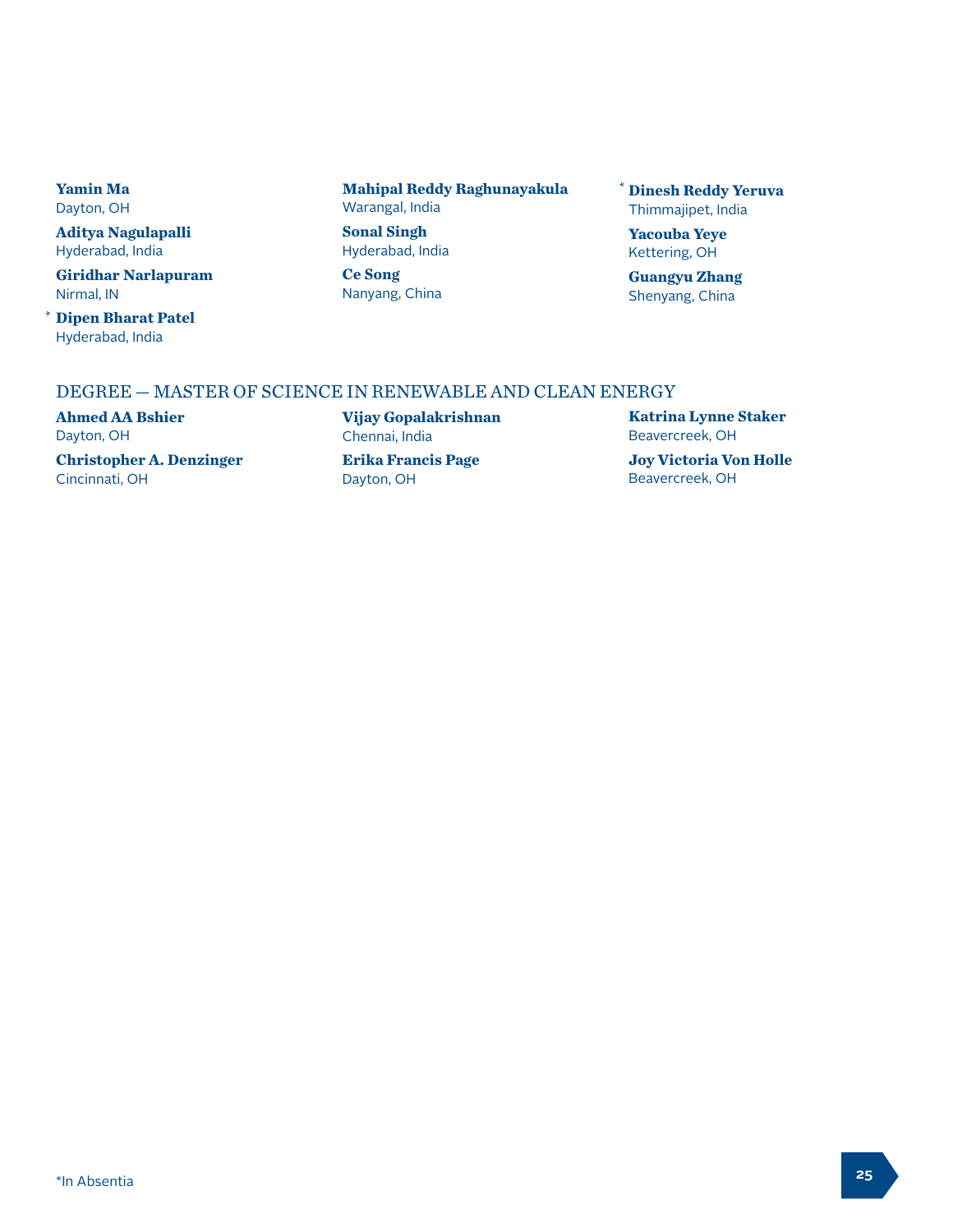**Yamin Ma**
Dayton, OH

**Aditya Nagulapalli**
Hyderabad, India

**Giridhar Narlapuram**
Nirmal, IN

* **Dipen Bharat Patel**
Hyderabad, India

**Mahipal Reddy Raghunayakula**
Warangal, India

**Sonal Singh**
Hyderabad, India

**Ce Song**
Nanyang, China

* **Dinesh Reddy Yeruva**
Thimmajipet, India

**Yacouba Yeye**
Kettering, OH

**Guangyu Zhang**
Shenyang, China

## DEGREE — MASTER OF SCIENCE IN RENEWABLE AND CLEAN ENERGY

**Ahmed AA Bshier**
Dayton, OH

**Christopher A. Denzinger**
Cincinnati, OH

**Vijay Gopalakrishnan**
Chennai, India

**Erika Francis Page**
Dayton, OH

**Katrina Lynne Staker**
Beavercreek, OH

**Joy Victoria Von Holle**
Beavercreek, OH

*In Absentia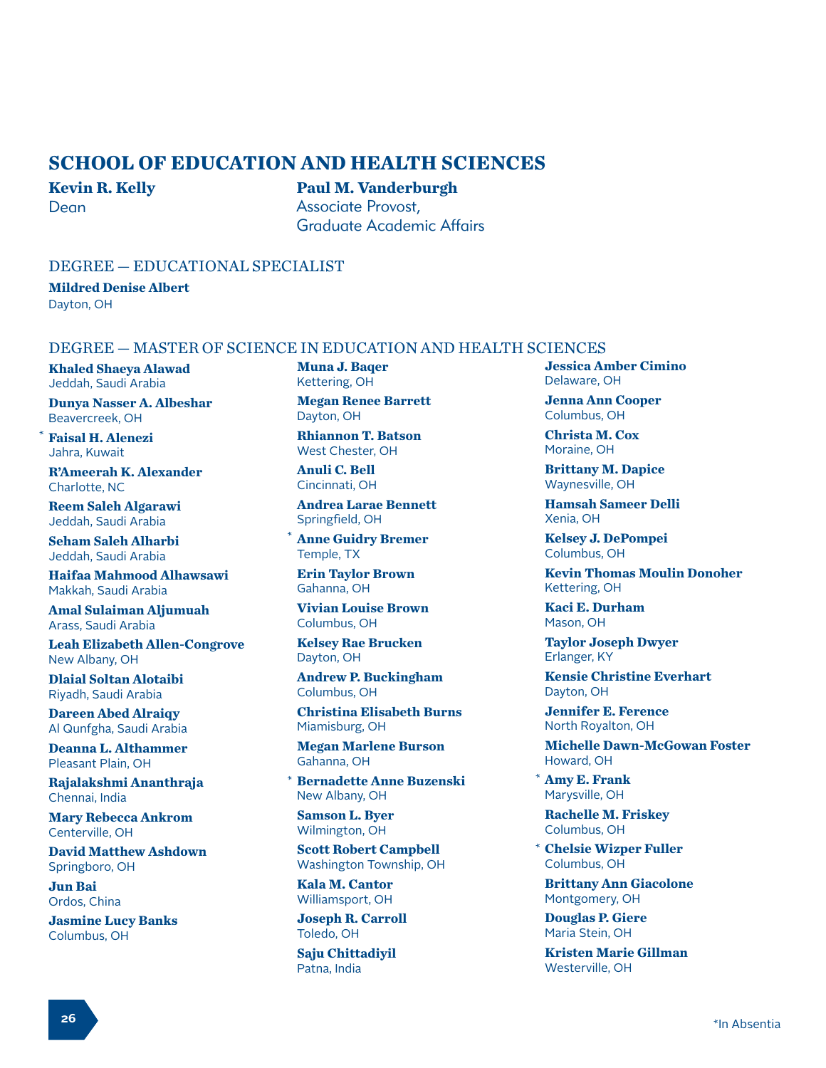# SCHOOL OF EDUCATION AND HEALTH SCIENCES

**Kevin R. Kelly**
Dean

**Paul M. Vanderburgh**
Associate Provost,
Graduate Academic Affairs

## DEGREE — EDUCATIONAL SPECIALIST

**Mildred Denise Albert**
Dayton, OH

## DEGREE — MASTER OF SCIENCE IN EDUCATION AND HEALTH SCIENCES

**Khaled Shaeya Alawad**
Jeddah, Saudi Arabia

**Dunya Nasser A. Albeshar**
Beavercreek, OH

* **Faisal H. Alenezi**
Jahra, Kuwait

**R'Ameerah K. Alexander**
Charlotte, NC

**Reem Saleh Algarawi**
Jeddah, Saudi Arabia

**Seham Saleh Alharbi**
Jeddah, Saudi Arabia

**Haifaa Mahmood Alhawsawi**
Makkah, Saudi Arabia

**Amal Sulaiman Aljumuah**
Arass, Saudi Arabia

**Leah Elizabeth Allen-Congrove**
New Albany, OH

**Dlaial Soltan Alotaibi**
Riyadh, Saudi Arabia

**Dareen Abed Alraiqy**
Al Qunfgha, Saudi Arabia

**Deanna L. Althammer**
Pleasant Plain, OH

**Rajalakshmi Ananthraja**
Chennai, India

**Mary Rebecca Ankrom**
Centerville, OH

**David Matthew Ashdown**
Springboro, OH

**Jun Bai**
Ordos, China

**Jasmine Lucy Banks**
Columbus, OH

**Muna J. Baqer**
Kettering, OH

**Megan Renee Barrett**
Dayton, OH

**Rhiannon T. Batson**
West Chester, OH

**Anuli C. Bell**
Cincinnati, OH

**Andrea Larae Bennett**
Springfield, OH

* **Anne Guidry Bremer**
Temple, TX

**Erin Taylor Brown**
Gahanna, OH

**Vivian Louise Brown**
Columbus, OH

**Kelsey Rae Brucken**
Dayton, OH

**Andrew P. Buckingham**
Columbus, OH

**Christina Elisabeth Burns**
Miamisburg, OH

**Megan Marlene Burson**
Gahanna, OH

* **Bernadette Anne Buzenski**
New Albany, OH

**Samson L. Byer**
Wilmington, OH

**Scott Robert Campbell**
Washington Township, OH

**Kala M. Cantor**
Williamsport, OH

**Joseph R. Carroll**
Toledo, OH

**Saju Chittadiyil**
Patna, India

**Jessica Amber Cimino**
Delaware, OH

**Jenna Ann Cooper**
Columbus, OH

**Christa M. Cox**
Moraine, OH

**Brittany M. Dapice**
Waynesville, OH

**Hamsah Sameer Delli**
Xenia, OH

**Kelsey J. DePompei**
Columbus, OH

**Kevin Thomas Moulin Donoher**
Kettering, OH

**Kaci E. Durham**
Mason, OH

**Taylor Joseph Dwyer**
Erlanger, KY

**Kensie Christine Everhart**
Dayton, OH

**Jennifer E. Ference**
North Royalton, OH

**Michelle Dawn-McGowan Foster**
Howard, OH

* **Amy E. Frank**
Marysville, OH

**Rachelle M. Friskey**
Columbus, OH

* **Chelsie Wizper Fuller**
Columbus, OH

**Brittany Ann Giacolone**
Montgomery, OH

**Douglas P. Giere**
Maria Stein, OH

**Kristen Marie Gillman**
Westerville, OH

*In Absentia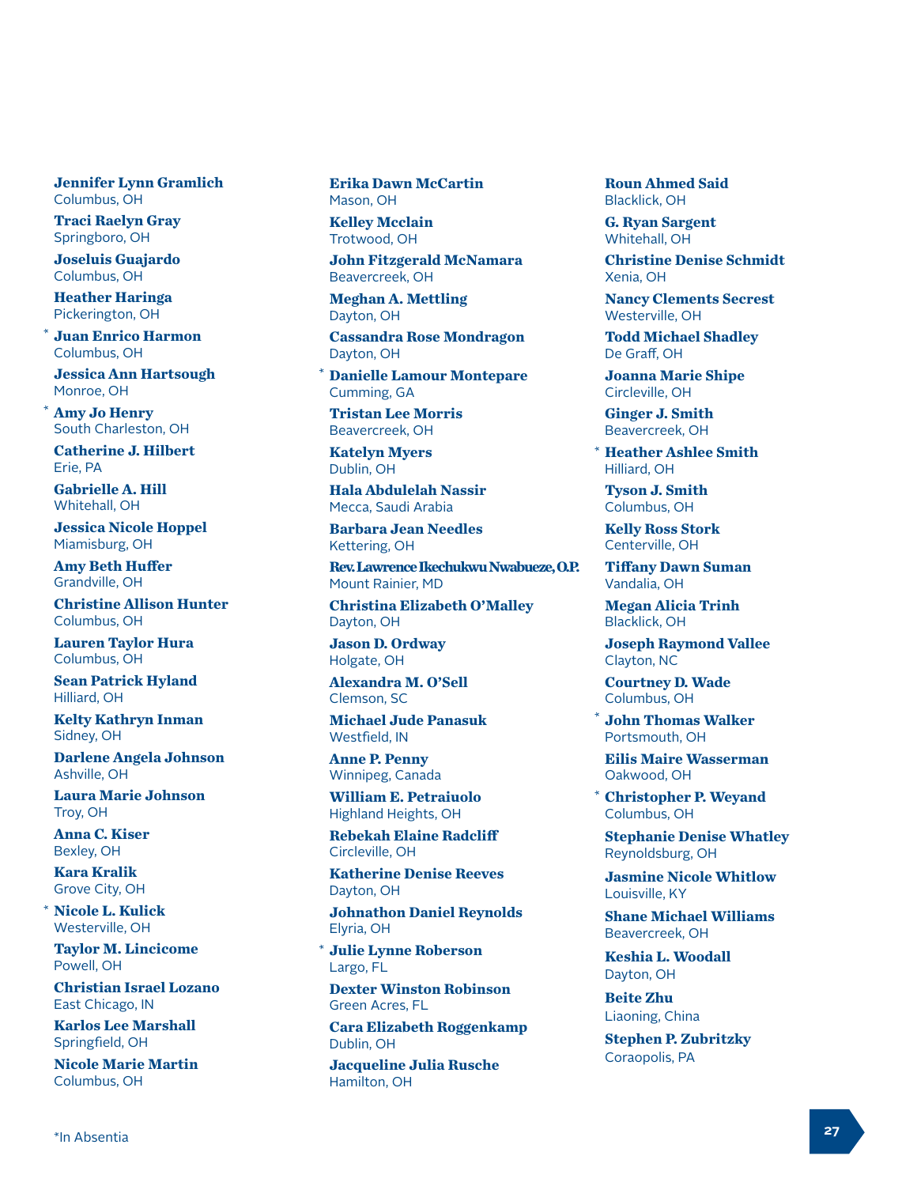**Jennifer Lynn Gramlich**
Columbus, OH

**Traci Raelyn Gray**
Springboro, OH

**Joseluis Guajardo**
Columbus, OH

**Heather Haringa**
Pickerington, OH

\* **Juan Enrico Harmon**
Columbus, OH

**Jessica Ann Hartsough**
Monroe, OH

\* **Amy Jo Henry**
South Charleston, OH

**Catherine J. Hilbert**
Erie, PA

**Gabrielle A. Hill**
Whitehall, OH

**Jessica Nicole Hoppel**
Miamisburg, OH

**Amy Beth Huffer**
Grandville, OH

**Christine Allison Hunter**
Columbus, OH

**Lauren Taylor Hura**
Columbus, OH

**Sean Patrick Hyland**
Hilliard, OH

**Kelty Kathryn Inman**
Sidney, OH

**Darlene Angela Johnson**
Ashville, OH

**Laura Marie Johnson**
Troy, OH

**Anna C. Kiser**
Bexley, OH

**Kara Kralik**
Grove City, OH

\* **Nicole L. Kulick**
Westerville, OH

**Taylor M. Lincicome**
Powell, OH

**Christian Israel Lozano**
East Chicago, IN

**Karlos Lee Marshall**
Springfield, OH

**Nicole Marie Martin**
Columbus, OH

**Erika Dawn McCartin**
Mason, OH

**Kelley Mcclain**
Trotwood, OH

**John Fitzgerald McNamara**
Beavercreek, OH

**Meghan A. Mettling**
Dayton, OH

**Cassandra Rose Mondragon**
Dayton, OH

\* **Danielle Lamour Montepare**
Cumming, GA

**Tristan Lee Morris**
Beavercreek, OH

**Katelyn Myers**
Dublin, OH

**Hala Abdulelah Nassir**
Mecca, Saudi Arabia

**Barbara Jean Needles**
Kettering, OH

**Rev. Lawrence Ikechukwu Nwabueze, O.P.**
Mount Rainier, MD

**Christina Elizabeth O'Malley**
Dayton, OH

**Jason D. Ordway**
Holgate, OH

**Alexandra M. O'Sell**
Clemson, SC

**Michael Jude Panasuk**
Westfield, IN

**Anne P. Penny**
Winnipeg, Canada

**William E. Petraiuolo**
Highland Heights, OH

**Rebekah Elaine Radcliff**
Circleville, OH

**Katherine Denise Reeves**
Dayton, OH

**Johnathon Daniel Reynolds**
Elyria, OH

\* **Julie Lynne Roberson**
Largo, FL

**Dexter Winston Robinson**
Green Acres, FL

**Cara Elizabeth Roggenkamp**
Dublin, OH

**Jacqueline Julia Rusche**
Hamilton, OH

**Roun Ahmed Said**
Blacklick, OH

**G. Ryan Sargent**
Whitehall, OH

**Christine Denise Schmidt**
Xenia, OH

**Nancy Clements Secrest**
Westerville, OH

**Todd Michael Shadley**
De Graff, OH

**Joanna Marie Shipe**
Circleville, OH

**Ginger J. Smith**
Beavercreek, OH

\* **Heather Ashlee Smith**
Hilliard, OH

**Tyson J. Smith**
Columbus, OH

**Kelly Ross Stork**
Centerville, OH

**Tiffany Dawn Suman**
Vandalia, OH

**Megan Alicia Trinh**
Blacklick, OH

**Joseph Raymond Vallee**
Clayton, NC

**Courtney D. Wade**
Columbus, OH

\* **John Thomas Walker**
Portsmouth, OH

**Eilis Maire Wasserman**
Oakwood, OH

\* **Christopher P. Weyand**
Columbus, OH

**Stephanie Denise Whatley**
Reynoldsburg, OH

**Jasmine Nicole Whitlow**
Louisville, KY

**Shane Michael Williams**
Beavercreek, OH

**Keshia L. Woodall**
Dayton, OH

**Beite Zhu**
Liaoning, China

**Stephen P. Zubritzky**
Coraopolis, PA

*In Absentia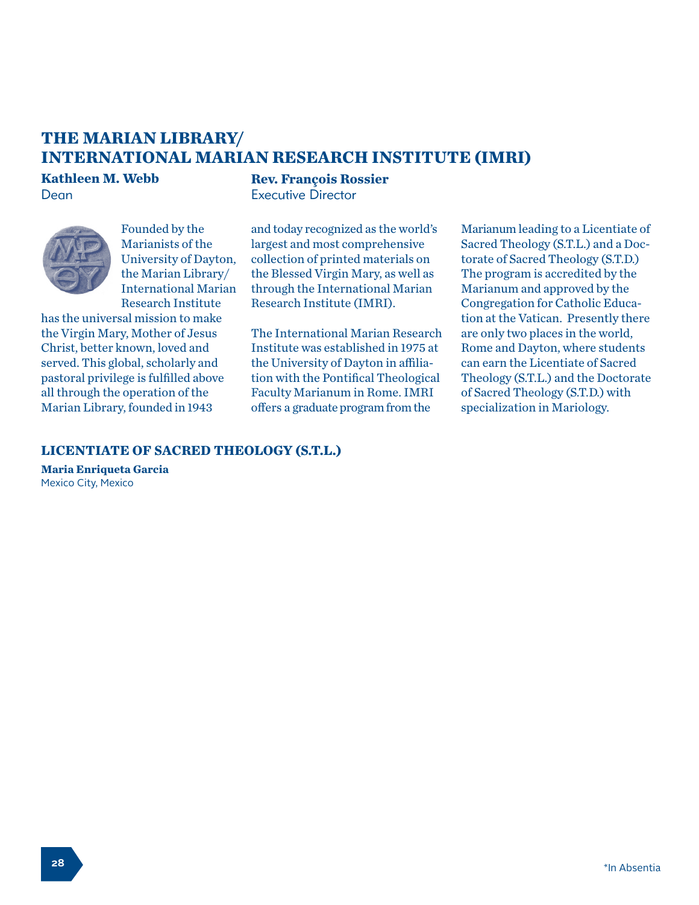## THE MARIAN LIBRARY/ INTERNATIONAL MARIAN RESEARCH INSTITUTE (IMRI)

**Kathleen M. Webb**
Dean

**Rev. François Rossier**
Executive Director

Founded by the Marianists of the University of Dayton, the Marian Library/ International Marian Research Institute has the universal mission to make the Virgin Mary, Mother of Jesus Christ, better known, loved and served. This global, scholarly and pastoral privilege is fulfilled above all through the operation of the Marian Library, founded in 1943 and today recognized as the world's largest and most comprehensive collection of printed materials on the Blessed Virgin Mary, as well as through the International Marian Research Institute (IMRI).

The International Marian Research Institute was established in 1975 at the University of Dayton in affiliation with the Pontifical Theological Faculty Marianum in Rome. IMRI offers a graduate program from the Marianum leading to a Licentiate of Sacred Theology (S.T.L.) and a Doctorate of Sacred Theology (S.T.D.) The program is accredited by the Marianum and approved by the Congregation for Catholic Education at the Vatican. Presently there are only two places in the world, Rome and Dayton, where students can earn the Licentiate of Sacred Theology (S.T.L.) and the Doctorate of Sacred Theology (S.T.D.) with specialization in Mariology.

### LICENTIATE OF SACRED THEOLOGY (S.T.L.)

**Maria Enriqueta Garcia**
Mexico City, Mexico

*In Absentia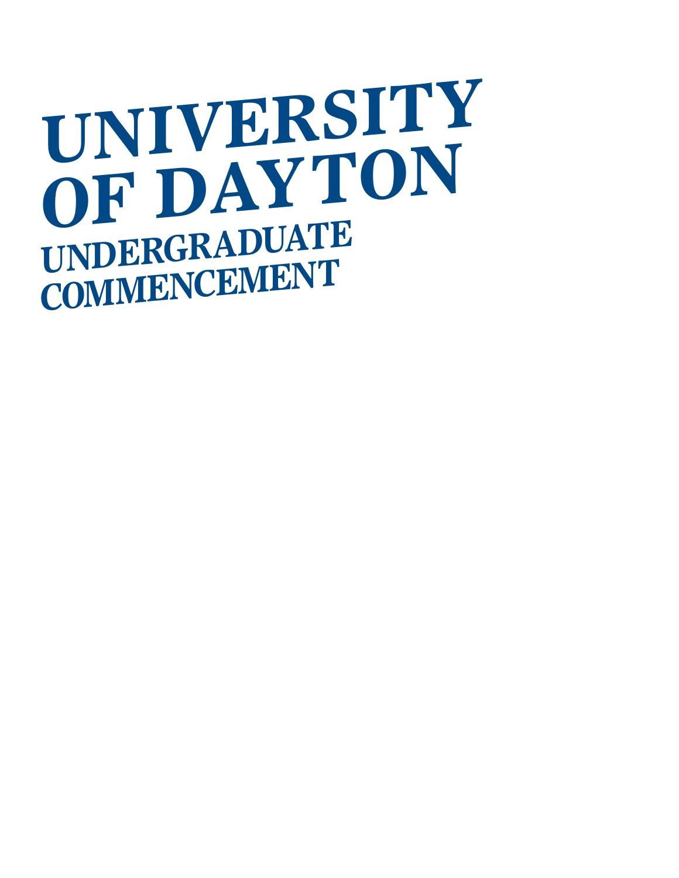# UNIVERSITY OF DAYTON

## UNDERGRADUATE COMMENCEMENT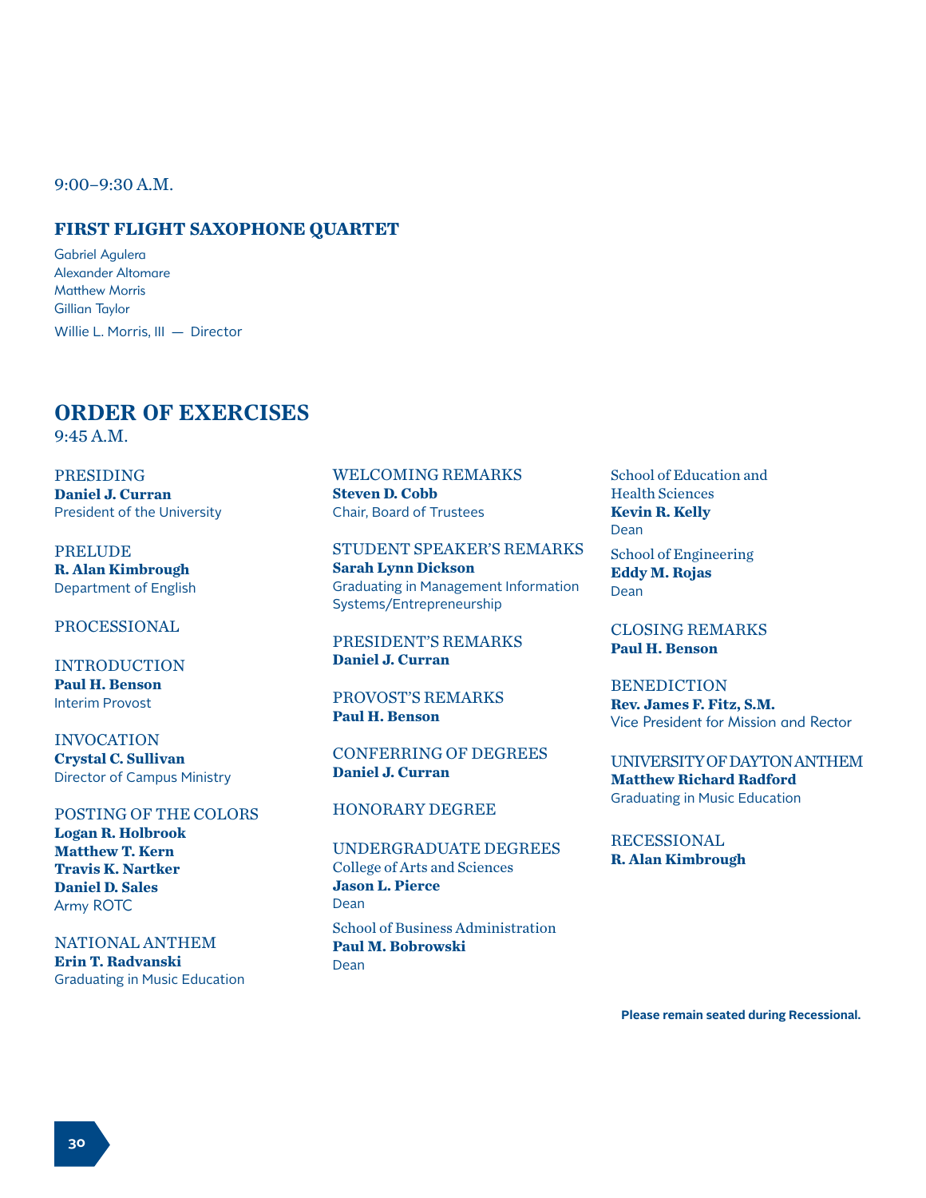9:00–9:30 A.M.

## FIRST FLIGHT SAXOPHONE QUARTET

Gabriel Agulera
Alexander Altomare
Matthew Morris
Gillian Taylor
Willie L. Morris, III — Director

## ORDER OF EXERCISES

9:45 A.M.

PRESIDING
**Daniel J. Curran**
President of the University

PRELUDE
**R. Alan Kimbrough**
Department of English

PROCESSIONAL

INTRODUCTION
**Paul H. Benson**
Interim Provost

INVOCATION
**Crystal C. Sullivan**
Director of Campus Ministry

POSTING OF THE COLORS
**Logan R. Holbrook**
**Matthew T. Kern**
**Travis K. Nartker**
**Daniel D. Sales**
Army ROTC

NATIONAL ANTHEM
**Erin T. Radvanski**
Graduating in Music Education

WELCOMING REMARKS
**Steven D. Cobb**
Chair, Board of Trustees

STUDENT SPEAKER'S REMARKS
**Sarah Lynn Dickson**
Graduating in Management Information Systems/Entrepreneurship

PRESIDENT'S REMARKS
**Daniel J. Curran**

PROVOST'S REMARKS
**Paul H. Benson**

CONFERRING OF DEGREES
**Daniel J. Curran**

HONORARY DEGREE

UNDERGRADUATE DEGREES

College of Arts and Sciences
**Jason L. Pierce**
Dean

School of Business Administration
**Paul M. Bobrowski**
Dean

School of Education and Health Sciences
**Kevin R. Kelly**
Dean

School of Engineering
**Eddy M. Rojas**
Dean

CLOSING REMARKS
**Paul H. Benson**

BENEDICTION
**Rev. James F. Fitz, S.M.**
Vice President for Mission and Rector

UNIVERSITY OF DAYTON ANTHEM
**Matthew Richard Radford**
Graduating in Music Education

RECESSIONAL
**R. Alan Kimbrough**

**Please remain seated during Recessional.**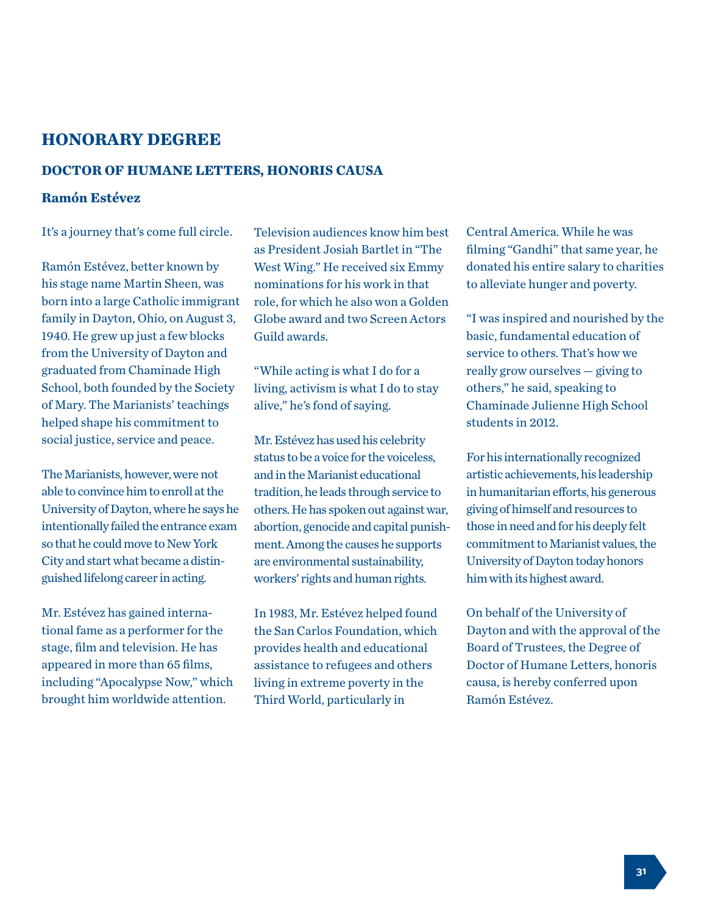## HONORARY DEGREE

### DOCTOR OF HUMANE LETTERS, HONORIS CAUSA

**Ramón Estévez**

It's a journey that's come full circle.

Ramón Estévez, better known by his stage name Martin Sheen, was born into a large Catholic immigrant family in Dayton, Ohio, on August 3, 1940. He grew up just a few blocks from the University of Dayton and graduated from Chaminade High School, both founded by the Society of Mary. The Marianists' teachings helped shape his commitment to social justice, service and peace.

The Marianists, however, were not able to convince him to enroll at the University of Dayton, where he says he intentionally failed the entrance exam so that he could move to New York City and start what became a distinguished lifelong career in acting.

Mr. Estévez has gained international fame as a performer for the stage, film and television. He has appeared in more than 65 films, including "Apocalypse Now," which brought him worldwide attention.

Television audiences know him best as President Josiah Bartlet in "The West Wing." He received six Emmy nominations for his work in that role, for which he also won a Golden Globe award and two Screen Actors Guild awards.

"While acting is what I do for a living, activism is what I do to stay alive," he's fond of saying.

Mr. Estévez has used his celebrity status to be a voice for the voiceless, and in the Marianist educational tradition, he leads through service to others. He has spoken out against war, abortion, genocide and capital punishment. Among the causes he supports are environmental sustainability, workers' rights and human rights.

In 1983, Mr. Estévez helped found the San Carlos Foundation, which provides health and educational assistance to refugees and others living in extreme poverty in the Third World, particularly in Central America. While he was filming "Gandhi" that same year, he donated his entire salary to charities to alleviate hunger and poverty.

"I was inspired and nourished by the basic, fundamental education of service to others. That's how we really grow ourselves — giving to others," he said, speaking to Chaminade Julienne High School students in 2012.

For his internationally recognized artistic achievements, his leadership in humanitarian efforts, his generous giving of himself and resources to those in need and for his deeply felt commitment to Marianist values, the University of Dayton today honors him with its highest award.

On behalf of the University of Dayton and with the approval of the Board of Trustees, the Degree of Doctor of Humane Letters, honoris causa, is hereby conferred upon Ramón Estévez.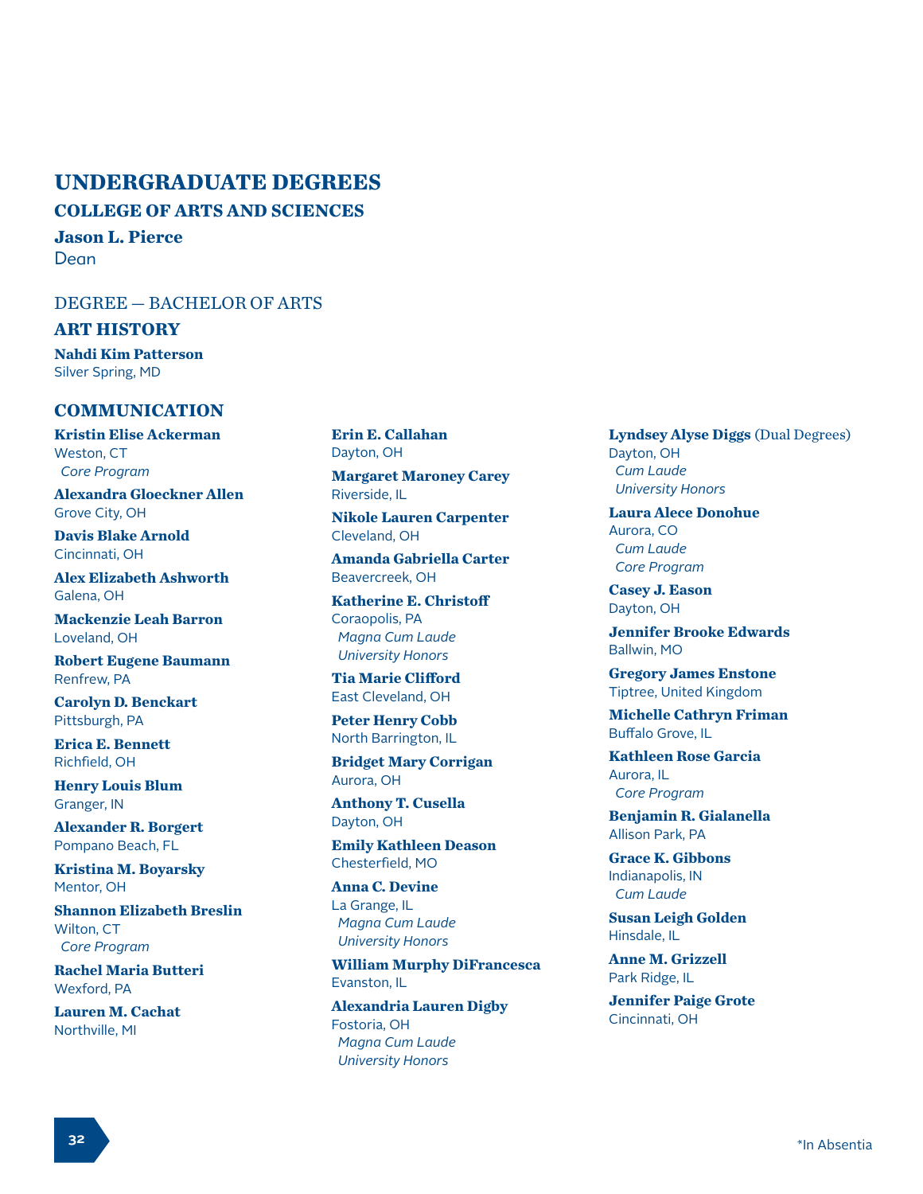# UNDERGRADUATE DEGREES

## COLLEGE OF ARTS AND SCIENCES

**Jason L. Pierce**
Dean

DEGREE — BACHELOR OF ARTS

### ART HISTORY

**Nahdi Kim Patterson**
Silver Spring, MD

### COMMUNICATION

**Kristin Elise Ackerman**
Weston, CT
*Core Program*

**Alexandra Gloeckner Allen**
Grove City, OH

**Davis Blake Arnold**
Cincinnati, OH

**Alex Elizabeth Ashworth**
Galena, OH

**Mackenzie Leah Barron**
Loveland, OH

**Robert Eugene Baumann**
Renfrew, PA

**Carolyn D. Benckart**
Pittsburgh, PA

**Erica E. Bennett**
Richfield, OH

**Henry Louis Blum**
Granger, IN

**Alexander R. Borgert**
Pompano Beach, FL

**Kristina M. Boyarsky**
Mentor, OH

**Shannon Elizabeth Breslin**
Wilton, CT
*Core Program*

**Rachel Maria Butteri**
Wexford, PA

**Lauren M. Cachat**
Northville, MI

**Erin E. Callahan**
Dayton, OH

**Margaret Maroney Carey**
Riverside, IL

**Nikole Lauren Carpenter**
Cleveland, OH

**Amanda Gabriella Carter**
Beavercreek, OH

**Katherine E. Christoff**
Coraopolis, PA
*Magna Cum Laude*
*University Honors*

**Tia Marie Clifford**
East Cleveland, OH

**Peter Henry Cobb**
North Barrington, IL

**Bridget Mary Corrigan**
Aurora, OH

**Anthony T. Cusella**
Dayton, OH

**Emily Kathleen Deason**
Chesterfield, MO

**Anna C. Devine**
La Grange, IL
*Magna Cum Laude*
*University Honors*

**William Murphy DiFrancesca**
Evanston, IL

**Alexandria Lauren Digby**
Fostoria, OH
*Magna Cum Laude*
*University Honors*

**Lyndsey Alyse Diggs** (Dual Degrees)
Dayton, OH
*Cum Laude*
*University Honors*

**Laura Alece Donohue**
Aurora, CO
*Cum Laude*
*Core Program*

**Casey J. Eason**
Dayton, OH

**Jennifer Brooke Edwards**
Ballwin, MO

**Gregory James Enstone**
Tiptree, United Kingdom

**Michelle Cathryn Friman**
Buffalo Grove, IL

**Kathleen Rose Garcia**
Aurora, IL
*Core Program*

**Benjamin R. Gialanella**
Allison Park, PA

**Grace K. Gibbons**
Indianapolis, IN
*Cum Laude*

**Susan Leigh Golden**
Hinsdale, IL

**Anne M. Grizzell**
Park Ridge, IL

**Jennifer Paige Grote**
Cincinnati, OH

*In Absentia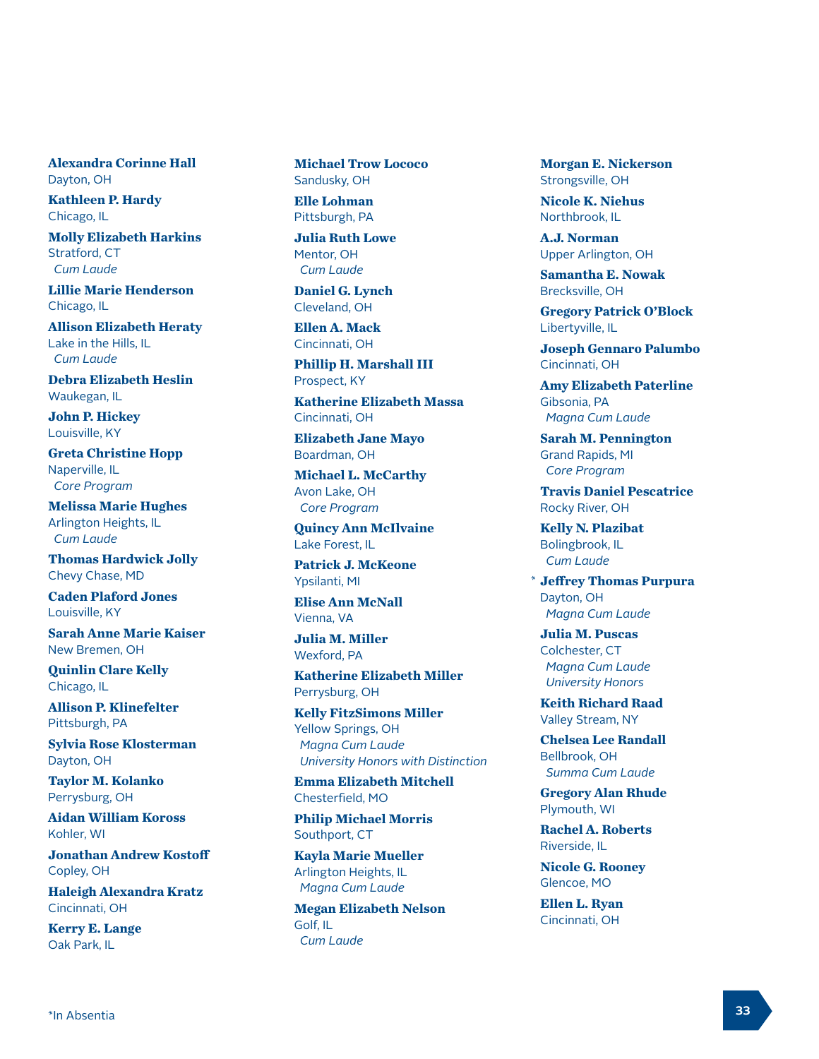**Alexandra Corinne Hall**
Dayton, OH

**Kathleen P. Hardy**
Chicago, IL

**Molly Elizabeth Harkins**
Stratford, CT
*Cum Laude*

**Lillie Marie Henderson**
Chicago, IL

**Allison Elizabeth Heraty**
Lake in the Hills, IL
*Cum Laude*

**Debra Elizabeth Heslin**
Waukegan, IL

**John P. Hickey**
Louisville, KY

**Greta Christine Hopp**
Naperville, IL
*Core Program*

**Melissa Marie Hughes**
Arlington Heights, IL
*Cum Laude*

**Thomas Hardwick Jolly**
Chevy Chase, MD

**Caden Plaford Jones**
Louisville, KY

**Sarah Anne Marie Kaiser**
New Bremen, OH

**Quinlin Clare Kelly**
Chicago, IL

**Allison P. Klinefelter**
Pittsburgh, PA

**Sylvia Rose Klosterman**
Dayton, OH

**Taylor M. Kolanko**
Perrysburg, OH

**Aidan William Koross**
Kohler, WI

**Jonathan Andrew Kostoff**
Copley, OH

**Haleigh Alexandra Kratz**
Cincinnati, OH

**Kerry E. Lange**
Oak Park, IL

**Michael Trow Lococo**
Sandusky, OH

**Elle Lohman**
Pittsburgh, PA

**Julia Ruth Lowe**
Mentor, OH
*Cum Laude*

**Daniel G. Lynch**
Cleveland, OH

**Ellen A. Mack**
Cincinnati, OH

**Phillip H. Marshall III**
Prospect, KY

**Katherine Elizabeth Massa**
Cincinnati, OH

**Elizabeth Jane Mayo**
Boardman, OH

**Michael L. McCarthy**
Avon Lake, OH
*Core Program*

**Quincy Ann McIlvaine**
Lake Forest, IL

**Patrick J. McKeone**
Ypsilanti, MI

**Elise Ann McNall**
Vienna, VA

**Julia M. Miller**
Wexford, PA

**Katherine Elizabeth Miller**
Perrysburg, OH

**Kelly FitzSimons Miller**
Yellow Springs, OH
*Magna Cum Laude*
*University Honors with Distinction*

**Emma Elizabeth Mitchell**
Chesterfield, MO

**Philip Michael Morris**
Southport, CT

**Kayla Marie Mueller**
Arlington Heights, IL
*Magna Cum Laude*

**Megan Elizabeth Nelson**
Golf, IL
*Cum Laude*

**Morgan E. Nickerson**
Strongsville, OH

**Nicole K. Niehus**
Northbrook, IL

**A.J. Norman**
Upper Arlington, OH

**Samantha E. Nowak**
Brecksville, OH

**Gregory Patrick O'Block**
Libertyville, IL

**Joseph Gennaro Palumbo**
Cincinnati, OH

**Amy Elizabeth Paterline**
Gibsonia, PA
*Magna Cum Laude*

**Sarah M. Pennington**
Grand Rapids, MI
*Core Program*

**Travis Daniel Pescatrice**
Rocky River, OH

**Kelly N. Plazibat**
Bolingbrook, IL
*Cum Laude*

\* **Jeffrey Thomas Purpura**
Dayton, OH
*Magna Cum Laude*

**Julia M. Puscas**
Colchester, CT
*Magna Cum Laude*
*University Honors*

**Keith Richard Raad**
Valley Stream, NY

**Chelsea Lee Randall**
Bellbrook, OH
*Summa Cum Laude*

**Gregory Alan Rhude**
Plymouth, WI

**Rachel A. Roberts**
Riverside, IL

**Nicole G. Rooney**
Glencoe, MO

**Ellen L. Ryan**
Cincinnati, OH

*In Absentia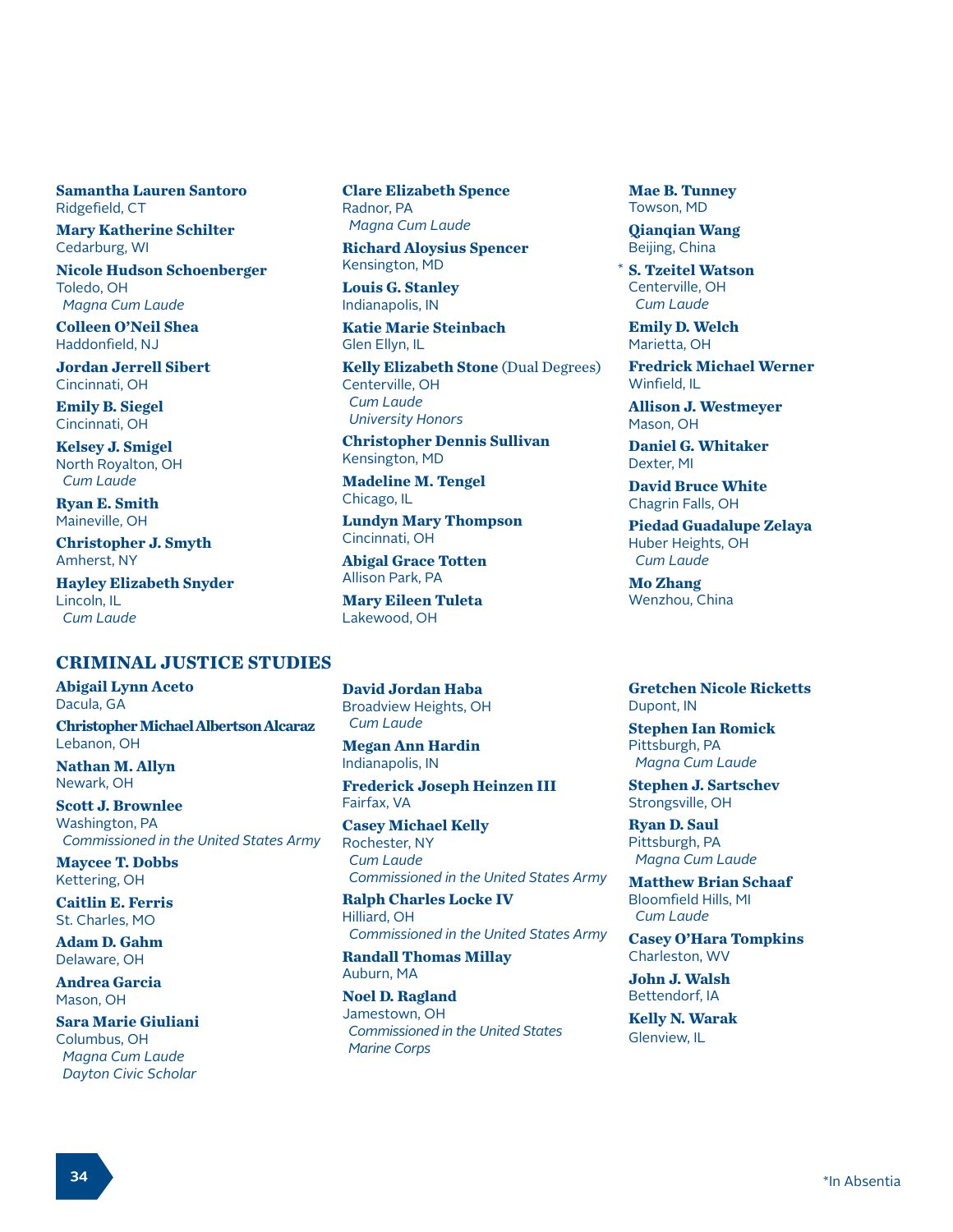**Samantha Lauren Santoro**
Ridgefield, CT

**Mary Katherine Schilter**
Cedarburg, WI

**Nicole Hudson Schoenberger**
Toledo, OH
*Magna Cum Laude*

**Colleen O'Neil Shea**
Haddonfield, NJ

**Jordan Jerrell Sibert**
Cincinnati, OH

**Emily B. Siegel**
Cincinnati, OH

**Kelsey J. Smigel**
North Royalton, OH
*Cum Laude*

**Ryan E. Smith**
Maineville, OH

**Christopher J. Smyth**
Amherst, NY

**Hayley Elizabeth Snyder**
Lincoln, IL
*Cum Laude*

**Clare Elizabeth Spence**
Radnor, PA
*Magna Cum Laude*

**Richard Aloysius Spencer**
Kensington, MD

**Louis G. Stanley**
Indianapolis, IN

**Katie Marie Steinbach**
Glen Ellyn, IL

**Kelly Elizabeth Stone** (Dual Degrees)
Centerville, OH
*Cum Laude*
*University Honors*

**Christopher Dennis Sullivan**
Kensington, MD

**Madeline M. Tengel**
Chicago, IL

**Lundyn Mary Thompson**
Cincinnati, OH

**Abigal Grace Totten**
Allison Park, PA

**Mary Eileen Tuleta**
Lakewood, OH

**Mae B. Tunney**
Towson, MD

**Qianqian Wang**
Beijing, China

* **S. Tzeitel Watson**
Centerville, OH
*Cum Laude*

**Emily D. Welch**
Marietta, OH

**Fredrick Michael Werner**
Winfield, IL

**Allison J. Westmeyer**
Mason, OH

**Daniel G. Whitaker**
Dexter, MI

**David Bruce White**
Chagrin Falls, OH

**Piedad Guadalupe Zelaya**
Huber Heights, OH
*Cum Laude*

**Mo Zhang**
Wenzhou, China

## CRIMINAL JUSTICE STUDIES

**Abigail Lynn Aceto**
Dacula, GA

**Christopher Michael Albertson Alcaraz**
Lebanon, OH

**Nathan M. Allyn**
Newark, OH

**Scott J. Brownlee**
Washington, PA
*Commissioned in the United States Army*

**Maycee T. Dobbs**
Kettering, OH

**Caitlin E. Ferris**
St. Charles, MO

**Adam D. Gahm**
Delaware, OH

**Andrea Garcia**
Mason, OH

**Sara Marie Giuliani**
Columbus, OH
*Magna Cum Laude*
*Dayton Civic Scholar*

**David Jordan Haba**
Broadview Heights, OH
*Cum Laude*

**Megan Ann Hardin**
Indianapolis, IN

**Frederick Joseph Heinzen III**
Fairfax, VA

**Casey Michael Kelly**
Rochester, NY
*Cum Laude*
*Commissioned in the United States Army*

**Ralph Charles Locke IV**
Hilliard, OH
*Commissioned in the United States Army*

**Randall Thomas Millay**
Auburn, MA

**Noel D. Ragland**
Jamestown, OH
*Commissioned in the United States Marine Corps*

**Gretchen Nicole Ricketts**
Dupont, IN

**Stephen Ian Romick**
Pittsburgh, PA
*Magna Cum Laude*

**Stephen J. Sartschev**
Strongsville, OH

**Ryan D. Saul**
Pittsburgh, PA
*Magna Cum Laude*

**Matthew Brian Schaaf**
Bloomfield Hills, MI
*Cum Laude*

**Casey O'Hara Tompkins**
Charleston, WV

**John J. Walsh**
Bettendorf, IA

**Kelly N. Warak**
Glenview, IL

*In Absentia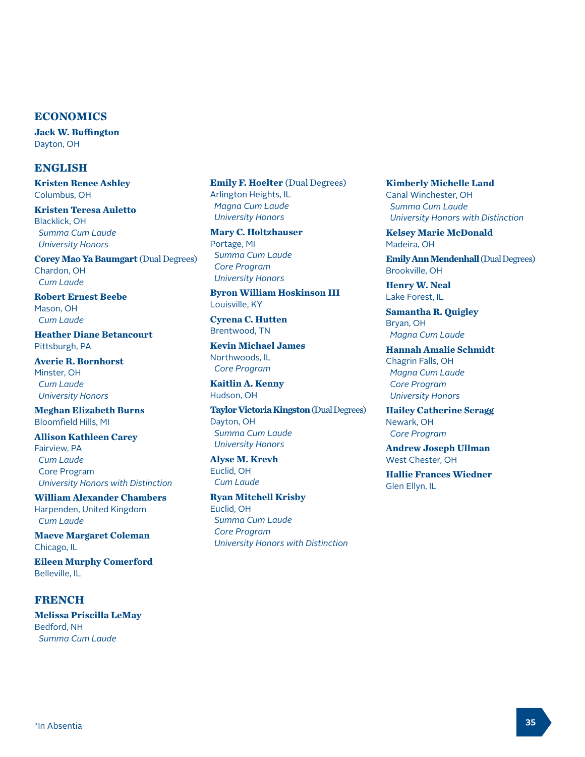## ECONOMICS

**Jack W. Buffington**
Dayton, OH

## ENGLISH

**Kristen Renee Ashley**
Columbus, OH

**Kristen Teresa Auletto**
Blacklick, OH
*Summa Cum Laude*
*University Honors*

**Corey Mao Ya Baumgart** (Dual Degrees)
Chardon, OH
*Cum Laude*

**Robert Ernest Beebe**
Mason, OH
*Cum Laude*

**Heather Diane Betancourt**
Pittsburgh, PA

**Averie R. Bornhorst**
Minster, OH
*Cum Laude*
*University Honors*

**Meghan Elizabeth Burns**
Bloomfield Hills, MI

**Allison Kathleen Carey**
Fairview, PA
*Cum Laude*
Core Program
*University Honors with Distinction*

**William Alexander Chambers**
Harpenden, United Kingdom
*Cum Laude*

**Maeve Margaret Coleman**
Chicago, IL

**Eileen Murphy Comerford**
Belleville, IL

**Emily F. Hoelter** (Dual Degrees)
Arlington Heights, IL
*Magna Cum Laude*
*University Honors*

**Mary C. Holtzhauser**
Portage, MI
*Summa Cum Laude*
*Core Program*
*University Honors*

**Byron William Hoskinson III**
Louisville, KY

**Cyrena C. Hutten**
Brentwood, TN

**Kevin Michael James**
Northwoods, IL
*Core Program*

**Kaitlin A. Kenny**
Hudson, OH

**Taylor Victoria Kingston** (Dual Degrees)
Dayton, OH
*Summa Cum Laude*
*University Honors*

**Alyse M. Krevh**
Euclid, OH
*Cum Laude*

**Ryan Mitchell Krisby**
Euclid, OH
*Summa Cum Laude*
*Core Program*
*University Honors with Distinction*

**Kimberly Michelle Land**
Canal Winchester, OH
*Summa Cum Laude*
*University Honors with Distinction*

**Kelsey Marie McDonald**
Madeira, OH

**Emily Ann Mendenhall** (Dual Degrees)
Brookville, OH

**Henry W. Neal**
Lake Forest, IL

**Samantha R. Quigley**
Bryan, OH
*Magna Cum Laude*

**Hannah Amalie Schmidt**
Chagrin Falls, OH
*Magna Cum Laude*
*Core Program*
*University Honors*

**Hailey Catherine Scragg**
Newark, OH
*Core Program*

**Andrew Joseph Ullman**
West Chester, OH

**Hallie Frances Wiedner**
Glen Ellyn, IL

## FRENCH

**Melissa Priscilla LeMay**
Bedford, NH
*Summa Cum Laude*

*In Absentia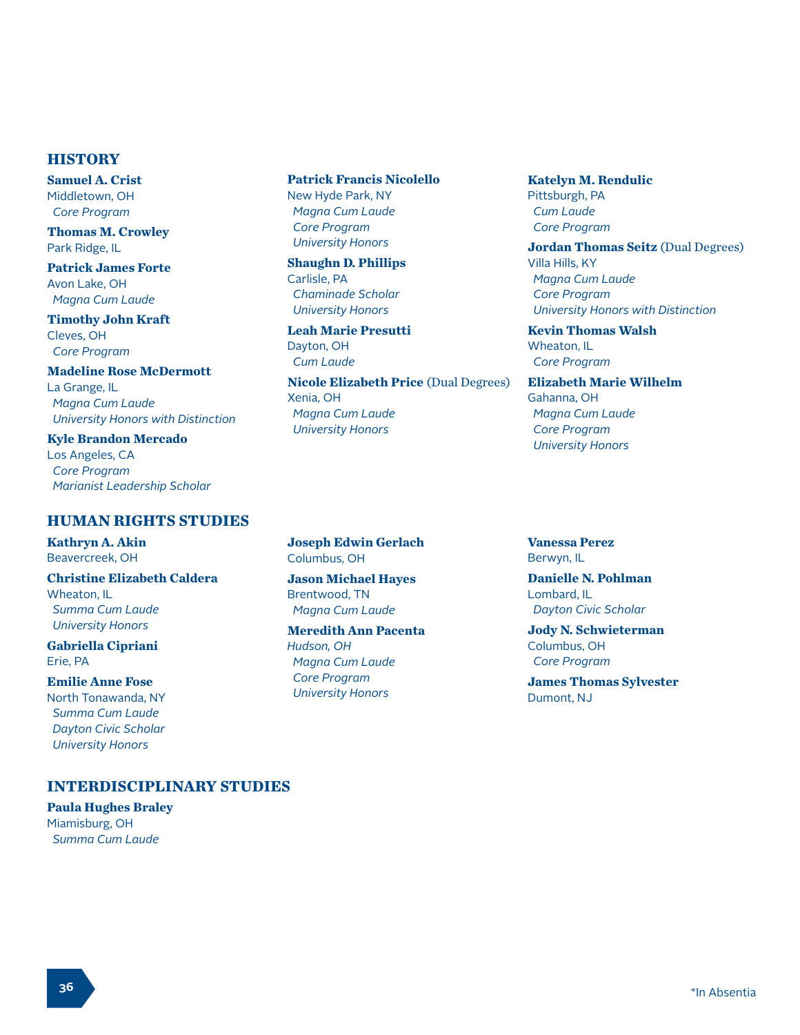## HISTORY

**Samuel A. Crist**
Middletown, OH
*Core Program*

**Thomas M. Crowley**
Park Ridge, IL

**Patrick James Forte**
Avon Lake, OH
*Magna Cum Laude*

**Timothy John Kraft**
Cleves, OH
*Core Program*

**Madeline Rose McDermott**
La Grange, IL
*Magna Cum Laude*
*University Honors with Distinction*

**Kyle Brandon Mercado**
Los Angeles, CA
*Core Program*
*Marianist Leadership Scholar*

**Patrick Francis Nicolello**
New Hyde Park, NY
*Magna Cum Laude*
*Core Program*
*University Honors*

**Shaughn D. Phillips**
Carlisle, PA
*Chaminade Scholar*
*University Honors*

**Leah Marie Presutti**
Dayton, OH
*Cum Laude*

**Nicole Elizabeth Price** (Dual Degrees)
Xenia, OH
*Magna Cum Laude*
*University Honors*

**Katelyn M. Rendulic**
Pittsburgh, PA
*Cum Laude*
*Core Program*

**Jordan Thomas Seitz** (Dual Degrees)
Villa Hills, KY
*Magna Cum Laude*
*Core Program*
*University Honors with Distinction*

**Kevin Thomas Walsh**
Wheaton, IL
*Core Program*

**Elizabeth Marie Wilhelm**
Gahanna, OH
*Magna Cum Laude*
*Core Program*
*University Honors*

## HUMAN RIGHTS STUDIES

**Kathryn A. Akin**
Beavercreek, OH

**Christine Elizabeth Caldera**
Wheaton, IL
*Summa Cum Laude*
*University Honors*

**Gabriella Cipriani**
Erie, PA

**Emilie Anne Fose**
North Tonawanda, NY
*Summa Cum Laude*
*Dayton Civic Scholar*
*University Honors*

**Joseph Edwin Gerlach**
Columbus, OH

**Jason Michael Hayes**
Brentwood, TN
*Magna Cum Laude*

**Meredith Ann Pacenta**
*Hudson, OH*
*Magna Cum Laude*
*Core Program*
*University Honors*

**Vanessa Perez**
Berwyn, IL

**Danielle N. Pohlman**
Lombard, IL
*Dayton Civic Scholar*

**Jody N. Schwieterman**
Columbus, OH
*Core Program*

**James Thomas Sylvester**
Dumont, NJ

## INTERDISCIPLINARY STUDIES

**Paula Hughes Braley**
Miamisburg, OH
*Summa Cum Laude*

*In Absentia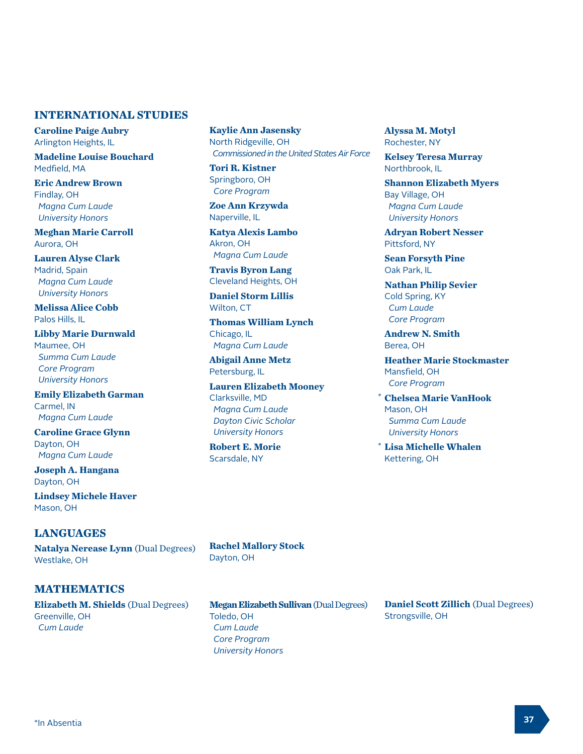## INTERNATIONAL STUDIES

**Caroline Paige Aubry**
Arlington Heights, IL

**Madeline Louise Bouchard**
Medfield, MA

**Eric Andrew Brown**
Findlay, OH
*Magna Cum Laude*
*University Honors*

**Meghan Marie Carroll**
Aurora, OH

**Lauren Alyse Clark**
Madrid, Spain
*Magna Cum Laude*
*University Honors*

**Melissa Alice Cobb**
Palos Hills, IL

**Libby Marie Durnwald**
Maumee, OH
*Summa Cum Laude*
*Core Program*
*University Honors*

**Emily Elizabeth Garman**
Carmel, IN
*Magna Cum Laude*

**Caroline Grace Glynn**
Dayton, OH
*Magna Cum Laude*

**Joseph A. Hangana**
Dayton, OH

**Lindsey Michele Haver**
Mason, OH

**Kaylie Ann Jasensky**
North Ridgeville, OH
*Commissioned in the United States Air Force*

**Tori R. Kistner**
Springboro, OH
*Core Program*

**Zoe Ann Krzywda**
Naperville, IL

**Katya Alexis Lambo**
Akron, OH
*Magna Cum Laude*

**Travis Byron Lang**
Cleveland Heights, OH

**Daniel Storm Lillis**
Wilton, CT

**Thomas William Lynch**
Chicago, IL
*Magna Cum Laude*

**Abigail Anne Metz**
Petersburg, IL

**Lauren Elizabeth Mooney**
Clarksville, MD
*Magna Cum Laude*
*Dayton Civic Scholar*
*University Honors*

**Robert E. Morie**
Scarsdale, NY

**Alyssa M. Motyl**
Rochester, NY

**Kelsey Teresa Murray**
Northbrook, IL

**Shannon Elizabeth Myers**
Bay Village, OH
*Magna Cum Laude*
*University Honors*

**Adryan Robert Nesser**
Pittsford, NY

**Sean Forsyth Pine**
Oak Park, IL

**Nathan Philip Sevier**
Cold Spring, KY
*Cum Laude*
*Core Program*

**Andrew N. Smith**
Berea, OH

**Heather Marie Stockmaster**
Mansfield, OH
*Core Program*

* **Chelsea Marie VanHook**
Mason, OH
*Summa Cum Laude*
*University Honors*

* **Lisa Michelle Whalen**
Kettering, OH

## LANGUAGES

**Natalya Nerease Lynn** (Dual Degrees)
Westlake, OH

**Rachel Mallory Stock**
Dayton, OH

## MATHEMATICS

**Elizabeth M. Shields** (Dual Degrees)
Greenville, OH
*Cum Laude*

**Megan Elizabeth Sullivan** (Dual Degrees)
Toledo, OH
*Cum Laude*
*Core Program*
*University Honors*

**Daniel Scott Zillich** (Dual Degrees)
Strongsville, OH

*In Absentia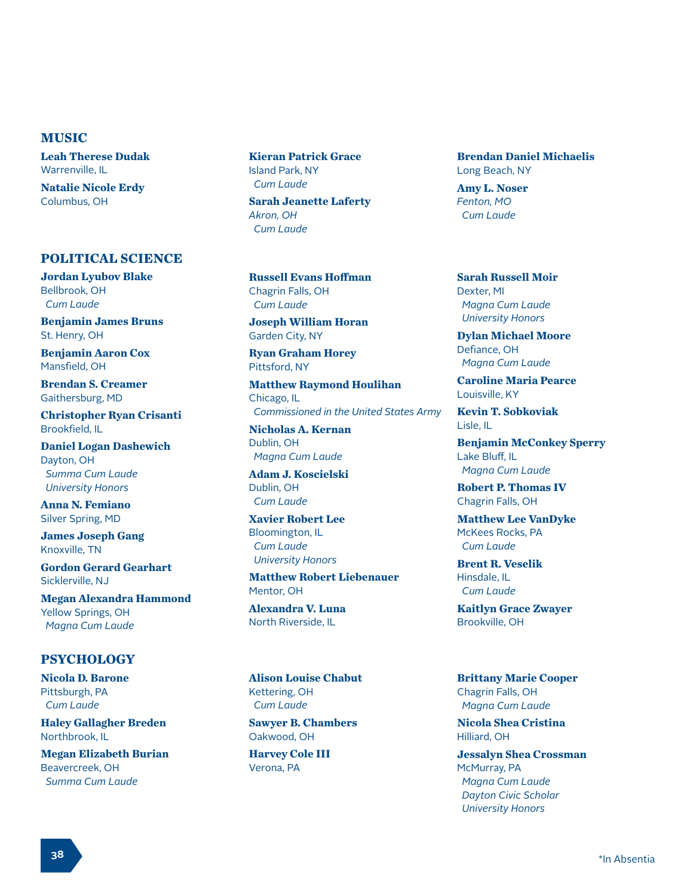## MUSIC

**Leah Therese Dudak**
Warrenville, IL

**Natalie Nicole Erdy**
Columbus, OH

**Kieran Patrick Grace**
Island Park, NY
*Cum Laude*

**Sarah Jeanette Laferty**
*Akron, OH*
*Cum Laude*

**Brendan Daniel Michaelis**
Long Beach, NY

**Amy L. Noser**
*Fenton, MO*
*Cum Laude*

## POLITICAL SCIENCE

**Jordan Lyubov Blake**
Bellbrook, OH
*Cum Laude*

**Benjamin James Bruns**
St. Henry, OH

**Benjamin Aaron Cox**
Mansfield, OH

**Brendan S. Creamer**
Gaithersburg, MD

**Christopher Ryan Crisanti**
Brookfield, IL

**Daniel Logan Dashewich**
Dayton, OH
*Summa Cum Laude*
*University Honors*

**Anna N. Femiano**
Silver Spring, MD

**James Joseph Gang**
Knoxville, TN

**Gordon Gerard Gearhart**
Sicklerville, NJ

**Megan Alexandra Hammond**
Yellow Springs, OH
*Magna Cum Laude*

**Russell Evans Hoffman**
Chagrin Falls, OH
*Cum Laude*

**Joseph William Horan**
Garden City, NY

**Ryan Graham Horey**
Pittsford, NY

**Matthew Raymond Houlihan**
Chicago, IL
*Commissioned in the United States Army*

**Nicholas A. Kernan**
Dublin, OH
*Magna Cum Laude*

**Adam J. Koscielski**
Dublin, OH
*Cum Laude*

**Xavier Robert Lee**
Bloomington, IL
*Cum Laude*
*University Honors*

**Matthew Robert Liebenauer**
Mentor, OH

**Alexandra V. Luna**
North Riverside, IL

**Sarah Russell Moir**
Dexter, MI
*Magna Cum Laude*
*University Honors*

**Dylan Michael Moore**
Defiance, OH
*Magna Cum Laude*

**Caroline Maria Pearce**
Louisville, KY

**Kevin T. Sobkoviak**
Lisle, IL

**Benjamin McConkey Sperry**
Lake Bluff, IL
*Magna Cum Laude*

**Robert P. Thomas IV**
Chagrin Falls, OH

**Matthew Lee VanDyke**
McKees Rocks, PA
*Cum Laude*

**Brent R. Veselik**
Hinsdale, IL
*Cum Laude*

**Kaitlyn Grace Zwayer**
Brookville, OH

## PSYCHOLOGY

**Nicola D. Barone**
Pittsburgh, PA
*Cum Laude*

**Haley Gallagher Breden**
Northbrook, IL

**Megan Elizabeth Burian**
Beavercreek, OH
*Summa Cum Laude*

**Alison Louise Chabut**
Kettering, OH
*Cum Laude*

**Sawyer B. Chambers**
Oakwood, OH

**Harvey Cole III**
Verona, PA

**Brittany Marie Cooper**
Chagrin Falls, OH
*Magna Cum Laude*

**Nicola Shea Cristina**
Hilliard, OH

**Jessalyn Shea Crossman**
McMurray, PA
*Magna Cum Laude*
*Dayton Civic Scholar*
*University Honors*

*In Absentia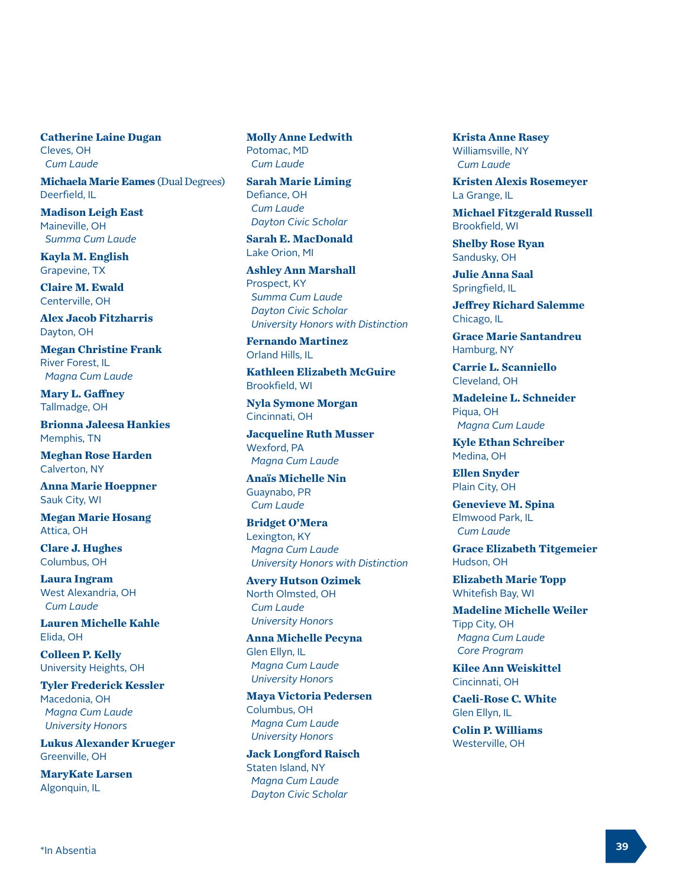**Catherine Laine Dugan**
Cleves, OH
*Cum Laude*

**Michaela Marie Eames** (Dual Degrees)
Deerfield, IL

**Madison Leigh East**
Maineville, OH
*Summa Cum Laude*

**Kayla M. English**
Grapevine, TX

**Claire M. Ewald**
Centerville, OH

**Alex Jacob Fitzharris**
Dayton, OH

**Megan Christine Frank**
River Forest, IL
*Magna Cum Laude*

**Mary L. Gaffney**
Tallmadge, OH

**Brionna Jaleesa Hankies**
Memphis, TN

**Meghan Rose Harden**
Calverton, NY

**Anna Marie Hoeppner**
Sauk City, WI

**Megan Marie Hosang**
Attica, OH

**Clare J. Hughes**
Columbus, OH

**Laura Ingram**
West Alexandria, OH
*Cum Laude*

**Lauren Michelle Kahle**
Elida, OH

**Colleen P. Kelly**
University Heights, OH

**Tyler Frederick Kessler**
Macedonia, OH
*Magna Cum Laude*
*University Honors*

**Lukus Alexander Krueger**
Greenville, OH

**MaryKate Larsen**
Algonquin, IL

**Molly Anne Ledwith**
Potomac, MD
*Cum Laude*

**Sarah Marie Liming**
Defiance, OH
*Cum Laude*
*Dayton Civic Scholar*

**Sarah E. MacDonald**
Lake Orion, MI

**Ashley Ann Marshall**
Prospect, KY
*Summa Cum Laude*
*Dayton Civic Scholar*
*University Honors with Distinction*

**Fernando Martinez**
Orland Hills, IL

**Kathleen Elizabeth McGuire**
Brookfield, WI

**Nyla Symone Morgan**
Cincinnati, OH

**Jacqueline Ruth Musser**
Wexford, PA
*Magna Cum Laude*

**Anaïs Michelle Nin**
Guaynabo, PR
*Cum Laude*

**Bridget O'Mera**
Lexington, KY
*Magna Cum Laude*
*University Honors with Distinction*

**Avery Hutson Ozimek**
North Olmsted, OH
*Cum Laude*
*University Honors*

**Anna Michelle Pecyna**
Glen Ellyn, IL
*Magna Cum Laude*
*University Honors*

**Maya Victoria Pedersen**
Columbus, OH
*Magna Cum Laude*
*University Honors*

**Jack Longford Raisch**
Staten Island, NY
*Magna Cum Laude*
*Dayton Civic Scholar*

**Krista Anne Rasey**
Williamsville, NY
*Cum Laude*

**Kristen Alexis Rosemeyer**
La Grange, IL

**Michael Fitzgerald Russell**
Brookfield, WI

**Shelby Rose Ryan**
Sandusky, OH

**Julie Anna Saal**
Springfield, IL

**Jeffrey Richard Salemme**
Chicago, IL

**Grace Marie Santandreu**
Hamburg, NY

**Carrie L. Scanniello**
Cleveland, OH

**Madeleine L. Schneider**
Piqua, OH
*Magna Cum Laude*

**Kyle Ethan Schreiber**
Medina, OH

**Ellen Snyder**
Plain City, OH

**Genevieve M. Spina**
Elmwood Park, IL
*Cum Laude*

**Grace Elizabeth Titgemeier**
Hudson, OH

**Elizabeth Marie Topp**
Whitefish Bay, WI

**Madeline Michelle Weiler**
Tipp City, OH
*Magna Cum Laude*
*Core Program*

**Kilee Ann Weiskittel**
Cincinnati, OH

**Caeli-Rose C. White**
Glen Ellyn, IL

**Colin P. Williams**
Westerville, OH

*In Absentia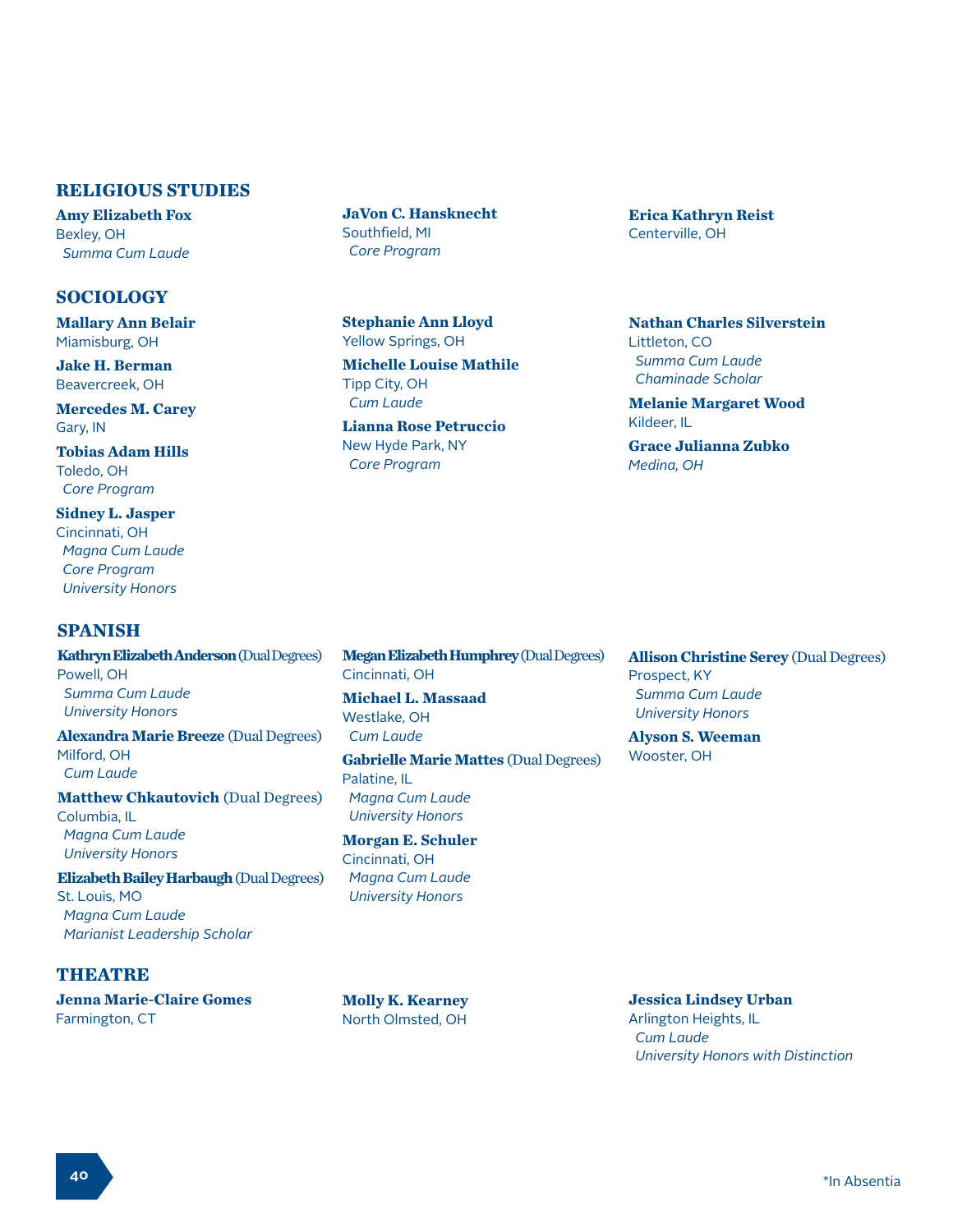## RELIGIOUS STUDIES

**Amy Elizabeth Fox**
Bexley, OH
*Summa Cum Laude*

**JaVon C. Hansknecht**
Southfield, MI
*Core Program*

**Erica Kathryn Reist**
Centerville, OH

## SOCIOLOGY

**Mallary Ann Belair**
Miamisburg, OH

**Jake H. Berman**
Beavercreek, OH

**Mercedes M. Carey**
Gary, IN

**Tobias Adam Hills**
Toledo, OH
*Core Program*

**Sidney L. Jasper**
Cincinnati, OH
*Magna Cum Laude*
*Core Program*
*University Honors*

**Stephanie Ann Lloyd**
Yellow Springs, OH

**Michelle Louise Mathile**
Tipp City, OH
*Cum Laude*

**Lianna Rose Petruccio**
New Hyde Park, NY
*Core Program*

**Nathan Charles Silverstein**
Littleton, CO
*Summa Cum Laude*
*Chaminade Scholar*

**Melanie Margaret Wood**
Kildeer, IL

**Grace Julianna Zubko**
*Medina, OH*

## SPANISH

**Kathryn Elizabeth Anderson** (Dual Degrees)
Powell, OH
*Summa Cum Laude*
*University Honors*

**Alexandra Marie Breeze** (Dual Degrees)
Milford, OH
*Cum Laude*

**Matthew Chkautovich** (Dual Degrees)
Columbia, IL
*Magna Cum Laude*
*University Honors*

**Elizabeth Bailey Harbaugh** (Dual Degrees)
St. Louis, MO
*Magna Cum Laude*
*Marianist Leadership Scholar*

**Megan Elizabeth Humphrey** (Dual Degrees)
Cincinnati, OH

**Michael L. Massaad**
Westlake, OH
*Cum Laude*

**Gabrielle Marie Mattes** (Dual Degrees)
Palatine, IL
*Magna Cum Laude*
*University Honors*

**Morgan E. Schuler**
Cincinnati, OH
*Magna Cum Laude*
*University Honors*

**Allison Christine Serey** (Dual Degrees)
Prospect, KY
*Summa Cum Laude*
*University Honors*

**Alyson S. Weeman**
Wooster, OH

## THEATRE

**Jenna Marie-Claire Gomes**
Farmington, CT

**Molly K. Kearney**
North Olmsted, OH

**Jessica Lindsey Urban**
Arlington Heights, IL
*Cum Laude*
*University Honors with Distinction*

*In Absentia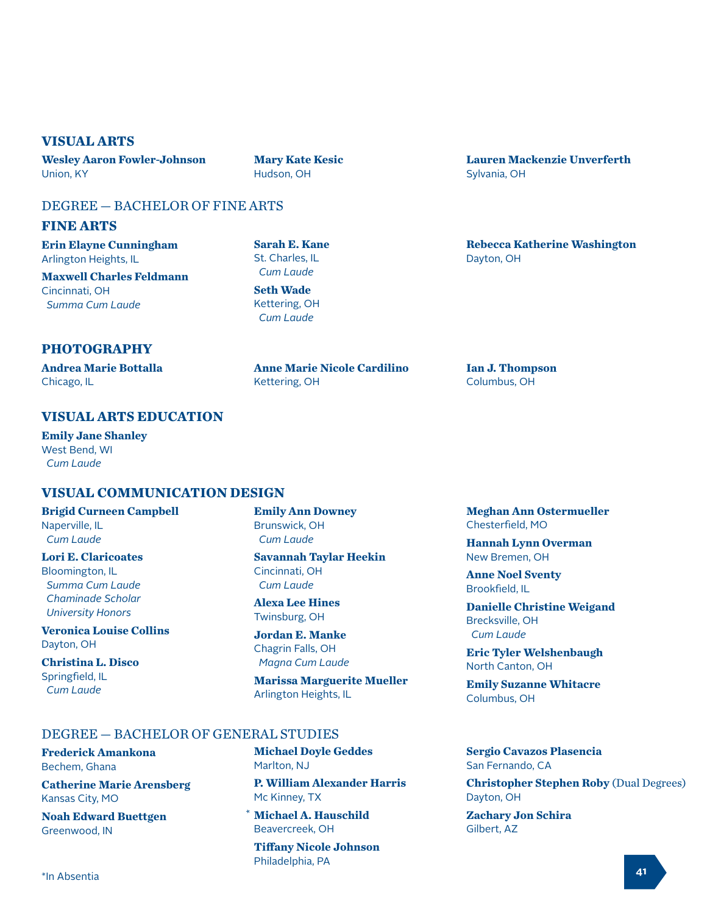## VISUAL ARTS

**Wesley Aaron Fowler-Johnson**
Union, KY

**Mary Kate Kesic**
Hudson, OH

**Lauren Mackenzie Unverferth**
Sylvania, OH

# DEGREE — BACHELOR OF FINE ARTS

## FINE ARTS

**Erin Elayne Cunningham**
Arlington Heights, IL

**Maxwell Charles Feldmann**
Cincinnati, OH
*Summa Cum Laude*

**Sarah E. Kane**
St. Charles, IL
*Cum Laude*

**Seth Wade**
Kettering, OH
*Cum Laude*

**Rebecca Katherine Washington**
Dayton, OH

## PHOTOGRAPHY

**Andrea Marie Bottalla**
Chicago, IL

**Anne Marie Nicole Cardilino**
Kettering, OH

**Ian J. Thompson**
Columbus, OH

## VISUAL ARTS EDUCATION

**Emily Jane Shanley**
West Bend, WI
*Cum Laude*

## VISUAL COMMUNICATION DESIGN

**Brigid Curneen Campbell**
Naperville, IL
*Cum Laude*

**Lori E. Claricoates**
Bloomington, IL
*Summa Cum Laude*
*Chaminade Scholar*
*University Honors*

**Veronica Louise Collins**
Dayton, OH

**Christina L. Disco**
Springfield, IL
*Cum Laude*

**Emily Ann Downey**
Brunswick, OH
*Cum Laude*

**Savannah Taylar Heekin**
Cincinnati, OH
*Cum Laude*

**Alexa Lee Hines**
Twinsburg, OH

**Jordan E. Manke**
Chagrin Falls, OH
*Magna Cum Laude*

**Marissa Marguerite Mueller**
Arlington Heights, IL

**Meghan Ann Ostermueller**
Chesterfield, MO

**Hannah Lynn Overman**
New Bremen, OH

**Anne Noel Sventy**
Brookfield, IL

**Danielle Christine Weigand**
Brecksville, OH
*Cum Laude*

**Eric Tyler Welshenbaugh**
North Canton, OH

**Emily Suzanne Whitacre**
Columbus, OH

# DEGREE — BACHELOR OF GENERAL STUDIES

**Frederick Amankona**
Bechem, Ghana

**Catherine Marie Arensberg**
Kansas City, MO

**Noah Edward Buettgen**
Greenwood, IN

**Michael Doyle Geddes**
Marlton, NJ

**P. William Alexander Harris**
Mc Kinney, TX

* **Michael A. Hauschild**
Beavercreek, OH

**Tiffany Nicole Johnson**
Philadelphia, PA

**Sergio Cavazos Plasencia**
San Fernando, CA

**Christopher Stephen Roby** (Dual Degrees)
Dayton, OH

**Zachary Jon Schira**
Gilbert, AZ

*In Absentia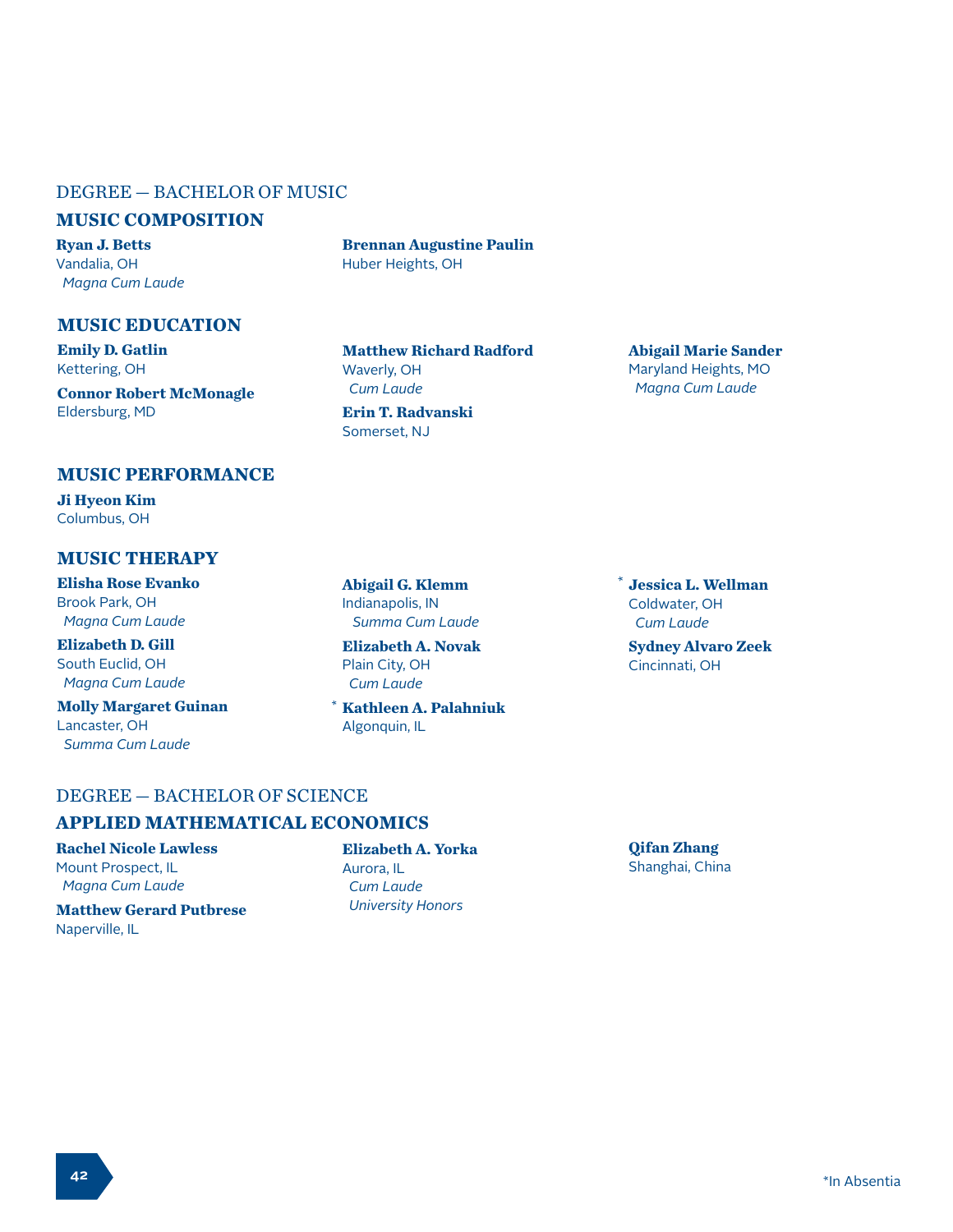## DEGREE — BACHELOR OF MUSIC

### MUSIC COMPOSITION

**Ryan J. Betts**
Vandalia, OH
*Magna Cum Laude*

**Brennan Augustine Paulin**
Huber Heights, OH

### MUSIC EDUCATION

**Emily D. Gatlin**
Kettering, OH

**Connor Robert McMonagle**
Eldersburg, MD

**Matthew Richard Radford**
Waverly, OH
*Cum Laude*

**Erin T. Radvanski**
Somerset, NJ

**Abigail Marie Sander**
Maryland Heights, MO
*Magna Cum Laude*

### MUSIC PERFORMANCE

**Ji Hyeon Kim**
Columbus, OH

### MUSIC THERAPY

**Elisha Rose Evanko**
Brook Park, OH
*Magna Cum Laude*

**Elizabeth D. Gill**
South Euclid, OH
*Magna Cum Laude*

**Molly Margaret Guinan**
Lancaster, OH
*Summa Cum Laude*

**Abigail G. Klemm**
Indianapolis, IN
*Summa Cum Laude*

**Elizabeth A. Novak**
Plain City, OH
*Cum Laude*

* **Kathleen A. Palahniuk**
Algonquin, IL

* **Jessica L. Wellman**
Coldwater, OH
*Cum Laude*

**Sydney Alvaro Zeek**
Cincinnati, OH

## DEGREE — BACHELOR OF SCIENCE

### APPLIED MATHEMATICAL ECONOMICS

**Rachel Nicole Lawless**
Mount Prospect, IL
*Magna Cum Laude*

**Matthew Gerard Putbrese**
Naperville, IL

**Elizabeth A. Yorka**
Aurora, IL
*Cum Laude*
*University Honors*

**Qifan Zhang**
Shanghai, China

*In Absentia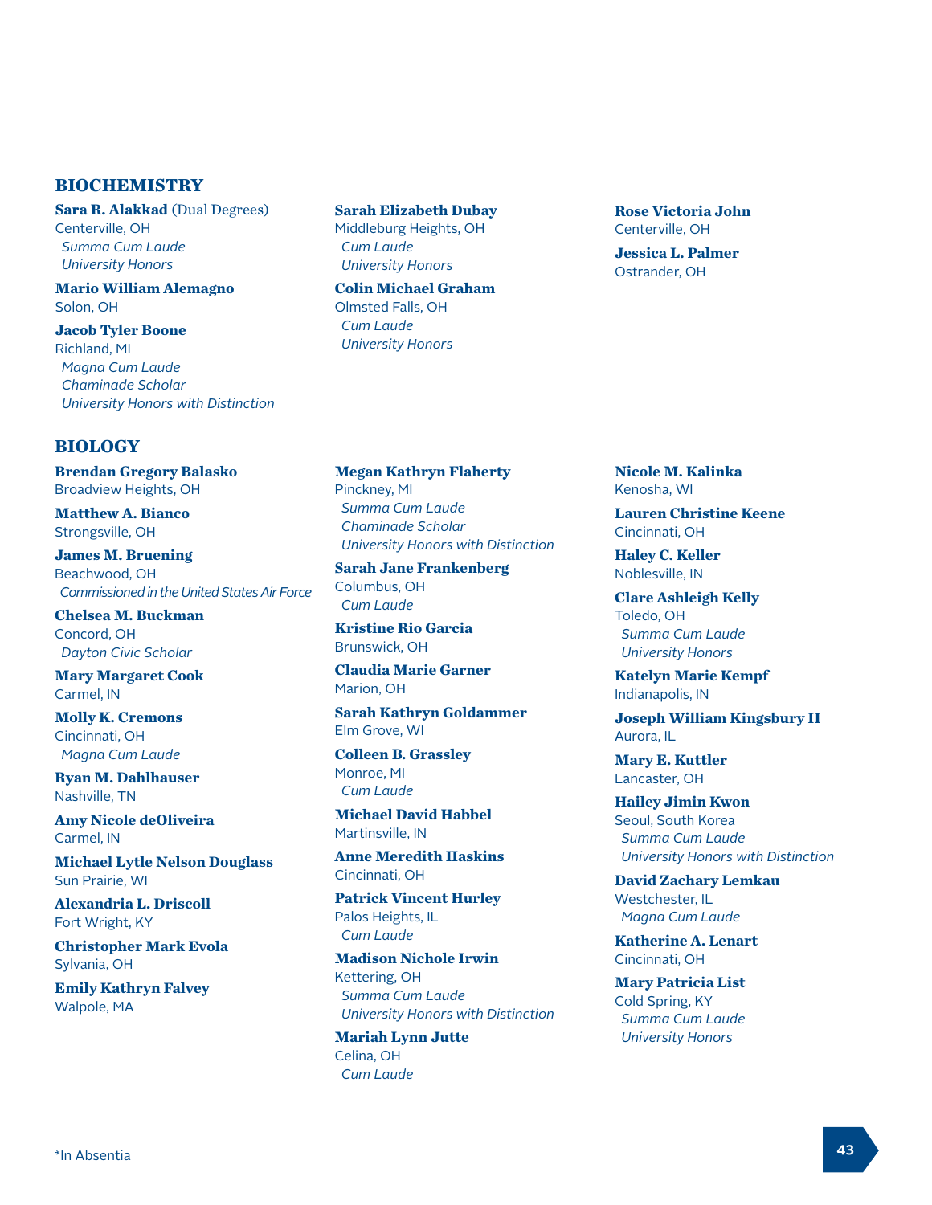## BIOCHEMISTRY

**Sara R. Alakkad** (Dual Degrees)
Centerville, OH
*Summa Cum Laude*
*University Honors*

**Mario William Alemagno**
Solon, OH

**Jacob Tyler Boone**
Richland, MI
*Magna Cum Laude*
*Chaminade Scholar*
*University Honors with Distinction*

**Sarah Elizabeth Dubay**
Middleburg Heights, OH
*Cum Laude*
*University Honors*

**Colin Michael Graham**
Olmsted Falls, OH
*Cum Laude*
*University Honors*

**Rose Victoria John**
Centerville, OH

**Jessica L. Palmer**
Ostrander, OH

## BIOLOGY

**Brendan Gregory Balasko**
Broadview Heights, OH

**Matthew A. Bianco**
Strongsville, OH

**James M. Bruening**
Beachwood, OH
*Commissioned in the United States Air Force*

**Chelsea M. Buckman**
Concord, OH
*Dayton Civic Scholar*

**Mary Margaret Cook**
Carmel, IN

**Molly K. Cremons**
Cincinnati, OH
*Magna Cum Laude*

**Ryan M. Dahlhauser**
Nashville, TN

**Amy Nicole deOliveira**
Carmel, IN

**Michael Lytle Nelson Douglass**
Sun Prairie, WI

**Alexandria L. Driscoll**
Fort Wright, KY

**Christopher Mark Evola**
Sylvania, OH

**Emily Kathryn Falvey**
Walpole, MA

**Megan Kathryn Flaherty**
Pinckney, MI
*Summa Cum Laude*
*Chaminade Scholar*
*University Honors with Distinction*

**Sarah Jane Frankenberg**
Columbus, OH
*Cum Laude*

**Kristine Rio Garcia**
Brunswick, OH

**Claudia Marie Garner**
Marion, OH

**Sarah Kathryn Goldammer**
Elm Grove, WI

**Colleen B. Grassley**
Monroe, MI
*Cum Laude*

**Michael David Habbel**
Martinsville, IN

**Anne Meredith Haskins**
Cincinnati, OH

**Patrick Vincent Hurley**
Palos Heights, IL
*Cum Laude*

**Madison Nichole Irwin**
Kettering, OH
*Summa Cum Laude*
*University Honors with Distinction*

**Mariah Lynn Jutte**
Celina, OH
*Cum Laude*

**Nicole M. Kalinka**
Kenosha, WI

**Lauren Christine Keene**
Cincinnati, OH

**Haley C. Keller**
Noblesville, IN

**Clare Ashleigh Kelly**
Toledo, OH
*Summa Cum Laude*
*University Honors*

**Katelyn Marie Kempf**
Indianapolis, IN

**Joseph William Kingsbury II**
Aurora, IL

**Mary E. Kuttler**
Lancaster, OH

**Hailey Jimin Kwon**
Seoul, South Korea
*Summa Cum Laude*
*University Honors with Distinction*

**David Zachary Lemkau**
Westchester, IL
*Magna Cum Laude*

**Katherine A. Lenart**
Cincinnati, OH

**Mary Patricia List**
Cold Spring, KY
*Summa Cum Laude*
*University Honors*

*In Absentia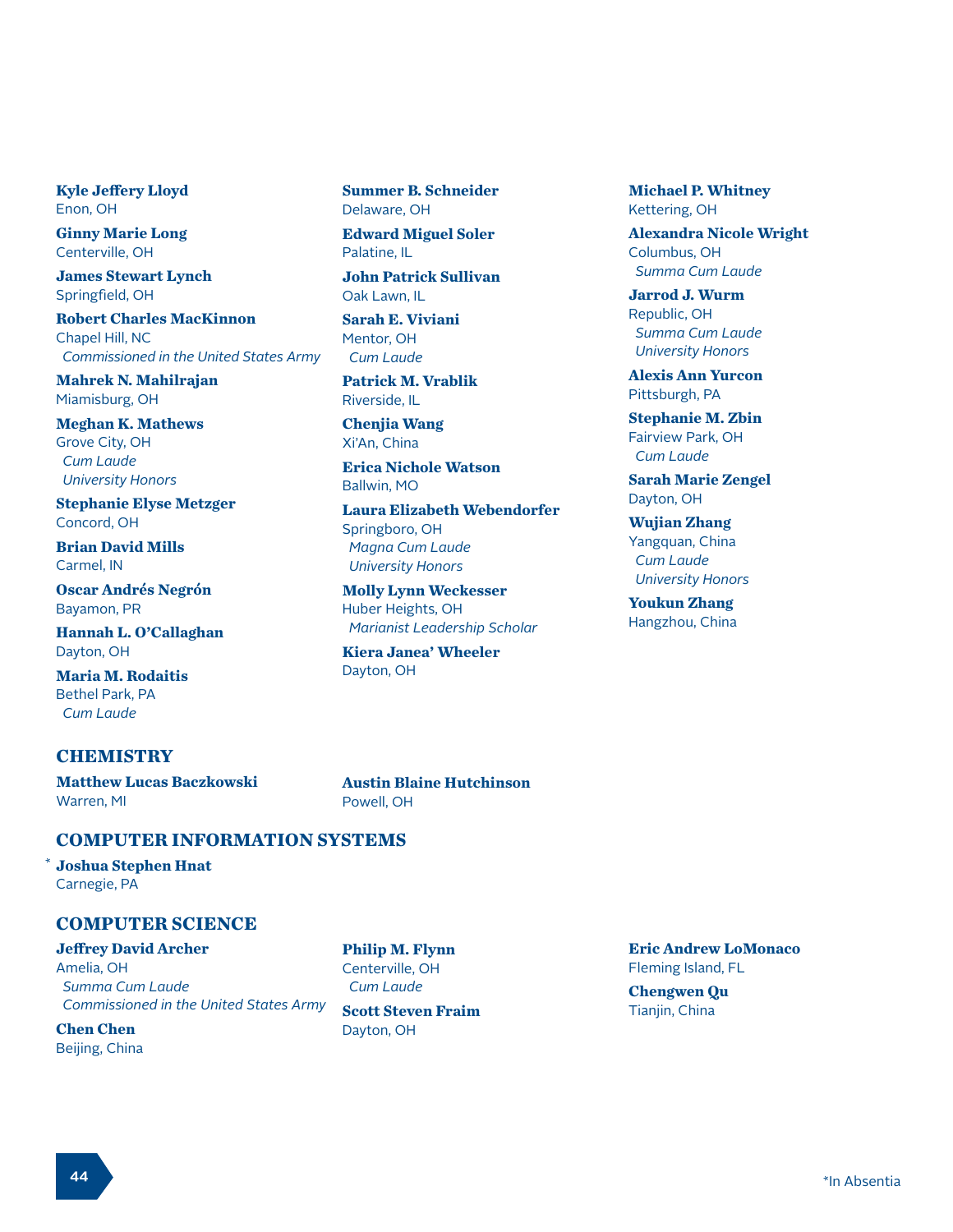**Kyle Jeffery Lloyd**
Enon, OH

**Ginny Marie Long**
Centerville, OH

**James Stewart Lynch**
Springfield, OH

**Robert Charles MacKinnon**
Chapel Hill, NC
*Commissioned in the United States Army*

**Mahrek N. Mahilrajan**
Miamisburg, OH

**Meghan K. Mathews**
Grove City, OH
*Cum Laude*
*University Honors*

**Stephanie Elyse Metzger**
Concord, OH

**Brian David Mills**
Carmel, IN

**Oscar Andrés Negrón**
Bayamon, PR

**Hannah L. O'Callaghan**
Dayton, OH

**Maria M. Rodaitis**
Bethel Park, PA
*Cum Laude*

**Summer B. Schneider**
Delaware, OH

**Edward Miguel Soler**
Palatine, IL

**John Patrick Sullivan**
Oak Lawn, IL

**Sarah E. Viviani**
Mentor, OH
*Cum Laude*

**Patrick M. Vrablik**
Riverside, IL

**Chenjia Wang**
Xi'An, China

**Erica Nichole Watson**
Ballwin, MO

**Laura Elizabeth Webendorfer**
Springboro, OH
*Magna Cum Laude*
*University Honors*

**Molly Lynn Weckesser**
Huber Heights, OH
*Marianist Leadership Scholar*

**Kiera Janea' Wheeler**
Dayton, OH

**Michael P. Whitney**
Kettering, OH

**Alexandra Nicole Wright**
Columbus, OH
*Summa Cum Laude*

**Jarrod J. Wurm**
Republic, OH
*Summa Cum Laude*
*University Honors*

**Alexis Ann Yurcon**
Pittsburgh, PA

**Stephanie M. Zbin**
Fairview Park, OH
*Cum Laude*

**Sarah Marie Zengel**
Dayton, OH

**Wujian Zhang**
Yangquan, China
*Cum Laude*
*University Honors*

**Youkun Zhang**
Hangzhou, China

## CHEMISTRY

**Matthew Lucas Baczkowski**
Warren, MI

**Austin Blaine Hutchinson**
Powell, OH

## COMPUTER INFORMATION SYSTEMS

\* **Joshua Stephen Hnat**
Carnegie, PA

## COMPUTER SCIENCE

**Jeffrey David Archer**
Amelia, OH
*Summa Cum Laude*
*Commissioned in the United States Army*

**Chen Chen**
Beijing, China

**Philip M. Flynn**
Centerville, OH
*Cum Laude*

**Scott Steven Fraim**
Dayton, OH

**Eric Andrew LoMonaco**
Fleming Island, FL

**Chengwen Qu**
Tianjin, China

*In Absentia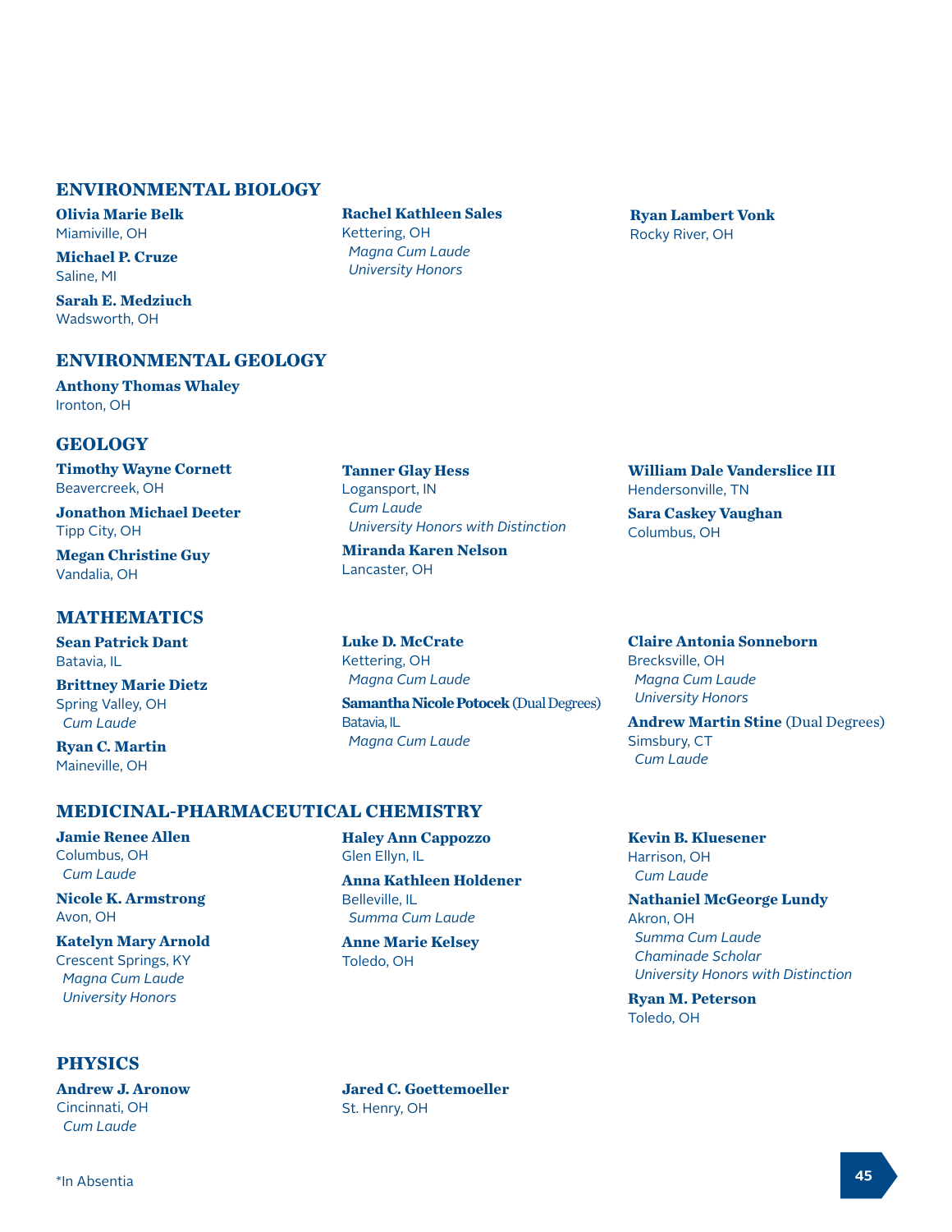## ENVIRONMENTAL BIOLOGY

**Olivia Marie Belk**
Miamiville, OH

**Michael P. Cruze**
Saline, MI

**Sarah E. Medziuch**
Wadsworth, OH

**Rachel Kathleen Sales**
Kettering, OH
*Magna Cum Laude*
*University Honors*

**Ryan Lambert Vonk**
Rocky River, OH

## ENVIRONMENTAL GEOLOGY

**Anthony Thomas Whaley**
Ironton, OH

## GEOLOGY

**Timothy Wayne Cornett**
Beavercreek, OH

**Jonathon Michael Deeter**
Tipp City, OH

**Megan Christine Guy**
Vandalia, OH

**Tanner Glay Hess**
Logansport, IN
*Cum Laude*
*University Honors with Distinction*

**Miranda Karen Nelson**
Lancaster, OH

**William Dale Vanderslice III**
Hendersonville, TN

**Sara Caskey Vaughan**
Columbus, OH

## MATHEMATICS

**Sean Patrick Dant**
Batavia, IL

**Brittney Marie Dietz**
Spring Valley, OH
*Cum Laude*

**Ryan C. Martin**
Maineville, OH

**Luke D. McCrate**
Kettering, OH
*Magna Cum Laude*

**Samantha Nicole Potocek** (Dual Degrees)
Batavia, IL
*Magna Cum Laude*

**Claire Antonia Sonneborn**
Brecksville, OH
*Magna Cum Laude*
*University Honors*

**Andrew Martin Stine** (Dual Degrees)
Simsbury, CT
*Cum Laude*

## MEDICINAL-PHARMACEUTICAL CHEMISTRY

**Jamie Renee Allen**
Columbus, OH
*Cum Laude*

**Nicole K. Armstrong**
Avon, OH

**Katelyn Mary Arnold**
Crescent Springs, KY
*Magna Cum Laude*
*University Honors*

**Haley Ann Cappozzo**
Glen Ellyn, IL

**Anna Kathleen Holdener**
Belleville, IL
*Summa Cum Laude*

**Anne Marie Kelsey**
Toledo, OH

**Kevin B. Kluesener**
Harrison, OH
*Cum Laude*

**Nathaniel McGeorge Lundy**
Akron, OH
*Summa Cum Laude*
*Chaminade Scholar*
*University Honors with Distinction*

**Ryan M. Peterson**
Toledo, OH

## PHYSICS

**Andrew J. Aronow**
Cincinnati, OH
*Cum Laude*

**Jared C. Goettemoeller**
St. Henry, OH

*In Absentia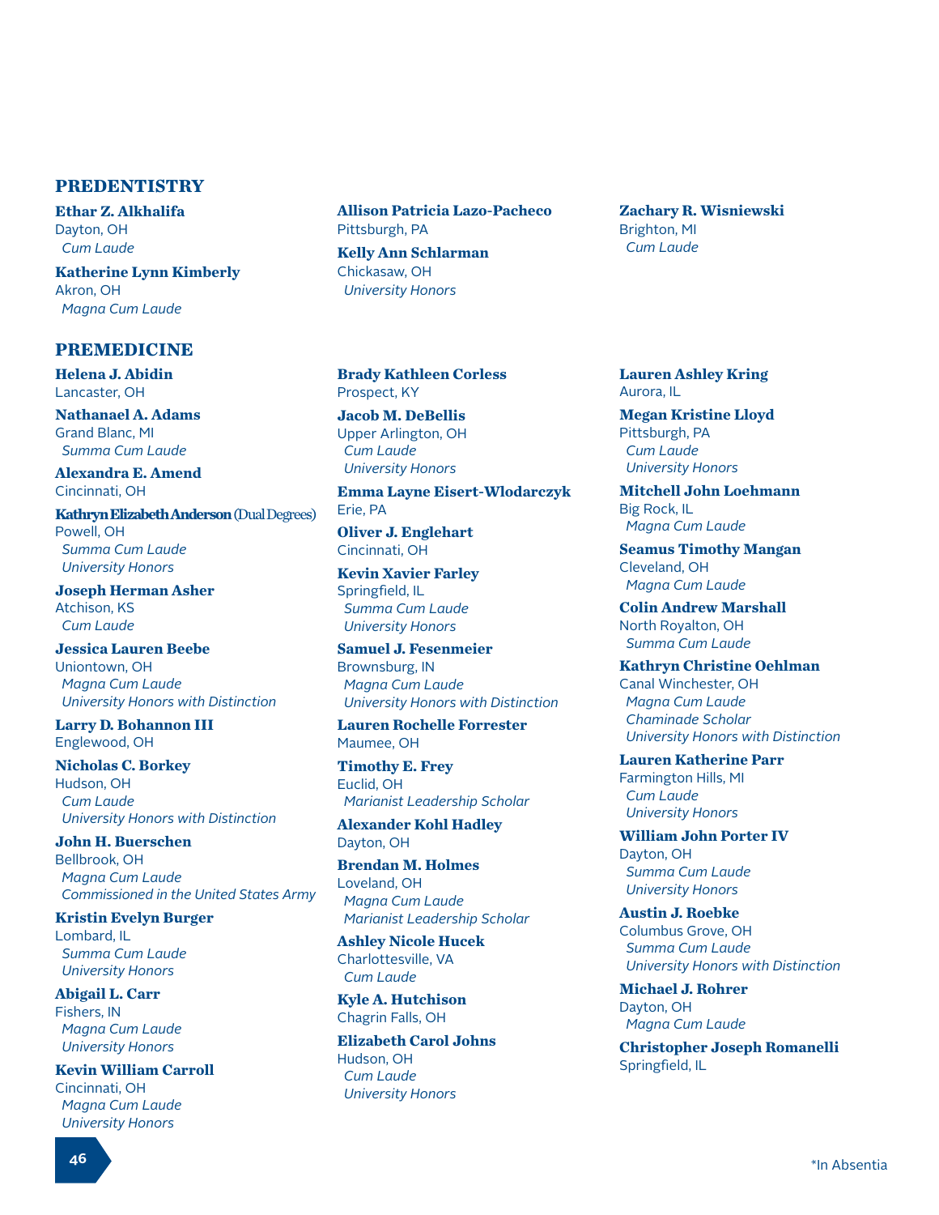## PREDENTISTRY

**Ethar Z. Alkhalifa**
Dayton, OH
*Cum Laude*

**Katherine Lynn Kimberly**
Akron, OH
*Magna Cum Laude*

**Allison Patricia Lazo-Pacheco**
Pittsburgh, PA

**Kelly Ann Schlarman**
Chickasaw, OH
*University Honors*

**Zachary R. Wisniewski**
Brighton, MI
*Cum Laude*

## PREMEDICINE

**Helena J. Abidin**
Lancaster, OH

**Nathanael A. Adams**
Grand Blanc, MI
*Summa Cum Laude*

**Alexandra E. Amend**
Cincinnati, OH

**Kathryn Elizabeth Anderson** (Dual Degrees)
Powell, OH
*Summa Cum Laude*
*University Honors*

**Joseph Herman Asher**
Atchison, KS
*Cum Laude*

**Jessica Lauren Beebe**
Uniontown, OH
*Magna Cum Laude*
*University Honors with Distinction*

**Larry D. Bohannon III**
Englewood, OH

**Nicholas C. Borkey**
Hudson, OH
*Cum Laude*
*University Honors with Distinction*

**John H. Buerschen**
Bellbrook, OH
*Magna Cum Laude*
*Commissioned in the United States Army*

**Kristin Evelyn Burger**
Lombard, IL
*Summa Cum Laude*
*University Honors*

**Abigail L. Carr**
Fishers, IN
*Magna Cum Laude*
*University Honors*

**Kevin William Carroll**
Cincinnati, OH
*Magna Cum Laude*
*University Honors*

**Brady Kathleen Corless**
Prospect, KY

**Jacob M. DeBellis**
Upper Arlington, OH
*Cum Laude*
*University Honors*

**Emma Layne Eisert-Wlodarczyk**
Erie, PA

**Oliver J. Englehart**
Cincinnati, OH

**Kevin Xavier Farley**
Springfield, IL
*Summa Cum Laude*
*University Honors*

**Samuel J. Fesenmeier**
Brownsburg, IN
*Magna Cum Laude*
*University Honors with Distinction*

**Lauren Rochelle Forrester**
Maumee, OH

**Timothy E. Frey**
Euclid, OH
*Marianist Leadership Scholar*

**Alexander Kohl Hadley**
Dayton, OH

**Brendan M. Holmes**
Loveland, OH
*Magna Cum Laude*
*Marianist Leadership Scholar*

**Ashley Nicole Hucek**
Charlottesville, VA
*Cum Laude*

**Kyle A. Hutchison**
Chagrin Falls, OH

**Elizabeth Carol Johns**
Hudson, OH
*Cum Laude*
*University Honors*

**Lauren Ashley Kring**
Aurora, IL

**Megan Kristine Lloyd**
Pittsburgh, PA
*Cum Laude*
*University Honors*

**Mitchell John Loehmann**
Big Rock, IL
*Magna Cum Laude*

**Seamus Timothy Mangan**
Cleveland, OH
*Magna Cum Laude*

**Colin Andrew Marshall**
North Royalton, OH
*Summa Cum Laude*

**Kathryn Christine Oehlman**
Canal Winchester, OH
*Magna Cum Laude*
*Chaminade Scholar*
*University Honors with Distinction*

**Lauren Katherine Parr**
Farmington Hills, MI
*Cum Laude*
*University Honors*

**William John Porter IV**
Dayton, OH
*Summa Cum Laude*
*University Honors*

**Austin J. Roebke**
Columbus Grove, OH
*Summa Cum Laude*
*University Honors with Distinction*

**Michael J. Rohrer**
Dayton, OH
*Magna Cum Laude*

**Christopher Joseph Romanelli**
Springfield, IL

*In Absentia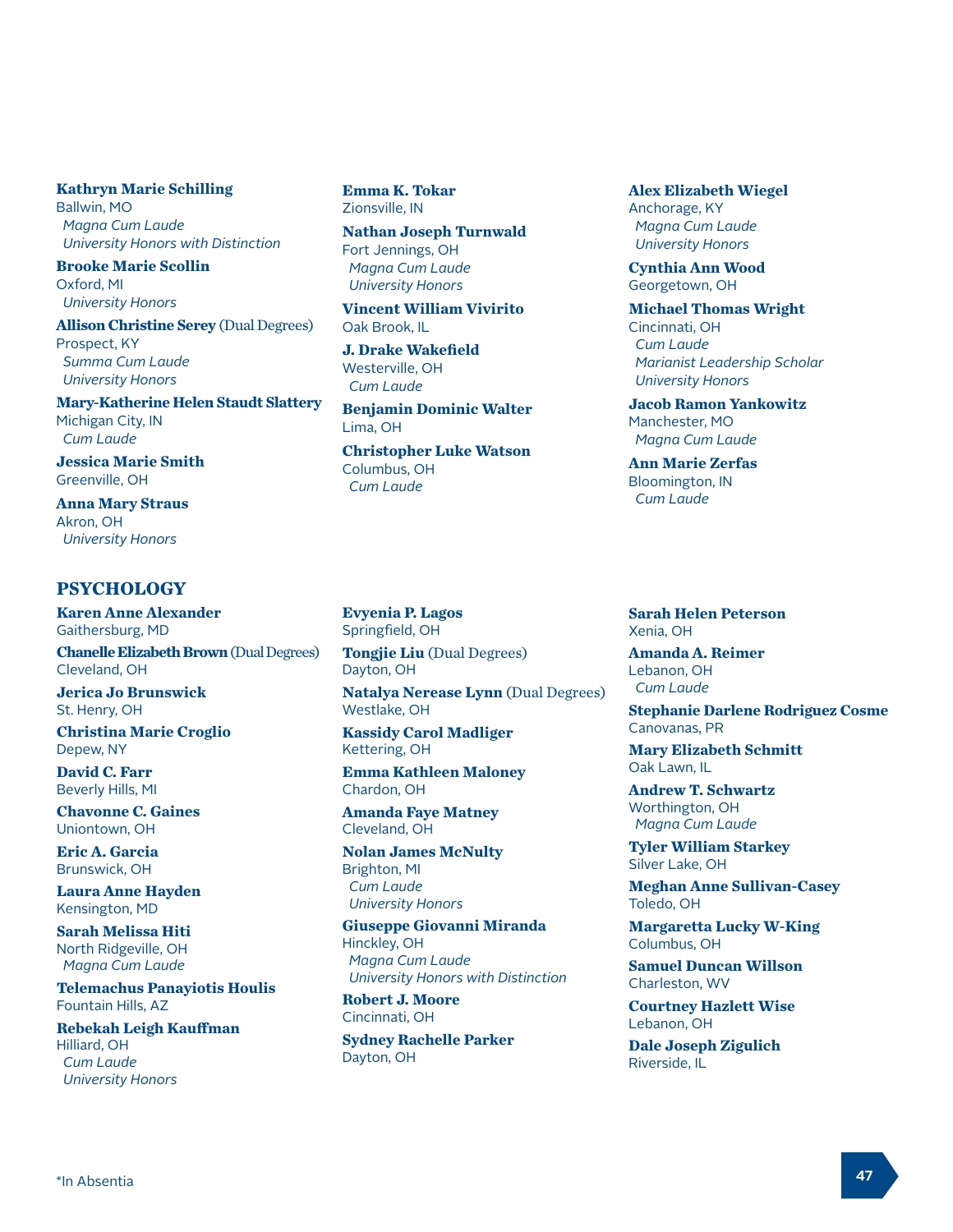**Kathryn Marie Schilling**
Ballwin, MO
*Magna Cum Laude*
*University Honors with Distinction*

**Brooke Marie Scollin**
Oxford, MI
*University Honors*

**Allison Christine Serey** (Dual Degrees)
Prospect, KY
*Summa Cum Laude*
*University Honors*

**Mary-Katherine Helen Staudt Slattery**
Michigan City, IN
*Cum Laude*

**Jessica Marie Smith**
Greenville, OH

**Anna Mary Straus**
Akron, OH
*University Honors*

**Emma K. Tokar**
Zionsville, IN

**Nathan Joseph Turnwald**
Fort Jennings, OH
*Magna Cum Laude*
*University Honors*

**Vincent William Vivirito**
Oak Brook, IL

**J. Drake Wakefield**
Westerville, OH
*Cum Laude*

**Benjamin Dominic Walter**
Lima, OH

**Christopher Luke Watson**
Columbus, OH
*Cum Laude*

**Alex Elizabeth Wiegel**
Anchorage, KY
*Magna Cum Laude*
*University Honors*

**Cynthia Ann Wood**
Georgetown, OH

**Michael Thomas Wright**
Cincinnati, OH
*Cum Laude*
*Marianist Leadership Scholar*
*University Honors*

**Jacob Ramon Yankowitz**
Manchester, MO
*Magna Cum Laude*

**Ann Marie Zerfas**
Bloomington, IN
*Cum Laude*

## PSYCHOLOGY

**Karen Anne Alexander**
Gaithersburg, MD

**Chanelle Elizabeth Brown** (Dual Degrees)
Cleveland, OH

**Jerica Jo Brunswick**
St. Henry, OH

**Christina Marie Croglio**
Depew, NY

**David C. Farr**
Beverly Hills, MI

**Chavonne C. Gaines**
Uniontown, OH

**Eric A. Garcia**
Brunswick, OH

**Laura Anne Hayden**
Kensington, MD

**Sarah Melissa Hiti**
North Ridgeville, OH
*Magna Cum Laude*

**Telemachus Panayiotis Houlis**
Fountain Hills, AZ

**Rebekah Leigh Kauffman**
Hilliard, OH
*Cum Laude*
*University Honors*

**Evyenia P. Lagos**
Springfield, OH

**Tongjie Liu** (Dual Degrees)
Dayton, OH

**Natalya Nerease Lynn** (Dual Degrees)
Westlake, OH

**Kassidy Carol Madliger**
Kettering, OH

**Emma Kathleen Maloney**
Chardon, OH

**Amanda Faye Matney**
Cleveland, OH

**Nolan James McNulty**
Brighton, MI
*Cum Laude*
*University Honors*

**Giuseppe Giovanni Miranda**
Hinckley, OH
*Magna Cum Laude*
*University Honors with Distinction*

**Robert J. Moore**
Cincinnati, OH

**Sydney Rachelle Parker**
Dayton, OH

**Sarah Helen Peterson**
Xenia, OH

**Amanda A. Reimer**
Lebanon, OH
*Cum Laude*

**Stephanie Darlene Rodriguez Cosme**
Canovanas, PR

**Mary Elizabeth Schmitt**
Oak Lawn, IL

**Andrew T. Schwartz**
Worthington, OH
*Magna Cum Laude*

**Tyler William Starkey**
Silver Lake, OH

**Meghan Anne Sullivan-Casey**
Toledo, OH

**Margaretta Lucky W-King**
Columbus, OH

**Samuel Duncan Willson**
Charleston, WV

**Courtney Hazlett Wise**
Lebanon, OH

**Dale Joseph Zigulich**
Riverside, IL

*In Absentia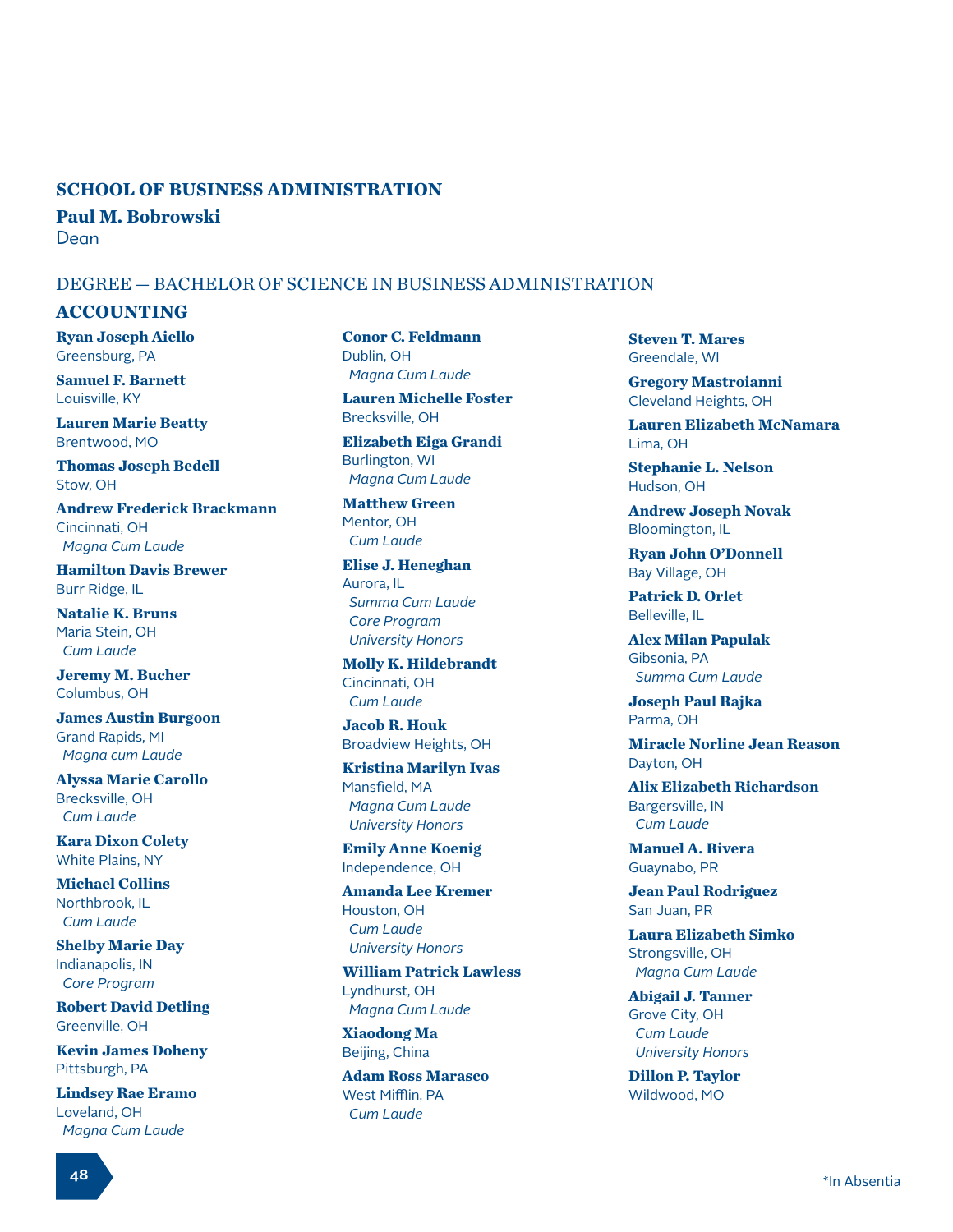## SCHOOL OF BUSINESS ADMINISTRATION

**Paul M. Bobrowski**
Dean

DEGREE — BACHELOR OF SCIENCE IN BUSINESS ADMINISTRATION

### ACCOUNTING

**Ryan Joseph Aiello**
Greensburg, PA

**Samuel F. Barnett**
Louisville, KY

**Lauren Marie Beatty**
Brentwood, MO

**Thomas Joseph Bedell**
Stow, OH

**Andrew Frederick Brackmann**
Cincinnati, OH
*Magna Cum Laude*

**Hamilton Davis Brewer**
Burr Ridge, IL

**Natalie K. Bruns**
Maria Stein, OH
*Cum Laude*

**Jeremy M. Bucher**
Columbus, OH

**James Austin Burgoon**
Grand Rapids, MI
*Magna cum Laude*

**Alyssa Marie Carollo**
Brecksville, OH
*Cum Laude*

**Kara Dixon Colety**
White Plains, NY

**Michael Collins**
Northbrook, IL
*Cum Laude*

**Shelby Marie Day**
Indianapolis, IN
*Core Program*

**Robert David Detling**
Greenville, OH

**Kevin James Doheny**
Pittsburgh, PA

**Lindsey Rae Eramo**
Loveland, OH
*Magna Cum Laude*

**Conor C. Feldmann**
Dublin, OH
*Magna Cum Laude*

**Lauren Michelle Foster**
Brecksville, OH

**Elizabeth Eiga Grandi**
Burlington, WI
*Magna Cum Laude*

**Matthew Green**
Mentor, OH
*Cum Laude*

**Elise J. Heneghan**
Aurora, IL
*Summa Cum Laude*
*Core Program*
*University Honors*

**Molly K. Hildebrandt**
Cincinnati, OH
*Cum Laude*

**Jacob R. Houk**
Broadview Heights, OH

**Kristina Marilyn Ivas**
Mansfield, MA
*Magna Cum Laude*
*University Honors*

**Emily Anne Koenig**
Independence, OH

**Amanda Lee Kremer**
Houston, OH
*Cum Laude*
*University Honors*

**William Patrick Lawless**
Lyndhurst, OH
*Magna Cum Laude*

**Xiaodong Ma**
Beijing, China

**Adam Ross Marasco**
West Mifflin, PA
*Cum Laude*

**Steven T. Mares**
Greendale, WI

**Gregory Mastroianni**
Cleveland Heights, OH

**Lauren Elizabeth McNamara**
Lima, OH

**Stephanie L. Nelson**
Hudson, OH

**Andrew Joseph Novak**
Bloomington, IL

**Ryan John O'Donnell**
Bay Village, OH

**Patrick D. Orlet**
Belleville, IL

**Alex Milan Papulak**
Gibsonia, PA
*Summa Cum Laude*

**Joseph Paul Rajka**
Parma, OH

**Miracle Norline Jean Reason**
Dayton, OH

**Alix Elizabeth Richardson**
Bargersville, IN
*Cum Laude*

**Manuel A. Rivera**
Guaynabo, PR

**Jean Paul Rodriguez**
San Juan, PR

**Laura Elizabeth Simko**
Strongsville, OH
*Magna Cum Laude*

**Abigail J. Tanner**
Grove City, OH
*Cum Laude*
*University Honors*

**Dillon P. Taylor**
Wildwood, MO

*In Absentia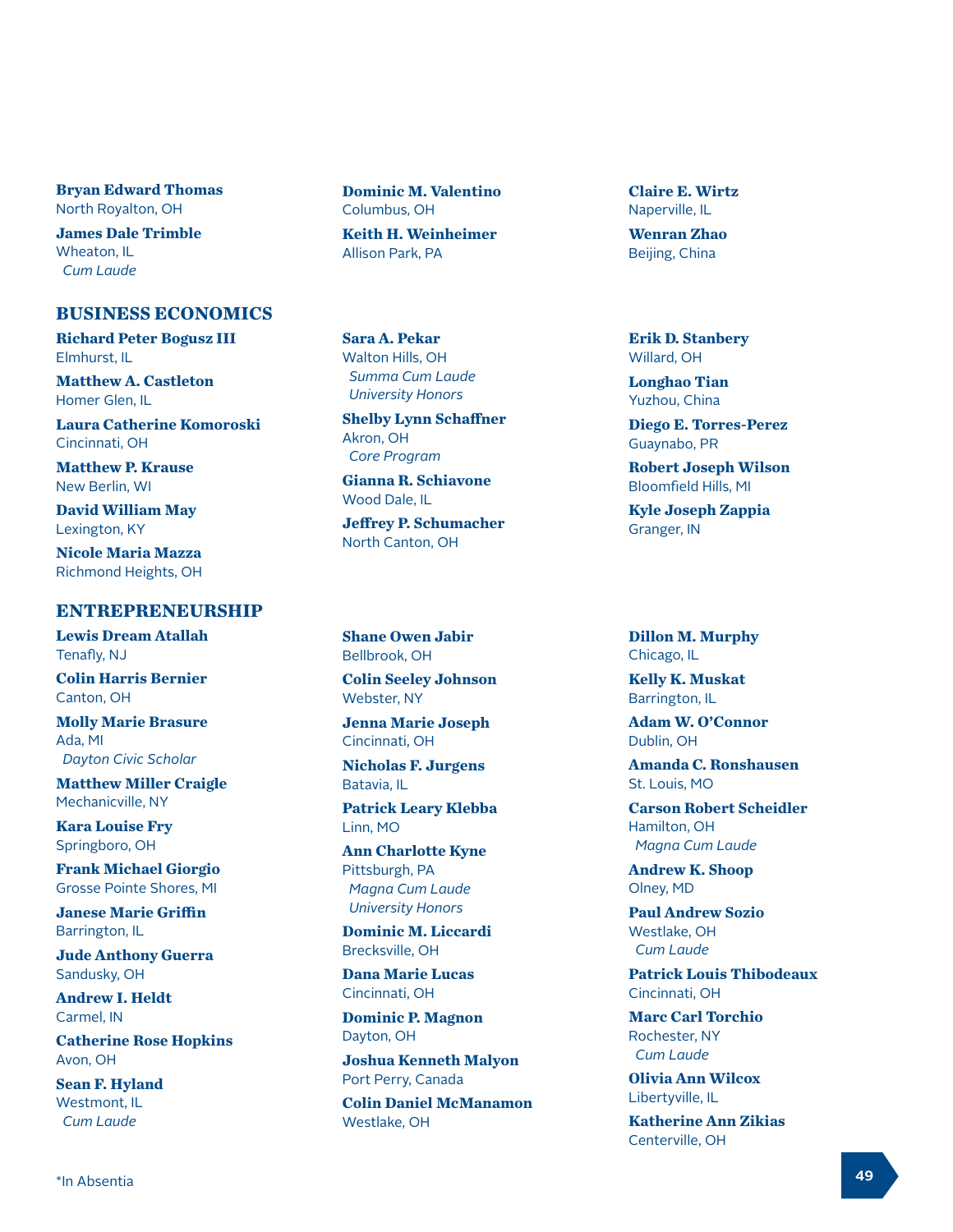**Bryan Edward Thomas**
North Royalton, OH

**James Dale Trimble**
Wheaton, IL
*Cum Laude*

**Dominic M. Valentino**
Columbus, OH

**Keith H. Weinheimer**
Allison Park, PA

**Claire E. Wirtz**
Naperville, IL

**Wenran Zhao**
Beijing, China

## BUSINESS ECONOMICS

**Richard Peter Bogusz III**
Elmhurst, IL

**Matthew A. Castleton**
Homer Glen, IL

**Laura Catherine Komoroski**
Cincinnati, OH

**Matthew P. Krause**
New Berlin, WI

**David William May**
Lexington, KY

**Nicole Maria Mazza**
Richmond Heights, OH

**Sara A. Pekar**
Walton Hills, OH
*Summa Cum Laude*
*University Honors*

**Shelby Lynn Schaffner**
Akron, OH
*Core Program*

**Gianna R. Schiavone**
Wood Dale, IL

**Jeffrey P. Schumacher**
North Canton, OH

**Erik D. Stanbery**
Willard, OH

**Longhao Tian**
Yuzhou, China

**Diego E. Torres-Perez**
Guaynabo, PR

**Robert Joseph Wilson**
Bloomfield Hills, MI

**Kyle Joseph Zappia**
Granger, IN

## ENTREPRENEURSHIP

**Lewis Dream Atallah**
Tenafly, NJ

**Colin Harris Bernier**
Canton, OH

**Molly Marie Brasure**
Ada, MI
*Dayton Civic Scholar*

**Matthew Miller Craigle**
Mechanicville, NY

**Kara Louise Fry**
Springboro, OH

**Frank Michael Giorgio**
Grosse Pointe Shores, MI

**Janese Marie Griffin**
Barrington, IL

**Jude Anthony Guerra**
Sandusky, OH

**Andrew I. Heldt**
Carmel, IN

**Catherine Rose Hopkins**
Avon, OH

**Sean F. Hyland**
Westmont, IL
*Cum Laude*

**Shane Owen Jabir**
Bellbrook, OH

**Colin Seeley Johnson**
Webster, NY

**Jenna Marie Joseph**
Cincinnati, OH

**Nicholas F. Jurgens**
Batavia, IL

**Patrick Leary Klebba**
Linn, MO

**Ann Charlotte Kyne**
Pittsburgh, PA
*Magna Cum Laude*
*University Honors*

**Dominic M. Liccardi**
Brecksville, OH

**Dana Marie Lucas**
Cincinnati, OH

**Dominic P. Magnon**
Dayton, OH

**Joshua Kenneth Malyon**
Port Perry, Canada

**Colin Daniel McManamon**
Westlake, OH

**Dillon M. Murphy**
Chicago, IL

**Kelly K. Muskat**
Barrington, IL

**Adam W. O'Connor**
Dublin, OH

**Amanda C. Ronshausen**
St. Louis, MO

**Carson Robert Scheidler**
Hamilton, OH
*Magna Cum Laude*

**Andrew K. Shoop**
Olney, MD

**Paul Andrew Sozio**
Westlake, OH
*Cum Laude*

**Patrick Louis Thibodeaux**
Cincinnati, OH

**Marc Carl Torchio**
Rochester, NY
*Cum Laude*

**Olivia Ann Wilcox**
Libertyville, IL

**Katherine Ann Zikias**
Centerville, OH

*In Absentia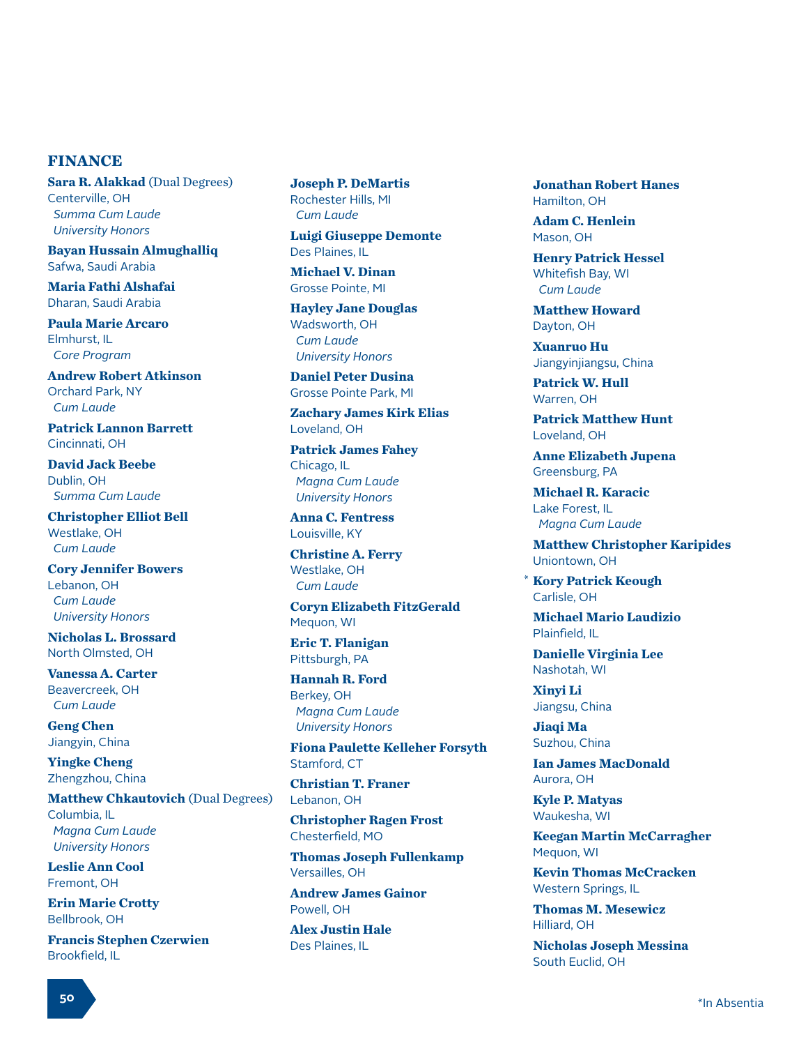## FINANCE

**Sara R. Alakkad** (Dual Degrees)
Centerville, OH
*Summa Cum Laude*
*University Honors*

**Bayan Hussain Almughalliq**
Safwa, Saudi Arabia

**Maria Fathi Alshafai**
Dharan, Saudi Arabia

**Paula Marie Arcaro**
Elmhurst, IL
*Core Program*

**Andrew Robert Atkinson**
Orchard Park, NY
*Cum Laude*

**Patrick Lannon Barrett**
Cincinnati, OH

**David Jack Beebe**
Dublin, OH
*Summa Cum Laude*

**Christopher Elliot Bell**
Westlake, OH
*Cum Laude*

**Cory Jennifer Bowers**
Lebanon, OH
*Cum Laude*
*University Honors*

**Nicholas L. Brossard**
North Olmsted, OH

**Vanessa A. Carter**
Beavercreek, OH
*Cum Laude*

**Geng Chen**
Jiangyin, China

**Yingke Cheng**
Zhengzhou, China

**Matthew Chkautovich** (Dual Degrees)
Columbia, IL
*Magna Cum Laude*
*University Honors*

**Leslie Ann Cool**
Fremont, OH

**Erin Marie Crotty**
Bellbrook, OH

**Francis Stephen Czerwien**
Brookfield, IL

**Joseph P. DeMartis**
Rochester Hills, MI
*Cum Laude*

**Luigi Giuseppe Demonte**
Des Plaines, IL

**Michael V. Dinan**
Grosse Pointe, MI

**Hayley Jane Douglas**
Wadsworth, OH
*Cum Laude*
*University Honors*

**Daniel Peter Dusina**
Grosse Pointe Park, MI

**Zachary James Kirk Elias**
Loveland, OH

**Patrick James Fahey**
Chicago, IL
*Magna Cum Laude*
*University Honors*

**Anna C. Fentress**
Louisville, KY

**Christine A. Ferry**
Westlake, OH
*Cum Laude*

**Coryn Elizabeth FitzGerald**
Mequon, WI

**Eric T. Flanigan**
Pittsburgh, PA

**Hannah R. Ford**
Berkey, OH
*Magna Cum Laude*
*University Honors*

**Fiona Paulette Kelleher Forsyth**
Stamford, CT

**Christian T. Franer**
Lebanon, OH

**Christopher Ragen Frost**
Chesterfield, MO

**Thomas Joseph Fullenkamp**
Versailles, OH

**Andrew James Gainor**
Powell, OH

**Alex Justin Hale**
Des Plaines, IL

**Jonathan Robert Hanes**
Hamilton, OH

**Adam C. Henlein**
Mason, OH

**Henry Patrick Hessel**
Whitefish Bay, WI
*Cum Laude*

**Matthew Howard**
Dayton, OH

**Xuanruo Hu**
Jiangyinjiangsu, China

**Patrick W. Hull**
Warren, OH

**Patrick Matthew Hunt**
Loveland, OH

**Anne Elizabeth Jupena**
Greensburg, PA

**Michael R. Karacic**
Lake Forest, IL
*Magna Cum Laude*

**Matthew Christopher Karipides**
Uniontown, OH

\* **Kory Patrick Keough**
Carlisle, OH

**Michael Mario Laudizio**
Plainfield, IL

**Danielle Virginia Lee**
Nashotah, WI

**Xinyi Li**
Jiangsu, China

**Jiaqi Ma**
Suzhou, China

**Ian James MacDonald**
Aurora, OH

**Kyle P. Matyas**
Waukesha, WI

**Keegan Martin McCarragher**
Mequon, WI

**Kevin Thomas McCracken**
Western Springs, IL

**Thomas M. Mesewicz**
Hilliard, OH

**Nicholas Joseph Messina**
South Euclid, OH

*In Absentia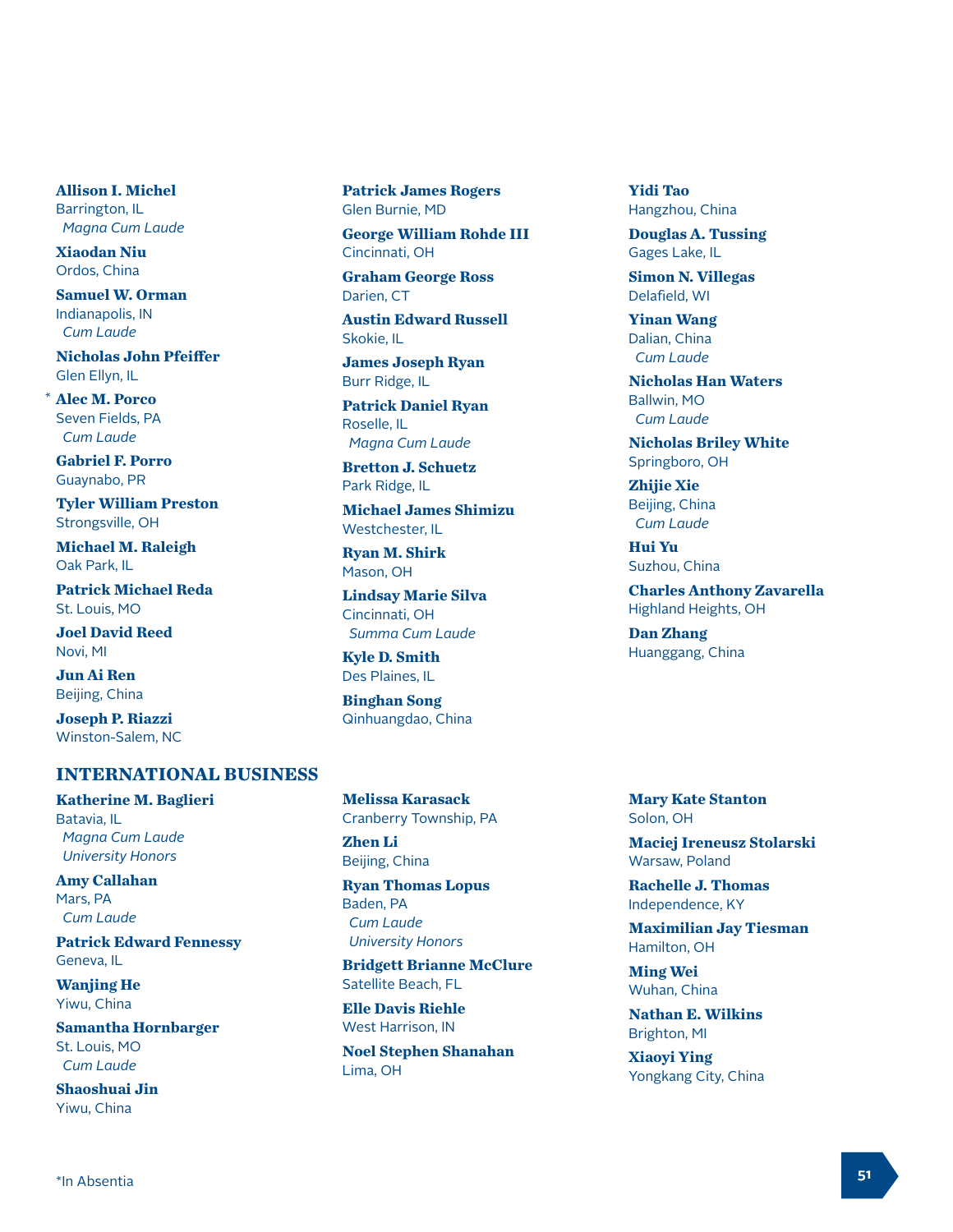**Allison I. Michel**
Barrington, IL
*Magna Cum Laude*

**Xiaodan Niu**
Ordos, China

**Samuel W. Orman**
Indianapolis, IN
*Cum Laude*

**Nicholas John Pfeiffer**
Glen Ellyn, IL

\* **Alec M. Porco**
Seven Fields, PA
*Cum Laude*

**Gabriel F. Porro**
Guaynabo, PR

**Tyler William Preston**
Strongsville, OH

**Michael M. Raleigh**
Oak Park, IL

**Patrick Michael Reda**
St. Louis, MO

**Joel David Reed**
Novi, MI

**Jun Ai Ren**
Beijing, China

**Joseph P. Riazzi**
Winston-Salem, NC

**Patrick James Rogers**
Glen Burnie, MD

**George William Rohde III**
Cincinnati, OH

**Graham George Ross**
Darien, CT

**Austin Edward Russell**
Skokie, IL

**James Joseph Ryan**
Burr Ridge, IL

**Patrick Daniel Ryan**
Roselle, IL
*Magna Cum Laude*

**Bretton J. Schuetz**
Park Ridge, IL

**Michael James Shimizu**
Westchester, IL

**Ryan M. Shirk**
Mason, OH

**Lindsay Marie Silva**
Cincinnati, OH
*Summa Cum Laude*

**Kyle D. Smith**
Des Plaines, IL

**Binghan Song**
Qinhuangdao, China

**Yidi Tao**
Hangzhou, China

**Douglas A. Tussing**
Gages Lake, IL

**Simon N. Villegas**
Delafield, WI

**Yinan Wang**
Dalian, China
*Cum Laude*

**Nicholas Han Waters**
Ballwin, MO
*Cum Laude*

**Nicholas Briley White**
Springboro, OH

**Zhijie Xie**
Beijing, China
*Cum Laude*

**Hui Yu**
Suzhou, China

**Charles Anthony Zavarella**
Highland Heights, OH

**Dan Zhang**
Huanggang, China

## INTERNATIONAL BUSINESS

**Katherine M. Baglieri**
Batavia, IL
*Magna Cum Laude*
*University Honors*

**Amy Callahan**
Mars, PA
*Cum Laude*

**Patrick Edward Fennessy**
Geneva, IL

**Wanjing He**
Yiwu, China

**Samantha Hornbarger**
St. Louis, MO
*Cum Laude*

**Shaoshuai Jin**
Yiwu, China

**Melissa Karasack**
Cranberry Township, PA

**Zhen Li**
Beijing, China

**Ryan Thomas Lopus**
Baden, PA
*Cum Laude*
*University Honors*

**Bridgett Brianne McClure**
Satellite Beach, FL

**Elle Davis Riehle**
West Harrison, IN

**Noel Stephen Shanahan**
Lima, OH

**Mary Kate Stanton**
Solon, OH

**Maciej Ireneusz Stolarski**
Warsaw, Poland

**Rachelle J. Thomas**
Independence, KY

**Maximilian Jay Tiesman**
Hamilton, OH

**Ming Wei**
Wuhan, China

**Nathan E. Wilkins**
Brighton, MI

**Xiaoyi Ying**
Yongkang City, China

*In Absentia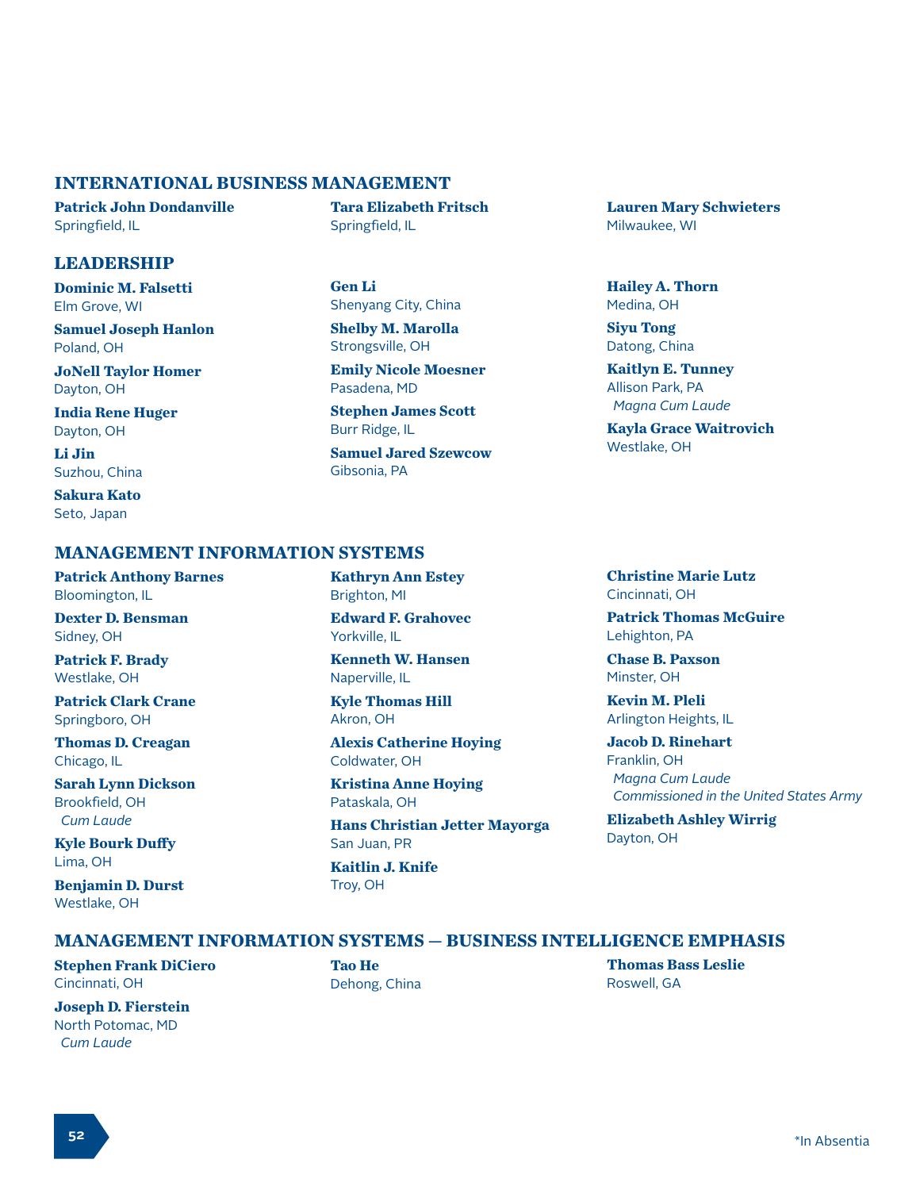## INTERNATIONAL BUSINESS MANAGEMENT

**Patrick John Dondanville**
Springfield, IL

**Tara Elizabeth Fritsch**
Springfield, IL

**Lauren Mary Schwieters**
Milwaukee, WI

## LEADERSHIP

**Dominic M. Falsetti**
Elm Grove, WI

**Samuel Joseph Hanlon**
Poland, OH

**JoNell Taylor Homer**
Dayton, OH

**India Rene Huger**
Dayton, OH

**Li Jin**
Suzhou, China

**Sakura Kato**
Seto, Japan

**Gen Li**
Shenyang City, China

**Shelby M. Marolla**
Strongsville, OH

**Emily Nicole Moesner**
Pasadena, MD

**Stephen James Scott**
Burr Ridge, IL

**Samuel Jared Szewcow**
Gibsonia, PA

**Hailey A. Thorn**
Medina, OH

**Siyu Tong**
Datong, China

**Kaitlyn E. Tunney**
Allison Park, PA
*Magna Cum Laude*

**Kayla Grace Waitrovich**
Westlake, OH

## MANAGEMENT INFORMATION SYSTEMS

**Patrick Anthony Barnes**
Bloomington, IL

**Dexter D. Bensman**
Sidney, OH

**Patrick F. Brady**
Westlake, OH

**Patrick Clark Crane**
Springboro, OH

**Thomas D. Creagan**
Chicago, IL

**Sarah Lynn Dickson**
Brookfield, OH
*Cum Laude*

**Kyle Bourk Duffy**
Lima, OH

**Benjamin D. Durst**
Westlake, OH

**Kathryn Ann Estey**
Brighton, MI

**Edward F. Grahovec**
Yorkville, IL

**Kenneth W. Hansen**
Naperville, IL

**Kyle Thomas Hill**
Akron, OH

**Alexis Catherine Hoying**
Coldwater, OH

**Kristina Anne Hoying**
Pataskala, OH

**Hans Christian Jetter Mayorga**
San Juan, PR

**Kaitlin J. Knife**
Troy, OH

**Christine Marie Lutz**
Cincinnati, OH

**Patrick Thomas McGuire**
Lehighton, PA

**Chase B. Paxson**
Minster, OH

**Kevin M. Pleli**
Arlington Heights, IL

**Jacob D. Rinehart**
Franklin, OH
*Magna Cum Laude*
*Commissioned in the United States Army*

**Elizabeth Ashley Wirrig**
Dayton, OH

## MANAGEMENT INFORMATION SYSTEMS — BUSINESS INTELLIGENCE EMPHASIS

**Stephen Frank DiCiero**
Cincinnati, OH

**Joseph D. Fierstein**
North Potomac, MD
*Cum Laude*

**Tao He**
Dehong, China

**Thomas Bass Leslie**
Roswell, GA

*In Absentia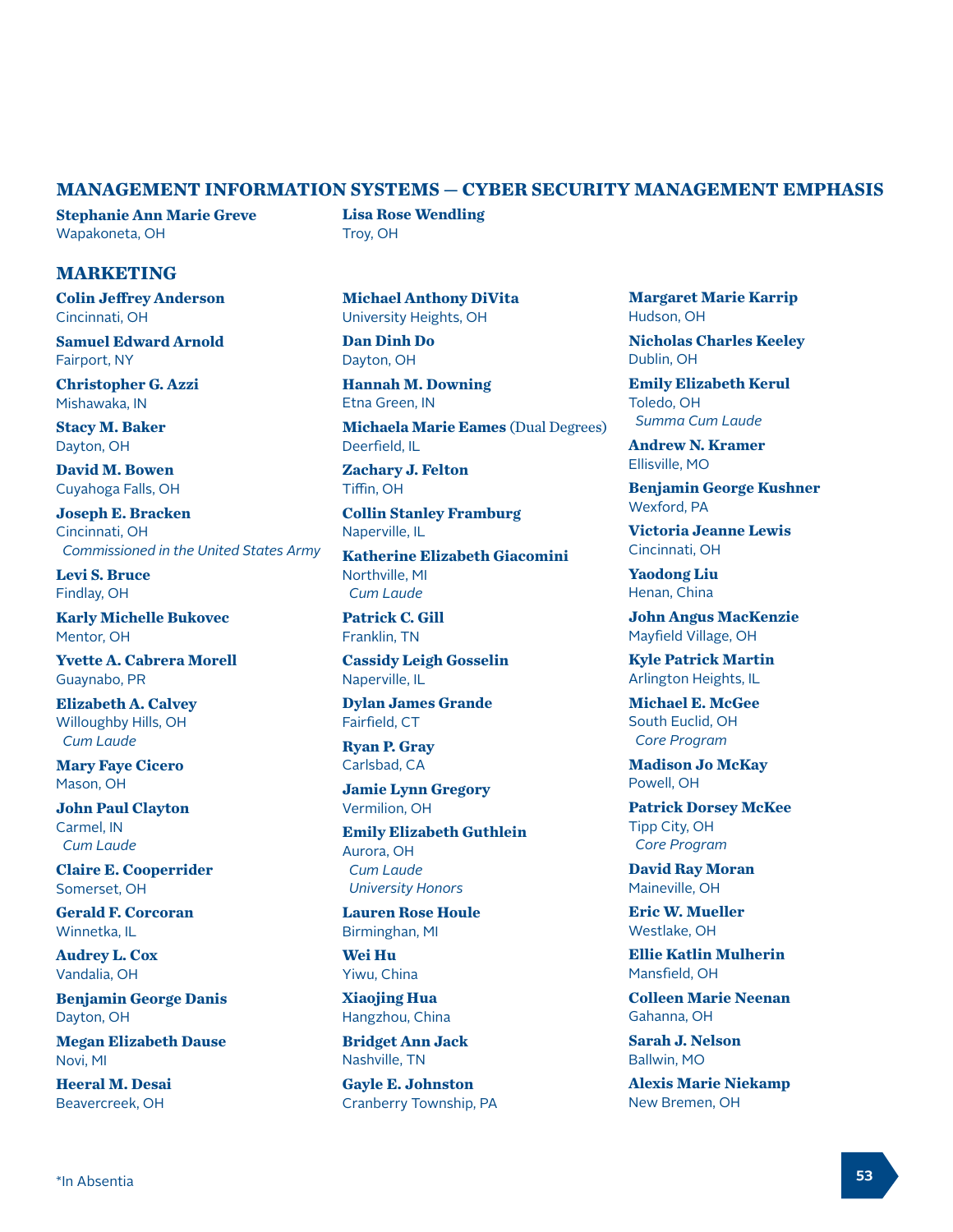## MANAGEMENT INFORMATION SYSTEMS — CYBER SECURITY MANAGEMENT EMPHASIS

**Stephanie Ann Marie Greve**
Wapakoneta, OH

**Lisa Rose Wendling**
Troy, OH

## MARKETING

**Colin Jeffrey Anderson**
Cincinnati, OH

**Samuel Edward Arnold**
Fairport, NY

**Christopher G. Azzi**
Mishawaka, IN

**Stacy M. Baker**
Dayton, OH

**David M. Bowen**
Cuyahoga Falls, OH

**Joseph E. Bracken**
Cincinnati, OH
*Commissioned in the United States Army*

**Levi S. Bruce**
Findlay, OH

**Karly Michelle Bukovec**
Mentor, OH

**Yvette A. Cabrera Morell**
Guaynabo, PR

**Elizabeth A. Calvey**
Willoughby Hills, OH
*Cum Laude*

**Mary Faye Cicero**
Mason, OH

**John Paul Clayton**
Carmel, IN
*Cum Laude*

**Claire E. Cooperrider**
Somerset, OH

**Gerald F. Corcoran**
Winnetka, IL

**Audrey L. Cox**
Vandalia, OH

**Benjamin George Danis**
Dayton, OH

**Megan Elizabeth Dause**
Novi, MI

**Heeral M. Desai**
Beavercreek, OH

**Michael Anthony DiVita**
University Heights, OH

**Dan Dinh Do**
Dayton, OH

**Hannah M. Downing**
Etna Green, IN

**Michaela Marie Eames** (Dual Degrees)
Deerfield, IL

**Zachary J. Felton**
Tiffin, OH

**Collin Stanley Framburg**
Naperville, IL

**Katherine Elizabeth Giacomini**
Northville, MI
*Cum Laude*

**Patrick C. Gill**
Franklin, TN

**Cassidy Leigh Gosselin**
Naperville, IL

**Dylan James Grande**
Fairfield, CT

**Ryan P. Gray**
Carlsbad, CA

**Jamie Lynn Gregory**
Vermilion, OH

**Emily Elizabeth Guthlein**
Aurora, OH
*Cum Laude*
*University Honors*

**Lauren Rose Houle**
Birminghan, MI

**Wei Hu**
Yiwu, China

**Xiaojing Hua**
Hangzhou, China

**Bridget Ann Jack**
Nashville, TN

**Gayle E. Johnston**
Cranberry Township, PA

**Margaret Marie Karrip**
Hudson, OH

**Nicholas Charles Keeley**
Dublin, OH

**Emily Elizabeth Kerul**
Toledo, OH
*Summa Cum Laude*

**Andrew N. Kramer**
Ellisville, MO

**Benjamin George Kushner**
Wexford, PA

**Victoria Jeanne Lewis**
Cincinnati, OH

**Yaodong Liu**
Henan, China

**John Angus MacKenzie**
Mayfield Village, OH

**Kyle Patrick Martin**
Arlington Heights, IL

**Michael E. McGee**
South Euclid, OH
*Core Program*

**Madison Jo McKay**
Powell, OH

**Patrick Dorsey McKee**
Tipp City, OH
*Core Program*

**David Ray Moran**
Maineville, OH

**Eric W. Mueller**
Westlake, OH

**Ellie Katlin Mulherin**
Mansfield, OH

**Colleen Marie Neenan**
Gahanna, OH

**Sarah J. Nelson**
Ballwin, MO

**Alexis Marie Niekamp**
New Bremen, OH

*In Absentia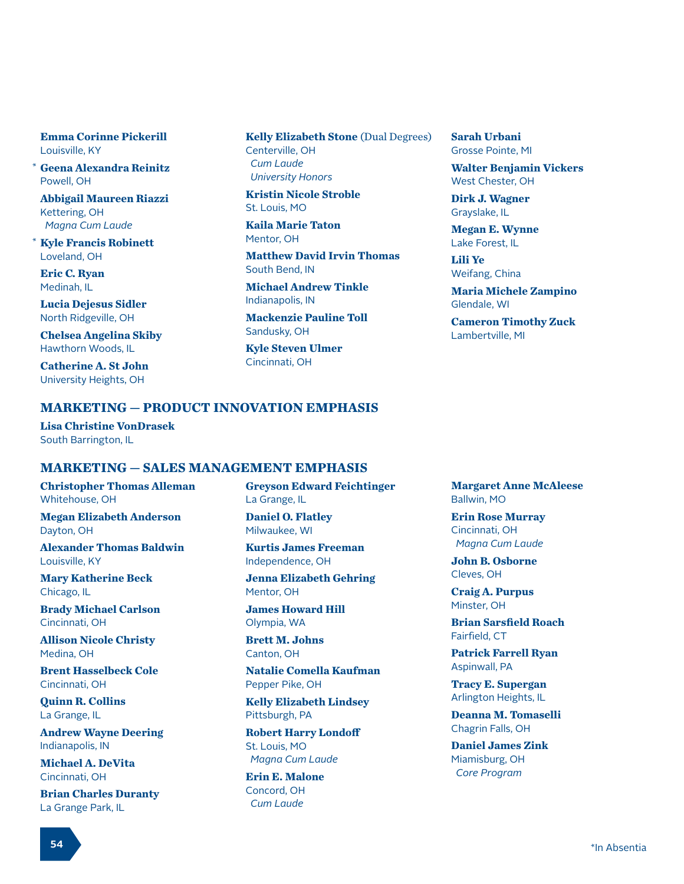**Emma Corinne Pickerill**
Louisville, KY

\* **Geena Alexandra Reinitz**
Powell, OH

**Abbigail Maureen Riazzi**
Kettering, OH
*Magna Cum Laude*

\* **Kyle Francis Robinett**
Loveland, OH

**Eric C. Ryan**
Medinah, IL

**Lucia Dejesus Sidler**
North Ridgeville, OH

**Chelsea Angelina Skiby**
Hawthorn Woods, IL

**Catherine A. St John**
University Heights, OH

**Kelly Elizabeth Stone** (Dual Degrees)
Centerville, OH
*Cum Laude*
*University Honors*

**Kristin Nicole Stroble**
St. Louis, MO

**Kaila Marie Taton**
Mentor, OH

**Matthew David Irvin Thomas**
South Bend, IN

**Michael Andrew Tinkle**
Indianapolis, IN

**Mackenzie Pauline Toll**
Sandusky, OH

**Kyle Steven Ulmer**
Cincinnati, OH

**Sarah Urbani**
Grosse Pointe, MI

**Walter Benjamin Vickers**
West Chester, OH

**Dirk J. Wagner**
Grayslake, IL

**Megan E. Wynne**
Lake Forest, IL

**Lili Ye**
Weifang, China

**Maria Michele Zampino**
Glendale, WI

**Cameron Timothy Zuck**
Lambertville, MI

## MARKETING — PRODUCT INNOVATION EMPHASIS

**Lisa Christine VonDrasek**
South Barrington, IL

## MARKETING — SALES MANAGEMENT EMPHASIS

**Christopher Thomas Alleman**
Whitehouse, OH

**Megan Elizabeth Anderson**
Dayton, OH

**Alexander Thomas Baldwin**
Louisville, KY

**Mary Katherine Beck**
Chicago, IL

**Brady Michael Carlson**
Cincinnati, OH

**Allison Nicole Christy**
Medina, OH

**Brent Hasselbeck Cole**
Cincinnati, OH

**Quinn R. Collins**
La Grange, IL

**Andrew Wayne Deering**
Indianapolis, IN

**Michael A. DeVita**
Cincinnati, OH

**Brian Charles Duranty**
La Grange Park, IL

**Greyson Edward Feichtinger**
La Grange, IL

**Daniel O. Flatley**
Milwaukee, WI

**Kurtis James Freeman**
Independence, OH

**Jenna Elizabeth Gehring**
Mentor, OH

**James Howard Hill**
Olympia, WA

**Brett M. Johns**
Canton, OH

**Natalie Comella Kaufman**
Pepper Pike, OH

**Kelly Elizabeth Lindsey**
Pittsburgh, PA

**Robert Harry Londoff**
St. Louis, MO
*Magna Cum Laude*

**Erin E. Malone**
Concord, OH
*Cum Laude*

**Margaret Anne McAleese**
Ballwin, MO

**Erin Rose Murray**
Cincinnati, OH
*Magna Cum Laude*

**John B. Osborne**
Cleves, OH

**Craig A. Purpus**
Minster, OH

**Brian Sarsfield Roach**
Fairfield, CT

**Patrick Farrell Ryan**
Aspinwall, PA

**Tracy E. Supergan**
Arlington Heights, IL

**Deanna M. Tomaselli**
Chagrin Falls, OH

**Daniel James Zink**
Miamisburg, OH
*Core Program*

*In Absentia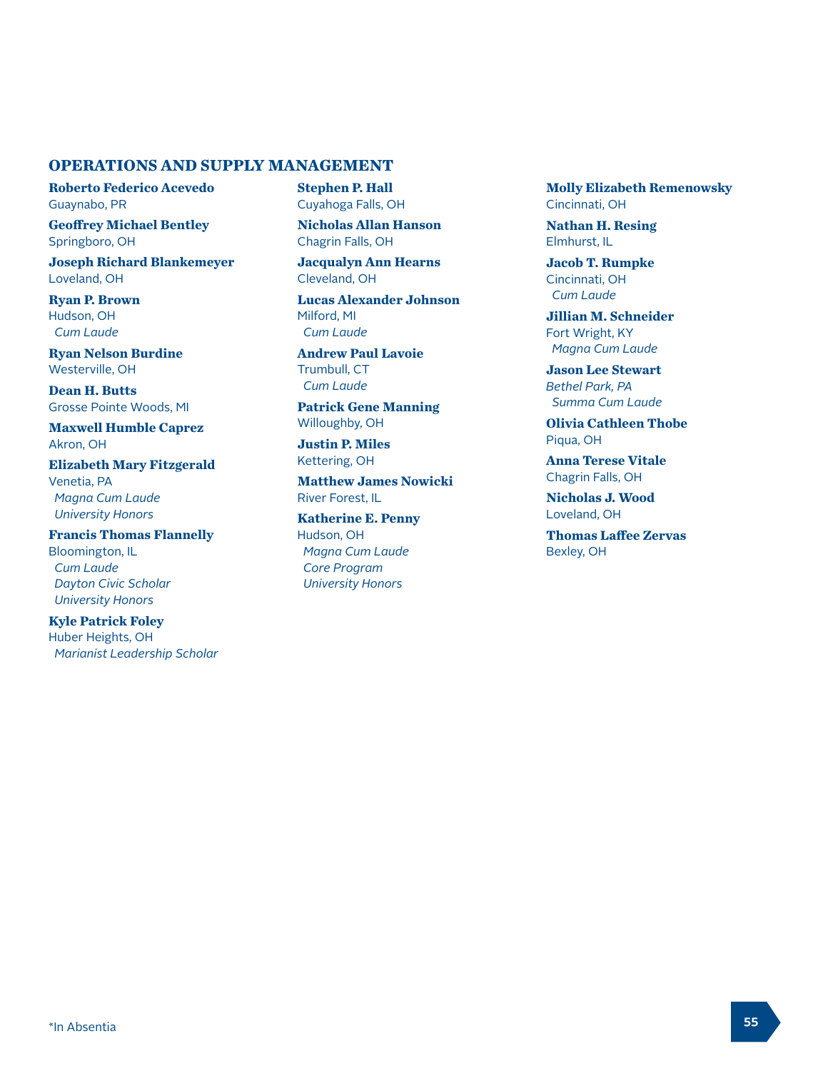## OPERATIONS AND SUPPLY MANAGEMENT

**Roberto Federico Acevedo**
Guaynabo, PR

**Geoffrey Michael Bentley**
Springboro, OH

**Joseph Richard Blankemeyer**
Loveland, OH

**Ryan P. Brown**
Hudson, OH
*Cum Laude*

**Ryan Nelson Burdine**
Westerville, OH

**Dean H. Butts**
Grosse Pointe Woods, MI

**Maxwell Humble Caprez**
Akron, OH

**Elizabeth Mary Fitzgerald**
Venetia, PA
*Magna Cum Laude*
*University Honors*

**Francis Thomas Flannelly**
Bloomington, IL
*Cum Laude*
*Dayton Civic Scholar*
*University Honors*

**Kyle Patrick Foley**
Huber Heights, OH
*Marianist Leadership Scholar*

**Stephen P. Hall**
Cuyahoga Falls, OH

**Nicholas Allan Hanson**
Chagrin Falls, OH

**Jacqualyn Ann Hearns**
Cleveland, OH

**Lucas Alexander Johnson**
Milford, MI
*Cum Laude*

**Andrew Paul Lavoie**
Trumbull, CT
*Cum Laude*

**Patrick Gene Manning**
Willoughby, OH

**Justin P. Miles**
Kettering, OH

**Matthew James Nowicki**
River Forest, IL

**Katherine E. Penny**
Hudson, OH
*Magna Cum Laude*
*Core Program*
*University Honors*

**Molly Elizabeth Remenowsky**
Cincinnati, OH

**Nathan H. Resing**
Elmhurst, IL

**Jacob T. Rumpke**
Cincinnati, OH
*Cum Laude*

**Jillian M. Schneider**
Fort Wright, KY
*Magna Cum Laude*

**Jason Lee Stewart**
*Bethel Park, PA*
*Summa Cum Laude*

**Olivia Cathleen Thobe**
Piqua, OH

**Anna Terese Vitale**
Chagrin Falls, OH

**Nicholas J. Wood**
Loveland, OH

**Thomas Laffee Zervas**
Bexley, OH

*In Absentia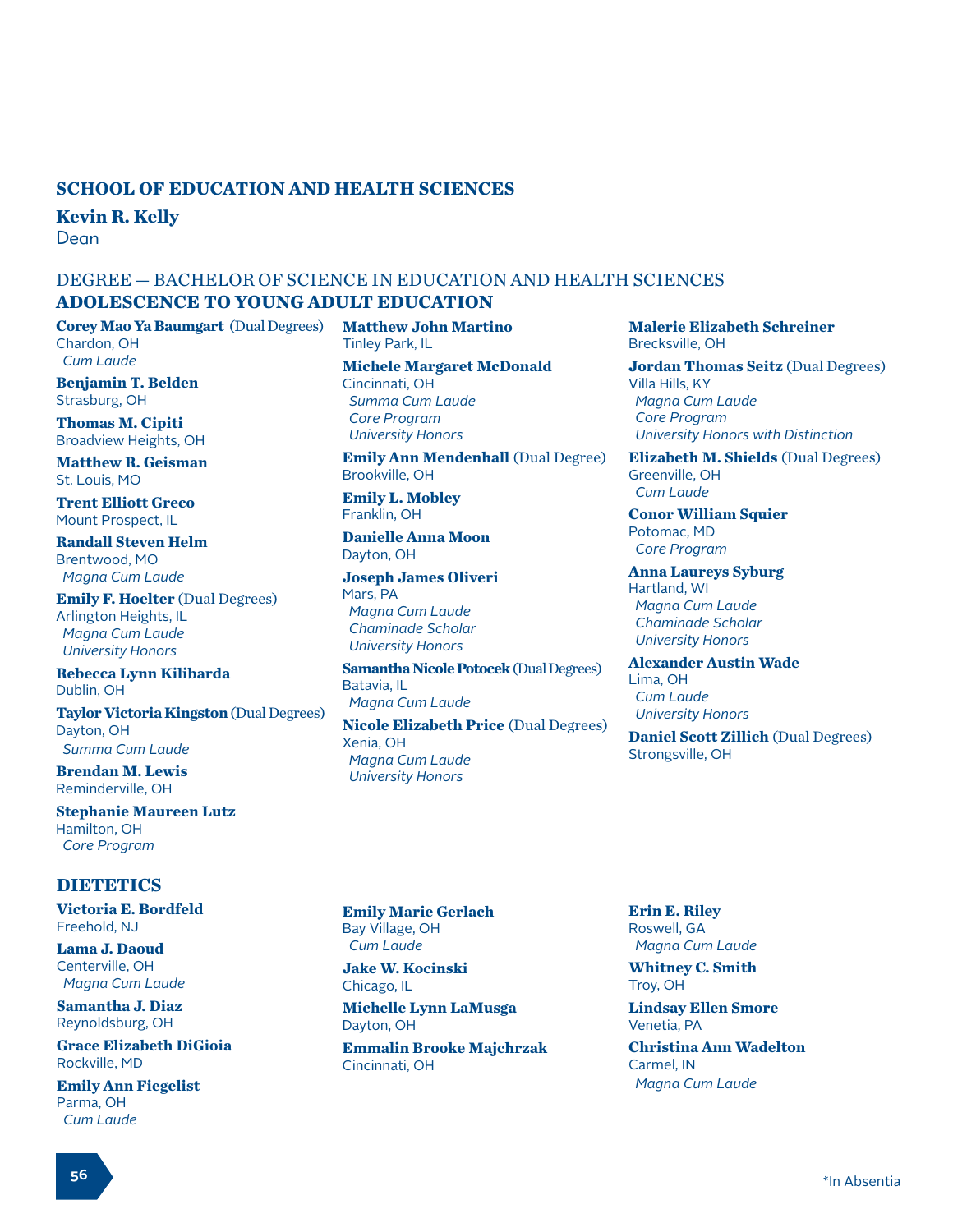## SCHOOL OF EDUCATION AND HEALTH SCIENCES

**Kevin R. Kelly**
Dean

DEGREE — BACHELOR OF SCIENCE IN EDUCATION AND HEALTH SCIENCES

### ADOLESCENCE TO YOUNG ADULT EDUCATION

**Corey Mao Ya Baumgart** (Dual Degrees)
Chardon, OH
*Cum Laude*

**Benjamin T. Belden**
Strasburg, OH

**Thomas M. Cipiti**
Broadview Heights, OH

**Matthew R. Geisman**
St. Louis, MO

**Trent Elliott Greco**
Mount Prospect, IL

**Randall Steven Helm**
Brentwood, MO
*Magna Cum Laude*

**Emily F. Hoelter** (Dual Degrees)
Arlington Heights, IL
*Magna Cum Laude*
*University Honors*

**Rebecca Lynn Kilibarda**
Dublin, OH

**Taylor Victoria Kingston** (Dual Degrees)
Dayton, OH
*Summa Cum Laude*

**Brendan M. Lewis**
Reminderville, OH

**Stephanie Maureen Lutz**
Hamilton, OH
*Core Program*

**Matthew John Martino**
Tinley Park, IL

**Michele Margaret McDonald**
Cincinnati, OH
*Summa Cum Laude*
*Core Program*
*University Honors*

**Emily Ann Mendenhall** (Dual Degree)
Brookville, OH

**Emily L. Mobley**
Franklin, OH

**Danielle Anna Moon**
Dayton, OH

**Joseph James Oliveri**
Mars, PA
*Magna Cum Laude*
*Chaminade Scholar*
*University Honors*

**Samantha Nicole Potocek** (Dual Degrees)
Batavia, IL
*Magna Cum Laude*

**Nicole Elizabeth Price** (Dual Degrees)
Xenia, OH
*Magna Cum Laude*
*University Honors*

**Malerie Elizabeth Schreiner**
Brecksville, OH

**Jordan Thomas Seitz** (Dual Degrees)
Villa Hills, KY
*Magna Cum Laude*
*Core Program*
*University Honors with Distinction*

**Elizabeth M. Shields** (Dual Degrees)
Greenville, OH
*Cum Laude*

**Conor William Squier**
Potomac, MD
*Core Program*

**Anna Laureys Syburg**
Hartland, WI
*Magna Cum Laude*
*Chaminade Scholar*
*University Honors*

**Alexander Austin Wade**
Lima, OH
*Cum Laude*
*University Honors*

**Daniel Scott Zillich** (Dual Degrees)
Strongsville, OH

### DIETETICS

**Victoria E. Bordfeld**
Freehold, NJ

**Lama J. Daoud**
Centerville, OH
*Magna Cum Laude*

**Samantha J. Diaz**
Reynoldsburg, OH

**Grace Elizabeth DiGioia**
Rockville, MD

**Emily Ann Fiegelist**
Parma, OH
*Cum Laude*

**Emily Marie Gerlach**
Bay Village, OH
*Cum Laude*

**Jake W. Kocinski**
Chicago, IL

**Michelle Lynn LaMusga**
Dayton, OH

**Emmalin Brooke Majchrzak**
Cincinnati, OH

**Erin E. Riley**
Roswell, GA
*Magna Cum Laude*

**Whitney C. Smith**
Troy, OH

**Lindsay Ellen Smore**
Venetia, PA

**Christina Ann Wadelton**
Carmel, IN
*Magna Cum Laude*

*In Absentia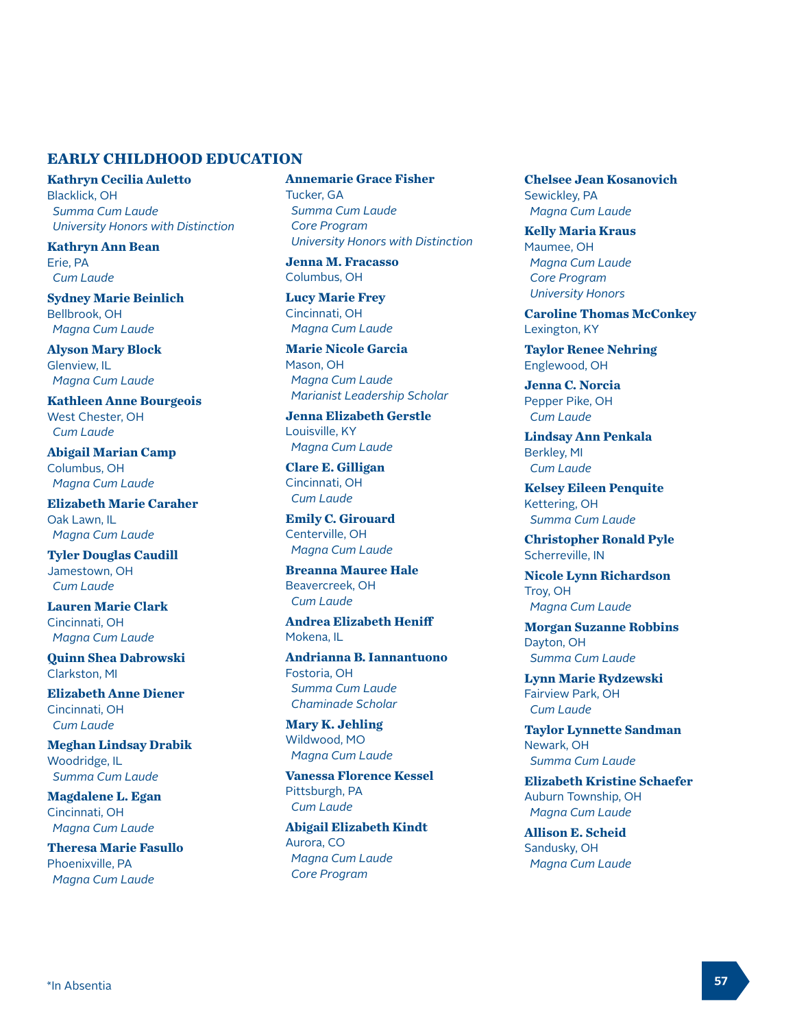## EARLY CHILDHOOD EDUCATION

**Kathryn Cecilia Auletto**
Blacklick, OH
*Summa Cum Laude*
*University Honors with Distinction*

**Kathryn Ann Bean**
Erie, PA
*Cum Laude*

**Sydney Marie Beinlich**
Bellbrook, OH
*Magna Cum Laude*

**Alyson Mary Block**
Glenview, IL
*Magna Cum Laude*

**Kathleen Anne Bourgeois**
West Chester, OH
*Cum Laude*

**Abigail Marian Camp**
Columbus, OH
*Magna Cum Laude*

**Elizabeth Marie Caraher**
Oak Lawn, IL
*Magna Cum Laude*

**Tyler Douglas Caudill**
Jamestown, OH
*Cum Laude*

**Lauren Marie Clark**
Cincinnati, OH
*Magna Cum Laude*

**Quinn Shea Dabrowski**
Clarkston, MI

**Elizabeth Anne Diener**
Cincinnati, OH
*Cum Laude*

**Meghan Lindsay Drabik**
Woodridge, IL
*Summa Cum Laude*

**Magdalene L. Egan**
Cincinnati, OH
*Magna Cum Laude*

**Theresa Marie Fasullo**
Phoenixville, PA
*Magna Cum Laude*

**Annemarie Grace Fisher**
Tucker, GA
*Summa Cum Laude*
*Core Program*
*University Honors with Distinction*

**Jenna M. Fracasso**
Columbus, OH

**Lucy Marie Frey**
Cincinnati, OH
*Magna Cum Laude*

**Marie Nicole Garcia**
Mason, OH
*Magna Cum Laude*
*Marianist Leadership Scholar*

**Jenna Elizabeth Gerstle**
Louisville, KY
*Magna Cum Laude*

**Clare E. Gilligan**
Cincinnati, OH
*Cum Laude*

**Emily C. Girouard**
Centerville, OH
*Magna Cum Laude*

**Breanna Mauree Hale**
Beavercreek, OH
*Cum Laude*

**Andrea Elizabeth Heniff**
Mokena, IL

**Andrianna B. Iannantuono**
Fostoria, OH
*Summa Cum Laude*
*Chaminade Scholar*

**Mary K. Jehling**
Wildwood, MO
*Magna Cum Laude*

**Vanessa Florence Kessel**
Pittsburgh, PA
*Cum Laude*

**Abigail Elizabeth Kindt**
Aurora, CO
*Magna Cum Laude*
*Core Program*

**Chelsee Jean Kosanovich**
Sewickley, PA
*Magna Cum Laude*

**Kelly Maria Kraus**
Maumee, OH
*Magna Cum Laude*
*Core Program*
*University Honors*

**Caroline Thomas McConkey**
Lexington, KY

**Taylor Renee Nehring**
Englewood, OH

**Jenna C. Norcia**
Pepper Pike, OH
*Cum Laude*

**Lindsay Ann Penkala**
Berkley, MI
*Cum Laude*

**Kelsey Eileen Penquite**
Kettering, OH
*Summa Cum Laude*

**Christopher Ronald Pyle**
Scherreville, IN

**Nicole Lynn Richardson**
Troy, OH
*Magna Cum Laude*

**Morgan Suzanne Robbins**
Dayton, OH
*Summa Cum Laude*

**Lynn Marie Rydzewski**
Fairview Park, OH
*Cum Laude*

**Taylor Lynnette Sandman**
Newark, OH
*Summa Cum Laude*

**Elizabeth Kristine Schaefer**
Auburn Township, OH
*Magna Cum Laude*

**Allison E. Scheid**
Sandusky, OH
*Magna Cum Laude*

*In Absentia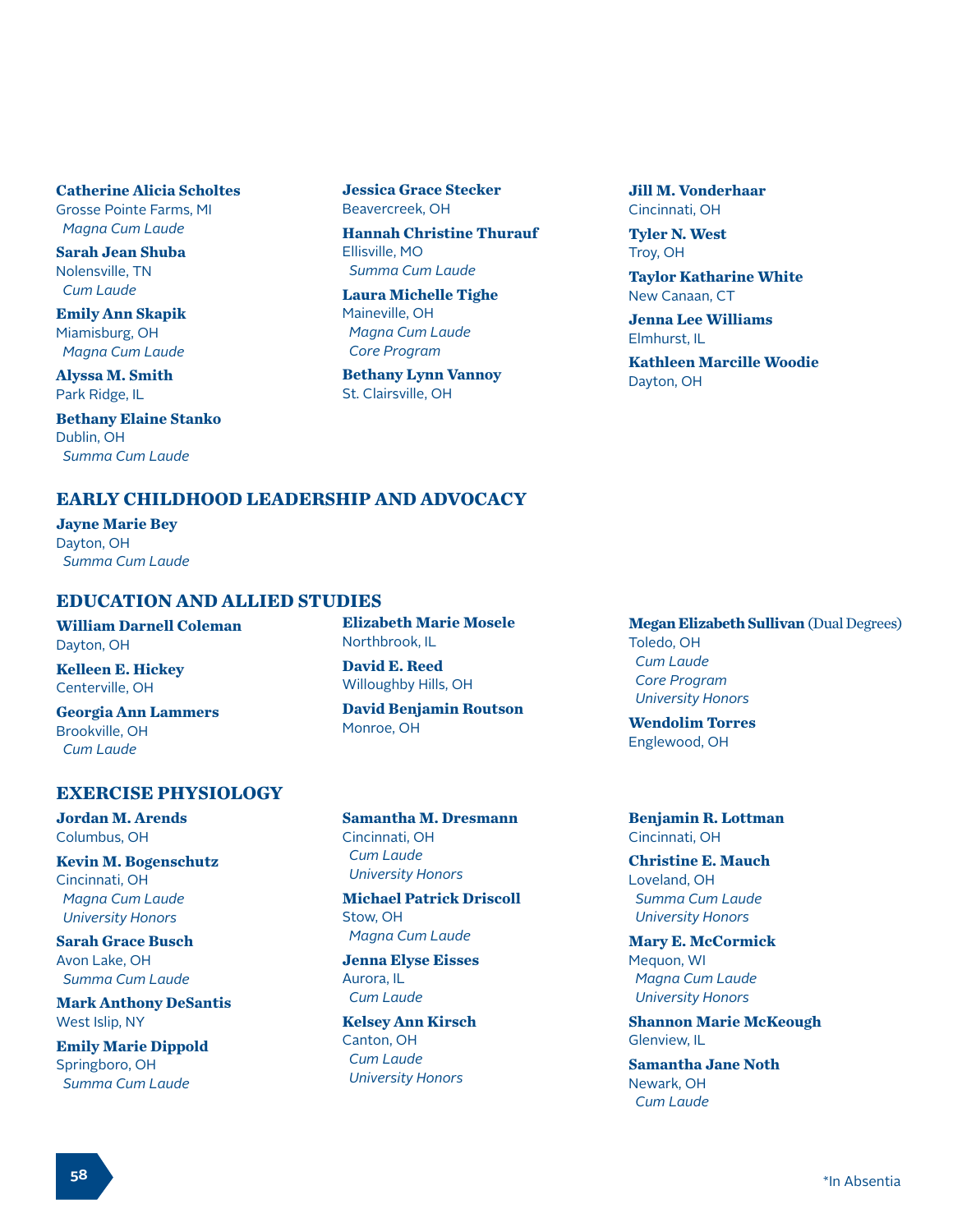**Catherine Alicia Scholtes**
Grosse Pointe Farms, MI
*Magna Cum Laude*

**Sarah Jean Shuba**
Nolensville, TN
*Cum Laude*

**Emily Ann Skapik**
Miamisburg, OH
*Magna Cum Laude*

**Alyssa M. Smith**
Park Ridge, IL

**Bethany Elaine Stanko**
Dublin, OH
*Summa Cum Laude*

**Jessica Grace Stecker**
Beavercreek, OH

**Hannah Christine Thurauf**
Ellisville, MO
*Summa Cum Laude*

**Laura Michelle Tighe**
Maineville, OH
*Magna Cum Laude*
*Core Program*

**Bethany Lynn Vannoy**
St. Clairsville, OH

**Jill M. Vonderhaar**
Cincinnati, OH

**Tyler N. West**
Troy, OH

**Taylor Katharine White**
New Canaan, CT

**Jenna Lee Williams**
Elmhurst, IL

**Kathleen Marcille Woodie**
Dayton, OH

## EARLY CHILDHOOD LEADERSHIP AND ADVOCACY

**Jayne Marie Bey**
Dayton, OH
*Summa Cum Laude*

## EDUCATION AND ALLIED STUDIES

**William Darnell Coleman**
Dayton, OH

**Kelleen E. Hickey**
Centerville, OH

**Georgia Ann Lammers**
Brookville, OH
*Cum Laude*

**Elizabeth Marie Mosele**
Northbrook, IL

**David E. Reed**
Willoughby Hills, OH

**David Benjamin Routson**
Monroe, OH

**Megan Elizabeth Sullivan** (Dual Degrees)
Toledo, OH
*Cum Laude*
*Core Program*
*University Honors*

**Wendolim Torres**
Englewood, OH

## EXERCISE PHYSIOLOGY

**Jordan M. Arends**
Columbus, OH

**Kevin M. Bogenschutz**
Cincinnati, OH
*Magna Cum Laude*
*University Honors*

**Sarah Grace Busch**
Avon Lake, OH
*Summa Cum Laude*

**Mark Anthony DeSantis**
West Islip, NY

**Emily Marie Dippold**
Springboro, OH
*Summa Cum Laude*

**Samantha M. Dresmann**
Cincinnati, OH
*Cum Laude*
*University Honors*

**Michael Patrick Driscoll**
Stow, OH
*Magna Cum Laude*

**Jenna Elyse Eisses**
Aurora, IL
*Cum Laude*

**Kelsey Ann Kirsch**
Canton, OH
*Cum Laude*
*University Honors*

**Benjamin R. Lottman**
Cincinnati, OH

**Christine E. Mauch**
Loveland, OH
*Summa Cum Laude*
*University Honors*

**Mary E. McCormick**
Mequon, WI
*Magna Cum Laude*
*University Honors*

**Shannon Marie McKeough**
Glenview, IL

**Samantha Jane Noth**
Newark, OH
*Cum Laude*

*In Absentia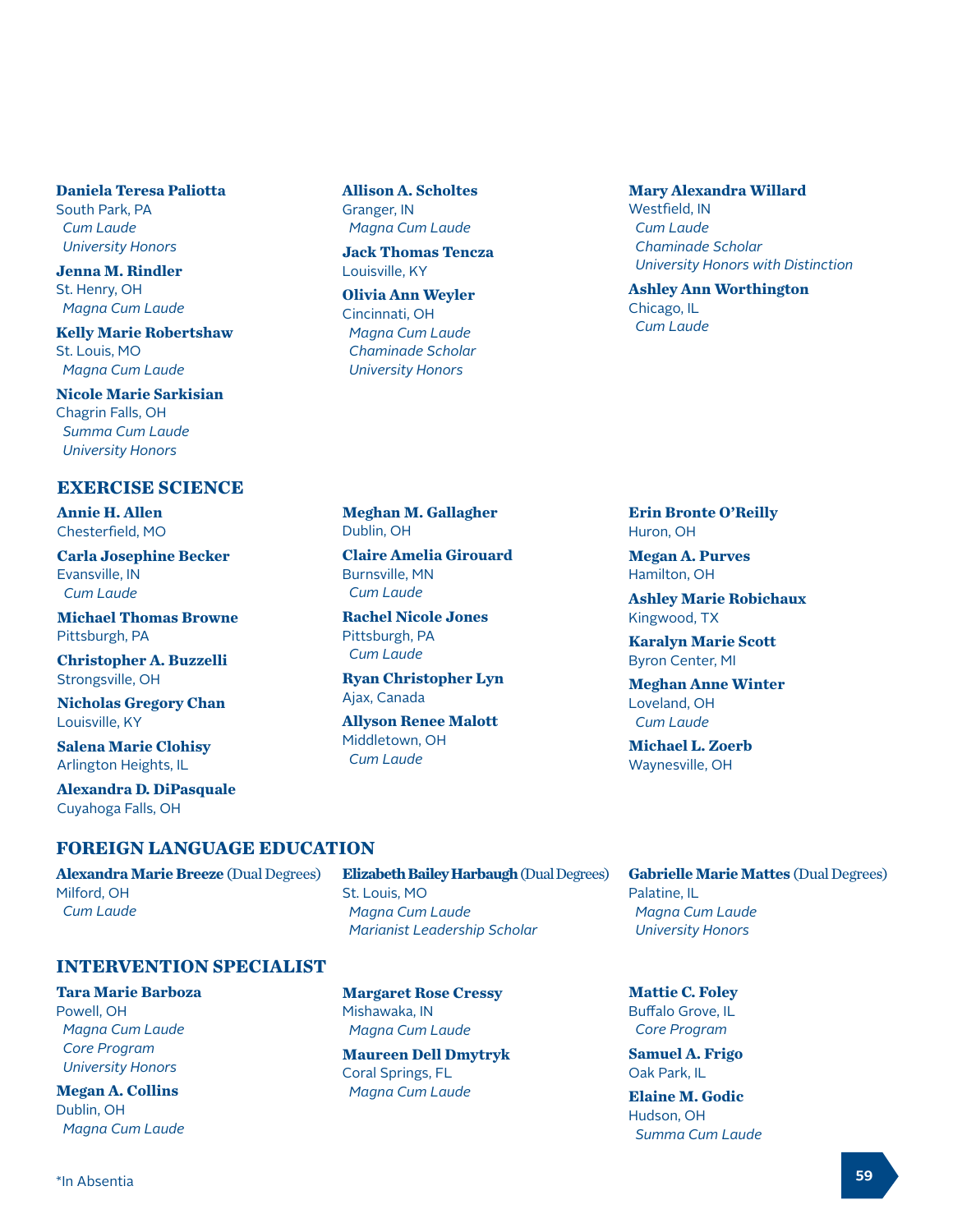**Daniela Teresa Paliotta**
South Park, PA
*Cum Laude*
*University Honors*

**Jenna M. Rindler**
St. Henry, OH
*Magna Cum Laude*

**Kelly Marie Robertshaw**
St. Louis, MO
*Magna Cum Laude*

**Nicole Marie Sarkisian**
Chagrin Falls, OH
*Summa Cum Laude*
*University Honors*

**Allison A. Scholtes**
Granger, IN
*Magna Cum Laude*

**Jack Thomas Tencza**
Louisville, KY

**Olivia Ann Weyler**
Cincinnati, OH
*Magna Cum Laude*
*Chaminade Scholar*
*University Honors*

**Mary Alexandra Willard**
Westfield, IN
*Cum Laude*
*Chaminade Scholar*
*University Honors with Distinction*

**Ashley Ann Worthington**
Chicago, IL
*Cum Laude*

## EXERCISE SCIENCE

**Annie H. Allen**
Chesterfield, MO

**Carla Josephine Becker**
Evansville, IN
*Cum Laude*

**Michael Thomas Browne**
Pittsburgh, PA

**Christopher A. Buzzelli**
Strongsville, OH

**Nicholas Gregory Chan**
Louisville, KY

**Salena Marie Clohisy**
Arlington Heights, IL

**Alexandra D. DiPasquale**
Cuyahoga Falls, OH

**Meghan M. Gallagher**
Dublin, OH

**Claire Amelia Girouard**
Burnsville, MN
*Cum Laude*

**Rachel Nicole Jones**
Pittsburgh, PA
*Cum Laude*

**Ryan Christopher Lyn**
Ajax, Canada

**Allyson Renee Malott**
Middletown, OH
*Cum Laude*

**Erin Bronte O'Reilly**
Huron, OH

**Megan A. Purves**
Hamilton, OH

**Ashley Marie Robichaux**
Kingwood, TX

**Karalyn Marie Scott**
Byron Center, MI

**Meghan Anne Winter**
Loveland, OH
*Cum Laude*

**Michael L. Zoerb**
Waynesville, OH

## FOREIGN LANGUAGE EDUCATION

**Alexandra Marie Breeze** (Dual Degrees)
Milford, OH
*Cum Laude*

**Elizabeth Bailey Harbaugh** (Dual Degrees)
St. Louis, MO
*Magna Cum Laude*
*Marianist Leadership Scholar*

**Gabrielle Marie Mattes** (Dual Degrees)
Palatine, IL
*Magna Cum Laude*
*University Honors*

## INTERVENTION SPECIALIST

**Tara Marie Barboza**
Powell, OH
*Magna Cum Laude*
*Core Program*
*University Honors*

**Megan A. Collins**
Dublin, OH
*Magna Cum Laude*

**Margaret Rose Cressy**
Mishawaka, IN
*Magna Cum Laude*

**Maureen Dell Dmytryk**
Coral Springs, FL
*Magna Cum Laude*

**Mattie C. Foley**
Buffalo Grove, IL
*Core Program*

**Samuel A. Frigo**
Oak Park, IL

**Elaine M. Godic**
Hudson, OH
*Summa Cum Laude*

*In Absentia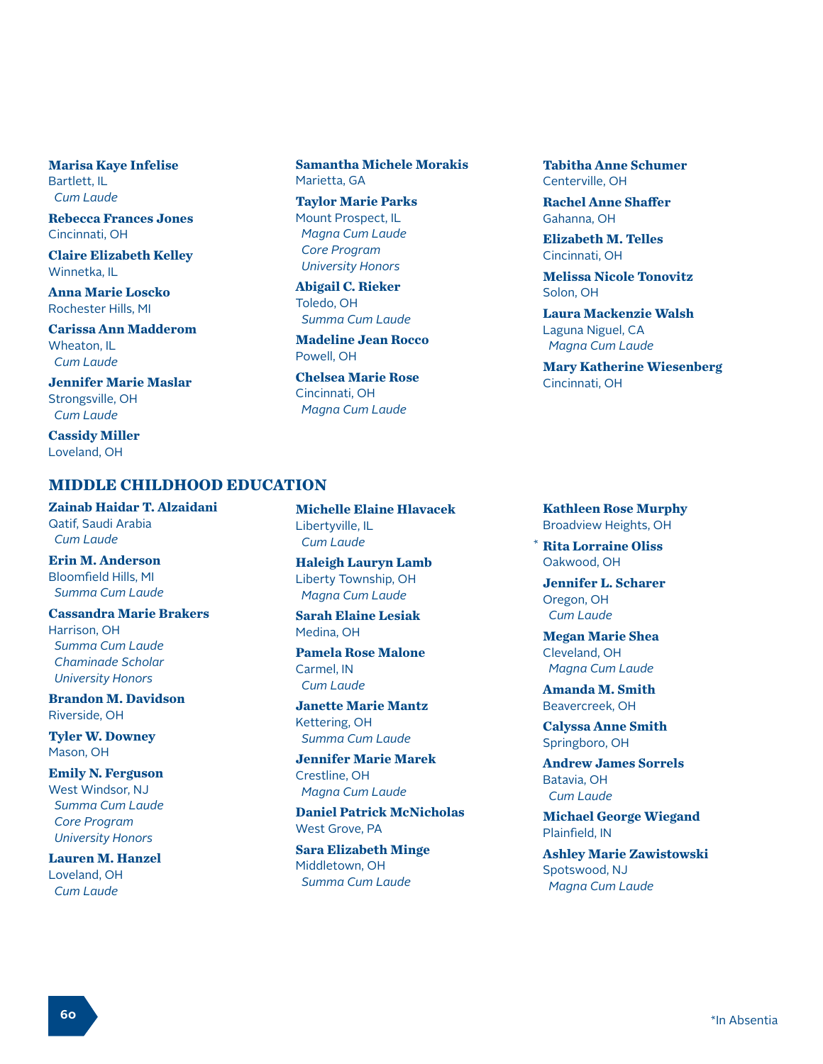**Marisa Kaye Infelise**
Bartlett, IL
*Cum Laude*

**Rebecca Frances Jones**
Cincinnati, OH

**Claire Elizabeth Kelley**
Winnetka, IL

**Anna Marie Loscko**
Rochester Hills, MI

**Carissa Ann Madderom**
Wheaton, IL
*Cum Laude*

**Jennifer Marie Maslar**
Strongsville, OH
*Cum Laude*

**Cassidy Miller**
Loveland, OH

**Samantha Michele Morakis**
Marietta, GA

**Taylor Marie Parks**
Mount Prospect, IL
*Magna Cum Laude*
*Core Program*
*University Honors*

**Abigail C. Rieker**
Toledo, OH
*Summa Cum Laude*

**Madeline Jean Rocco**
Powell, OH

**Chelsea Marie Rose**
Cincinnati, OH
*Magna Cum Laude*

**Tabitha Anne Schumer**
Centerville, OH

**Rachel Anne Shaffer**
Gahanna, OH

**Elizabeth M. Telles**
Cincinnati, OH

**Melissa Nicole Tonovitz**
Solon, OH

**Laura Mackenzie Walsh**
Laguna Niguel, CA
*Magna Cum Laude*

**Mary Katherine Wiesenberg**
Cincinnati, OH

## MIDDLE CHILDHOOD EDUCATION

**Zainab Haidar T. Alzaidani**
Qatif, Saudi Arabia
*Cum Laude*

**Erin M. Anderson**
Bloomfield Hills, MI
*Summa Cum Laude*

**Cassandra Marie Brakers**
Harrison, OH
*Summa Cum Laude*
*Chaminade Scholar*
*University Honors*

**Brandon M. Davidson**
Riverside, OH

**Tyler W. Downey**
Mason, OH

**Emily N. Ferguson**
West Windsor, NJ
*Summa Cum Laude*
*Core Program*
*University Honors*

**Lauren M. Hanzel**
Loveland, OH
*Cum Laude*

**Michelle Elaine Hlavacek**
Libertyville, IL
*Cum Laude*

**Haleigh Lauryn Lamb**
Liberty Township, OH
*Magna Cum Laude*

**Sarah Elaine Lesiak**
Medina, OH

**Pamela Rose Malone**
Carmel, IN
*Cum Laude*

**Janette Marie Mantz**
Kettering, OH
*Summa Cum Laude*

**Jennifer Marie Marek**
Crestline, OH
*Magna Cum Laude*

**Daniel Patrick McNicholas**
West Grove, PA

**Sara Elizabeth Minge**
Middletown, OH
*Summa Cum Laude*

**Kathleen Rose Murphy**
Broadview Heights, OH

\* **Rita Lorraine Oliss**
Oakwood, OH

**Jennifer L. Scharer**
Oregon, OH
*Cum Laude*

**Megan Marie Shea**
Cleveland, OH
*Magna Cum Laude*

**Amanda M. Smith**
Beavercreek, OH

**Calyssa Anne Smith**
Springboro, OH

**Andrew James Sorrels**
Batavia, OH
*Cum Laude*

**Michael George Wiegand**
Plainfield, IN

**Ashley Marie Zawistowski**
Spotswood, NJ
*Magna Cum Laude*

*In Absentia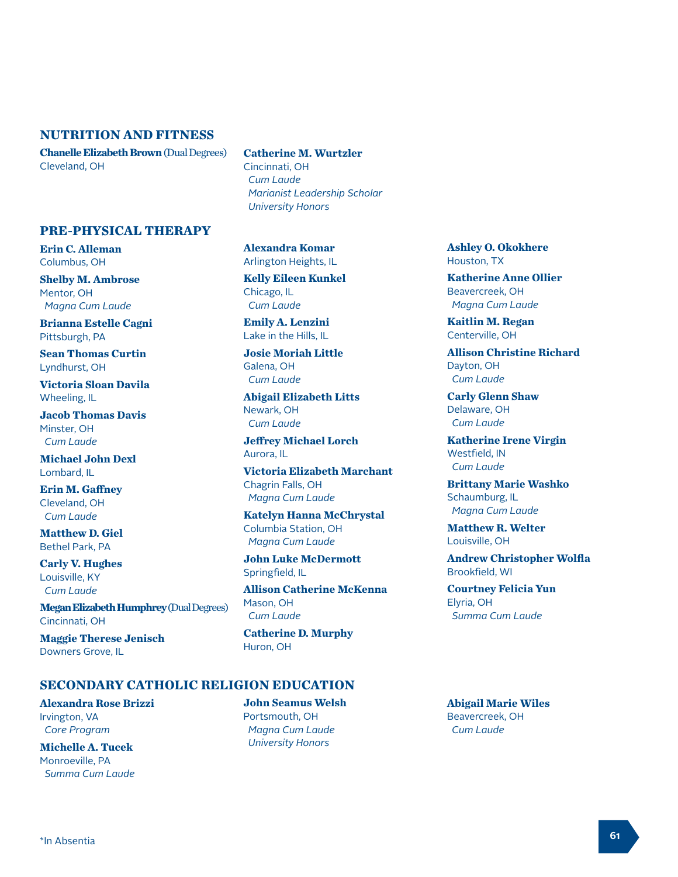## NUTRITION AND FITNESS

**Chanelle Elizabeth Brown** (Dual Degrees)
Cleveland, OH

**Catherine M. Wurtzler**
Cincinnati, OH
*Cum Laude*
*Marianist Leadership Scholar*
*University Honors*

## PRE-PHYSICAL THERAPY

**Erin C. Alleman**
Columbus, OH

**Shelby M. Ambrose**
Mentor, OH
*Magna Cum Laude*

**Brianna Estelle Cagni**
Pittsburgh, PA

**Sean Thomas Curtin**
Lyndhurst, OH

**Victoria Sloan Davila**
Wheeling, IL

**Jacob Thomas Davis**
Minster, OH
*Cum Laude*

**Michael John Dexl**
Lombard, IL

**Erin M. Gaffney**
Cleveland, OH
*Cum Laude*

**Matthew D. Giel**
Bethel Park, PA

**Carly V. Hughes**
Louisville, KY
*Cum Laude*

**Megan Elizabeth Humphrey** (Dual Degrees)
Cincinnati, OH

**Maggie Therese Jenisch**
Downers Grove, IL

**Alexandra Komar**
Arlington Heights, IL

**Kelly Eileen Kunkel**
Chicago, IL
*Cum Laude*

**Emily A. Lenzini**
Lake in the Hills, IL

**Josie Moriah Little**
Galena, OH
*Cum Laude*

**Abigail Elizabeth Litts**
Newark, OH
*Cum Laude*

**Jeffrey Michael Lorch**
Aurora, IL

**Victoria Elizabeth Marchant**
Chagrin Falls, OH
*Magna Cum Laude*

**Katelyn Hanna McChrystal**
Columbia Station, OH
*Magna Cum Laude*

**John Luke McDermott**
Springfield, IL

**Allison Catherine McKenna**
Mason, OH
*Cum Laude*

**Catherine D. Murphy**
Huron, OH

**Ashley O. Okokhere**
Houston, TX

**Katherine Anne Ollier**
Beavercreek, OH
*Magna Cum Laude*

**Kaitlin M. Regan**
Centerville, OH

**Allison Christine Richard**
Dayton, OH
*Cum Laude*

**Carly Glenn Shaw**
Delaware, OH
*Cum Laude*

**Katherine Irene Virgin**
Westfield, IN
*Cum Laude*

**Brittany Marie Washko**
Schaumburg, IL
*Magna Cum Laude*

**Matthew R. Welter**
Louisville, OH

**Andrew Christopher Wolfla**
Brookfield, WI

**Courtney Felicia Yun**
Elyria, OH
*Summa Cum Laude*

## SECONDARY CATHOLIC RELIGION EDUCATION

**Alexandra Rose Brizzi**
Irvington, VA
*Core Program*

**Michelle A. Tucek**
Monroeville, PA
*Summa Cum Laude*

**John Seamus Welsh**
Portsmouth, OH
*Magna Cum Laude*
*University Honors*

**Abigail Marie Wiles**
Beavercreek, OH
*Cum Laude*

*In Absentia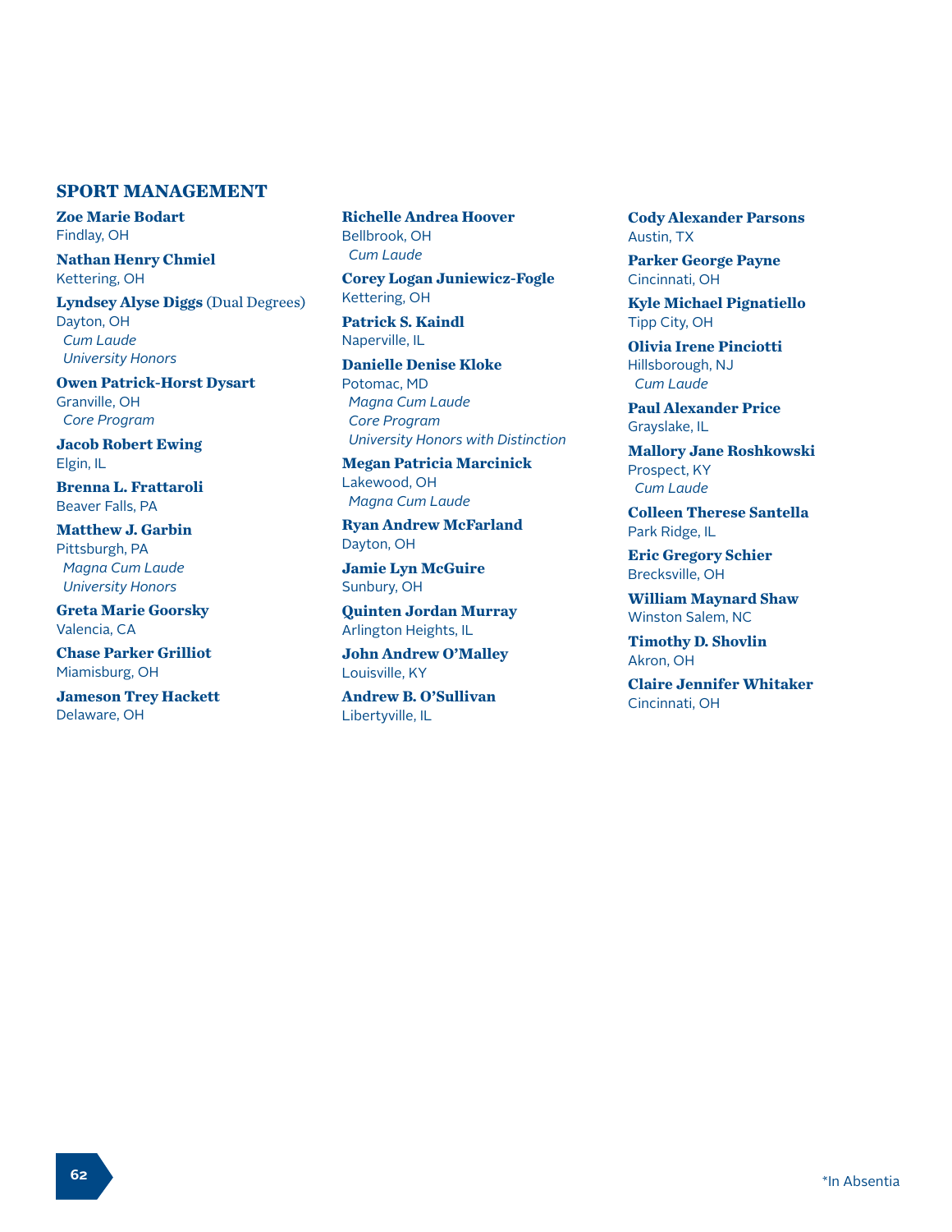## SPORT MANAGEMENT

**Zoe Marie Bodart**
Findlay, OH

**Nathan Henry Chmiel**
Kettering, OH

**Lyndsey Alyse Diggs** (Dual Degrees)
Dayton, OH
*Cum Laude*
*University Honors*

**Owen Patrick-Horst Dysart**
Granville, OH
*Core Program*

**Jacob Robert Ewing**
Elgin, IL

**Brenna L. Frattaroli**
Beaver Falls, PA

**Matthew J. Garbin**
Pittsburgh, PA
*Magna Cum Laude*
*University Honors*

**Greta Marie Goorsky**
Valencia, CA

**Chase Parker Grilliot**
Miamisburg, OH

**Jameson Trey Hackett**
Delaware, OH

**Richelle Andrea Hoover**
Bellbrook, OH
*Cum Laude*

**Corey Logan Juniewicz-Fogle**
Kettering, OH

**Patrick S. Kaindl**
Naperville, IL

**Danielle Denise Kloke**
Potomac, MD
*Magna Cum Laude*
*Core Program*
*University Honors with Distinction*

**Megan Patricia Marcinick**
Lakewood, OH
*Magna Cum Laude*

**Ryan Andrew McFarland**
Dayton, OH

**Jamie Lyn McGuire**
Sunbury, OH

**Quinten Jordan Murray**
Arlington Heights, IL

**John Andrew O'Malley**
Louisville, KY

**Andrew B. O'Sullivan**
Libertyville, IL

**Cody Alexander Parsons**
Austin, TX

**Parker George Payne**
Cincinnati, OH

**Kyle Michael Pignatiello**
Tipp City, OH

**Olivia Irene Pinciotti**
Hillsborough, NJ
*Cum Laude*

**Paul Alexander Price**
Grayslake, IL

**Mallory Jane Roshkowski**
Prospect, KY
*Cum Laude*

**Colleen Therese Santella**
Park Ridge, IL

**Eric Gregory Schier**
Brecksville, OH

**William Maynard Shaw**
Winston Salem, NC

**Timothy D. Shovlin**
Akron, OH

**Claire Jennifer Whitaker**
Cincinnati, OH

*In Absentia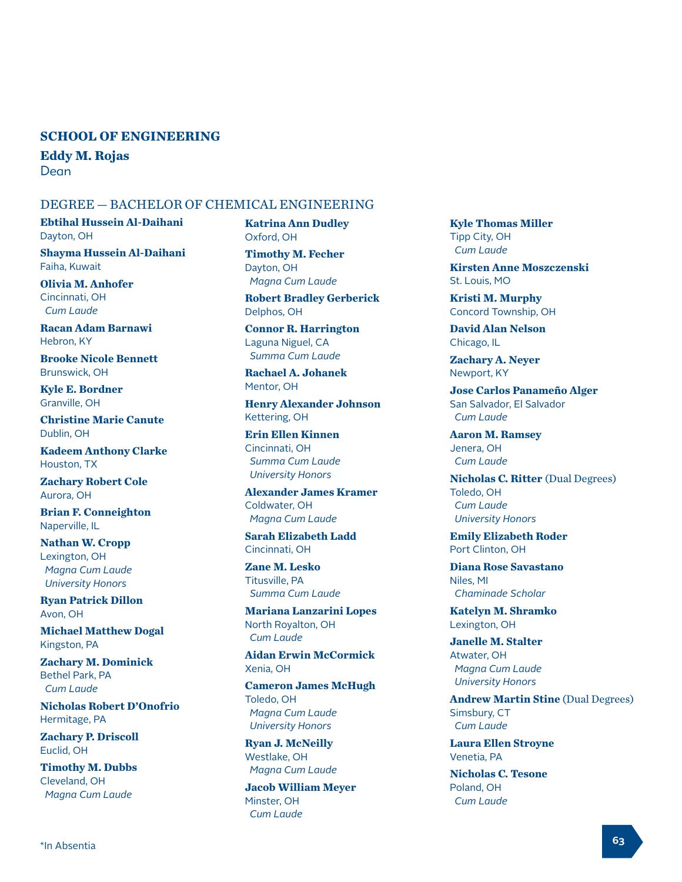## SCHOOL OF ENGINEERING

**Eddy M. Rojas**
Dean

### DEGREE — BACHELOR OF CHEMICAL ENGINEERING

**Ebtihal Hussein Al-Daihani**
Dayton, OH

**Shayma Hussein Al-Daihani**
Faiha, Kuwait

**Olivia M. Anhofer**
Cincinnati, OH
*Cum Laude*

**Racan Adam Barnawi**
Hebron, KY

**Brooke Nicole Bennett**
Brunswick, OH

**Kyle E. Bordner**
Granville, OH

**Christine Marie Canute**
Dublin, OH

**Kadeem Anthony Clarke**
Houston, TX

**Zachary Robert Cole**
Aurora, OH

**Brian F. Conneighton**
Naperville, IL

**Nathan W. Cropp**
Lexington, OH
*Magna Cum Laude*
*University Honors*

**Ryan Patrick Dillon**
Avon, OH

**Michael Matthew Dogal**
Kingston, PA

**Zachary M. Dominick**
Bethel Park, PA
*Cum Laude*

**Nicholas Robert D'Onofrio**
Hermitage, PA

**Zachary P. Driscoll**
Euclid, OH

**Timothy M. Dubbs**
Cleveland, OH
*Magna Cum Laude*

**Katrina Ann Dudley**
Oxford, OH

**Timothy M. Fecher**
Dayton, OH
*Magna Cum Laude*

**Robert Bradley Gerberick**
Delphos, OH

**Connor R. Harrington**
Laguna Niguel, CA
*Summa Cum Laude*

**Rachael A. Johanek**
Mentor, OH

**Henry Alexander Johnson**
Kettering, OH

**Erin Ellen Kinnen**
Cincinnati, OH
*Summa Cum Laude*
*University Honors*

**Alexander James Kramer**
Coldwater, OH
*Magna Cum Laude*

**Sarah Elizabeth Ladd**
Cincinnati, OH

**Zane M. Lesko**
Titusville, PA
*Summa Cum Laude*

**Mariana Lanzarini Lopes**
North Royalton, OH
*Cum Laude*

**Aidan Erwin McCormick**
Xenia, OH

**Cameron James McHugh**
Toledo, OH
*Magna Cum Laude*
*University Honors*

**Ryan J. McNeilly**
Westlake, OH
*Magna Cum Laude*

**Jacob William Meyer**
Minster, OH
*Cum Laude*

**Kyle Thomas Miller**
Tipp City, OH
*Cum Laude*

**Kirsten Anne Moszczenski**
St. Louis, MO

**Kristi M. Murphy**
Concord Township, OH

**David Alan Nelson**
Chicago, IL

**Zachary A. Neyer**
Newport, KY

**Jose Carlos Panameño Alger**
San Salvador, El Salvador
*Cum Laude*

**Aaron M. Ramsey**
Jenera, OH
*Cum Laude*

**Nicholas C. Ritter** (Dual Degrees)
Toledo, OH
*Cum Laude*
*University Honors*

**Emily Elizabeth Roder**
Port Clinton, OH

**Diana Rose Savastano**
Niles, MI
*Chaminade Scholar*

**Katelyn M. Shramko**
Lexington, OH

**Janelle M. Stalter**
Atwater, OH
*Magna Cum Laude*
*University Honors*

**Andrew Martin Stine** (Dual Degrees)
Simsbury, CT
*Cum Laude*

**Laura Ellen Stroyne**
Venetia, PA

**Nicholas C. Tesone**
Poland, OH
*Cum Laude*

*In Absentia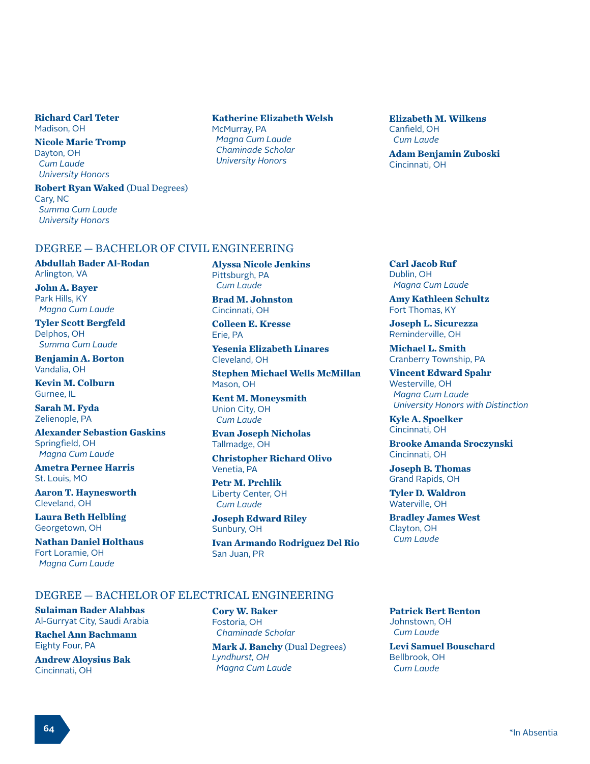**Richard Carl Teter**
Madison, OH

**Nicole Marie Tromp**
Dayton, OH
*Cum Laude*
*University Honors*

**Robert Ryan Waked** (Dual Degrees)
Cary, NC
*Summa Cum Laude*
*University Honors*

**Katherine Elizabeth Welsh**
McMurray, PA
*Magna Cum Laude*
*Chaminade Scholar*
*University Honors*

**Elizabeth M. Wilkens**
Canfield, OH
*Cum Laude*

**Adam Benjamin Zuboski**
Cincinnati, OH

## DEGREE — BACHELOR OF CIVIL ENGINEERING

**Abdullah Bader Al-Rodan**
Arlington, VA

**John A. Bayer**
Park Hills, KY
*Magna Cum Laude*

**Tyler Scott Bergfeld**
Delphos, OH
*Summa Cum Laude*

**Benjamin A. Borton**
Vandalia, OH

**Kevin M. Colburn**
Gurnee, IL

**Sarah M. Fyda**
Zelienople, PA

**Alexander Sebastion Gaskins**
Springfield, OH
*Magna Cum Laude*

**Ametra Pernee Harris**
St. Louis, MO

**Aaron T. Haynesworth**
Cleveland, OH

**Laura Beth Helbling**
Georgetown, OH

**Nathan Daniel Holthaus**
Fort Loramie, OH
*Magna Cum Laude*

**Alyssa Nicole Jenkins**
Pittsburgh, PA
*Cum Laude*

**Brad M. Johnston**
Cincinnati, OH

**Colleen E. Kresse**
Erie, PA

**Yesenia Elizabeth Linares**
Cleveland, OH

**Stephen Michael Wells McMillan**
Mason, OH

**Kent M. Moneysmith**
Union City, OH
*Cum Laude*

**Evan Joseph Nicholas**
Tallmadge, OH

**Christopher Richard Olivo**
Venetia, PA

**Petr M. Prchlik**
Liberty Center, OH
*Cum Laude*

**Joseph Edward Riley**
Sunbury, OH

**Ivan Armando Rodriguez Del Rio**
San Juan, PR

**Carl Jacob Ruf**
Dublin, OH
*Magna Cum Laude*

**Amy Kathleen Schultz**
Fort Thomas, KY

**Joseph L. Sicurezza**
Reminderville, OH

**Michael L. Smith**
Cranberry Township, PA

**Vincent Edward Spahr**
Westerville, OH
*Magna Cum Laude*
*University Honors with Distinction*

**Kyle A. Spoelker**
Cincinnati, OH

**Brooke Amanda Sroczynski**
Cincinnati, OH

**Joseph B. Thomas**
Grand Rapids, OH

**Tyler D. Waldron**
Waterville, OH

**Bradley James West**
Clayton, OH
*Cum Laude*

## DEGREE — BACHELOR OF ELECTRICAL ENGINEERING

**Sulaiman Bader Alabbas**
Al-Gurryat City, Saudi Arabia

**Rachel Ann Bachmann**
Eighty Four, PA

**Andrew Aloysius Bak**
Cincinnati, OH

**Cory W. Baker**
Fostoria, OH
*Chaminade Scholar*

**Mark J. Banchy** (Dual Degrees)
*Lyndhurst, OH*
*Magna Cum Laude*

**Patrick Bert Benton**
Johnstown, OH
*Cum Laude*

**Levi Samuel Bouschard**
Bellbrook, OH
*Cum Laude*

*In Absentia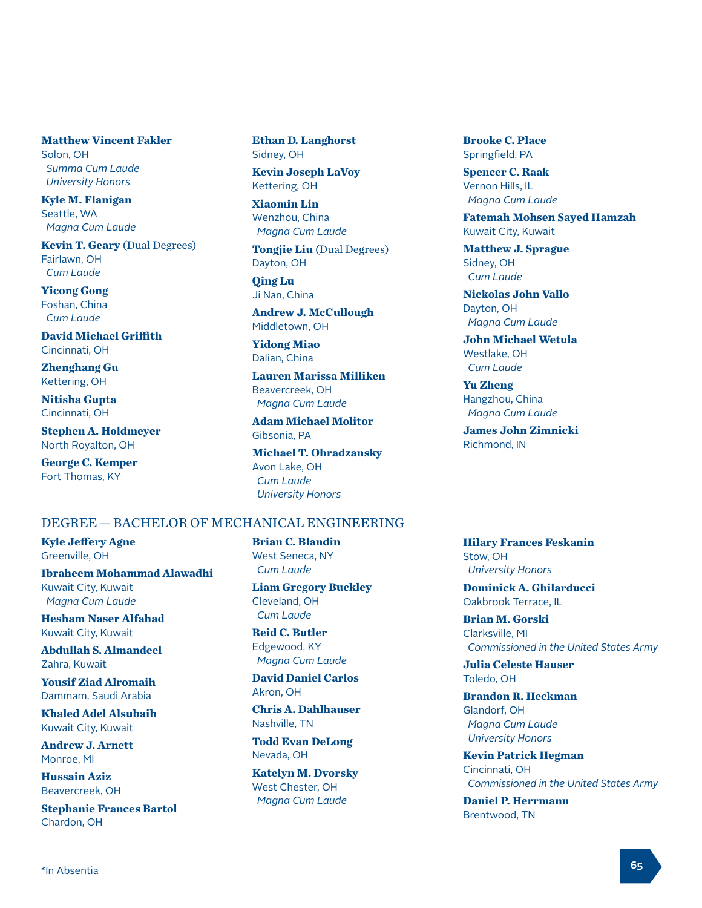**Matthew Vincent Fakler**
Solon, OH
*Summa Cum Laude*
*University Honors*

**Kyle M. Flanigan**
Seattle, WA
*Magna Cum Laude*

**Kevin T. Geary** (Dual Degrees)
Fairlawn, OH
*Cum Laude*

**Yicong Gong**
Foshan, China
*Cum Laude*

**David Michael Griffith**
Cincinnati, OH

**Zhenghang Gu**
Kettering, OH

**Nitisha Gupta**
Cincinnati, OH

**Stephen A. Holdmeyer**
North Royalton, OH

**George C. Kemper**
Fort Thomas, KY

**Ethan D. Langhorst**
Sidney, OH

**Kevin Joseph LaVoy**
Kettering, OH

**Xiaomin Lin**
Wenzhou, China
*Magna Cum Laude*

**Tongjie Liu** (Dual Degrees)
Dayton, OH

**Qing Lu**
Ji Nan, China

**Andrew J. McCullough**
Middletown, OH

**Yidong Miao**
Dalian, China

**Lauren Marissa Milliken**
Beavercreek, OH
*Magna Cum Laude*

**Adam Michael Molitor**
Gibsonia, PA

**Michael T. Ohradzansky**
Avon Lake, OH
*Cum Laude*
*University Honors*

**Brooke C. Place**
Springfield, PA

**Spencer C. Raak**
Vernon Hills, IL
*Magna Cum Laude*

**Fatemah Mohsen Sayed Hamzah**
Kuwait City, Kuwait

**Matthew J. Sprague**
Sidney, OH
*Cum Laude*

**Nickolas John Vallo**
Dayton, OH
*Magna Cum Laude*

**John Michael Wetula**
Westlake, OH
*Cum Laude*

**Yu Zheng**
Hangzhou, China
*Magna Cum Laude*

**James John Zimnicki**
Richmond, IN

## DEGREE — BACHELOR OF MECHANICAL ENGINEERING

**Kyle Jeffery Agne**
Greenville, OH

**Ibraheem Mohammad Alawadhi**
Kuwait City, Kuwait
*Magna Cum Laude*

**Hesham Naser Alfahad**
Kuwait City, Kuwait

**Abdullah S. Almandeel**
Zahra, Kuwait

**Yousif Ziad Alromaih**
Dammam, Saudi Arabia

**Khaled Adel Alsubaih**
Kuwait City, Kuwait

**Andrew J. Arnett**
Monroe, MI

**Hussain Aziz**
Beavercreek, OH

**Stephanie Frances Bartol**
Chardon, OH

**Brian C. Blandin**
West Seneca, NY
*Cum Laude*

**Liam Gregory Buckley**
Cleveland, OH
*Cum Laude*

**Reid C. Butler**
Edgewood, KY
*Magna Cum Laude*

**David Daniel Carlos**
Akron, OH

**Chris A. Dahlhauser**
Nashville, TN

**Todd Evan DeLong**
Nevada, OH

**Katelyn M. Dvorsky**
West Chester, OH
*Magna Cum Laude*

**Hilary Frances Feskanin**
Stow, OH
*University Honors*

**Dominick A. Ghilarducci**
Oakbrook Terrace, IL

**Brian M. Gorski**
Clarksville, MI
*Commissioned in the United States Army*

**Julia Celeste Hauser**
Toledo, OH

**Brandon R. Heckman**
Glandorf, OH
*Magna Cum Laude*
*University Honors*

**Kevin Patrick Hegman**
Cincinnati, OH
*Commissioned in the United States Army*

**Daniel P. Herrmann**
Brentwood, TN

*In Absentia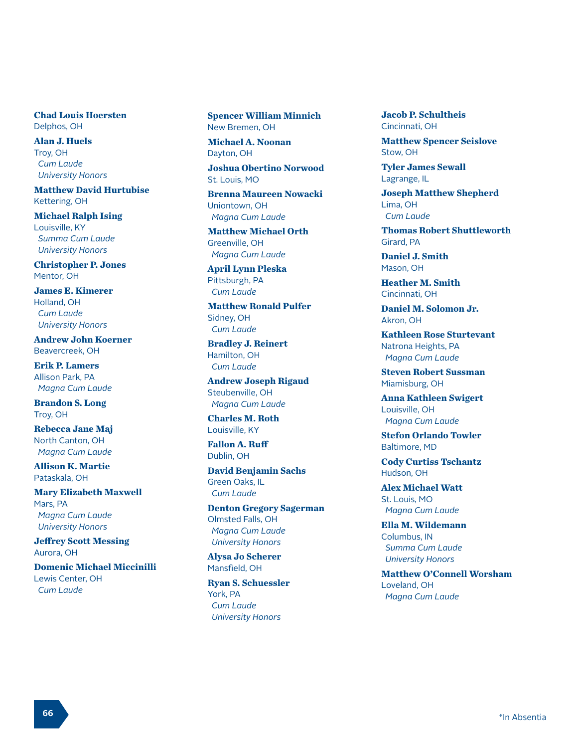**Chad Louis Hoersten**
Delphos, OH

**Alan J. Huels**
Troy, OH
*Cum Laude*
*University Honors*

**Matthew David Hurtubise**
Kettering, OH

**Michael Ralph Ising**
Louisville, KY
*Summa Cum Laude*
*University Honors*

**Christopher P. Jones**
Mentor, OH

**James E. Kimerer**
Holland, OH
*Cum Laude*
*University Honors*

**Andrew John Koerner**
Beavercreek, OH

**Erik P. Lamers**
Allison Park, PA
*Magna Cum Laude*

**Brandon S. Long**
Troy, OH

**Rebecca Jane Maj**
North Canton, OH
*Magna Cum Laude*

**Allison K. Martie**
Pataskala, OH

**Mary Elizabeth Maxwell**
Mars, PA
*Magna Cum Laude*
*University Honors*

**Jeffrey Scott Messing**
Aurora, OH

**Domenic Michael Miccinilli**
Lewis Center, OH
*Cum Laude*

**Spencer William Minnich**
New Bremen, OH

**Michael A. Noonan**
Dayton, OH

**Joshua Obertino Norwood**
St. Louis, MO

**Brenna Maureen Nowacki**
Uniontown, OH
*Magna Cum Laude*

**Matthew Michael Orth**
Greenville, OH
*Magna Cum Laude*

**April Lynn Pleska**
Pittsburgh, PA
*Cum Laude*

**Matthew Ronald Pulfer**
Sidney, OH
*Cum Laude*

**Bradley J. Reinert**
Hamilton, OH
*Cum Laude*

**Andrew Joseph Rigaud**
Steubenville, OH
*Magna Cum Laude*

**Charles M. Roth**
Louisville, KY

**Fallon A. Ruff**
Dublin, OH

**David Benjamin Sachs**
Green Oaks, IL
*Cum Laude*

**Denton Gregory Sagerman**
Olmsted Falls, OH
*Magna Cum Laude*
*University Honors*

**Alysa Jo Scherer**
Mansfield, OH

**Ryan S. Schuessler**
York, PA
*Cum Laude*
*University Honors*

**Jacob P. Schultheis**
Cincinnati, OH

**Matthew Spencer Seislove**
Stow, OH

**Tyler James Sewall**
Lagrange, IL

**Joseph Matthew Shepherd**
Lima, OH
*Cum Laude*

**Thomas Robert Shuttleworth**
Girard, PA

**Daniel J. Smith**
Mason, OH

**Heather M. Smith**
Cincinnati, OH

**Daniel M. Solomon Jr.**
Akron, OH

**Kathleen Rose Sturtevant**
Natrona Heights, PA
*Magna Cum Laude*

**Steven Robert Sussman**
Miamisburg, OH

**Anna Kathleen Swigert**
Louisville, OH
*Magna Cum Laude*

**Stefon Orlando Towler**
Baltimore, MD

**Cody Curtiss Tschantz**
Hudson, OH

**Alex Michael Watt**
St. Louis, MO
*Magna Cum Laude*

**Ella M. Wildemann**
Columbus, IN
*Summa Cum Laude*
*University Honors*

**Matthew O'Connell Worsham**
Loveland, OH
*Magna Cum Laude*

*In Absentia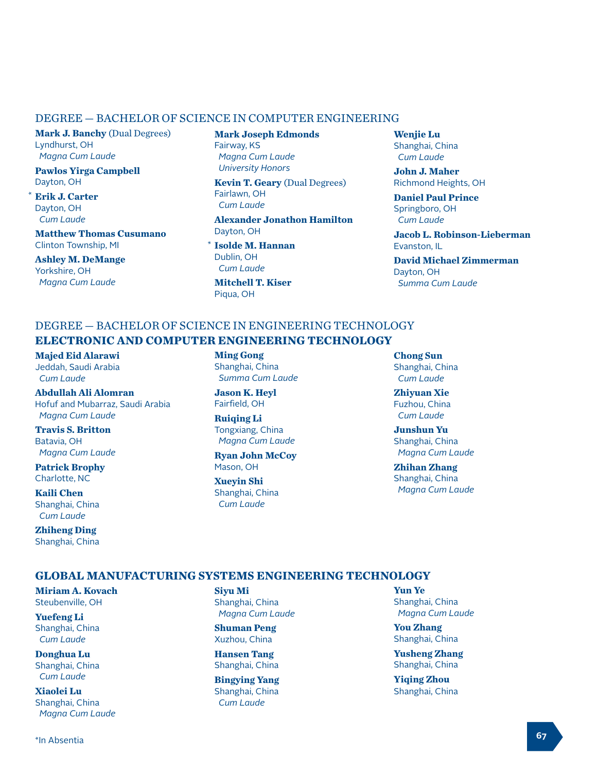## DEGREE — BACHELOR OF SCIENCE IN COMPUTER ENGINEERING

**Mark J. Banchy** (Dual Degrees)
Lyndhurst, OH
*Magna Cum Laude*

**Pawlos Yirga Campbell**
Dayton, OH

* **Erik J. Carter**
Dayton, OH
*Cum Laude*

**Matthew Thomas Cusumano**
Clinton Township, MI

**Ashley M. DeMange**
Yorkshire, OH
*Magna Cum Laude*

**Mark Joseph Edmonds**
Fairway, KS
*Magna Cum Laude*
*University Honors*

**Kevin T. Geary** (Dual Degrees)
Fairlawn, OH
*Cum Laude*

**Alexander Jonathon Hamilton**
Dayton, OH

* **Isolde M. Hannan**
Dublin, OH
*Cum Laude*

**Mitchell T. Kiser**
Piqua, OH

**Wenjie Lu**
Shanghai, China
*Cum Laude*

**John J. Maher**
Richmond Heights, OH

**Daniel Paul Prince**
Springboro, OH
*Cum Laude*

**Jacob L. Robinson-Lieberman**
Evanston, IL

**David Michael Zimmerman**
Dayton, OH
*Summa Cum Laude*

## DEGREE — BACHELOR OF SCIENCE IN ENGINEERING TECHNOLOGY

### ELECTRONIC AND COMPUTER ENGINEERING TECHNOLOGY

**Majed Eid Alarawi**
Jeddah, Saudi Arabia
*Cum Laude*

**Abdullah Ali Alomran**
Hofuf and Mubarraz, Saudi Arabia
*Magna Cum Laude*

**Travis S. Britton**
Batavia, OH
*Magna Cum Laude*

**Patrick Brophy**
Charlotte, NC

**Kaili Chen**
Shanghai, China
*Cum Laude*

**Zhiheng Ding**
Shanghai, China

**Ming Gong**
Shanghai, China
*Summa Cum Laude*

**Jason K. Heyl**
Fairfield, OH

**Ruiqing Li**
Tongxiang, China
*Magna Cum Laude*

**Ryan John McCoy**
Mason, OH

**Xueyin Shi**
Shanghai, China
*Cum Laude*

**Chong Sun**
Shanghai, China
*Cum Laude*

**Zhiyuan Xie**
Fuzhou, China
*Cum Laude*

**Junshun Yu**
Shanghai, China
*Magna Cum Laude*

**Zhihan Zhang**
Shanghai, China
*Magna Cum Laude*

### GLOBAL MANUFACTURING SYSTEMS ENGINEERING TECHNOLOGY

**Miriam A. Kovach**
Steubenville, OH

**Yuefeng Li**
Shanghai, China
*Cum Laude*

**Donghua Lu**
Shanghai, China
*Cum Laude*

**Xiaolei Lu**
Shanghai, China
*Magna Cum Laude*

**Siyu Mi**
Shanghai, China
*Magna Cum Laude*

**Shuman Peng**
Xuzhou, China

**Hansen Tang**
Shanghai, China

**Bingying Yang**
Shanghai, China
*Cum Laude*

**Yun Ye**
Shanghai, China
*Magna Cum Laude*

**You Zhang**
Shanghai, China

**Yusheng Zhang**
Shanghai, China

**Yiqing Zhou**
Shanghai, China

*In Absentia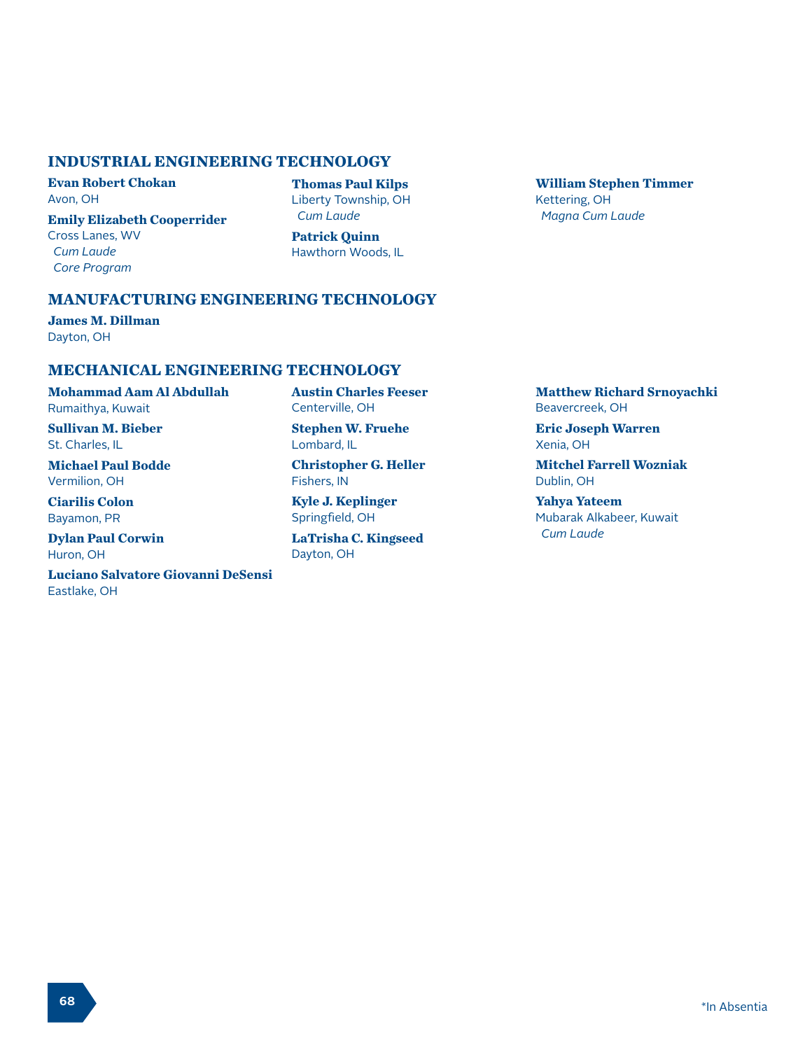## INDUSTRIAL ENGINEERING TECHNOLOGY

**Evan Robert Chokan**
Avon, OH

**Emily Elizabeth Cooperrider**
Cross Lanes, WV
*Cum Laude*
*Core Program*

**Thomas Paul Kilps**
Liberty Township, OH
*Cum Laude*

**Patrick Quinn**
Hawthorn Woods, IL

**William Stephen Timmer**
Kettering, OH
*Magna Cum Laude*

## MANUFACTURING ENGINEERING TECHNOLOGY

**James M. Dillman**
Dayton, OH

## MECHANICAL ENGINEERING TECHNOLOGY

**Mohammad Aam Al Abdullah**
Rumaithya, Kuwait

**Sullivan M. Bieber**
St. Charles, IL

**Michael Paul Bodde**
Vermilion, OH

**Ciarilis Colon**
Bayamon, PR

**Dylan Paul Corwin**
Huron, OH

**Luciano Salvatore Giovanni DeSensi**
Eastlake, OH

**Austin Charles Feeser**
Centerville, OH

**Stephen W. Fruehe**
Lombard, IL

**Christopher G. Heller**
Fishers, IN

**Kyle J. Keplinger**
Springfield, OH

**LaTrisha C. Kingseed**
Dayton, OH

**Matthew Richard Srnoyachki**
Beavercreek, OH

**Eric Joseph Warren**
Xenia, OH

**Mitchel Farrell Wozniak**
Dublin, OH

**Yahya Yateem**
Mubarak Alkabeer, Kuwait
*Cum Laude*

*In Absentia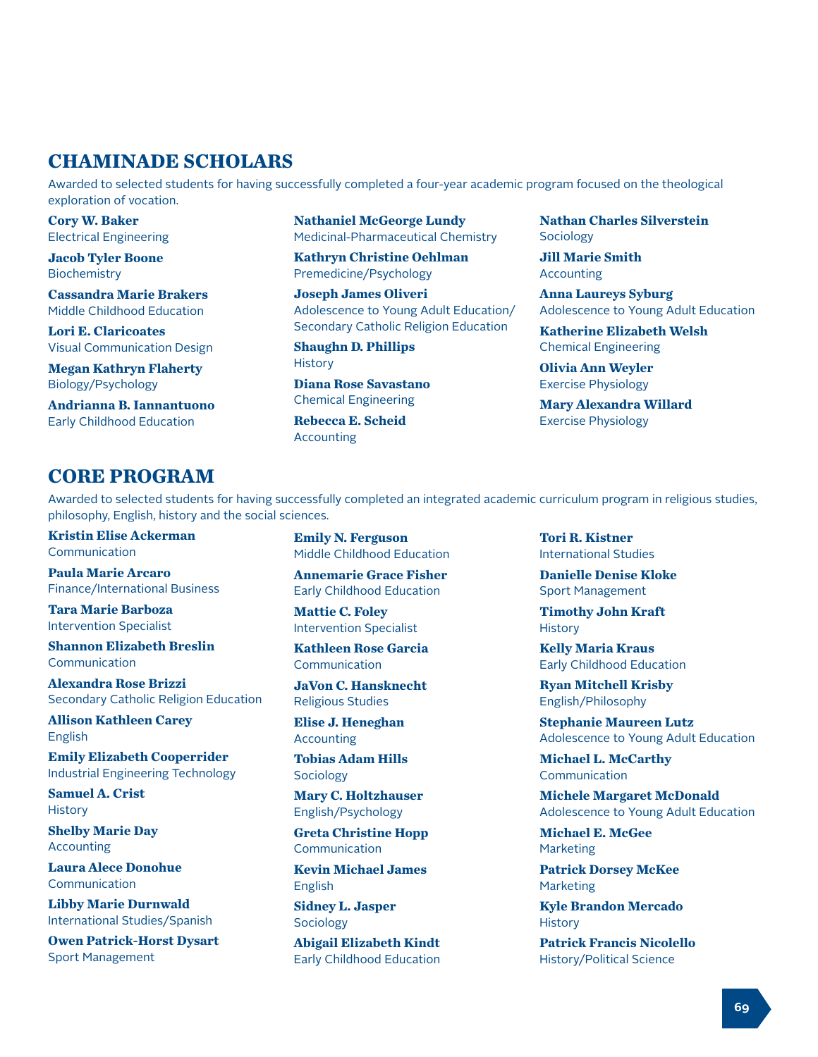## CHAMINADE SCHOLARS

Awarded to selected students for having successfully completed a four-year academic program focused on the theological exploration of vocation.

**Cory W. Baker**
Electrical Engineering

**Jacob Tyler Boone**
Biochemistry

**Cassandra Marie Brakers**
Middle Childhood Education

**Lori E. Claricoates**
Visual Communication Design

**Megan Kathryn Flaherty**
Biology/Psychology

**Andrianna B. Iannantuono**
Early Childhood Education

**Nathaniel McGeorge Lundy**
Medicinal-Pharmaceutical Chemistry

**Kathryn Christine Oehlman**
Premedicine/Psychology

**Joseph James Oliveri**
Adolescence to Young Adult Education/ Secondary Catholic Religion Education

**Shaughn D. Phillips**
History

**Diana Rose Savastano**
Chemical Engineering

**Rebecca E. Scheid**
Accounting

**Nathan Charles Silverstein**
Sociology

**Jill Marie Smith**
Accounting

**Anna Laureys Syburg**
Adolescence to Young Adult Education

**Katherine Elizabeth Welsh**
Chemical Engineering

**Olivia Ann Weyler**
Exercise Physiology

**Mary Alexandra Willard**
Exercise Physiology

## CORE PROGRAM

Awarded to selected students for having successfully completed an integrated academic curriculum program in religious studies, philosophy, English, history and the social sciences.

**Kristin Elise Ackerman**
Communication

**Paula Marie Arcaro**
Finance/International Business

**Tara Marie Barboza**
Intervention Specialist

**Shannon Elizabeth Breslin**
Communication

**Alexandra Rose Brizzi**
Secondary Catholic Religion Education

**Allison Kathleen Carey**
English

**Emily Elizabeth Cooperrider**
Industrial Engineering Technology

**Samuel A. Crist**
History

**Shelby Marie Day**
Accounting

**Laura Alece Donohue**
Communication

**Libby Marie Durnwald**
International Studies/Spanish

**Owen Patrick-Horst Dysart**
Sport Management

**Emily N. Ferguson**
Middle Childhood Education

**Annemarie Grace Fisher**
Early Childhood Education

**Mattie C. Foley**
Intervention Specialist

**Kathleen Rose Garcia**
Communication

**JaVon C. Hansknecht**
Religious Studies

**Elise J. Heneghan**
Accounting

**Tobias Adam Hills**
Sociology

**Mary C. Holtzhauser**
English/Psychology

**Greta Christine Hopp**
Communication

**Kevin Michael James**
English

**Sidney L. Jasper**
Sociology

**Abigail Elizabeth Kindt**
Early Childhood Education

**Tori R. Kistner**
International Studies

**Danielle Denise Kloke**
Sport Management

**Timothy John Kraft**
History

**Kelly Maria Kraus**
Early Childhood Education

**Ryan Mitchell Krisby**
English/Philosophy

**Stephanie Maureen Lutz**
Adolescence to Young Adult Education

**Michael L. McCarthy**
Communication

**Michele Margaret McDonald**
Adolescence to Young Adult Education

**Michael E. McGee**
Marketing

**Patrick Dorsey McKee**
Marketing

**Kyle Brandon Mercado**
History

**Patrick Francis Nicolello**
History/Political Science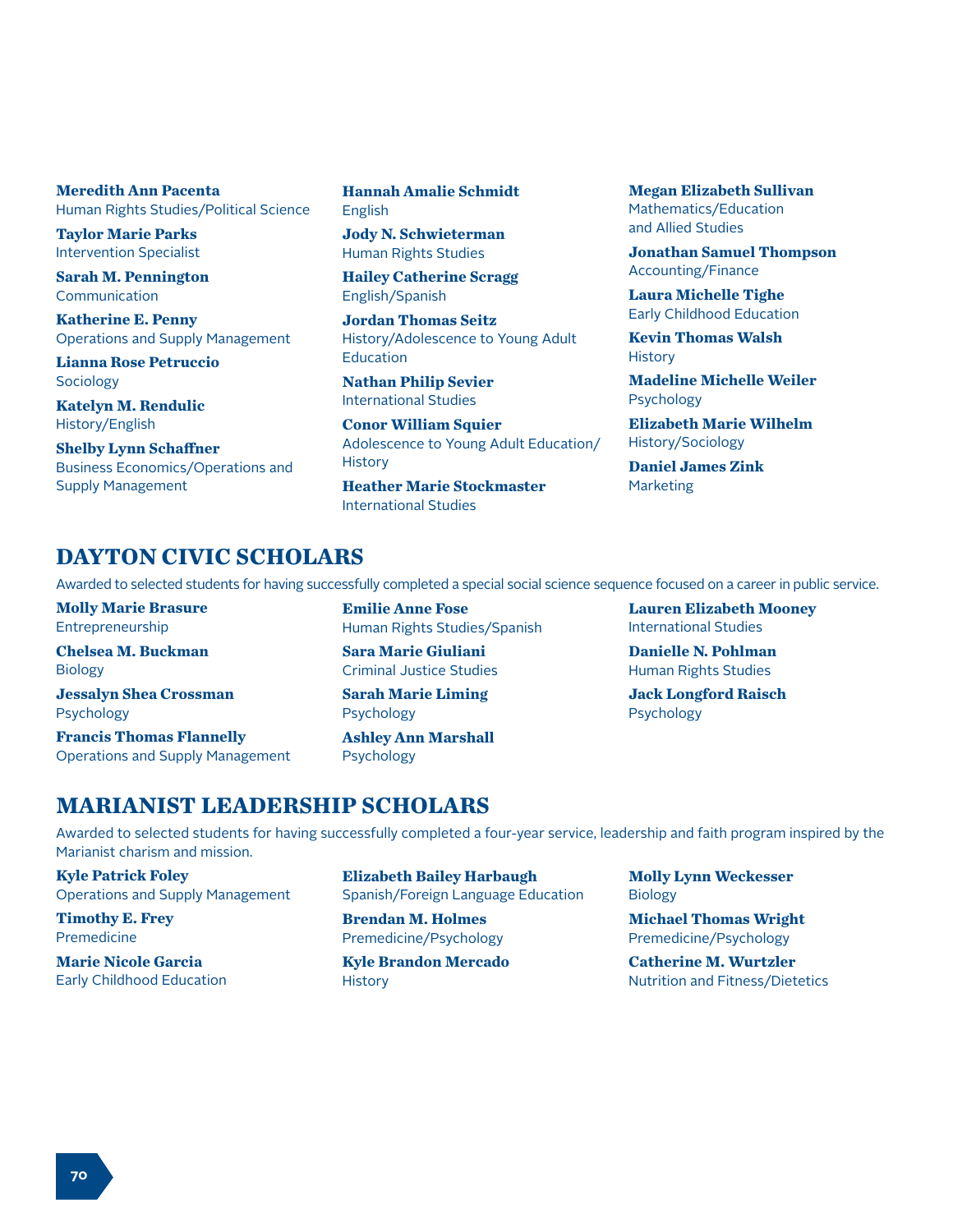**Meredith Ann Pacenta**
Human Rights Studies/Political Science

**Taylor Marie Parks**
Intervention Specialist

**Sarah M. Pennington**
Communication

**Katherine E. Penny**
Operations and Supply Management

**Lianna Rose Petruccio**
Sociology

**Katelyn M. Rendulic**
History/English

**Shelby Lynn Schaffner**
Business Economics/Operations and Supply Management

**Hannah Amalie Schmidt**
English

**Jody N. Schwieterman**
Human Rights Studies

**Hailey Catherine Scragg**
English/Spanish

**Jordan Thomas Seitz**
History/Adolescence to Young Adult Education

**Nathan Philip Sevier**
International Studies

**Conor William Squier**
Adolescence to Young Adult Education/History

**Heather Marie Stockmaster**
International Studies

**Megan Elizabeth Sullivan**
Mathematics/Education and Allied Studies

**Jonathan Samuel Thompson**
Accounting/Finance

**Laura Michelle Tighe**
Early Childhood Education

**Kevin Thomas Walsh**
History

**Madeline Michelle Weiler**
Psychology

**Elizabeth Marie Wilhelm**
History/Sociology

**Daniel James Zink**
Marketing

## DAYTON CIVIC SCHOLARS

Awarded to selected students for having successfully completed a special social science sequence focused on a career in public service.

**Molly Marie Brasure**
Entrepreneurship

**Chelsea M. Buckman**
Biology

**Jessalyn Shea Crossman**
Psychology

**Francis Thomas Flannelly**
Operations and Supply Management

**Emilie Anne Fose**
Human Rights Studies/Spanish

**Sara Marie Giuliani**
Criminal Justice Studies

**Sarah Marie Liming**
Psychology

**Ashley Ann Marshall**
Psychology

**Lauren Elizabeth Mooney**
International Studies

**Danielle N. Pohlman**
Human Rights Studies

**Jack Longford Raisch**
Psychology

## MARIANIST LEADERSHIP SCHOLARS

Awarded to selected students for having successfully completed a four-year service, leadership and faith program inspired by the Marianist charism and mission.

**Kyle Patrick Foley**
Operations and Supply Management

**Timothy E. Frey**
Premedicine

**Marie Nicole Garcia**
Early Childhood Education

**Elizabeth Bailey Harbaugh**
Spanish/Foreign Language Education

**Brendan M. Holmes**
Premedicine/Psychology

**Kyle Brandon Mercado**
History

**Molly Lynn Weckesser**
Biology

**Michael Thomas Wright**
Premedicine/Psychology

**Catherine M. Wurtzler**
Nutrition and Fitness/Dietetics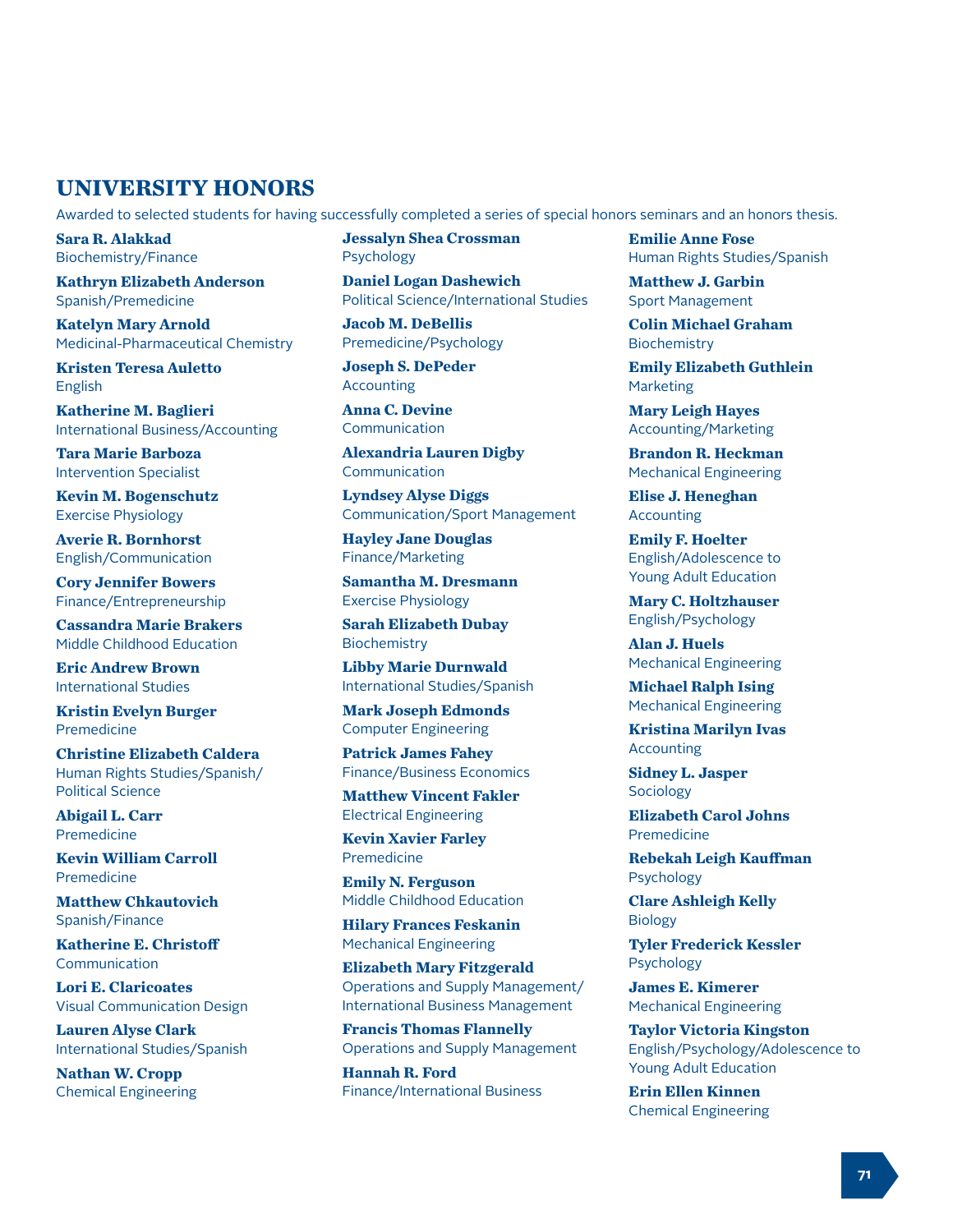## UNIVERSITY HONORS

Awarded to selected students for having successfully completed a series of special honors seminars and an honors thesis.

**Sara R. Alakkad**
Biochemistry/Finance

**Kathryn Elizabeth Anderson**
Spanish/Premedicine

**Katelyn Mary Arnold**
Medicinal-Pharmaceutical Chemistry

**Kristen Teresa Auletto**
English

**Katherine M. Baglieri**
International Business/Accounting

**Tara Marie Barboza**
Intervention Specialist

**Kevin M. Bogenschutz**
Exercise Physiology

**Averie R. Bornhorst**
English/Communication

**Cory Jennifer Bowers**
Finance/Entrepreneurship

**Cassandra Marie Brakers**
Middle Childhood Education

**Eric Andrew Brown**
International Studies

**Kristin Evelyn Burger**
Premedicine

**Christine Elizabeth Caldera**
Human Rights Studies/Spanish/Political Science

**Abigail L. Carr**
Premedicine

**Kevin William Carroll**
Premedicine

**Matthew Chkautovich**
Spanish/Finance

**Katherine E. Christoff**
Communication

**Lori E. Claricoates**
Visual Communication Design

**Lauren Alyse Clark**
International Studies/Spanish

**Nathan W. Cropp**
Chemical Engineering

**Jessalyn Shea Crossman**
Psychology

**Daniel Logan Dashewich**
Political Science/International Studies

**Jacob M. DeBellis**
Premedicine/Psychology

**Joseph S. DePeder**
Accounting

**Anna C. Devine**
Communication

**Alexandria Lauren Digby**
Communication

**Lyndsey Alyse Diggs**
Communication/Sport Management

**Hayley Jane Douglas**
Finance/Marketing

**Samantha M. Dresmann**
Exercise Physiology

**Sarah Elizabeth Dubay**
Biochemistry

**Libby Marie Durnwald**
International Studies/Spanish

**Mark Joseph Edmonds**
Computer Engineering

**Patrick James Fahey**
Finance/Business Economics

**Matthew Vincent Fakler**
Electrical Engineering

**Kevin Xavier Farley**
Premedicine

**Emily N. Ferguson**
Middle Childhood Education

**Hilary Frances Feskanin**
Mechanical Engineering

**Elizabeth Mary Fitzgerald**
Operations and Supply Management/International Business Management

**Francis Thomas Flannelly**
Operations and Supply Management

**Hannah R. Ford**
Finance/International Business

**Emilie Anne Fose**
Human Rights Studies/Spanish

**Matthew J. Garbin**
Sport Management

**Colin Michael Graham**
Biochemistry

**Emily Elizabeth Guthlein**
Marketing

**Mary Leigh Hayes**
Accounting/Marketing

**Brandon R. Heckman**
Mechanical Engineering

**Elise J. Heneghan**
Accounting

**Emily F. Hoelter**
English/Adolescence to Young Adult Education

**Mary C. Holtzhauser**
English/Psychology

**Alan J. Huels**
Mechanical Engineering

**Michael Ralph Ising**
Mechanical Engineering

**Kristina Marilyn Ivas**
Accounting

**Sidney L. Jasper**
Sociology

**Elizabeth Carol Johns**
Premedicine

**Rebekah Leigh Kauffman**
Psychology

**Clare Ashleigh Kelly**
Biology

**Tyler Frederick Kessler**
Psychology

**James E. Kimerer**
Mechanical Engineering

**Taylor Victoria Kingston**
English/Psychology/Adolescence to Young Adult Education

**Erin Ellen Kinnen**
Chemical Engineering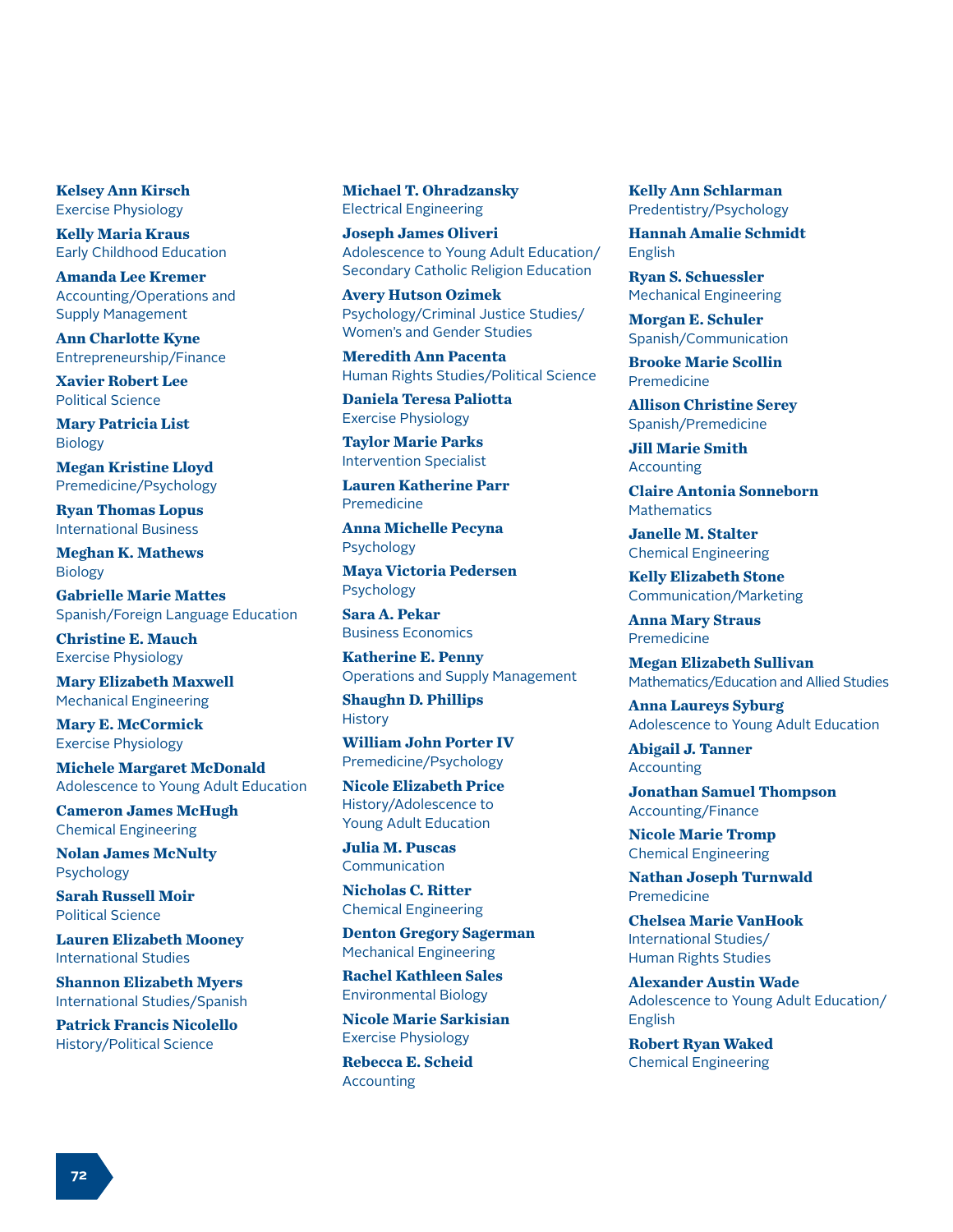**Kelsey Ann Kirsch**
Exercise Physiology

**Kelly Maria Kraus**
Early Childhood Education

**Amanda Lee Kremer**
Accounting/Operations and Supply Management

**Ann Charlotte Kyne**
Entrepreneurship/Finance

**Xavier Robert Lee**
Political Science

**Mary Patricia List**
Biology

**Megan Kristine Lloyd**
Premedicine/Psychology

**Ryan Thomas Lopus**
International Business

**Meghan K. Mathews**
Biology

**Gabrielle Marie Mattes**
Spanish/Foreign Language Education

**Christine E. Mauch**
Exercise Physiology

**Mary Elizabeth Maxwell**
Mechanical Engineering

**Mary E. McCormick**
Exercise Physiology

**Michele Margaret McDonald**
Adolescence to Young Adult Education

**Cameron James McHugh**
Chemical Engineering

**Nolan James McNulty**
Psychology

**Sarah Russell Moir**
Political Science

**Lauren Elizabeth Mooney**
International Studies

**Shannon Elizabeth Myers**
International Studies/Spanish

**Patrick Francis Nicolello**
History/Political Science

**Michael T. Ohradzansky**
Electrical Engineering

**Joseph James Oliveri**
Adolescence to Young Adult Education/ Secondary Catholic Religion Education

**Avery Hutson Ozimek**
Psychology/Criminal Justice Studies/ Women's and Gender Studies

**Meredith Ann Pacenta**
Human Rights Studies/Political Science

**Daniela Teresa Paliotta**
Exercise Physiology

**Taylor Marie Parks**
Intervention Specialist

**Lauren Katherine Parr**
Premedicine

**Anna Michelle Pecyna**
Psychology

**Maya Victoria Pedersen**
Psychology

**Sara A. Pekar**
Business Economics

**Katherine E. Penny**
Operations and Supply Management

**Shaughn D. Phillips**
History

**William John Porter IV**
Premedicine/Psychology

**Nicole Elizabeth Price**
History/Adolescence to Young Adult Education

**Julia M. Puscas**
Communication

**Nicholas C. Ritter**
Chemical Engineering

**Denton Gregory Sagerman**
Mechanical Engineering

**Rachel Kathleen Sales**
Environmental Biology

**Nicole Marie Sarkisian**
Exercise Physiology

**Rebecca E. Scheid**
Accounting

**Kelly Ann Schlarman**
Predentistry/Psychology

**Hannah Amalie Schmidt**
English

**Ryan S. Schuessler**
Mechanical Engineering

**Morgan E. Schuler**
Spanish/Communication

**Brooke Marie Scollin**
Premedicine

**Allison Christine Serey**
Spanish/Premedicine

**Jill Marie Smith**
Accounting

**Claire Antonia Sonneborn**
Mathematics

**Janelle M. Stalter**
Chemical Engineering

**Kelly Elizabeth Stone**
Communication/Marketing

**Anna Mary Straus**
Premedicine

**Megan Elizabeth Sullivan**
Mathematics/Education and Allied Studies

**Anna Laureys Syburg**
Adolescence to Young Adult Education

**Abigail J. Tanner**
Accounting

**Jonathan Samuel Thompson**
Accounting/Finance

**Nicole Marie Tromp**
Chemical Engineering

**Nathan Joseph Turnwald**
Premedicine

**Chelsea Marie VanHook**
International Studies/ Human Rights Studies

**Alexander Austin Wade**
Adolescence to Young Adult Education/ English

**Robert Ryan Waked**
Chemical Engineering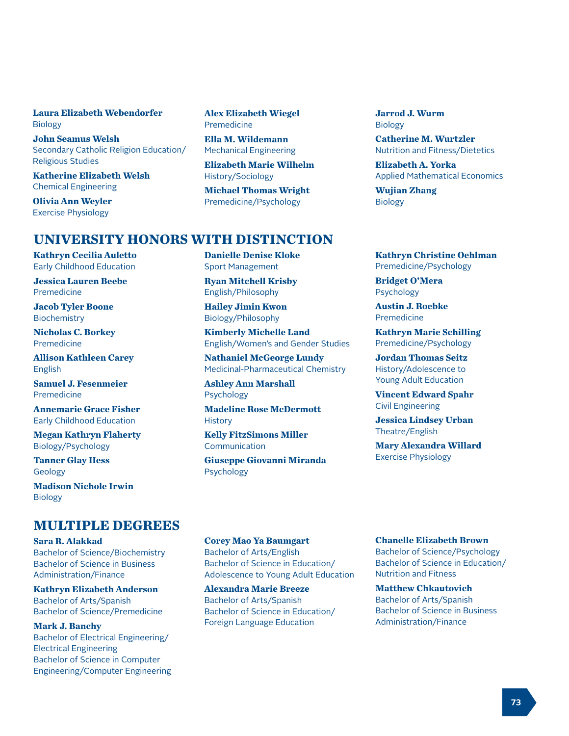**Laura Elizabeth Webendorfer**
Biology

**John Seamus Welsh**
Secondary Catholic Religion Education/Religious Studies

**Katherine Elizabeth Welsh**
Chemical Engineering

**Olivia Ann Weyler**
Exercise Physiology

**Alex Elizabeth Wiegel**
Premedicine

**Ella M. Wildemann**
Mechanical Engineering

**Elizabeth Marie Wilhelm**
History/Sociology

**Michael Thomas Wright**
Premedicine/Psychology

**Jarrod J. Wurm**
Biology

**Catherine M. Wurtzler**
Nutrition and Fitness/Dietetics

**Elizabeth A. Yorka**
Applied Mathematical Economics

**Wujian Zhang**
Biology

## UNIVERSITY HONORS WITH DISTINCTION

**Kathryn Cecilia Auletto**
Early Childhood Education

**Jessica Lauren Beebe**
Premedicine

**Jacob Tyler Boone**
Biochemistry

**Nicholas C. Borkey**
Premedicine

**Allison Kathleen Carey**
English

**Samuel J. Fesenmeier**
Premedicine

**Annemarie Grace Fisher**
Early Childhood Education

**Megan Kathryn Flaherty**
Biology/Psychology

**Tanner Glay Hess**
Geology

**Madison Nichole Irwin**
Biology

**Danielle Denise Kloke**
Sport Management

**Ryan Mitchell Krisby**
English/Philosophy

**Hailey Jimin Kwon**
Biology/Philosophy

**Kimberly Michelle Land**
English/Women's and Gender Studies

**Nathaniel McGeorge Lundy**
Medicinal-Pharmaceutical Chemistry

**Ashley Ann Marshall**
Psychology

**Madeline Rose McDermott**
History

**Kelly FitzSimons Miller**
Communication

**Giuseppe Giovanni Miranda**
Psychology

**Kathryn Christine Oehlman**
Premedicine/Psychology

**Bridget O'Mera**
Psychology

**Austin J. Roebke**
Premedicine

**Kathryn Marie Schilling**
Premedicine/Psychology

**Jordan Thomas Seitz**
History/Adolescence to Young Adult Education

**Vincent Edward Spahr**
Civil Engineering

**Jessica Lindsey Urban**
Theatre/English

**Mary Alexandra Willard**
Exercise Physiology

## MULTIPLE DEGREES

**Sara R. Alakkad**
Bachelor of Science/Biochemistry
Bachelor of Science in Business Administration/Finance

**Kathryn Elizabeth Anderson**
Bachelor of Arts/Spanish
Bachelor of Science/Premedicine

**Mark J. Banchy**
Bachelor of Electrical Engineering/Electrical Engineering
Bachelor of Science in Computer Engineering/Computer Engineering

**Corey Mao Ya Baumgart**
Bachelor of Arts/English
Bachelor of Science in Education/Adolescence to Young Adult Education

**Alexandra Marie Breeze**
Bachelor of Arts/Spanish
Bachelor of Science in Education/Foreign Language Education

**Chanelle Elizabeth Brown**
Bachelor of Science/Psychology
Bachelor of Science in Education/Nutrition and Fitness

**Matthew Chkautovich**
Bachelor of Arts/Spanish
Bachelor of Science in Business Administration/Finance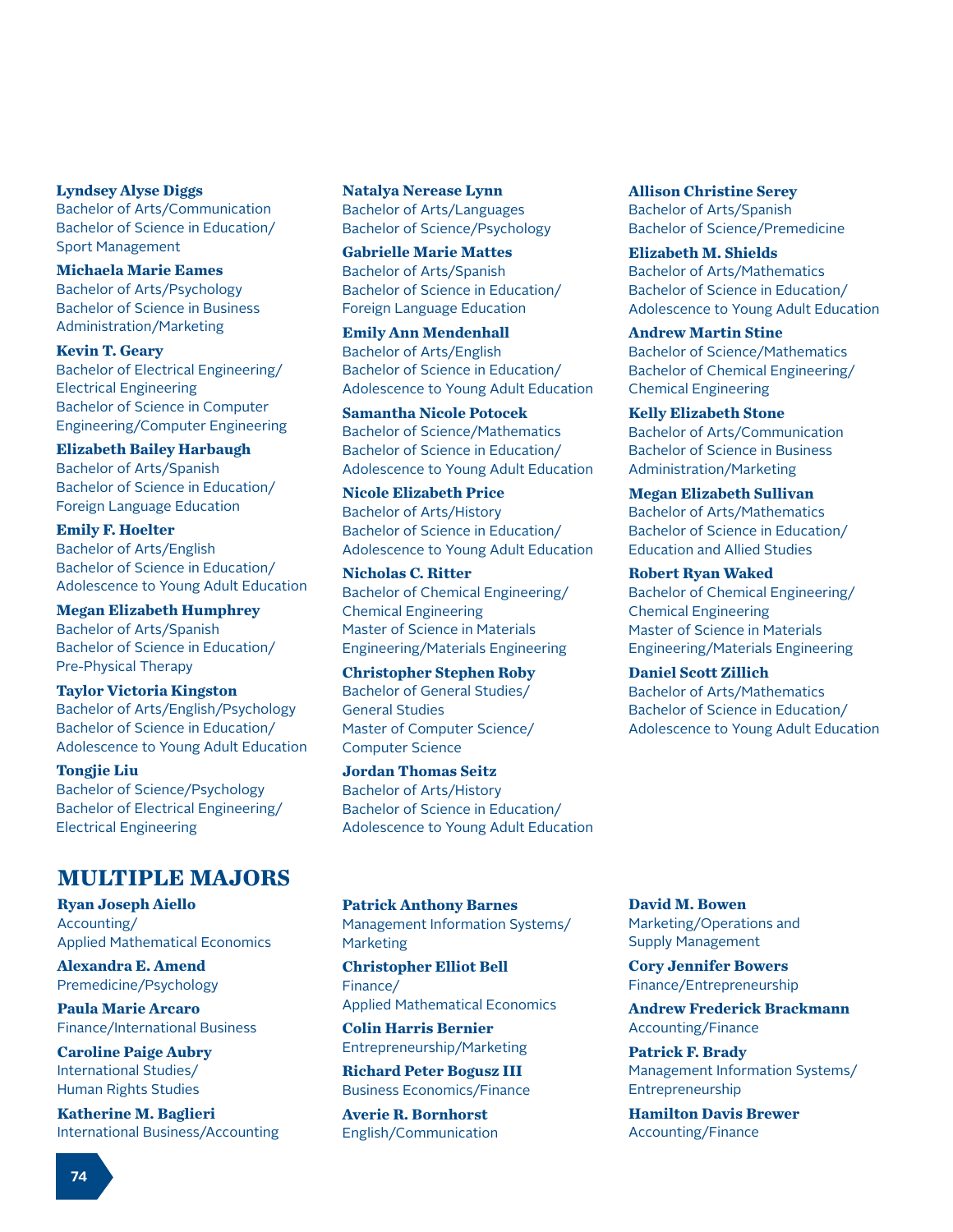**Lyndsey Alyse Diggs**
Bachelor of Arts/Communication
Bachelor of Science in Education/
Sport Management

**Michaela Marie Eames**
Bachelor of Arts/Psychology
Bachelor of Science in Business
Administration/Marketing

**Kevin T. Geary**
Bachelor of Electrical Engineering/
Electrical Engineering
Bachelor of Science in Computer
Engineering/Computer Engineering

**Elizabeth Bailey Harbaugh**
Bachelor of Arts/Spanish
Bachelor of Science in Education/
Foreign Language Education

**Emily F. Hoelter**
Bachelor of Arts/English
Bachelor of Science in Education/
Adolescence to Young Adult Education

**Megan Elizabeth Humphrey**
Bachelor of Arts/Spanish
Bachelor of Science in Education/
Pre-Physical Therapy

**Taylor Victoria Kingston**
Bachelor of Arts/English/Psychology
Bachelor of Science in Education/
Adolescence to Young Adult Education

**Tongjie Liu**
Bachelor of Science/Psychology
Bachelor of Electrical Engineering/
Electrical Engineering

**Natalya Nerease Lynn**
Bachelor of Arts/Languages
Bachelor of Science/Psychology

**Gabrielle Marie Mattes**
Bachelor of Arts/Spanish
Bachelor of Science in Education/
Foreign Language Education

**Emily Ann Mendenhall**
Bachelor of Arts/English
Bachelor of Science in Education/
Adolescence to Young Adult Education

**Samantha Nicole Potocek**
Bachelor of Science/Mathematics
Bachelor of Science in Education/
Adolescence to Young Adult Education

**Nicole Elizabeth Price**
Bachelor of Arts/History
Bachelor of Science in Education/
Adolescence to Young Adult Education

**Nicholas C. Ritter**
Bachelor of Chemical Engineering/
Chemical Engineering
Master of Science in Materials
Engineering/Materials Engineering

**Christopher Stephen Roby**
Bachelor of General Studies/
General Studies
Master of Computer Science/
Computer Science

**Jordan Thomas Seitz**
Bachelor of Arts/History
Bachelor of Science in Education/
Adolescence to Young Adult Education

**Allison Christine Serey**
Bachelor of Arts/Spanish
Bachelor of Science/Premedicine

**Elizabeth M. Shields**
Bachelor of Arts/Mathematics
Bachelor of Science in Education/
Adolescence to Young Adult Education

**Andrew Martin Stine**
Bachelor of Science/Mathematics
Bachelor of Chemical Engineering/
Chemical Engineering

**Kelly Elizabeth Stone**
Bachelor of Arts/Communication
Bachelor of Science in Business
Administration/Marketing

**Megan Elizabeth Sullivan**
Bachelor of Arts/Mathematics
Bachelor of Science in Education/
Education and Allied Studies

**Robert Ryan Waked**
Bachelor of Chemical Engineering/
Chemical Engineering
Master of Science in Materials
Engineering/Materials Engineering

**Daniel Scott Zillich**
Bachelor of Arts/Mathematics
Bachelor of Science in Education/
Adolescence to Young Adult Education

## MULTIPLE MAJORS

**Ryan Joseph Aiello**
Accounting/
Applied Mathematical Economics

**Alexandra E. Amend**
Premedicine/Psychology

**Paula Marie Arcaro**
Finance/International Business

**Caroline Paige Aubry**
International Studies/
Human Rights Studies

**Katherine M. Baglieri**
International Business/Accounting

**Patrick Anthony Barnes**
Management Information Systems/
Marketing

**Christopher Elliot Bell**
Finance/
Applied Mathematical Economics

**Colin Harris Bernier**
Entrepreneurship/Marketing

**Richard Peter Bogusz III**
Business Economics/Finance

**Averie R. Bornhorst**
English/Communication

**David M. Bowen**
Marketing/Operations and
Supply Management

**Cory Jennifer Bowers**
Finance/Entrepreneurship

**Andrew Frederick Brackmann**
Accounting/Finance

**Patrick F. Brady**
Management Information Systems/
Entrepreneurship

**Hamilton Davis Brewer**
Accounting/Finance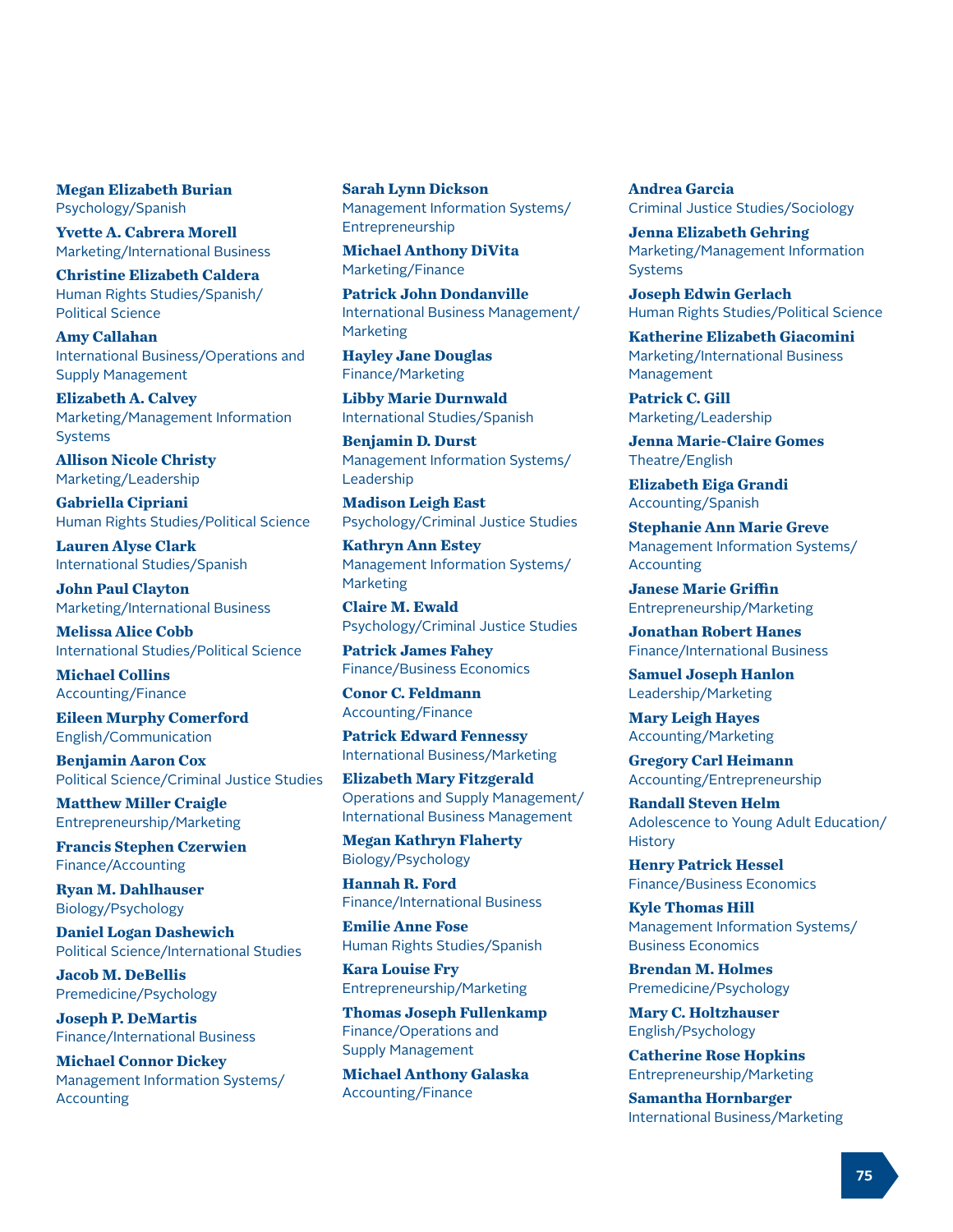**Megan Elizabeth Burian**
Psychology/Spanish

**Yvette A. Cabrera Morell**
Marketing/International Business

**Christine Elizabeth Caldera**
Human Rights Studies/Spanish/Political Science

**Amy Callahan**
International Business/Operations and Supply Management

**Elizabeth A. Calvey**
Marketing/Management Information Systems

**Allison Nicole Christy**
Marketing/Leadership

**Gabriella Cipriani**
Human Rights Studies/Political Science

**Lauren Alyse Clark**
International Studies/Spanish

**John Paul Clayton**
Marketing/International Business

**Melissa Alice Cobb**
International Studies/Political Science

**Michael Collins**
Accounting/Finance

**Eileen Murphy Comerford**
English/Communication

**Benjamin Aaron Cox**
Political Science/Criminal Justice Studies

**Matthew Miller Craigle**
Entrepreneurship/Marketing

**Francis Stephen Czerwien**
Finance/Accounting

**Ryan M. Dahlhauser**
Biology/Psychology

**Daniel Logan Dashewich**
Political Science/International Studies

**Jacob M. DeBellis**
Premedicine/Psychology

**Joseph P. DeMartis**
Finance/International Business

**Michael Connor Dickey**
Management Information Systems/Accounting

**Sarah Lynn Dickson**
Management Information Systems/Entrepreneurship

**Michael Anthony DiVita**
Marketing/Finance

**Patrick John Dondanville**
International Business Management/Marketing

**Hayley Jane Douglas**
Finance/Marketing

**Libby Marie Durnwald**
International Studies/Spanish

**Benjamin D. Durst**
Management Information Systems/Leadership

**Madison Leigh East**
Psychology/Criminal Justice Studies

**Kathryn Ann Estey**
Management Information Systems/Marketing

**Claire M. Ewald**
Psychology/Criminal Justice Studies

**Patrick James Fahey**
Finance/Business Economics

**Conor C. Feldmann**
Accounting/Finance

**Patrick Edward Fennessy**
International Business/Marketing

**Elizabeth Mary Fitzgerald**
Operations and Supply Management/International Business Management

**Megan Kathryn Flaherty**
Biology/Psychology

**Hannah R. Ford**
Finance/International Business

**Emilie Anne Fose**
Human Rights Studies/Spanish

**Kara Louise Fry**
Entrepreneurship/Marketing

**Thomas Joseph Fullenkamp**
Finance/Operations and Supply Management

**Michael Anthony Galaska**
Accounting/Finance

**Andrea Garcia**
Criminal Justice Studies/Sociology

**Jenna Elizabeth Gehring**
Marketing/Management Information Systems

**Joseph Edwin Gerlach**
Human Rights Studies/Political Science

**Katherine Elizabeth Giacomini**
Marketing/International Business Management

**Patrick C. Gill**
Marketing/Leadership

**Jenna Marie-Claire Gomes**
Theatre/English

**Elizabeth Eiga Grandi**
Accounting/Spanish

**Stephanie Ann Marie Greve**
Management Information Systems/Accounting

**Janese Marie Griffin**
Entrepreneurship/Marketing

**Jonathan Robert Hanes**
Finance/International Business

**Samuel Joseph Hanlon**
Leadership/Marketing

**Mary Leigh Hayes**
Accounting/Marketing

**Gregory Carl Heimann**
Accounting/Entrepreneurship

**Randall Steven Helm**
Adolescence to Young Adult Education/History

**Henry Patrick Hessel**
Finance/Business Economics

**Kyle Thomas Hill**
Management Information Systems/Business Economics

**Brendan M. Holmes**
Premedicine/Psychology

**Mary C. Holtzhauser**
English/Psychology

**Catherine Rose Hopkins**
Entrepreneurship/Marketing

**Samantha Hornbarger**
International Business/Marketing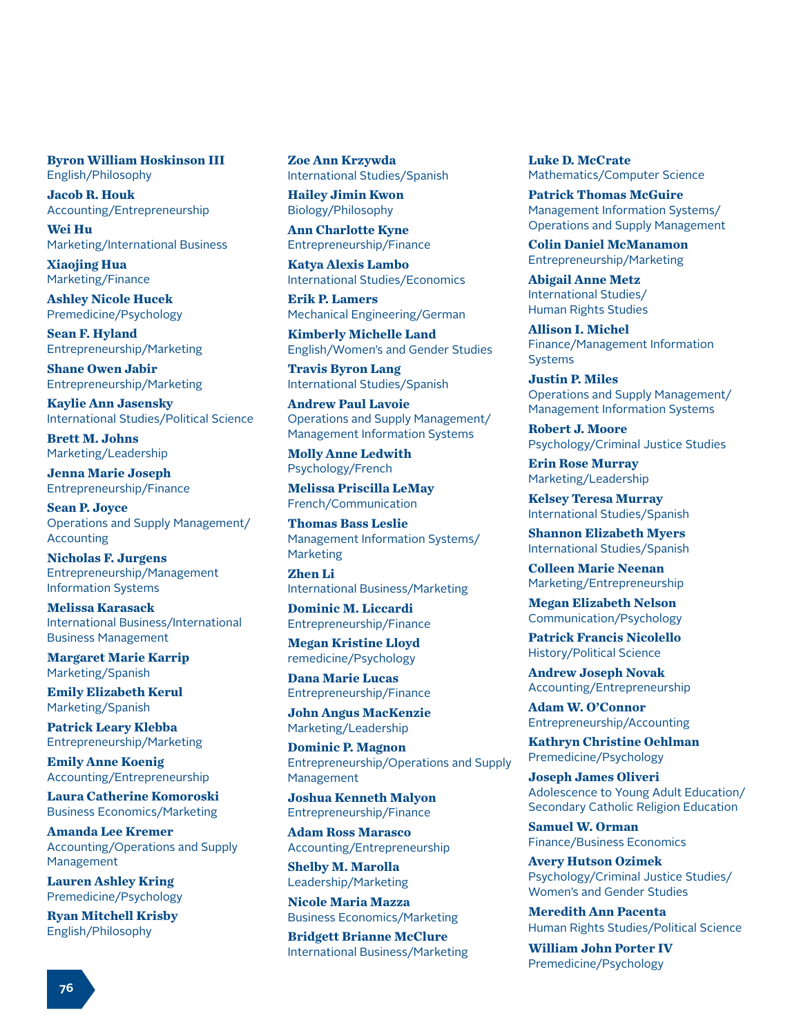**Byron William Hoskinson III**
English/Philosophy

**Jacob R. Houk**
Accounting/Entrepreneurship

**Wei Hu**
Marketing/International Business

**Xiaojing Hua**
Marketing/Finance

**Ashley Nicole Hucek**
Premedicine/Psychology

**Sean F. Hyland**
Entrepreneurship/Marketing

**Shane Owen Jabir**
Entrepreneurship/Marketing

**Kaylie Ann Jasensky**
International Studies/Political Science

**Brett M. Johns**
Marketing/Leadership

**Jenna Marie Joseph**
Entrepreneurship/Finance

**Sean P. Joyce**
Operations and Supply Management/
Accounting

**Nicholas F. Jurgens**
Entrepreneurship/Management
Information Systems

**Melissa Karasack**
International Business/International
Business Management

**Margaret Marie Karrip**
Marketing/Spanish

**Emily Elizabeth Kerul**
Marketing/Spanish

**Patrick Leary Klebba**
Entrepreneurship/Marketing

**Emily Anne Koenig**
Accounting/Entrepreneurship

**Laura Catherine Komoroski**
Business Economics/Marketing

**Amanda Lee Kremer**
Accounting/Operations and Supply
Management

**Lauren Ashley Kring**
Premedicine/Psychology

**Ryan Mitchell Krisby**
English/Philosophy

**Zoe Ann Krzywda**
International Studies/Spanish

**Hailey Jimin Kwon**
Biology/Philosophy

**Ann Charlotte Kyne**
Entrepreneurship/Finance

**Katya Alexis Lambo**
International Studies/Economics

**Erik P. Lamers**
Mechanical Engineering/German

**Kimberly Michelle Land**
English/Women's and Gender Studies

**Travis Byron Lang**
International Studies/Spanish

**Andrew Paul Lavoie**
Operations and Supply Management/
Management Information Systems

**Molly Anne Ledwith**
Psychology/French

**Melissa Priscilla LeMay**
French/Communication

**Thomas Bass Leslie**
Management Information Systems/
Marketing

**Zhen Li**
International Business/Marketing

**Dominic M. Liccardi**
Entrepreneurship/Finance

**Megan Kristine Lloyd**
remedicine/Psychology

**Dana Marie Lucas**
Entrepreneurship/Finance

**John Angus MacKenzie**
Marketing/Leadership

**Dominic P. Magnon**
Entrepreneurship/Operations and Supply
Management

**Joshua Kenneth Malyon**
Entrepreneurship/Finance

**Adam Ross Marasco**
Accounting/Entrepreneurship

**Shelby M. Marolla**
Leadership/Marketing

**Nicole Maria Mazza**
Business Economics/Marketing

**Bridgett Brianne McClure**
International Business/Marketing

**Luke D. McCrate**
Mathematics/Computer Science

**Patrick Thomas McGuire**
Management Information Systems/
Operations and Supply Management

**Colin Daniel McManamon**
Entrepreneurship/Marketing

**Abigail Anne Metz**
International Studies/
Human Rights Studies

**Allison I. Michel**
Finance/Management Information
Systems

**Justin P. Miles**
Operations and Supply Management/
Management Information Systems

**Robert J. Moore**
Psychology/Criminal Justice Studies

**Erin Rose Murray**
Marketing/Leadership

**Kelsey Teresa Murray**
International Studies/Spanish

**Shannon Elizabeth Myers**
International Studies/Spanish

**Colleen Marie Neenan**
Marketing/Entrepreneurship

**Megan Elizabeth Nelson**
Communication/Psychology

**Patrick Francis Nicolello**
History/Political Science

**Andrew Joseph Novak**
Accounting/Entrepreneurship

**Adam W. O'Connor**
Entrepreneurship/Accounting

**Kathryn Christine Oehlman**
Premedicine/Psychology

**Joseph James Oliveri**
Adolescence to Young Adult Education/
Secondary Catholic Religion Education

**Samuel W. Orman**
Finance/Business Economics

**Avery Hutson Ozimek**
Psychology/Criminal Justice Studies/
Women's and Gender Studies

**Meredith Ann Pacenta**
Human Rights Studies/Political Science

**William John Porter IV**
Premedicine/Psychology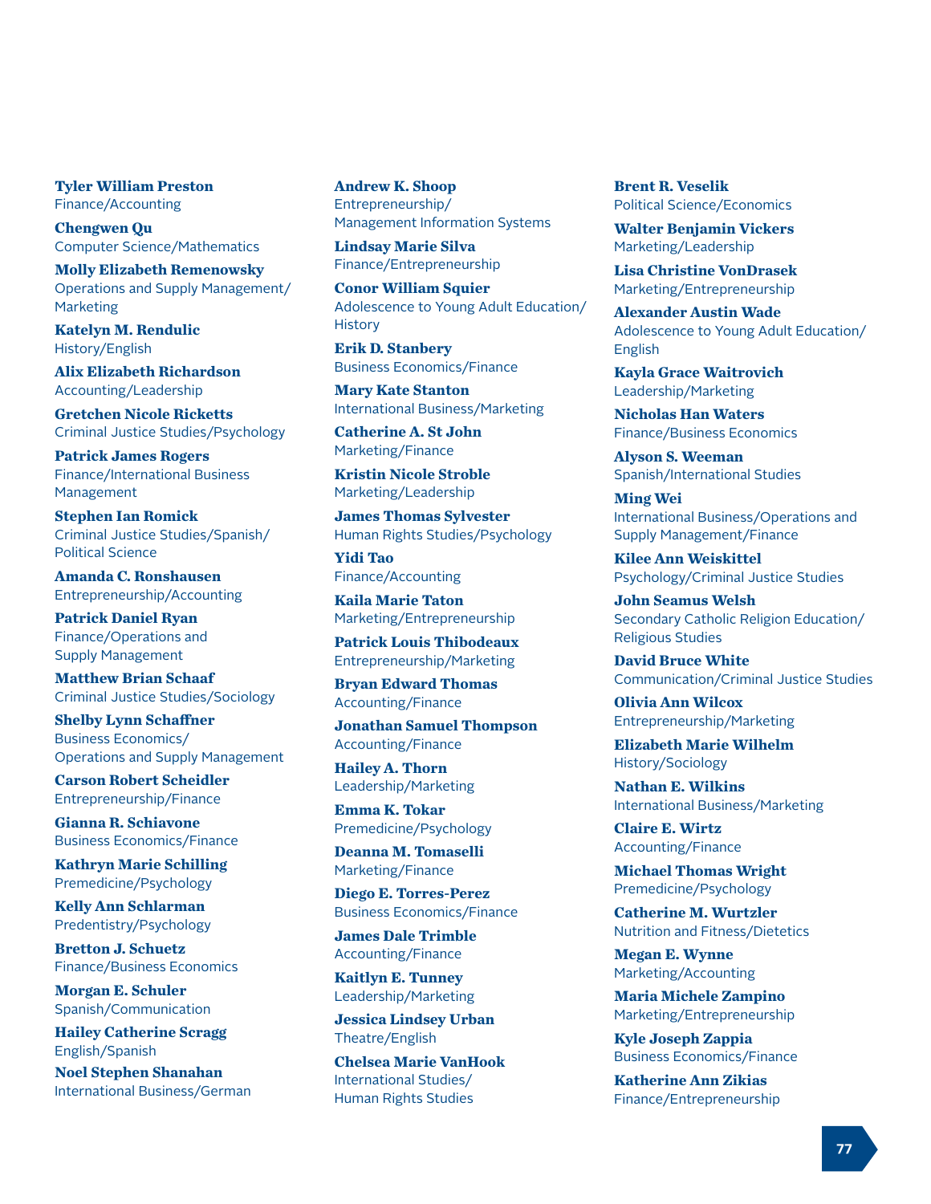**Tyler William Preston**
Finance/Accounting

**Chengwen Qu**
Computer Science/Mathematics

**Molly Elizabeth Remenowsky**
Operations and Supply Management/Marketing

**Katelyn M. Rendulic**
History/English

**Alix Elizabeth Richardson**
Accounting/Leadership

**Gretchen Nicole Ricketts**
Criminal Justice Studies/Psychology

**Patrick James Rogers**
Finance/International Business Management

**Stephen Ian Romick**
Criminal Justice Studies/Spanish/Political Science

**Amanda C. Ronshausen**
Entrepreneurship/Accounting

**Patrick Daniel Ryan**
Finance/Operations and Supply Management

**Matthew Brian Schaaf**
Criminal Justice Studies/Sociology

**Shelby Lynn Schaffner**
Business Economics/Operations and Supply Management

**Carson Robert Scheidler**
Entrepreneurship/Finance

**Gianna R. Schiavone**
Business Economics/Finance

**Kathryn Marie Schilling**
Premedicine/Psychology

**Kelly Ann Schlarman**
Predentistry/Psychology

**Bretton J. Schuetz**
Finance/Business Economics

**Morgan E. Schuler**
Spanish/Communication

**Hailey Catherine Scragg**
English/Spanish

**Noel Stephen Shanahan**
International Business/German

**Andrew K. Shoop**
Entrepreneurship/Management Information Systems

**Lindsay Marie Silva**
Finance/Entrepreneurship

**Conor William Squier**
Adolescence to Young Adult Education/History

**Erik D. Stanbery**
Business Economics/Finance

**Mary Kate Stanton**
International Business/Marketing

**Catherine A. St John**
Marketing/Finance

**Kristin Nicole Stroble**
Marketing/Leadership

**James Thomas Sylvester**
Human Rights Studies/Psychology

**Yidi Tao**
Finance/Accounting

**Kaila Marie Taton**
Marketing/Entrepreneurship

**Patrick Louis Thibodeaux**
Entrepreneurship/Marketing

**Bryan Edward Thomas**
Accounting/Finance

**Jonathan Samuel Thompson**
Accounting/Finance

**Hailey A. Thorn**
Leadership/Marketing

**Emma K. Tokar**
Premedicine/Psychology

**Deanna M. Tomaselli**
Marketing/Finance

**Diego E. Torres-Perez**
Business Economics/Finance

**James Dale Trimble**
Accounting/Finance

**Kaitlyn E. Tunney**
Leadership/Marketing

**Jessica Lindsey Urban**
Theatre/English

**Chelsea Marie VanHook**
International Studies/Human Rights Studies

**Brent R. Veselik**
Political Science/Economics

**Walter Benjamin Vickers**
Marketing/Leadership

**Lisa Christine VonDrasek**
Marketing/Entrepreneurship

**Alexander Austin Wade**
Adolescence to Young Adult Education/English

**Kayla Grace Waitrovich**
Leadership/Marketing

**Nicholas Han Waters**
Finance/Business Economics

**Alyson S. Weeman**
Spanish/International Studies

**Ming Wei**
International Business/Operations and Supply Management/Finance

**Kilee Ann Weiskittel**
Psychology/Criminal Justice Studies

**John Seamus Welsh**
Secondary Catholic Religion Education/Religious Studies

**David Bruce White**
Communication/Criminal Justice Studies

**Olivia Ann Wilcox**
Entrepreneurship/Marketing

**Elizabeth Marie Wilhelm**
History/Sociology

**Nathan E. Wilkins**
International Business/Marketing

**Claire E. Wirtz**
Accounting/Finance

**Michael Thomas Wright**
Premedicine/Psychology

**Catherine M. Wurtzler**
Nutrition and Fitness/Dietetics

**Megan E. Wynne**
Marketing/Accounting

**Maria Michele Zampino**
Marketing/Entrepreneurship

**Kyle Joseph Zappia**
Business Economics/Finance

**Katherine Ann Zikias**
Finance/Entrepreneurship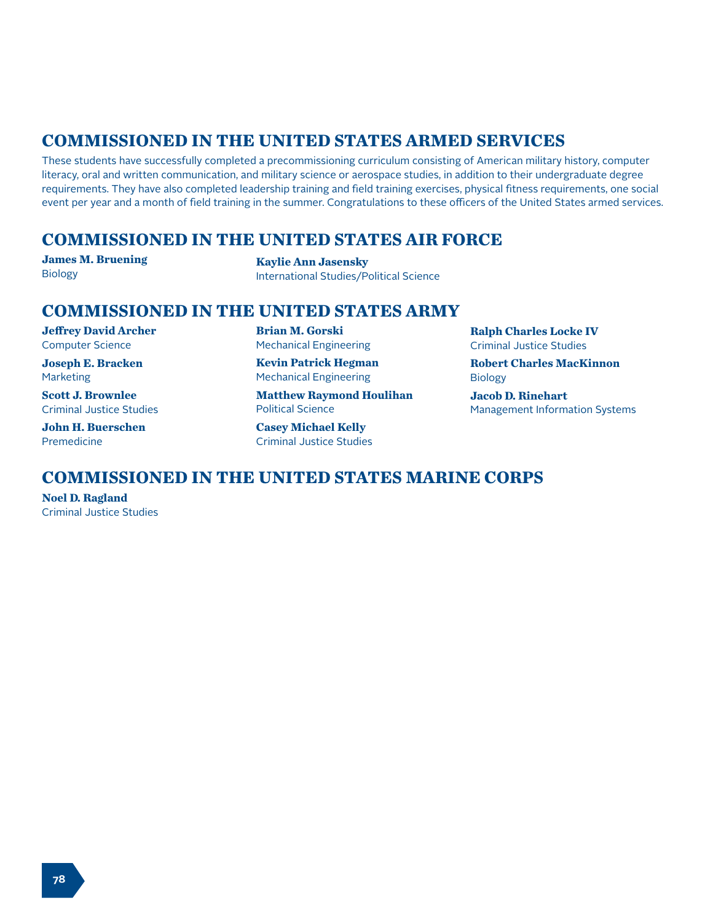## COMMISSIONED IN THE UNITED STATES ARMED SERVICES

These students have successfully completed a precommissioning curriculum consisting of American military history, computer literacy, oral and written communication, and military science or aerospace studies, in addition to their undergraduate degree requirements. They have also completed leadership training and field training exercises, physical fitness requirements, one social event per year and a month of field training in the summer. Congratulations to these officers of the United States armed services.

## COMMISSIONED IN THE UNITED STATES AIR FORCE

**James M. Bruening**
Biology

**Kaylie Ann Jasensky**
International Studies/Political Science

## COMMISSIONED IN THE UNITED STATES ARMY

**Jeffrey David Archer**
Computer Science

**Joseph E. Bracken**
Marketing

**Scott J. Brownlee**
Criminal Justice Studies

**John H. Buerschen**
Premedicine

**Brian M. Gorski**
Mechanical Engineering

**Kevin Patrick Hegman**
Mechanical Engineering

**Matthew Raymond Houlihan**
Political Science

**Casey Michael Kelly**
Criminal Justice Studies

**Ralph Charles Locke IV**
Criminal Justice Studies

**Robert Charles MacKinnon**
Biology

**Jacob D. Rinehart**
Management Information Systems

## COMMISSIONED IN THE UNITED STATES MARINE CORPS

**Noel D. Ragland**
Criminal Justice Studies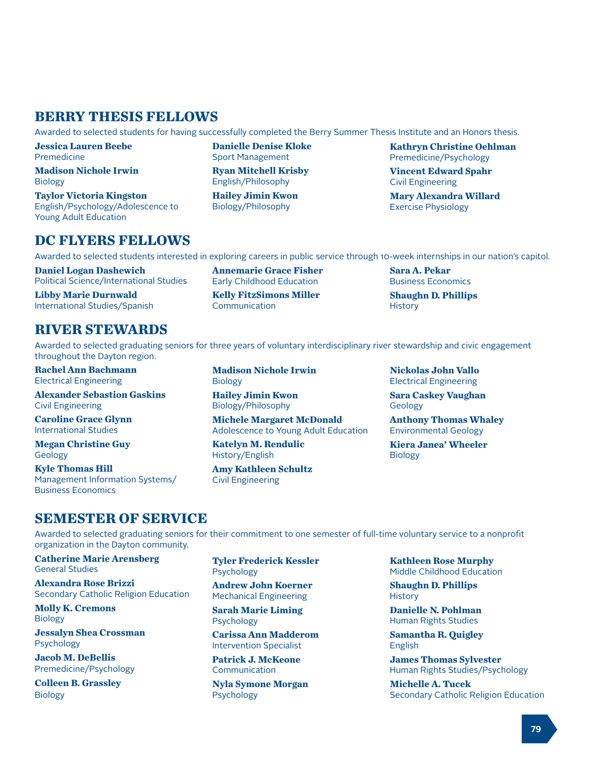## BERRY THESIS FELLOWS

Awarded to selected students for having successfully completed the Berry Summer Thesis Institute and an Honors thesis.

**Jessica Lauren Beebe**
Premedicine

**Madison Nichole Irwin**
Biology

**Taylor Victoria Kingston**
English/Psychology/Adolescence to Young Adult Education

**Danielle Denise Kloke**
Sport Management

**Ryan Mitchell Krisby**
English/Philosophy

**Hailey Jimin Kwon**
Biology/Philosophy

**Kathryn Christine Oehlman**
Premedicine/Psychology

**Vincent Edward Spahr**
Civil Engineering

**Mary Alexandra Willard**
Exercise Physiology

## DC FLYERS FELLOWS

Awarded to selected students interested in exploring careers in public service through 10-week internships in our nation's capitol.

**Daniel Logan Dashewich**
Political Science/International Studies

**Libby Marie Durnwald**
International Studies/Spanish

**Annemarie Grace Fisher**
Early Childhood Education

**Kelly FitzSimons Miller**
Communication

**Sara A. Pekar**
Business Economics

**Shaughn D. Phillips**
History

## RIVER STEWARDS

Awarded to selected graduating seniors for three years of voluntary interdisciplinary river stewardship and civic engagement throughout the Dayton region.

**Rachel Ann Bachmann**
Electrical Engineering

**Alexander Sebastion Gaskins**
Civil Engineering

**Caroline Grace Glynn**
International Studies

**Megan Christine Guy**
Geology

**Kyle Thomas Hill**
Management Information Systems/Business Economics

**Madison Nichole Irwin**
Biology

**Hailey Jimin Kwon**
Biology/Philosophy

**Michele Margaret McDonald**
Adolescence to Young Adult Education

**Katelyn M. Rendulic**
History/English

**Amy Kathleen Schultz**
Civil Engineering

**Nickolas John Vallo**
Electrical Engineering

**Sara Caskey Vaughan**
Geology

**Anthony Thomas Whaley**
Environmental Geology

**Kiera Janea' Wheeler**
Biology

## SEMESTER OF SERVICE

Awarded to selected graduating seniors for their commitment to one semester of full-time voluntary service to a nonprofit organization in the Dayton community.

**Catherine Marie Arensberg**
General Studies

**Alexandra Rose Brizzi**
Secondary Catholic Religion Education

**Molly K. Cremons**
Biology

**Jessalyn Shea Crossman**
Psychology

**Jacob M. DeBellis**
Premedicine/Psychology

**Colleen B. Grassley**
Biology

**Tyler Frederick Kessler**
Psychology

**Andrew John Koerner**
Mechanical Engineering

**Sarah Marie Liming**
Psychology

**Carissa Ann Madderom**
Intervention Specialist

**Patrick J. McKeone**
Communication

**Nyla Symone Morgan**
Psychology

**Kathleen Rose Murphy**
Middle Childhood Education

**Shaughn D. Phillips**
History

**Danielle N. Pohlman**
Human Rights Studies

**Samantha R. Quigley**
English

**James Thomas Sylvester**
Human Rights Studies/Psychology

**Michelle A. Tucek**
Secondary Catholic Religion Education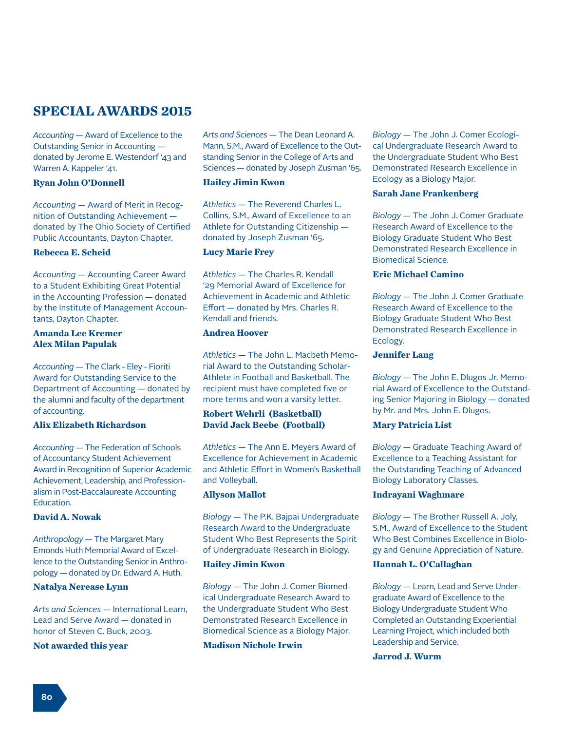## SPECIAL AWARDS 2015

*Accounting* — Award of Excellence to the Outstanding Senior in Accounting — donated by Jerome E. Westendorf '43 and Warren A. Kappeler '41.

**Ryan John O'Donnell**

*Accounting* — Award of Merit in Recognition of Outstanding Achievement — donated by The Ohio Society of Certified Public Accountants, Dayton Chapter.

**Rebecca E. Scheid**

*Accounting* — Accounting Career Award to a Student Exhibiting Great Potential in the Accounting Profession — donated by the Institute of Management Accountants, Dayton Chapter.

**Amanda Lee Kremer**
**Alex Milan Papulak**

*Accounting* — The Clark - Eley - Fioriti Award for Outstanding Service to the Department of Accounting — donated by the alumni and faculty of the department of accounting.

**Alix Elizabeth Richardson**

*Accounting* — The Federation of Schools of Accountancy Student Achievement Award in Recognition of Superior Academic Achievement, Leadership, and Professionalism in Post-Baccalaureate Accounting Education.

**David A. Nowak**

*Anthropology* — The Margaret Mary Emonds Huth Memorial Award of Excellence to the Outstanding Senior in Anthropology — donated by Dr. Edward A. Huth.

**Natalya Nerease Lynn**

*Arts and Sciences* — International Learn, Lead and Serve Award — donated in honor of Steven C. Buck, 2003.

**Not awarded this year**

*Arts and Sciences* — The Dean Leonard A. Mann, S.M., Award of Excellence to the Outstanding Senior in the College of Arts and Sciences — donated by Joseph Zusman '65.

**Hailey Jimin Kwon**

*Athletics* — The Reverend Charles L. Collins, S.M., Award of Excellence to an Athlete for Outstanding Citizenship — donated by Joseph Zusman '65.

**Lucy Marie Frey**

*Athletics* — The Charles R. Kendall '29 Memorial Award of Excellence for Achievement in Academic and Athletic Effort — donated by Mrs. Charles R. Kendall and friends.

**Andrea Hoover**

*Athletics* — The John L. Macbeth Memorial Award to the Outstanding Scholar-Athlete in Football and Basketball. The recipient must have completed five or more terms and won a varsity letter.

**Robert Wehrli (Basketball)**
**David Jack Beebe (Football)**

*Athletics* — The Ann E. Meyers Award of Excellence for Achievement in Academic and Athletic Effort in Women's Basketball and Volleyball.

**Allyson Mallot**

*Biology* — The P.K. Bajpai Undergraduate Research Award to the Undergraduate Student Who Best Represents the Spirit of Undergraduate Research in Biology.

**Hailey Jimin Kwon**

*Biology* — The John J. Comer Biomedical Undergraduate Research Award to the Undergraduate Student Who Best Demonstrated Research Excellence in Biomedical Science as a Biology Major.

**Madison Nichole Irwin**

*Biology* — The John J. Comer Ecological Undergraduate Research Award to the Undergraduate Student Who Best Demonstrated Research Excellence in Ecology as a Biology Major.

**Sarah Jane Frankenberg**

*Biology* — The John J. Comer Graduate Research Award of Excellence to the Biology Graduate Student Who Best Demonstrated Research Excellence in Biomedical Science.

**Eric Michael Camino**

*Biology* — The John J. Comer Graduate Research Award of Excellence to the Biology Graduate Student Who Best Demonstrated Research Excellence in Ecology.

**Jennifer Lang**

*Biology* — The John E. Dlugos Jr. Memorial Award of Excellence to the Outstanding Senior Majoring in Biology — donated by Mr. and Mrs. John E. Dlugos.

**Mary Patricia List**

*Biology* — Graduate Teaching Award of Excellence to a Teaching Assistant for the Outstanding Teaching of Advanced Biology Laboratory Classes.

**Indrayani Waghmare**

*Biology* — The Brother Russell A. Joly, S.M., Award of Excellence to the Student Who Best Combines Excellence in Biology and Genuine Appreciation of Nature.

**Hannah L. O'Callaghan**

*Biology* — Learn, Lead and Serve Undergraduate Award of Excellence to the Biology Undergraduate Student Who Completed an Outstanding Experiential Learning Project, which included both Leadership and Service.

**Jarrod J. Wurm**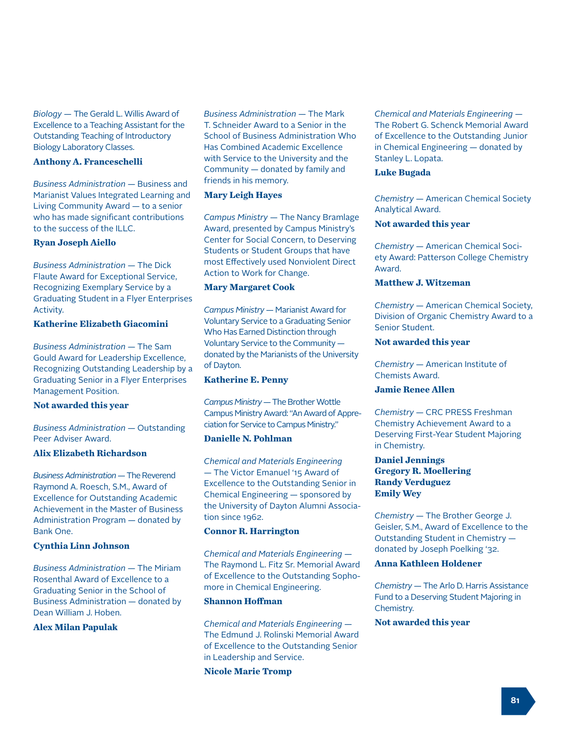*Biology* — The Gerald L. Willis Award of Excellence to a Teaching Assistant for the Outstanding Teaching of Introductory Biology Laboratory Classes.

**Anthony A. Franceschelli**

*Business Administration* — Business and Marianist Values Integrated Learning and Living Community Award — to a senior who has made significant contributions to the success of the ILLC.

**Ryan Joseph Aiello**

*Business Administration* — The Dick Flaute Award for Exceptional Service, Recognizing Exemplary Service by a Graduating Student in a Flyer Enterprises Activity.

**Katherine Elizabeth Giacomini**

*Business Administration* — The Sam Gould Award for Leadership Excellence, Recognizing Outstanding Leadership by a Graduating Senior in a Flyer Enterprises Management Position.

**Not awarded this year**

*Business Administration* — Outstanding Peer Adviser Award.

**Alix Elizabeth Richardson**

*Business Administration* — The Reverend Raymond A. Roesch, S.M., Award of Excellence for Outstanding Academic Achievement in the Master of Business Administration Program — donated by Bank One.

**Cynthia Linn Johnson**

*Business Administration* — The Miriam Rosenthal Award of Excellence to a Graduating Senior in the School of Business Administration — donated by Dean William J. Hoben.

**Alex Milan Papulak**

*Business Administration* — The Mark T. Schneider Award to a Senior in the School of Business Administration Who Has Combined Academic Excellence with Service to the University and the Community — donated by family and friends in his memory.

**Mary Leigh Hayes**

*Campus Ministry* — The Nancy Bramlage Award, presented by Campus Ministry's Center for Social Concern, to Deserving Students or Student Groups that have most Effectively used Nonviolent Direct Action to Work for Change.

**Mary Margaret Cook**

*Campus Ministry* — Marianist Award for Voluntary Service to a Graduating Senior Who Has Earned Distinction through Voluntary Service to the Community — donated by the Marianists of the University of Dayton.

**Katherine E. Penny**

*Campus Ministry* — The Brother Wottle Campus Ministry Award: "An Award of Appreciation for Service to Campus Ministry."

**Danielle N. Pohlman**

*Chemical and Materials Engineering* — The Victor Emanuel '15 Award of Excellence to the Outstanding Senior in Chemical Engineering — sponsored by the University of Dayton Alumni Association since 1962.

**Connor R. Harrington**

*Chemical and Materials Engineering* — The Raymond L. Fitz Sr. Memorial Award of Excellence to the Outstanding Sophomore in Chemical Engineering.

**Shannon Hoffman**

*Chemical and Materials Engineering* — The Edmund J. Rolinski Memorial Award of Excellence to the Outstanding Senior in Leadership and Service.

**Nicole Marie Tromp**

*Chemical and Materials Engineering* — The Robert G. Schenck Memorial Award of Excellence to the Outstanding Junior in Chemical Engineering — donated by Stanley L. Lopata.

**Luke Bugada**

*Chemistry* — American Chemical Society Analytical Award.

**Not awarded this year**

*Chemistry* — American Chemical Society Award: Patterson College Chemistry Award.

**Matthew J. Witzeman**

*Chemistry* — American Chemical Society, Division of Organic Chemistry Award to a Senior Student.

**Not awarded this year**

*Chemistry* — American Institute of Chemists Award.

**Jamie Renee Allen**

*Chemistry* — CRC PRESS Freshman Chemistry Achievement Award to a Deserving First-Year Student Majoring in Chemistry.

**Daniel Jennings**
**Gregory R. Moellering**
**Randy Verduguez**
**Emily Wey**

*Chemistry* — The Brother George J. Geisler, S.M., Award of Excellence to the Outstanding Student in Chemistry — donated by Joseph Poelking '32.

**Anna Kathleen Holdener**

*Chemistry* — The Arlo D. Harris Assistance Fund to a Deserving Student Majoring in Chemistry.

**Not awarded this year**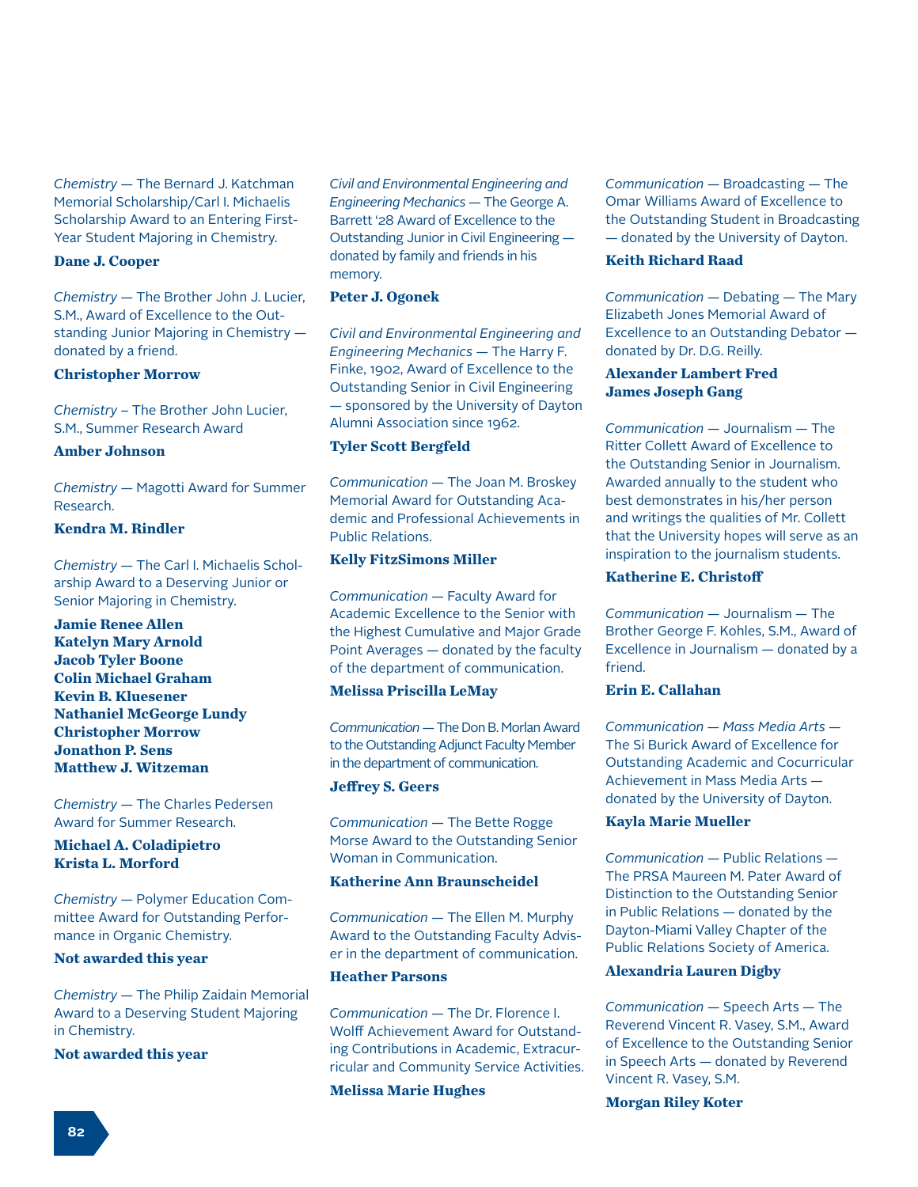*Chemistry* — The Bernard J. Katchman Memorial Scholarship/Carl I. Michaelis Scholarship Award to an Entering First-Year Student Majoring in Chemistry.

**Dane J. Cooper**

*Chemistry* — The Brother John J. Lucier, S.M., Award of Excellence to the Outstanding Junior Majoring in Chemistry — donated by a friend.

**Christopher Morrow**

*Chemistry* – The Brother John Lucier, S.M., Summer Research Award

**Amber Johnson**

*Chemistry* — Magotti Award for Summer Research.

**Kendra M. Rindler**

*Chemistry* — The Carl I. Michaelis Scholarship Award to a Deserving Junior or Senior Majoring in Chemistry.

**Jamie Renee Allen**
**Katelyn Mary Arnold**
**Jacob Tyler Boone**
**Colin Michael Graham**
**Kevin B. Kluesener**
**Nathaniel McGeorge Lundy**
**Christopher Morrow**
**Jonathon P. Sens**
**Matthew J. Witzeman**

*Chemistry* — The Charles Pedersen Award for Summer Research.

**Michael A. Coladipietro**
**Krista L. Morford**

*Chemistry* — Polymer Education Committee Award for Outstanding Performance in Organic Chemistry.

**Not awarded this year**

*Chemistry* — The Philip Zaidain Memorial Award to a Deserving Student Majoring in Chemistry.

**Not awarded this year**

*Civil and Environmental Engineering and Engineering Mechanics* — The George A. Barrett '28 Award of Excellence to the Outstanding Junior in Civil Engineering — donated by family and friends in his memory.

**Peter J. Ogonek**

*Civil and Environmental Engineering and Engineering Mechanics* — The Harry F. Finke, 1902, Award of Excellence to the Outstanding Senior in Civil Engineering — sponsored by the University of Dayton Alumni Association since 1962.

**Tyler Scott Bergfeld**

*Communication* — The Joan M. Broskey Memorial Award for Outstanding Academic and Professional Achievements in Public Relations.

**Kelly FitzSimons Miller**

*Communication* — Faculty Award for Academic Excellence to the Senior with the Highest Cumulative and Major Grade Point Averages — donated by the faculty of the department of communication.

**Melissa Priscilla LeMay**

*Communication* — The Don B. Morlan Award to the Outstanding Adjunct Faculty Member in the department of communication.

**Jeffrey S. Geers**

*Communication* — The Bette Rogge Morse Award to the Outstanding Senior Woman in Communication.

**Katherine Ann Braunscheidel**

*Communication* — The Ellen M. Murphy Award to the Outstanding Faculty Adviser in the department of communication.

**Heather Parsons**

*Communication* — The Dr. Florence I. Wolff Achievement Award for Outstanding Contributions in Academic, Extracurricular and Community Service Activities.

**Melissa Marie Hughes**

*Communication* — Broadcasting — The Omar Williams Award of Excellence to the Outstanding Student in Broadcasting — donated by the University of Dayton.

**Keith Richard Raad**

*Communication* — Debating — The Mary Elizabeth Jones Memorial Award of Excellence to an Outstanding Debator — donated by Dr. D.G. Reilly.

**Alexander Lambert Fred**
**James Joseph Gang**

*Communication* — Journalism — The Ritter Collett Award of Excellence to the Outstanding Senior in Journalism. Awarded annually to the student who best demonstrates in his/her person and writings the qualities of Mr. Collett that the University hopes will serve as an inspiration to the journalism students.

**Katherine E. Christoff**

*Communication* — Journalism — The Brother George F. Kohles, S.M., Award of Excellence in Journalism — donated by a friend.

**Erin E. Callahan**

*Communication — Mass Media Arts* — The Si Burick Award of Excellence for Outstanding Academic and Cocurricular Achievement in Mass Media Arts — donated by the University of Dayton.

**Kayla Marie Mueller**

*Communication* — Public Relations — The PRSA Maureen M. Pater Award of Distinction to the Outstanding Senior in Public Relations — donated by the Dayton-Miami Valley Chapter of the Public Relations Society of America.

**Alexandria Lauren Digby**

*Communication* — Speech Arts — The Reverend Vincent R. Vasey, S.M., Award of Excellence to the Outstanding Senior in Speech Arts — donated by Reverend Vincent R. Vasey, S.M.

**Morgan Riley Koter**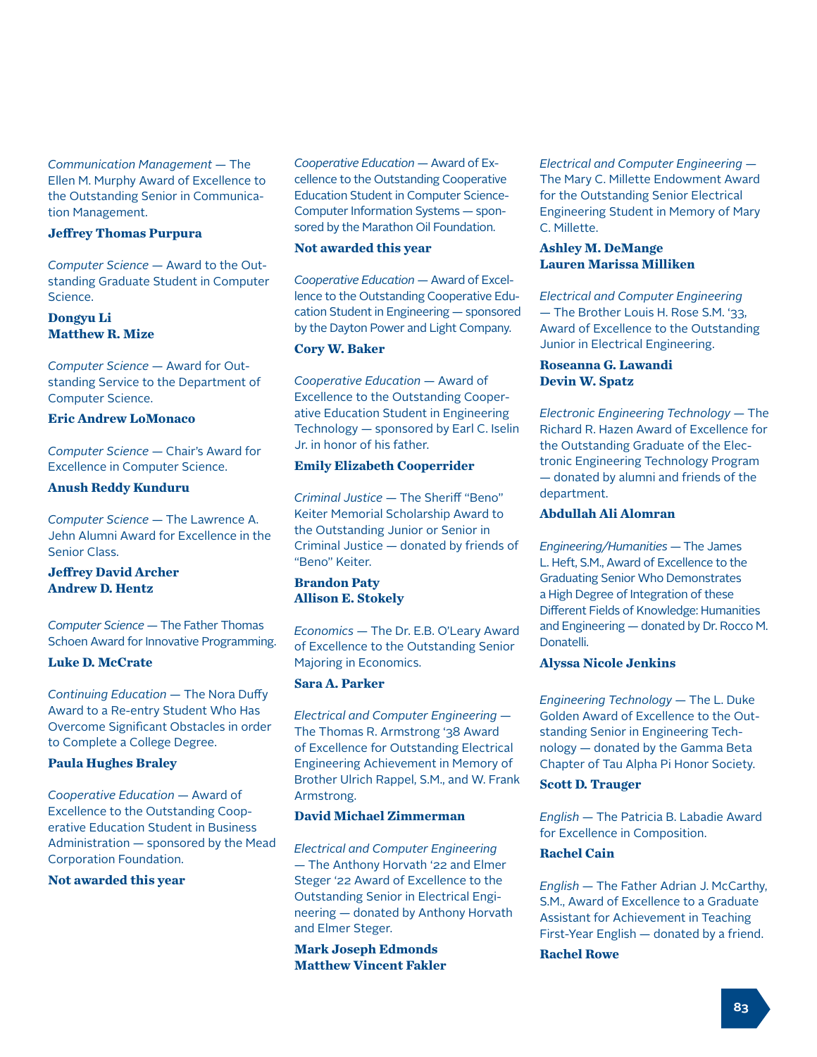*Communication Management* — The Ellen M. Murphy Award of Excellence to the Outstanding Senior in Communication Management.

**Jeffrey Thomas Purpura**

*Computer Science* — Award to the Outstanding Graduate Student in Computer Science.

**Dongyu Li**
**Matthew R. Mize**

*Computer Science* — Award for Outstanding Service to the Department of Computer Science.

**Eric Andrew LoMonaco**

*Computer Science* — Chair's Award for Excellence in Computer Science.

**Anush Reddy Kunduru**

*Computer Science* — The Lawrence A. Jehn Alumni Award for Excellence in the Senior Class.

**Jeffrey David Archer**
**Andrew D. Hentz**

*Computer Science* — The Father Thomas Schoen Award for Innovative Programming.

**Luke D. McCrate**

*Continuing Education* — The Nora Duffy Award to a Re-entry Student Who Has Overcome Significant Obstacles in order to Complete a College Degree.

**Paula Hughes Braley**

*Cooperative Education* — Award of Excellence to the Outstanding Cooperative Education Student in Business Administration — sponsored by the Mead Corporation Foundation.

**Not awarded this year**

*Cooperative Education* — Award of Excellence to the Outstanding Cooperative Education Student in Computer Science-Computer Information Systems — sponsored by the Marathon Oil Foundation.

**Not awarded this year**

*Cooperative Education* — Award of Excellence to the Outstanding Cooperative Education Student in Engineering — sponsored by the Dayton Power and Light Company.

**Cory W. Baker**

*Cooperative Education* — Award of Excellence to the Outstanding Cooperative Education Student in Engineering Technology — sponsored by Earl C. Iselin Jr. in honor of his father.

**Emily Elizabeth Cooperrider**

*Criminal Justice* — The Sheriff "Beno" Keiter Memorial Scholarship Award to the Outstanding Junior or Senior in Criminal Justice — donated by friends of "Beno" Keiter.

**Brandon Paty**
**Allison E. Stokely**

*Economics* — The Dr. E.B. O'Leary Award of Excellence to the Outstanding Senior Majoring in Economics.

**Sara A. Parker**

*Electrical and Computer Engineering* — The Thomas R. Armstrong '38 Award of Excellence for Outstanding Electrical Engineering Achievement in Memory of Brother Ulrich Rappel, S.M., and W. Frank Armstrong.

**David Michael Zimmerman**

*Electrical and Computer Engineering* — The Anthony Horvath '22 and Elmer Steger '22 Award of Excellence to the Outstanding Senior in Electrical Engineering — donated by Anthony Horvath and Elmer Steger.

**Mark Joseph Edmonds**
**Matthew Vincent Fakler**

*Electrical and Computer Engineering* — The Mary C. Millette Endowment Award for the Outstanding Senior Electrical Engineering Student in Memory of Mary C. Millette.

**Ashley M. DeMange**
**Lauren Marissa Milliken**

*Electrical and Computer Engineering* — The Brother Louis H. Rose S.M. '33, Award of Excellence to the Outstanding Junior in Electrical Engineering.

**Roseanna G. Lawandi**
**Devin W. Spatz**

*Electronic Engineering Technology* — The Richard R. Hazen Award of Excellence for the Outstanding Graduate of the Electronic Engineering Technology Program — donated by alumni and friends of the department.

**Abdullah Ali Alomran**

*Engineering/Humanities* — The James L. Heft, S.M., Award of Excellence to the Graduating Senior Who Demonstrates a High Degree of Integration of these Different Fields of Knowledge: Humanities and Engineering — donated by Dr. Rocco M. Donatelli.

**Alyssa Nicole Jenkins**

*Engineering Technology* — The L. Duke Golden Award of Excellence to the Outstanding Senior in Engineering Technology — donated by the Gamma Beta Chapter of Tau Alpha Pi Honor Society.

**Scott D. Trauger**

*English* — The Patricia B. Labadie Award for Excellence in Composition.

**Rachel Cain**

*English* — The Father Adrian J. McCarthy, S.M., Award of Excellence to a Graduate Assistant for Achievement in Teaching First-Year English — donated by a friend.

**Rachel Rowe**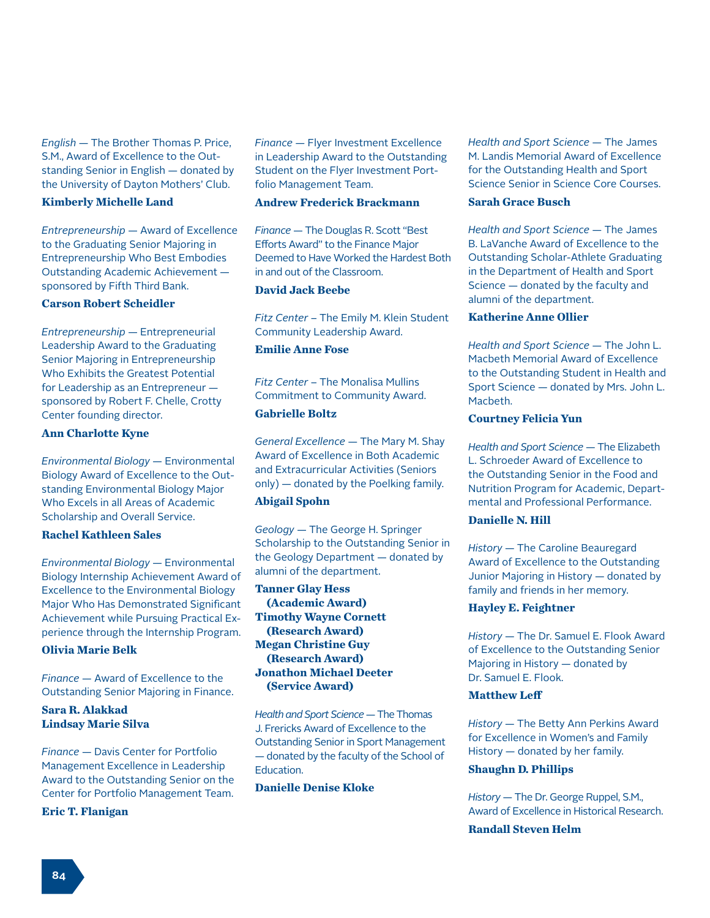*English* — The Brother Thomas P. Price, S.M., Award of Excellence to the Outstanding Senior in English — donated by the University of Dayton Mothers' Club.

**Kimberly Michelle Land**

*Entrepreneurship* — Award of Excellence to the Graduating Senior Majoring in Entrepreneurship Who Best Embodies Outstanding Academic Achievement — sponsored by Fifth Third Bank.

**Carson Robert Scheidler**

*Entrepreneurship* — Entrepreneurial Leadership Award to the Graduating Senior Majoring in Entrepreneurship Who Exhibits the Greatest Potential for Leadership as an Entrepreneur — sponsored by Robert F. Chelle, Crotty Center founding director.

**Ann Charlotte Kyne**

*Environmental Biology* — Environmental Biology Award of Excellence to the Outstanding Environmental Biology Major Who Excels in all Areas of Academic Scholarship and Overall Service.

**Rachel Kathleen Sales**

*Environmental Biology* — Environmental Biology Internship Achievement Award of Excellence to the Environmental Biology Major Who Has Demonstrated Significant Achievement while Pursuing Practical Experience through the Internship Program.

**Olivia Marie Belk**

*Finance* — Award of Excellence to the Outstanding Senior Majoring in Finance.

**Sara R. Alakkad**
**Lindsay Marie Silva**

*Finance* — Davis Center for Portfolio Management Excellence in Leadership Award to the Outstanding Senior on the Center for Portfolio Management Team.

**Eric T. Flanigan**

*Finance* — Flyer Investment Excellence in Leadership Award to the Outstanding Student on the Flyer Investment Portfolio Management Team.

**Andrew Frederick Brackmann**

*Finance* — The Douglas R. Scott "Best Efforts Award" to the Finance Major Deemed to Have Worked the Hardest Both in and out of the Classroom.

**David Jack Beebe**

*Fitz Center* – The Emily M. Klein Student Community Leadership Award.

**Emilie Anne Fose**

*Fitz Center* – The Monalisa Mullins Commitment to Community Award.

**Gabrielle Boltz**

*General Excellence* — The Mary M. Shay Award of Excellence in Both Academic and Extracurricular Activities (Seniors only) — donated by the Poelking family.

**Abigail Spohn**

*Geology* — The George H. Springer Scholarship to the Outstanding Senior in the Geology Department — donated by alumni of the department.

**Tanner Glay Hess (Academic Award)**
**Timothy Wayne Cornett (Research Award)**
**Megan Christine Guy (Research Award)**
**Jonathon Michael Deeter (Service Award)**

*Health and Sport Science* — The Thomas J. Frericks Award of Excellence to the Outstanding Senior in Sport Management — donated by the faculty of the School of Education.

**Danielle Denise Kloke**

*Health and Sport Science* — The James M. Landis Memorial Award of Excellence for the Outstanding Health and Sport Science Senior in Science Core Courses.

**Sarah Grace Busch**

*Health and Sport Science* — The James B. LaVanche Award of Excellence to the Outstanding Scholar-Athlete Graduating in the Department of Health and Sport Science — donated by the faculty and alumni of the department.

**Katherine Anne Ollier**

*Health and Sport Science* — The John L. Macbeth Memorial Award of Excellence to the Outstanding Student in Health and Sport Science — donated by Mrs. John L. Macbeth.

**Courtney Felicia Yun**

*Health and Sport Science* — The Elizabeth L. Schroeder Award of Excellence to the Outstanding Senior in the Food and Nutrition Program for Academic, Departmental and Professional Performance.

**Danielle N. Hill**

*History* — The Caroline Beauregard Award of Excellence to the Outstanding Junior Majoring in History — donated by family and friends in her memory.

**Hayley E. Feightner**

*History* — The Dr. Samuel E. Flook Award of Excellence to the Outstanding Senior Majoring in History — donated by Dr. Samuel E. Flook.

**Matthew Leff**

*History* — The Betty Ann Perkins Award for Excellence in Women's and Family History — donated by her family.

**Shaughn D. Phillips**

*History* — The Dr. George Ruppel, S.M., Award of Excellence in Historical Research.

**Randall Steven Helm**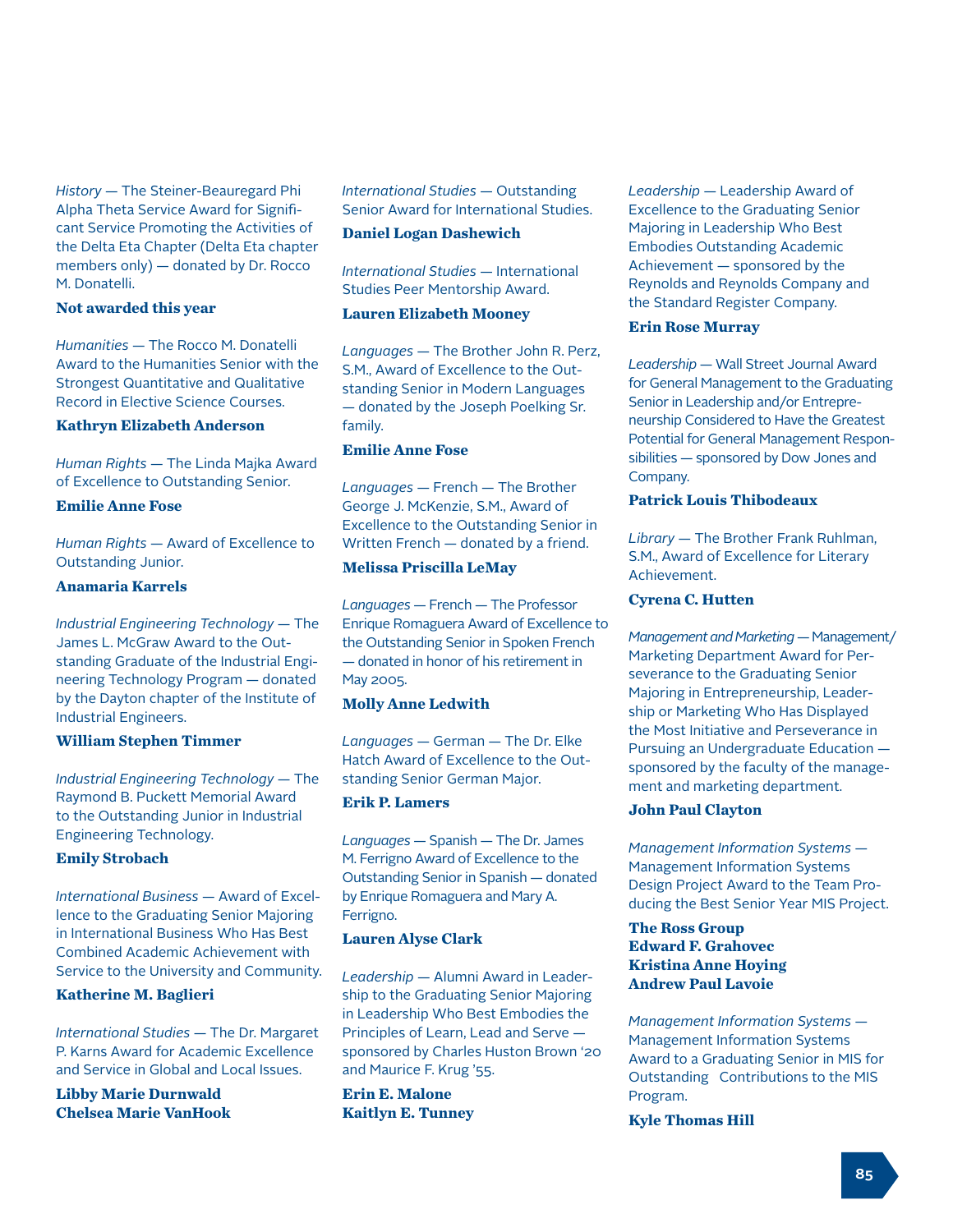*History* — The Steiner-Beauregard Phi Alpha Theta Service Award for Significant Service Promoting the Activities of the Delta Eta Chapter (Delta Eta chapter members only) — donated by Dr. Rocco M. Donatelli.

**Not awarded this year**

*Humanities* — The Rocco M. Donatelli Award to the Humanities Senior with the Strongest Quantitative and Qualitative Record in Elective Science Courses.

**Kathryn Elizabeth Anderson**

*Human Rights* — The Linda Majka Award of Excellence to Outstanding Senior.

**Emilie Anne Fose**

*Human Rights* — Award of Excellence to Outstanding Junior.

**Anamaria Karrels**

*Industrial Engineering Technology* — The James L. McGraw Award to the Outstanding Graduate of the Industrial Engineering Technology Program — donated by the Dayton chapter of the Institute of Industrial Engineers.

**William Stephen Timmer**

*Industrial Engineering Technology* — The Raymond B. Puckett Memorial Award to the Outstanding Junior in Industrial Engineering Technology.

**Emily Strobach**

*International Business* — Award of Excellence to the Graduating Senior Majoring in International Business Who Has Best Combined Academic Achievement with Service to the University and Community.

**Katherine M. Baglieri**

*International Studies* — The Dr. Margaret P. Karns Award for Academic Excellence and Service in Global and Local Issues.

**Libby Marie Durnwald**
**Chelsea Marie VanHook**

*International Studies* — Outstanding Senior Award for International Studies.

**Daniel Logan Dashewich**

*International Studies* — International Studies Peer Mentorship Award.

**Lauren Elizabeth Mooney**

*Languages* — The Brother John R. Perz, S.M., Award of Excellence to the Outstanding Senior in Modern Languages — donated by the Joseph Poelking Sr. family.

**Emilie Anne Fose**

*Languages* — French — The Brother George J. McKenzie, S.M., Award of Excellence to the Outstanding Senior in Written French — donated by a friend.

**Melissa Priscilla LeMay**

*Languages* — French — The Professor Enrique Romaguera Award of Excellence to the Outstanding Senior in Spoken French — donated in honor of his retirement in May 2005.

**Molly Anne Ledwith**

*Languages* — German — The Dr. Elke Hatch Award of Excellence to the Outstanding Senior German Major.

**Erik P. Lamers**

*Languages* — Spanish — The Dr. James M. Ferrigno Award of Excellence to the Outstanding Senior in Spanish — donated by Enrique Romaguera and Mary A. Ferrigno.

**Lauren Alyse Clark**

*Leadership* — Alumni Award in Leadership to the Graduating Senior Majoring in Leadership Who Best Embodies the Principles of Learn, Lead and Serve — sponsored by Charles Huston Brown '20 and Maurice F. Krug '55.

**Erin E. Malone**
**Kaitlyn E. Tunney**

*Leadership* — Leadership Award of Excellence to the Graduating Senior Majoring in Leadership Who Best Embodies Outstanding Academic Achievement — sponsored by the Reynolds and Reynolds Company and the Standard Register Company.

**Erin Rose Murray**

*Leadership* — Wall Street Journal Award for General Management to the Graduating Senior in Leadership and/or Entrepreneurship Considered to Have the Greatest Potential for General Management Responsibilities — sponsored by Dow Jones and Company.

**Patrick Louis Thibodeaux**

*Library* — The Brother Frank Ruhlman, S.M., Award of Excellence for Literary Achievement.

**Cyrena C. Hutten**

*Management and Marketing* — Management/Marketing Department Award for Perseverance to the Graduating Senior Majoring in Entrepreneurship, Leadership or Marketing Who Has Displayed the Most Initiative and Perseverance in Pursuing an Undergraduate Education — sponsored by the faculty of the management and marketing department.

**John Paul Clayton**

*Management Information Systems* — Management Information Systems Design Project Award to the Team Producing the Best Senior Year MIS Project.

**The Ross Group**
**Edward F. Grahovec**
**Kristina Anne Hoying**
**Andrew Paul Lavoie**

*Management Information Systems* — Management Information Systems Award to a Graduating Senior in MIS for Outstanding Contributions to the MIS Program.

**Kyle Thomas Hill**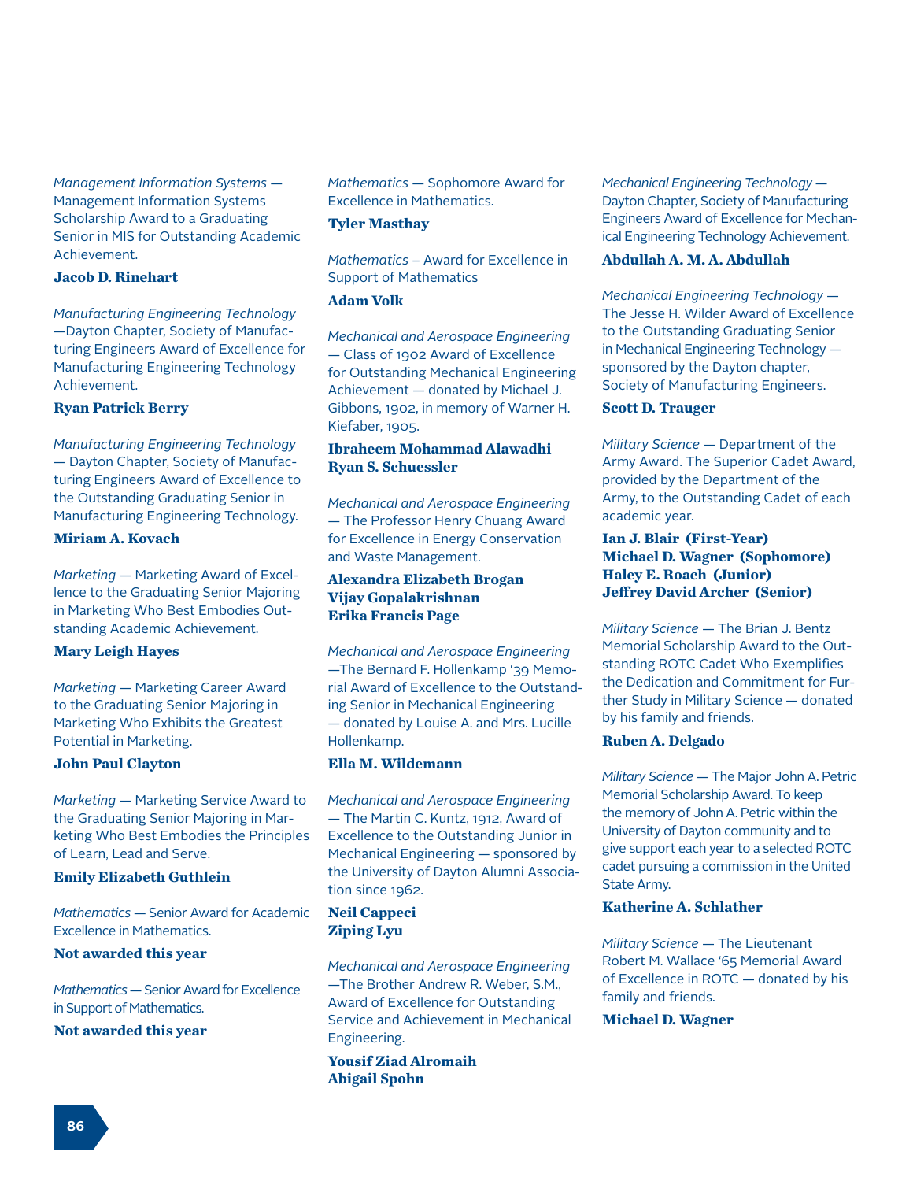*Management Information Systems* — Management Information Systems Scholarship Award to a Graduating Senior in MIS for Outstanding Academic Achievement.

**Jacob D. Rinehart**

*Manufacturing Engineering Technology* —Dayton Chapter, Society of Manufacturing Engineers Award of Excellence for Manufacturing Engineering Technology Achievement.

**Ryan Patrick Berry**

*Manufacturing Engineering Technology* — Dayton Chapter, Society of Manufacturing Engineers Award of Excellence to the Outstanding Graduating Senior in Manufacturing Engineering Technology.

**Miriam A. Kovach**

*Marketing* — Marketing Award of Excellence to the Graduating Senior Majoring in Marketing Who Best Embodies Outstanding Academic Achievement.

**Mary Leigh Hayes**

*Marketing* — Marketing Career Award to the Graduating Senior Majoring in Marketing Who Exhibits the Greatest Potential in Marketing.

**John Paul Clayton**

*Marketing* — Marketing Service Award to the Graduating Senior Majoring in Marketing Who Best Embodies the Principles of Learn, Lead and Serve.

**Emily Elizabeth Guthlein**

*Mathematics* — Senior Award for Academic Excellence in Mathematics.

**Not awarded this year**

*Mathematics* — Senior Award for Excellence in Support of Mathematics.

**Not awarded this year**

*Mathematics* — Sophomore Award for Excellence in Mathematics.

**Tyler Masthay**

*Mathematics* – Award for Excellence in Support of Mathematics

**Adam Volk**

*Mechanical and Aerospace Engineering* — Class of 1902 Award of Excellence for Outstanding Mechanical Engineering Achievement — donated by Michael J. Gibbons, 1902, in memory of Warner H. Kiefaber, 1905.

**Ibraheem Mohammad Alawadhi**
**Ryan S. Schuessler**

*Mechanical and Aerospace Engineering* — The Professor Henry Chuang Award for Excellence in Energy Conservation and Waste Management.

**Alexandra Elizabeth Brogan**
**Vijay Gopalakrishnan**
**Erika Francis Page**

*Mechanical and Aerospace Engineering* —The Bernard F. Hollenkamp '39 Memorial Award of Excellence to the Outstanding Senior in Mechanical Engineering — donated by Louise A. and Mrs. Lucille Hollenkamp.

**Ella M. Wildemann**

*Mechanical and Aerospace Engineering* — The Martin C. Kuntz, 1912, Award of Excellence to the Outstanding Junior in Mechanical Engineering — sponsored by the University of Dayton Alumni Association since 1962.

**Neil Cappeci**
**Ziping Lyu**

*Mechanical and Aerospace Engineering* —The Brother Andrew R. Weber, S.M., Award of Excellence for Outstanding Service and Achievement in Mechanical Engineering.

**Yousif Ziad Alromaih**
**Abigail Spohn**

*Mechanical Engineering Technology* — Dayton Chapter, Society of Manufacturing Engineers Award of Excellence for Mechanical Engineering Technology Achievement.

**Abdullah A. M. A. Abdullah**

*Mechanical Engineering Technology* — The Jesse H. Wilder Award of Excellence to the Outstanding Graduating Senior in Mechanical Engineering Technology — sponsored by the Dayton chapter, Society of Manufacturing Engineers.

**Scott D. Trauger**

*Military Science* — Department of the Army Award. The Superior Cadet Award, provided by the Department of the Army, to the Outstanding Cadet of each academic year.

**Ian J. Blair (First-Year)**
**Michael D. Wagner (Sophomore)**
**Haley E. Roach (Junior)**
**Jeffrey David Archer (Senior)**

*Military Science* — The Brian J. Bentz Memorial Scholarship Award to the Outstanding ROTC Cadet Who Exemplifies the Dedication and Commitment for Further Study in Military Science — donated by his family and friends.

**Ruben A. Delgado**

*Military Science* — The Major John A. Petric Memorial Scholarship Award. To keep the memory of John A. Petric within the University of Dayton community and to give support each year to a selected ROTC cadet pursuing a commission in the United State Army.

**Katherine A. Schlather**

*Military Science* — The Lieutenant Robert M. Wallace '65 Memorial Award of Excellence in ROTC — donated by his family and friends.

**Michael D. Wagner**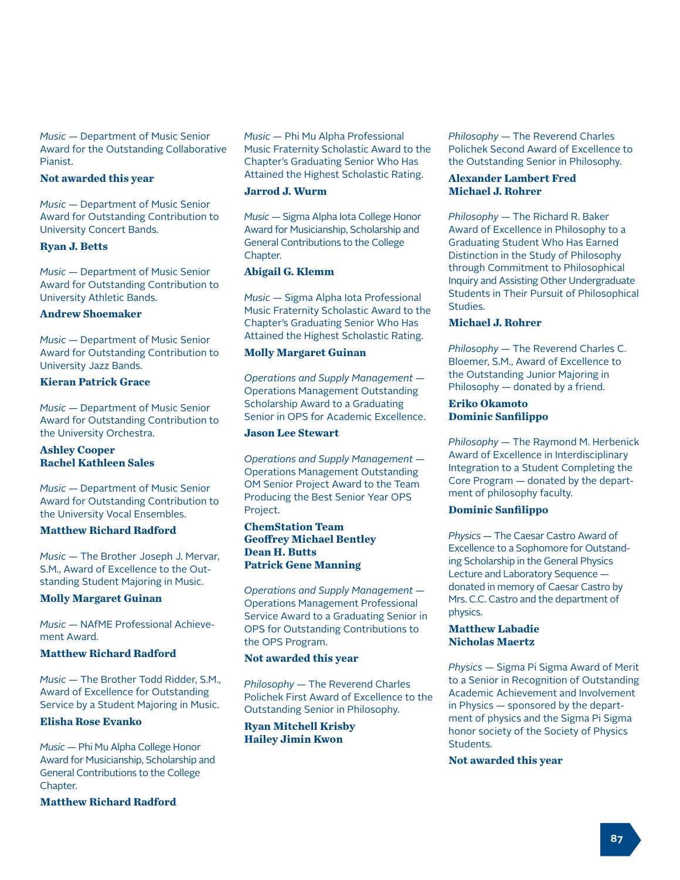*Music* — Department of Music Senior Award for the Outstanding Collaborative Pianist.

**Not awarded this year**

*Music* — Department of Music Senior Award for Outstanding Contribution to University Concert Bands.

**Ryan J. Betts**

*Music* — Department of Music Senior Award for Outstanding Contribution to University Athletic Bands.

**Andrew Shoemaker**

*Music* — Department of Music Senior Award for Outstanding Contribution to University Jazz Bands.

**Kieran Patrick Grace**

*Music* — Department of Music Senior Award for Outstanding Contribution to the University Orchestra.

**Ashley Cooper**
**Rachel Kathleen Sales**

*Music* — Department of Music Senior Award for Outstanding Contribution to the University Vocal Ensembles.

**Matthew Richard Radford**

*Music* — The Brother Joseph J. Mervar, S.M., Award of Excellence to the Outstanding Student Majoring in Music.

**Molly Margaret Guinan**

*Music* — NAfME Professional Achievement Award.

**Matthew Richard Radford**

*Music* — The Brother Todd Ridder, S.M., Award of Excellence for Outstanding Service by a Student Majoring in Music.

**Elisha Rose Evanko**

*Music* — Phi Mu Alpha College Honor Award for Musicianship, Scholarship and General Contributions to the College Chapter.

**Matthew Richard Radford**

*Music* — Phi Mu Alpha Professional Music Fraternity Scholastic Award to the Chapter's Graduating Senior Who Has Attained the Highest Scholastic Rating.

**Jarrod J. Wurm**

*Music* — Sigma Alpha Iota College Honor Award for Musicianship, Scholarship and General Contributions to the College Chapter.

**Abigail G. Klemm**

*Music* — Sigma Alpha Iota Professional Music Fraternity Scholastic Award to the Chapter's Graduating Senior Who Has Attained the Highest Scholastic Rating.

**Molly Margaret Guinan**

*Operations and Supply Management* — Operations Management Outstanding Scholarship Award to a Graduating Senior in OPS for Academic Excellence.

**Jason Lee Stewart**

*Operations and Supply Management* — Operations Management Outstanding OM Senior Project Award to the Team Producing the Best Senior Year OPS Project.

**ChemStation Team**
**Geoffrey Michael Bentley**
**Dean H. Butts**
**Patrick Gene Manning**

*Operations and Supply Management* — Operations Management Professional Service Award to a Graduating Senior in OPS for Outstanding Contributions to the OPS Program.

**Not awarded this year**

*Philosophy* — The Reverend Charles Polichek First Award of Excellence to the Outstanding Senior in Philosophy.

**Ryan Mitchell Krisby**
**Hailey Jimin Kwon**

*Philosophy* — The Reverend Charles Polichek Second Award of Excellence to the Outstanding Senior in Philosophy.

**Alexander Lambert Fred**
**Michael J. Rohrer**

*Philosophy* — The Richard R. Baker Award of Excellence in Philosophy to a Graduating Student Who Has Earned Distinction in the Study of Philosophy through Commitment to Philosophical Inquiry and Assisting Other Undergraduate Students in Their Pursuit of Philosophical Studies.

**Michael J. Rohrer**

*Philosophy* — The Reverend Charles C. Bloemer, S.M., Award of Excellence to the Outstanding Junior Majoring in Philosophy — donated by a friend.

**Eriko Okamoto**
**Dominic Sanfilippo**

*Philosophy* — The Raymond M. Herbenick Award of Excellence in Interdisciplinary Integration to a Student Completing the Core Program — donated by the department of philosophy faculty.

**Dominic Sanfilippo**

*Physics* — The Caesar Castro Award of Excellence to a Sophomore for Outstanding Scholarship in the General Physics Lecture and Laboratory Sequence — donated in memory of Caesar Castro by Mrs. C.C. Castro and the department of physics.

**Matthew Labadie**
**Nicholas Maertz**

*Physics* — Sigma Pi Sigma Award of Merit to a Senior in Recognition of Outstanding Academic Achievement and Involvement in Physics — sponsored by the department of physics and the Sigma Pi Sigma honor society of the Society of Physics Students.

**Not awarded this year**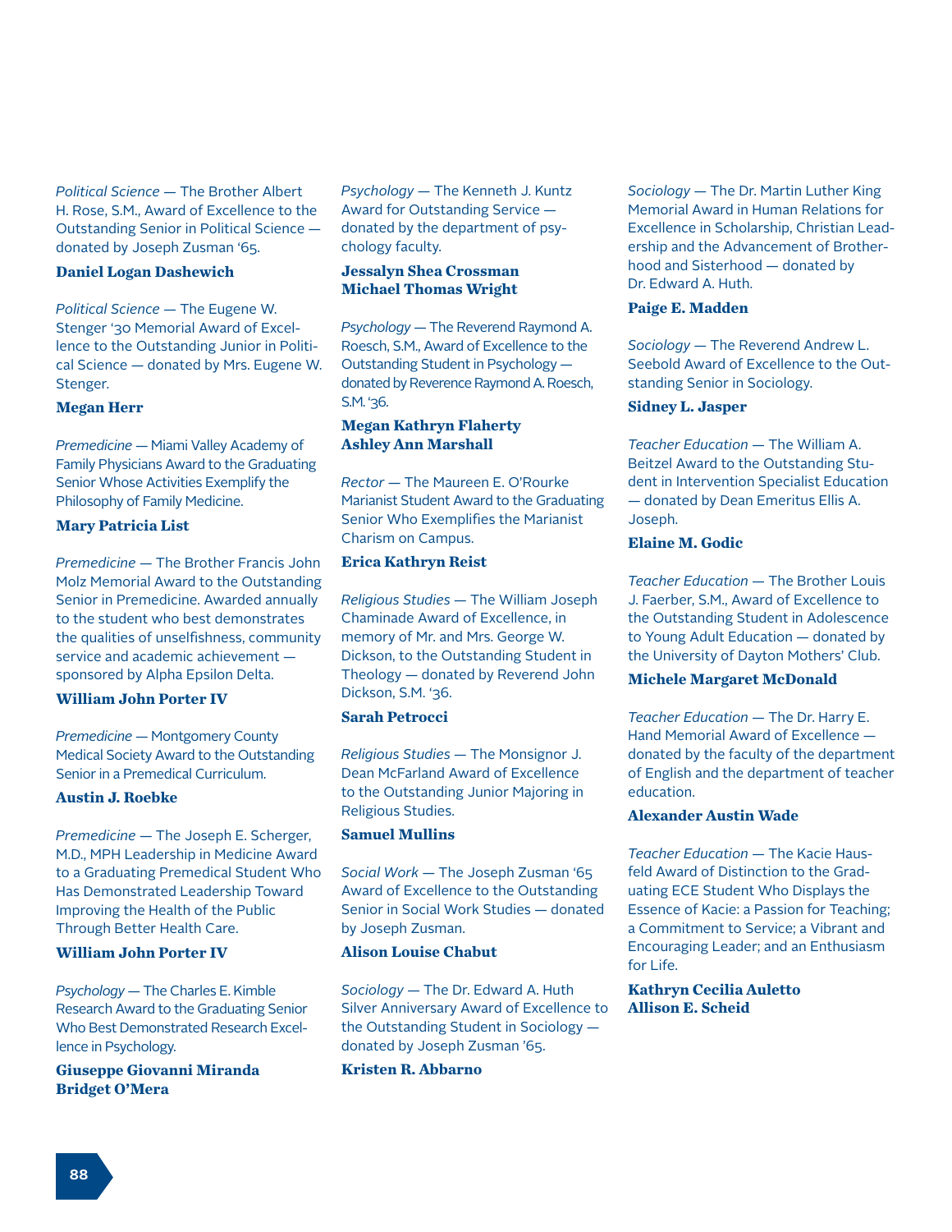*Political Science* — The Brother Albert H. Rose, S.M., Award of Excellence to the Outstanding Senior in Political Science — donated by Joseph Zusman '65.

**Daniel Logan Dashewich**

*Political Science* — The Eugene W. Stenger '30 Memorial Award of Excellence to the Outstanding Junior in Political Science — donated by Mrs. Eugene W. Stenger.

**Megan Herr**

*Premedicine* — Miami Valley Academy of Family Physicians Award to the Graduating Senior Whose Activities Exemplify the Philosophy of Family Medicine.

**Mary Patricia List**

*Premedicine* — The Brother Francis John Molz Memorial Award to the Outstanding Senior in Premedicine. Awarded annually to the student who best demonstrates the qualities of unselfishness, community service and academic achievement — sponsored by Alpha Epsilon Delta.

**William John Porter IV**

*Premedicine* — Montgomery County Medical Society Award to the Outstanding Senior in a Premedical Curriculum.

**Austin J. Roebke**

*Premedicine* — The Joseph E. Scherger, M.D., MPH Leadership in Medicine Award to a Graduating Premedical Student Who Has Demonstrated Leadership Toward Improving the Health of the Public Through Better Health Care.

**William John Porter IV**

*Psychology* — The Charles E. Kimble Research Award to the Graduating Senior Who Best Demonstrated Research Excellence in Psychology.

**Giuseppe Giovanni Miranda**
**Bridget O'Mera**

*Psychology* — The Kenneth J. Kuntz Award for Outstanding Service — donated by the department of psychology faculty.

**Jessalyn Shea Crossman**
**Michael Thomas Wright**

*Psychology* — The Reverend Raymond A. Roesch, S.M., Award of Excellence to the Outstanding Student in Psychology — donated by Reverence Raymond A. Roesch, S.M. '36.

**Megan Kathryn Flaherty**
**Ashley Ann Marshall**

*Rector* — The Maureen E. O'Rourke Marianist Student Award to the Graduating Senior Who Exemplifies the Marianist Charism on Campus.

**Erica Kathryn Reist**

*Religious Studies* — The William Joseph Chaminade Award of Excellence, in memory of Mr. and Mrs. George W. Dickson, to the Outstanding Student in Theology — donated by Reverend John Dickson, S.M. '36.

**Sarah Petrocci**

*Religious Studies* — The Monsignor J. Dean McFarland Award of Excellence to the Outstanding Junior Majoring in Religious Studies.

**Samuel Mullins**

*Social Work* — The Joseph Zusman '65 Award of Excellence to the Outstanding Senior in Social Work Studies — donated by Joseph Zusman.

**Alison Louise Chabut**

*Sociology* — The Dr. Edward A. Huth Silver Anniversary Award of Excellence to the Outstanding Student in Sociology — donated by Joseph Zusman '65.

**Kristen R. Abbarno**

*Sociology* — The Dr. Martin Luther King Memorial Award in Human Relations for Excellence in Scholarship, Christian Leadership and the Advancement of Brotherhood and Sisterhood — donated by Dr. Edward A. Huth.

**Paige E. Madden**

*Sociology* — The Reverend Andrew L. Seebold Award of Excellence to the Outstanding Senior in Sociology.

**Sidney L. Jasper**

*Teacher Education* — The William A. Beitzel Award to the Outstanding Student in Intervention Specialist Education — donated by Dean Emeritus Ellis A. Joseph.

**Elaine M. Godic**

*Teacher Education* — The Brother Louis J. Faerber, S.M., Award of Excellence to the Outstanding Student in Adolescence to Young Adult Education — donated by the University of Dayton Mothers' Club.

**Michele Margaret McDonald**

*Teacher Education* — The Dr. Harry E. Hand Memorial Award of Excellence — donated by the faculty of the department of English and the department of teacher education.

**Alexander Austin Wade**

*Teacher Education* — The Kacie Hausfeld Award of Distinction to the Graduating ECE Student Who Displays the Essence of Kacie: a Passion for Teaching; a Commitment to Service; a Vibrant and Encouraging Leader; and an Enthusiasm for Life.

**Kathryn Cecilia Auletto**
**Allison E. Scheid**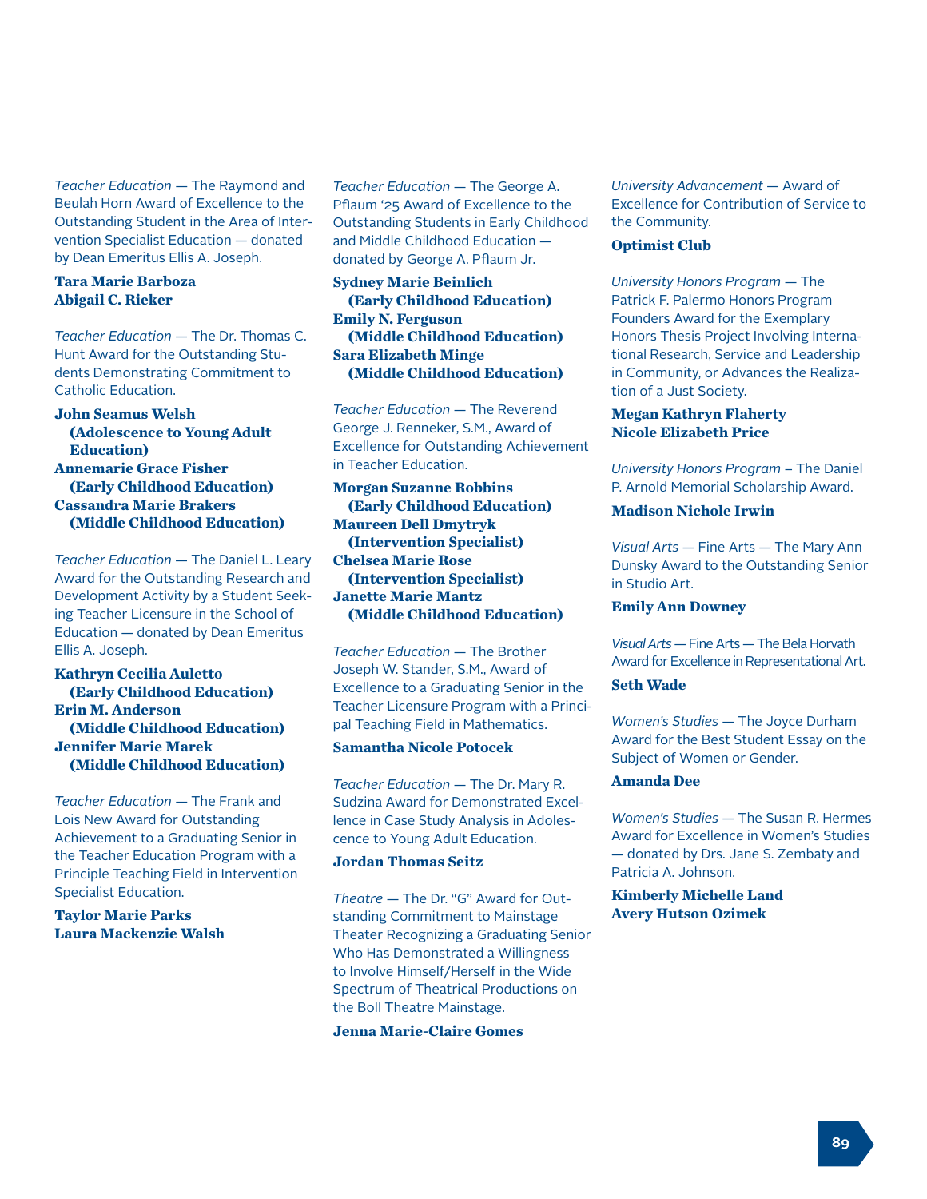*Teacher Education* — The Raymond and Beulah Horn Award of Excellence to the Outstanding Student in the Area of Intervention Specialist Education — donated by Dean Emeritus Ellis A. Joseph.

**Tara Marie Barboza**
**Abigail C. Rieker**

*Teacher Education* — The Dr. Thomas C. Hunt Award for the Outstanding Students Demonstrating Commitment to Catholic Education.

**John Seamus Welsh (Adolescence to Young Adult Education)**
**Annemarie Grace Fisher (Early Childhood Education)**
**Cassandra Marie Brakers (Middle Childhood Education)**

*Teacher Education* — The Daniel L. Leary Award for the Outstanding Research and Development Activity by a Student Seeking Teacher Licensure in the School of Education — donated by Dean Emeritus Ellis A. Joseph.

**Kathryn Cecilia Auletto (Early Childhood Education)**
**Erin M. Anderson (Middle Childhood Education)**
**Jennifer Marie Marek (Middle Childhood Education)**

*Teacher Education* — The Frank and Lois New Award for Outstanding Achievement to a Graduating Senior in the Teacher Education Program with a Principle Teaching Field in Intervention Specialist Education.

**Taylor Marie Parks**
**Laura Mackenzie Walsh**

*Teacher Education* — The George A. Pflaum '25 Award of Excellence to the Outstanding Students in Early Childhood and Middle Childhood Education — donated by George A. Pflaum Jr.

**Sydney Marie Beinlich (Early Childhood Education)**
**Emily N. Ferguson (Middle Childhood Education)**
**Sara Elizabeth Minge (Middle Childhood Education)**

*Teacher Education* — The Reverend George J. Renneker, S.M., Award of Excellence for Outstanding Achievement in Teacher Education.

**Morgan Suzanne Robbins (Early Childhood Education)**
**Maureen Dell Dmytryk (Intervention Specialist)**
**Chelsea Marie Rose (Intervention Specialist)**
**Janette Marie Mantz (Middle Childhood Education)**

*Teacher Education* — The Brother Joseph W. Stander, S.M., Award of Excellence to a Graduating Senior in the Teacher Licensure Program with a Principal Teaching Field in Mathematics.

**Samantha Nicole Potocek**

*Teacher Education* — The Dr. Mary R. Sudzina Award for Demonstrated Excellence in Case Study Analysis in Adolescence to Young Adult Education.

**Jordan Thomas Seitz**

*Theatre* — The Dr. "G" Award for Outstanding Commitment to Mainstage Theater Recognizing a Graduating Senior Who Has Demonstrated a Willingness to Involve Himself/Herself in the Wide Spectrum of Theatrical Productions on the Boll Theatre Mainstage.

**Jenna Marie-Claire Gomes**

*University Advancement* — Award of Excellence for Contribution of Service to the Community.

**Optimist Club**

*University Honors Program* — The Patrick F. Palermo Honors Program Founders Award for the Exemplary Honors Thesis Project Involving International Research, Service and Leadership in Community, or Advances the Realization of a Just Society.

**Megan Kathryn Flaherty**
**Nicole Elizabeth Price**

*University Honors Program* – The Daniel P. Arnold Memorial Scholarship Award.

**Madison Nichole Irwin**

*Visual Arts* — Fine Arts — The Mary Ann Dunsky Award to the Outstanding Senior in Studio Art.

**Emily Ann Downey**

*Visual Arts* — Fine Arts — The Bela Horvath Award for Excellence in Representational Art.

**Seth Wade**

*Women's Studies* — The Joyce Durham Award for the Best Student Essay on the Subject of Women or Gender.

**Amanda Dee**

*Women's Studies* — The Susan R. Hermes Award for Excellence in Women's Studies — donated by Drs. Jane S. Zembaty and Patricia A. Johnson.

**Kimberly Michelle Land**
**Avery Hutson Ozimek**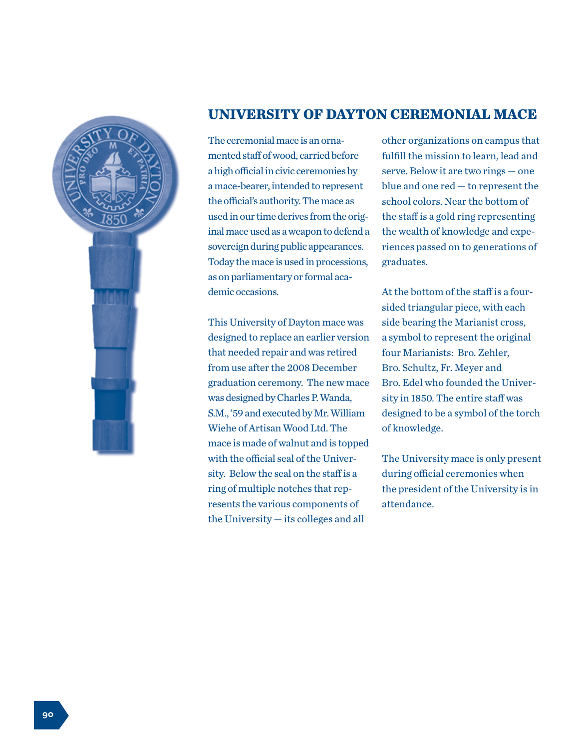## UNIVERSITY OF DAYTON CEREMONIAL MACE

The ceremonial mace is an ornamented staff of wood, carried before a high official in civic ceremonies by a mace-bearer, intended to represent the official's authority. The mace as used in our time derives from the original mace used as a weapon to defend a sovereign during public appearances. Today the mace is used in processions, as on parliamentary or formal academic occasions.

This University of Dayton mace was designed to replace an earlier version that needed repair and was retired from use after the 2008 December graduation ceremony. The new mace was designed by Charles P. Wanda, S.M., '59 and executed by Mr. William Wiehe of Artisan Wood Ltd. The mace is made of walnut and is topped with the official seal of the University. Below the seal on the staff is a ring of multiple notches that represents the various components of the University — its colleges and all other organizations on campus that fulfill the mission to learn, lead and serve. Below it are two rings — one blue and one red — to represent the school colors. Near the bottom of the staff is a gold ring representing the wealth of knowledge and experiences passed on to generations of graduates.

At the bottom of the staff is a four-sided triangular piece, with each side bearing the Marianist cross, a symbol to represent the original four Marianists: Bro. Zehler, Bro. Schultz, Fr. Meyer and Bro. Edel who founded the University in 1850. The entire staff was designed to be a symbol of the torch of knowledge.

The University mace is only present during official ceremonies when the president of the University is in attendance.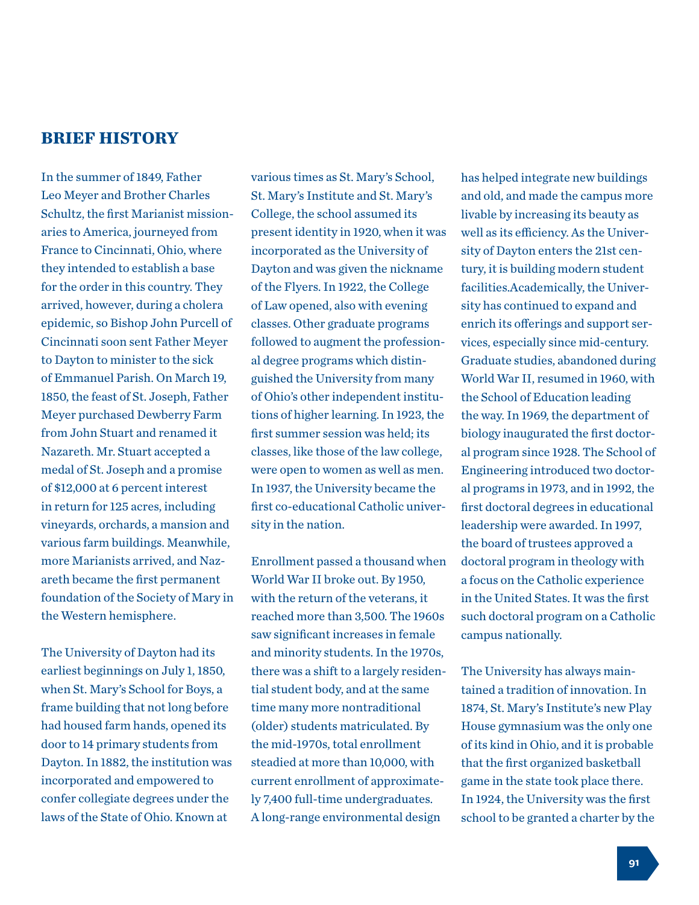## BRIEF HISTORY

In the summer of 1849, Father Leo Meyer and Brother Charles Schultz, the first Marianist missionaries to America, journeyed from France to Cincinnati, Ohio, where they intended to establish a base for the order in this country. They arrived, however, during a cholera epidemic, so Bishop John Purcell of Cincinnati soon sent Father Meyer to Dayton to minister to the sick of Emmanuel Parish. On March 19, 1850, the feast of St. Joseph, Father Meyer purchased Dewberry Farm from John Stuart and renamed it Nazareth. Mr. Stuart accepted a medal of St. Joseph and a promise of $12,000 at 6 percent interest in return for 125 acres, including vineyards, orchards, a mansion and various farm buildings. Meanwhile, more Marianists arrived, and Nazareth became the first permanent foundation of the Society of Mary in the Western hemisphere.

The University of Dayton had its earliest beginnings on July 1, 1850, when St. Mary's School for Boys, a frame building that not long before had housed farm hands, opened its door to 14 primary students from Dayton. In 1882, the institution was incorporated and empowered to confer collegiate degrees under the laws of the State of Ohio. Known at various times as St. Mary's School, St. Mary's Institute and St. Mary's College, the school assumed its present identity in 1920, when it was incorporated as the University of Dayton and was given the nickname of the Flyers. In 1922, the College of Law opened, also with evening classes. Other graduate programs followed to augment the professional degree programs which distinguished the University from many of Ohio's other independent institutions of higher learning. In 1923, the first summer session was held; its classes, like those of the law college, were open to women as well as men. In 1937, the University became the first co-educational Catholic university in the nation.

Enrollment passed a thousand when World War II broke out. By 1950, with the return of the veterans, it reached more than 3,500. The 1960s saw significant increases in female and minority students. In the 1970s, there was a shift to a largely residential student body, and at the same time many more nontraditional (older) students matriculated. By the mid-1970s, total enrollment steadied at more than 10,000, with current enrollment of approximately 7,400 full-time undergraduates. A long-range environmental design has helped integrate new buildings and old, and made the campus more livable by increasing its beauty as well as its efficiency. As the University of Dayton enters the 21st century, it is building modern student facilities.Academically, the University has continued to expand and enrich its offerings and support services, especially since mid-century. Graduate studies, abandoned during World War II, resumed in 1960, with the School of Education leading the way. In 1969, the department of biology inaugurated the first doctoral program since 1928. The School of Engineering introduced two doctoral programs in 1973, and in 1992, the first doctoral degrees in educational leadership were awarded. In 1997, the board of trustees approved a doctoral program in theology with a focus on the Catholic experience in the United States. It was the first such doctoral program on a Catholic campus nationally.

The University has always maintained a tradition of innovation. In 1874, St. Mary's Institute's new Play House gymnasium was the only one of its kind in Ohio, and it is probable that the first organized basketball game in the state took place there. In 1924, the University was the first school to be granted a charter by the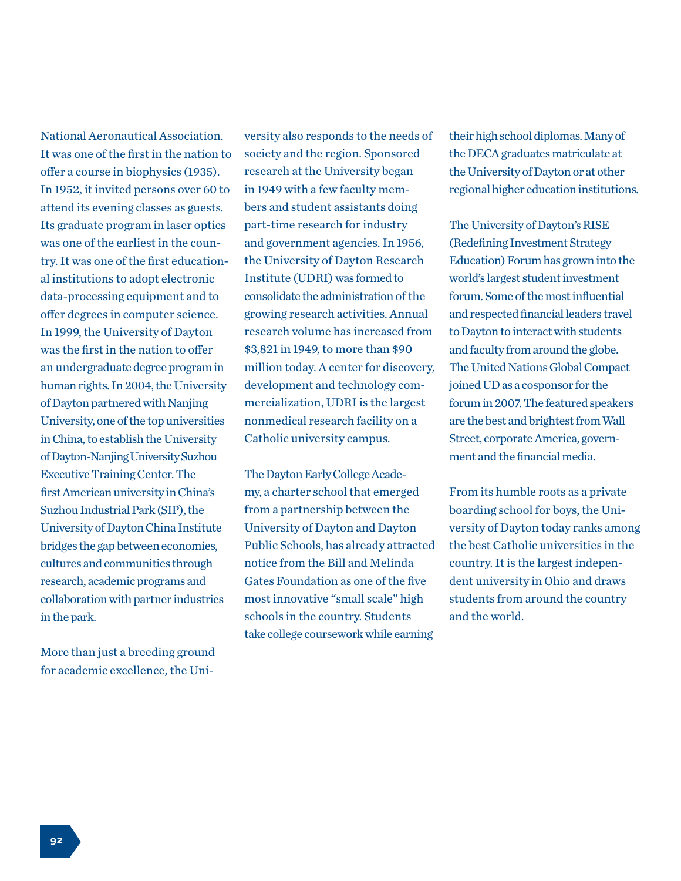National Aeronautical Association. It was one of the first in the nation to offer a course in biophysics (1935). In 1952, it invited persons over 60 to attend its evening classes as guests. Its graduate program in laser optics was one of the earliest in the country. It was one of the first educational institutions to adopt electronic data-processing equipment and to offer degrees in computer science. In 1999, the University of Dayton was the first in the nation to offer an undergraduate degree program in human rights. In 2004, the University of Dayton partnered with Nanjing University, one of the top universities in China, to establish the University of Dayton-Nanjing University Suzhou Executive Training Center. The first American university in China's Suzhou Industrial Park (SIP), the University of Dayton China Institute bridges the gap between economies, cultures and communities through research, academic programs and collaboration with partner industries in the park.

More than just a breeding ground for academic excellence, the University also responds to the needs of society and the region. Sponsored research at the University began in 1949 with a few faculty members and student assistants doing part-time research for industry and government agencies. In 1956, the University of Dayton Research Institute (UDRI) was formed to consolidate the administration of the growing research activities. Annual research volume has increased from $3,821 in 1949, to more than $90 million today. A center for discovery, development and technology commercialization, UDRI is the largest nonmedical research facility on a Catholic university campus.

The Dayton Early College Academy, a charter school that emerged from a partnership between the University of Dayton and Dayton Public Schools, has already attracted notice from the Bill and Melinda Gates Foundation as one of the five most innovative "small scale" high schools in the country. Students take college coursework while earning their high school diplomas. Many of the DECA graduates matriculate at the University of Dayton or at other regional higher education institutions.

The University of Dayton's RISE (Redefining Investment Strategy Education) Forum has grown into the world's largest student investment forum. Some of the most influential and respected financial leaders travel to Dayton to interact with students and faculty from around the globe. The United Nations Global Compact joined UD as a cosponsor for the forum in 2007. The featured speakers are the best and brightest from Wall Street, corporate America, government and the financial media.

From its humble roots as a private boarding school for boys, the University of Dayton today ranks among the best Catholic universities in the country. It is the largest independent university in Ohio and draws students from around the country and the world.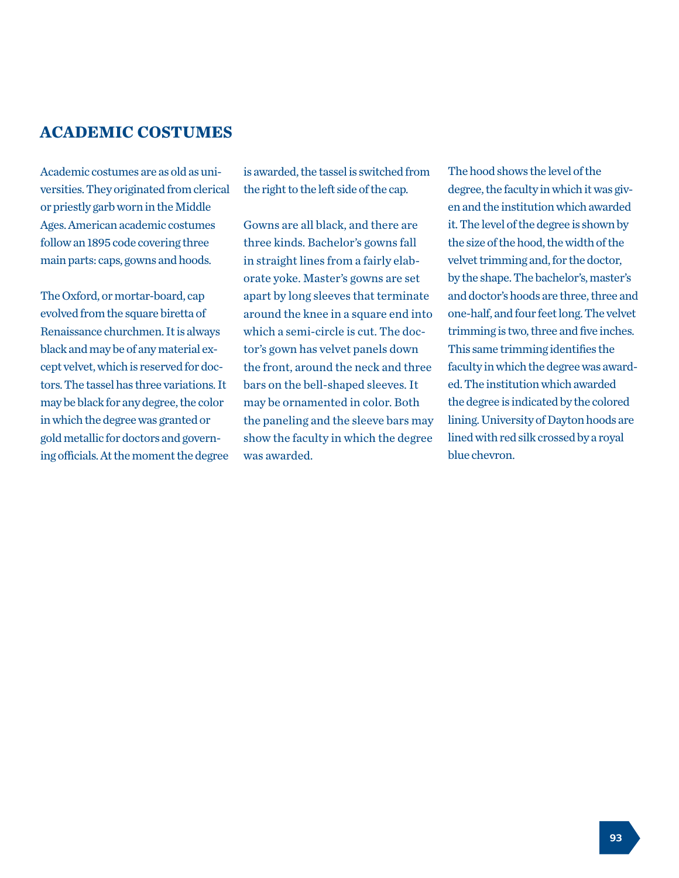## ACADEMIC COSTUMES

Academic costumes are as old as universities. They originated from clerical or priestly garb worn in the Middle Ages. American academic costumes follow an 1895 code covering three main parts: caps, gowns and hoods.

The Oxford, or mortar-board, cap evolved from the square biretta of Renaissance churchmen. It is always black and may be of any material except velvet, which is reserved for doctors. The tassel has three variations. It may be black for any degree, the color in which the degree was granted or gold metallic for doctors and governing officials. At the moment the degree is awarded, the tassel is switched from the right to the left side of the cap.

Gowns are all black, and there are three kinds. Bachelor's gowns fall in straight lines from a fairly elaborate yoke. Master's gowns are set apart by long sleeves that terminate around the knee in a square end into which a semi-circle is cut. The doctor's gown has velvet panels down the front, around the neck and three bars on the bell-shaped sleeves. It may be ornamented in color. Both the paneling and the sleeve bars may show the faculty in which the degree was awarded.

The hood shows the level of the degree, the faculty in which it was given and the institution which awarded it. The level of the degree is shown by the size of the hood, the width of the velvet trimming and, for the doctor, by the shape. The bachelor's, master's and doctor's hoods are three, three and one-half, and four feet long. The velvet trimming is two, three and five inches. This same trimming identifies the faculty in which the degree was awarded. The institution which awarded the degree is indicated by the colored lining. University of Dayton hoods are lined with red silk crossed by a royal blue chevron.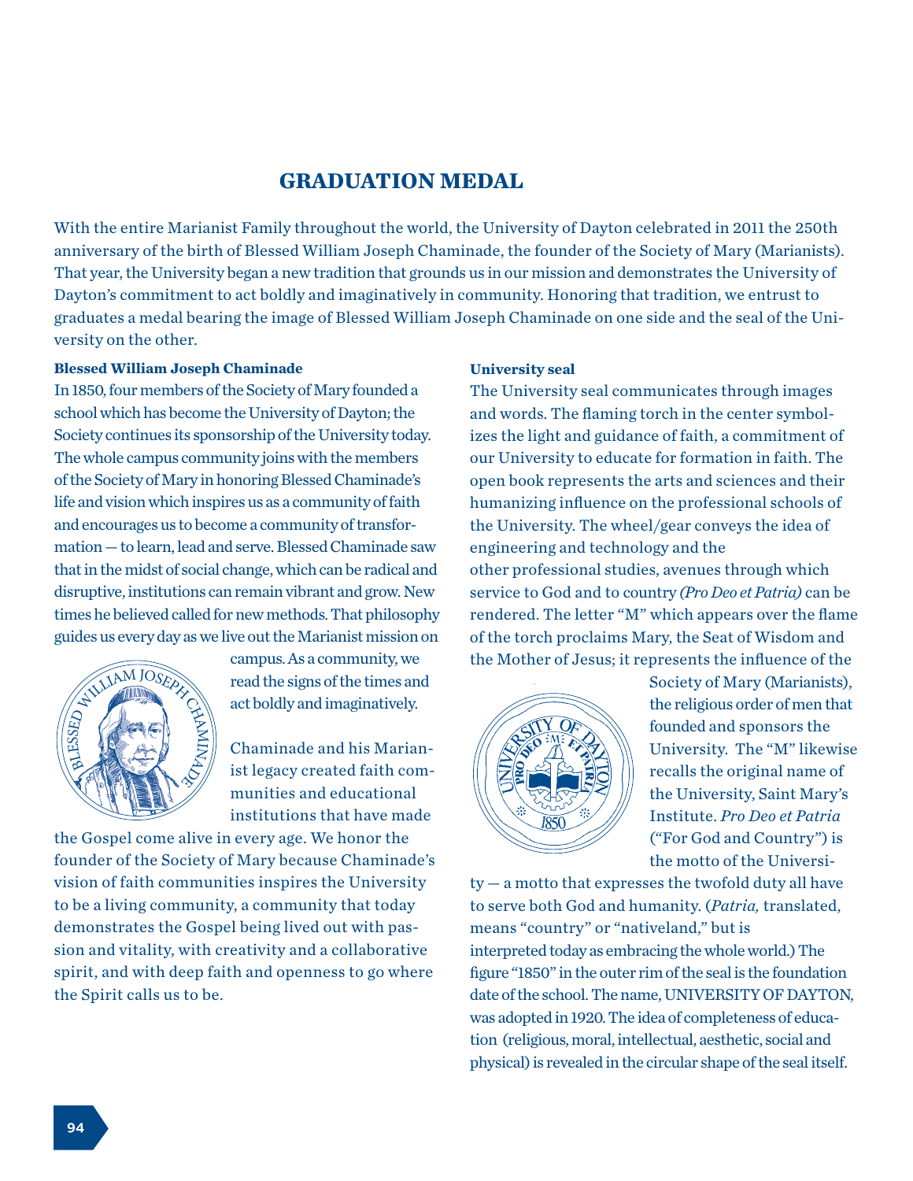# GRADUATION MEDAL

With the entire Marianist Family throughout the world, the University of Dayton celebrated in 2011 the 250th anniversary of the birth of Blessed William Joseph Chaminade, the founder of the Society of Mary (Marianists). That year, the University began a new tradition that grounds us in our mission and demonstrates the University of Dayton's commitment to act boldly and imaginatively in community. Honoring that tradition, we entrust to graduates a medal bearing the image of Blessed William Joseph Chaminade on one side and the seal of the University on the other.

**Blessed William Joseph Chaminade**

In 1850, four members of the Society of Mary founded a school which has become the University of Dayton; the Society continues its sponsorship of the University today. The whole campus community joins with the members of the Society of Mary in honoring Blessed Chaminade's life and vision which inspires us as a community of faith and encourages us to become a community of transformation — to learn, lead and serve. Blessed Chaminade saw that in the midst of social change, which can be radical and disruptive, institutions can remain vibrant and grow. New times he believed called for new methods. That philosophy guides us every day as we live out the Marianist mission on campus. As a community, we read the signs of the times and act boldly and imaginatively.

Chaminade and his Marianist legacy created faith communities and educational institutions that have made the Gospel come alive in every age. We honor the founder of the Society of Mary because Chaminade's vision of faith communities inspires the University to be a living community, a community that today demonstrates the Gospel being lived out with passion and vitality, with creativity and a collaborative spirit, and with deep faith and openness to go where the Spirit calls us to be.

**University seal**

The University seal communicates through images and words. The flaming torch in the center symbolizes the light and guidance of faith, a commitment of our University to educate for formation in faith. The open book represents the arts and sciences and their humanizing influence on the professional schools of the University. The wheel/gear conveys the idea of engineering and technology and the other professional studies, avenues through which service to God and to country *(Pro Deo et Patria)* can be rendered. The letter "M" which appears over the flame of the torch proclaims Mary, the Seat of Wisdom and the Mother of Jesus; it represents the influence of the Society of Mary (Marianists), the religious order of men that founded and sponsors the University. The "M" likewise recalls the original name of the University, Saint Mary's Institute. *Pro Deo et Patria* ("For God and Country") is the motto of the University — a motto that expresses the twofold duty all have to serve both God and humanity. (*Patria,* translated, means "country" or "nativeland," but is interpreted today as embracing the whole world.) The figure "1850" in the outer rim of the seal is the foundation date of the school. The name, UNIVERSITY OF DAYTON, was adopted in 1920. The idea of completeness of education (religious, moral, intellectual, aesthetic, social and physical) is revealed in the circular shape of the seal itself.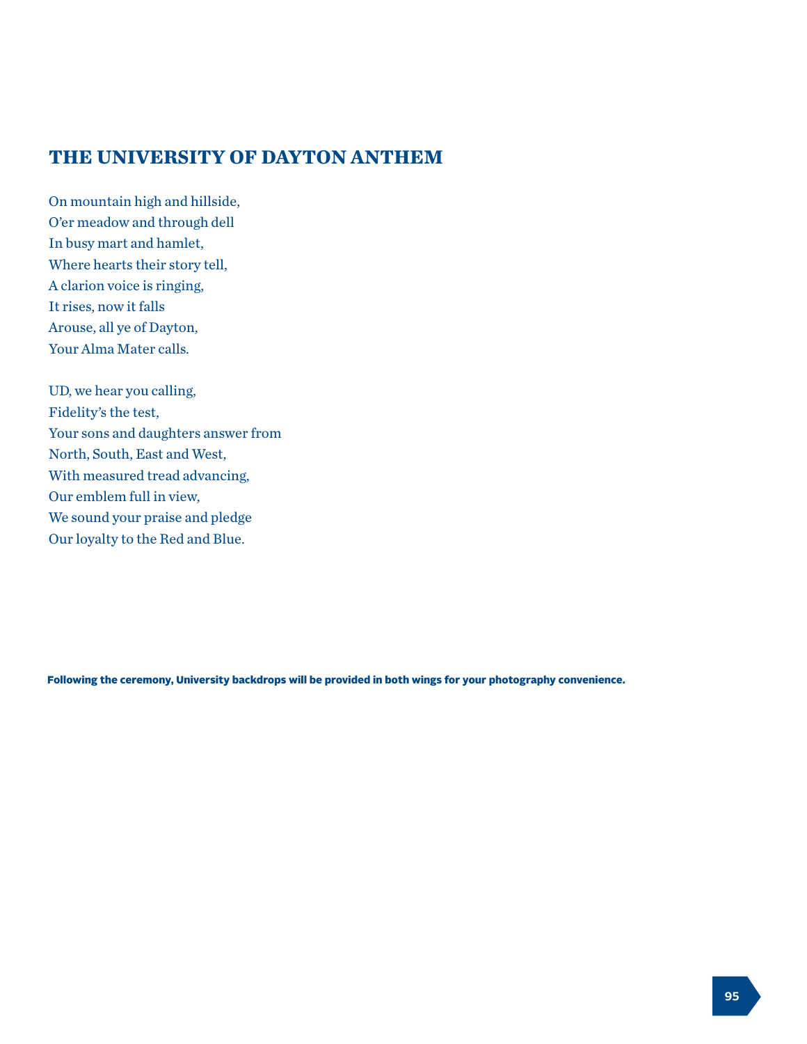## THE UNIVERSITY OF DAYTON ANTHEM

On mountain high and hillside,
O'er meadow and through dell
In busy mart and hamlet,
Where hearts their story tell,
A clarion voice is ringing,
It rises, now it falls
Arouse, all ye of Dayton,
Your Alma Mater calls.

UD, we hear you calling,
Fidelity's the test,
Your sons and daughters answer from
North, South, East and West,
With measured tread advancing,
Our emblem full in view,
We sound your praise and pledge
Our loyalty to the Red and Blue.

**Following the ceremony, University backdrops will be provided in both wings for your photography convenience.**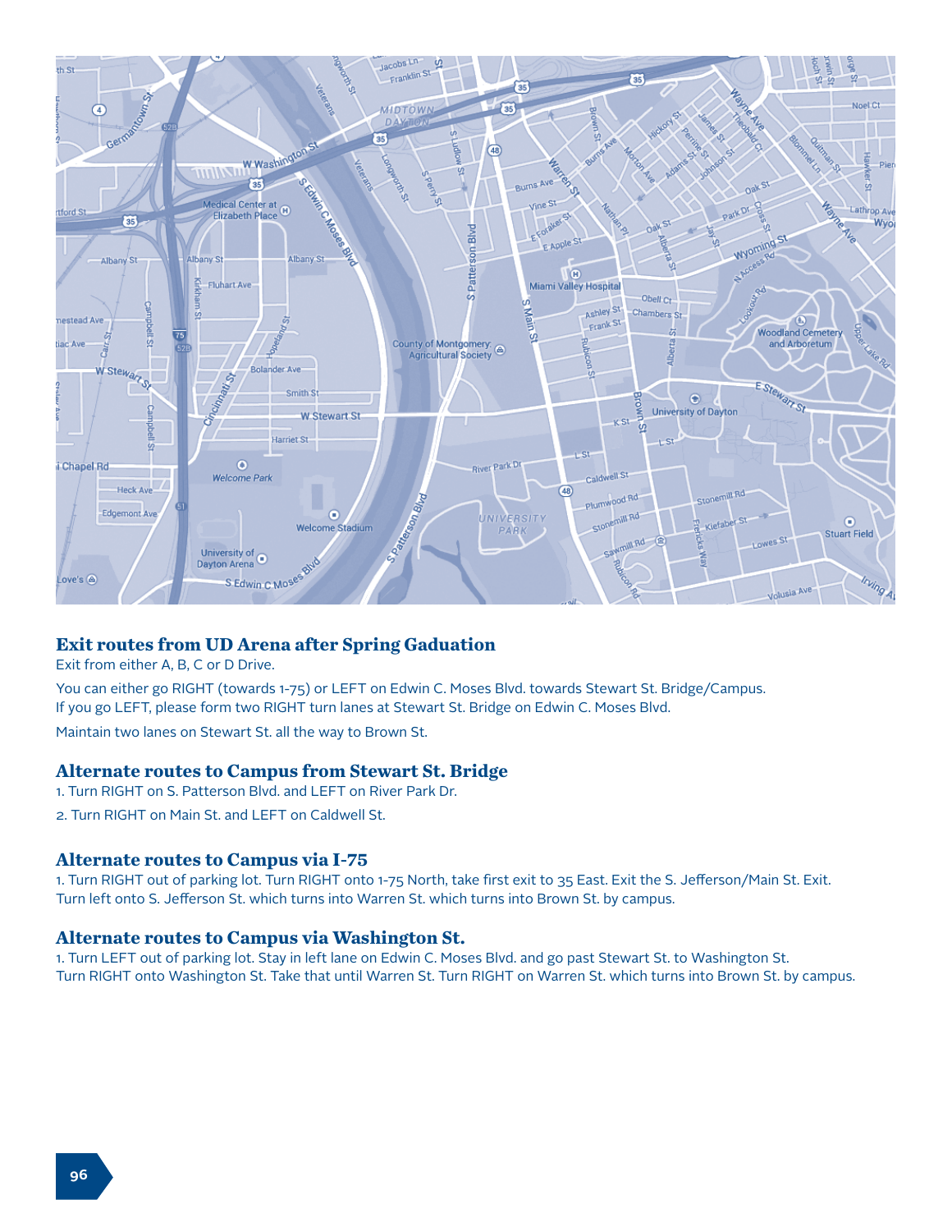## Exit routes from UD Arena after Spring Gaduation

Exit from either A, B, C or D Drive.

You can either go RIGHT (towards 1-75) or LEFT on Edwin C. Moses Blvd. towards Stewart St. Bridge/Campus. If you go LEFT, please form two RIGHT turn lanes at Stewart St. Bridge on Edwin C. Moses Blvd.

Maintain two lanes on Stewart St. all the way to Brown St.

## Alternate routes to Campus from Stewart St. Bridge

1. Turn RIGHT on S. Patterson Blvd. and LEFT on River Park Dr.
2. Turn RIGHT on Main St. and LEFT on Caldwell St.

## Alternate routes to Campus via I-75

1. Turn RIGHT out of parking lot. Turn RIGHT onto 1-75 North, take first exit to 35 East. Exit the S. Jefferson/Main St. Exit. Turn left onto S. Jefferson St. which turns into Warren St. which turns into Brown St. by campus.

## Alternate routes to Campus via Washington St.

1. Turn LEFT out of parking lot. Stay in left lane on Edwin C. Moses Blvd. and go past Stewart St. to Washington St. Turn RIGHT onto Washington St. Take that until Warren St. Turn RIGHT on Warren St. which turns into Brown St. by campus.